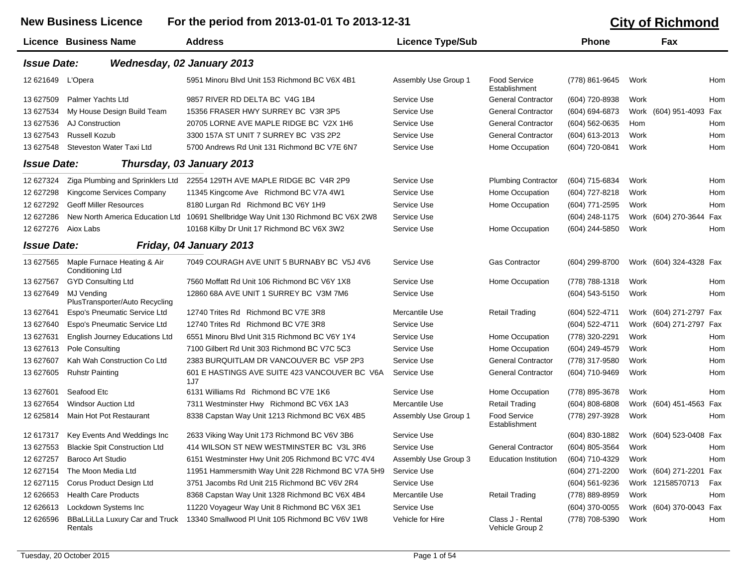# New Business Licence — For the period from 2013-01-01 To 2013-12-31

## City of Richmond

| Licence | Business Name | Address | Licence Type/Sub | | Phone | | Fax | |
|---|---|---|---|---|---|---|---|---|
| ***Issue Date:*** | ***Wednesday, 02 January 2013*** | | | | | | | |
| 12 621649 | L'Opera | 5951 Minoru Blvd Unit 153 Richmond BC V6X 4B1 | Assembly Use Group 1 | Food Service Establishment | (778) 861-9645 | Work | | Hom |
| 13 627509 | Palmer Yachts Ltd | 9857 RIVER RD DELTA BC V4G 1B4 | Service Use | General Contractor | (604) 720-8938 | Work | | Hom |
| 13 627534 | My House Design Build Team | 15356 FRASER HWY SURREY BC V3R 3P5 | Service Use | General Contractor | (604) 694-6873 | Work | (604) 951-4093 | Fax |
| 13 627536 | AJ Construction | 20705 LORNE AVE MAPLE RIDGE BC V2X 1H6 | Service Use | General Contractor | (604) 562-0635 | Hom | | Hom |
| 13 627543 | Russell Kozub | 3300 157A ST UNIT 7 SURREY BC V3S 2P2 | Service Use | General Contractor | (604) 613-2013 | Work | | Hom |
| 13 627548 | Steveston Water Taxi Ltd | 5700 Andrews Rd Unit 131 Richmond BC V7E 6N7 | Service Use | Home Occupation | (604) 720-0841 | Work | | Hom |
| ***Issue Date:*** | ***Thursday, 03 January 2013*** | | | | | | | |
| 12 627324 | Ziga Plumbing and Sprinklers Ltd | 22554 129TH AVE MAPLE RIDGE BC V4R 2P9 | Service Use | Plumbing Contractor | (604) 715-6834 | Work | | Hom |
| 12 627298 | Kingcome Services Company | 11345 Kingcome Ave Richmond BC V7A 4W1 | Service Use | Home Occupation | (604) 727-8218 | Work | | Hom |
| 12 627292 | Geoff Miller Resources | 8180 Lurgan Rd Richmond BC V6Y 1H9 | Service Use | Home Occupation | (604) 771-2595 | Work | | Hom |
| 12 627286 | New North America Education Ltd | 10691 Shellbridge Way Unit 130 Richmond BC V6X 2W8 | Service Use | | (604) 248-1175 | Work | (604) 270-3644 | Fax |
| 12 627276 | Aiox Labs | 10168 Kilby Dr Unit 17 Richmond BC V6X 3W2 | Service Use | Home Occupation | (604) 244-5850 | Work | | Hom |
| ***Issue Date:*** | ***Friday, 04 January 2013*** | | | | | | | |
| 13 627565 | Maple Furnace Heating & Air Conditioning Ltd | 7049 COURAGH AVE UNIT 5 BURNABY BC V5J 4V6 | Service Use | Gas Contractor | (604) 299-8700 | Work | (604) 324-4328 | Fax |
| 13 627567 | GYD Consulting Ltd | 7560 Moffatt Rd Unit 106 Richmond BC V6Y 1X8 | Service Use | Home Occupation | (778) 788-1318 | Work | | Hom |
| 13 627649 | MJ Vending PlusTransporter/Auto Recycling | 12860 68A AVE UNIT 1 SURREY BC V3M 7M6 | Service Use | | (604) 543-5150 | Work | | Hom |
| 13 627641 | Espo's Pneumatic Service Ltd | 12740 Trites Rd Richmond BC V7E 3R8 | Mercantile Use | Retail Trading | (604) 522-4711 | Work | (604) 271-2797 | Fax |
| 13 627640 | Espo's Pneumatic Service Ltd | 12740 Trites Rd Richmond BC V7E 3R8 | Service Use | | (604) 522-4711 | Work | (604) 271-2797 | Fax |
| 13 627631 | English Journey Educations Ltd | 6551 Minoru Blvd Unit 315 Richmond BC V6Y 1Y4 | Service Use | Home Occupation | (778) 320-2291 | Work | | Hom |
| 13 627613 | Pole Consulting | 7100 Gilbert Rd Unit 303 Richmond BC V7C 5C3 | Service Use | Home Occupation | (604) 249-4579 | Work | | Hom |
| 13 627607 | Kah Wah Construction Co Ltd | 2383 BURQUITLAM DR VANCOUVER BC V5P 2P3 | Service Use | General Contractor | (778) 317-9580 | Work | | Hom |
| 13 627605 | Ruhstr Painting | 601 E HASTINGS AVE SUITE 423 VANCOUVER BC V6A 1J7 | Service Use | General Contractor | (604) 710-9469 | Work | | Hom |
| 13 627601 | Seafood Etc | 6131 Williams Rd Richmond BC V7E 1K6 | Service Use | Home Occupation | (778) 895-3678 | Work | | Hom |
| 13 627654 | Windsor Auction Ltd | 7311 Westminster Hwy Richmond BC V6X 1A3 | Mercantile Use | Retail Trading | (604) 808-6808 | Work | (604) 451-4563 | Fax |
| 12 625814 | Main Hot Pot Restaurant | 8338 Capstan Way Unit 1213 Richmond BC V6X 4B5 | Assembly Use Group 1 | Food Service Establishment | (778) 297-3928 | Work | | Hom |
| 12 617317 | Key Events And Weddings Inc | 2633 Viking Way Unit 173 Richmond BC V6V 3B6 | Service Use | | (604) 830-1882 | Work | (604) 523-0408 | Fax |
| 13 627553 | Blackie Spit Construction Ltd | 414 WILSON ST NEW WESTMINSTER BC V3L 3R6 | Service Use | General Contractor | (604) 805-3564 | Work | | Hom |
| 12 627257 | Baroco Art Studio | 6151 Westminster Hwy Unit 205 Richmond BC V7C 4V4 | Assembly Use Group 3 | Education Institution | (604) 710-4329 | Work | | Hom |
| 12 627154 | The Moon Media Ltd | 11951 Hammersmith Way Unit 228 Richmond BC V7A 5H9 | Service Use | | (604) 271-2200 | Work | (604) 271-2201 | Fax |
| 12 627115 | Corus Product Design Ltd | 3751 Jacombs Rd Unit 215 Richmond BC V6V 2R4 | Service Use | | (604) 561-9236 | Work | 12158570713 | Fax |
| 12 626653 | Health Care Products | 8368 Capstan Way Unit 1328 Richmond BC V6X 4B4 | Mercantile Use | Retail Trading | (778) 889-8959 | Work | | Hom |
| 12 626613 | Lockdown Systems Inc | 11220 Voyageur Way Unit 8 Richmond BC V6X 3E1 | Service Use | | (604) 370-0055 | Work | (604) 370-0043 | Fax |
| 12 626596 | BBaLLiLLa Luxury Car and Truck Rentals | 13340 Smallwood Pl Unit 105 Richmond BC V6V 1W8 | Vehicle for Hire | Class J - Rental Vehicle Group 2 | (778) 708-5390 | Work | | Hom |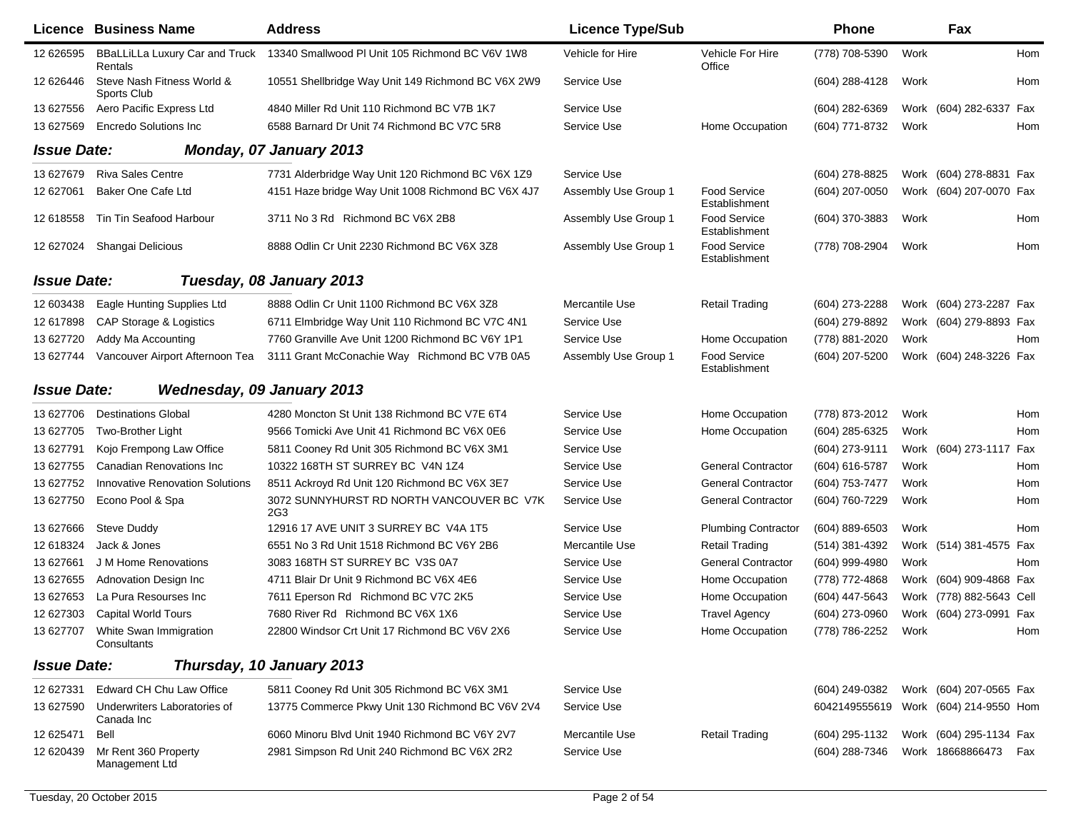| Licence | Business Name | Address | Licence Type/Sub | | Phone | | Fax | |
|---|---|---|---|---|---|---|---|---|
| 12 626595 | BBaLLiLLa Luxury Car and Truck Rentals | 13340 Smallwood Pl Unit 105 Richmond BC V6V 1W8 | Vehicle for Hire | Vehicle For Hire Office | (778) 708-5390 | Work | | Hom |
| 12 626446 | Steve Nash Fitness World & Sports Club | 10551 Shellbridge Way Unit 149 Richmond BC V6X 2W9 | Service Use | | (604) 288-4128 | Work | | Hom |
| 13 627556 | Aero Pacific Express Ltd | 4840 Miller Rd Unit 110 Richmond BC V7B 1K7 | Service Use | | (604) 282-6369 | Work | (604) 282-6337 | Fax |
| 13 627569 | Encredo Solutions Inc | 6588 Barnard Dr Unit 74 Richmond BC V7C 5R8 | Service Use | Home Occupation | (604) 771-8732 | Work | | Hom |

**Issue Date:** ***Monday, 07 January 2013***

| Licence | Business Name | Address | Licence Type/Sub | | Phone | | Fax | |
|---|---|---|---|---|---|---|---|---|
| 13 627679 | Riva Sales Centre | 7731 Alderbridge Way Unit 120 Richmond BC V6X 1Z9 | Service Use | | (604) 278-8825 | Work | (604) 278-8831 | Fax |
| 12 627061 | Baker One Cafe Ltd | 4151 Haze bridge Way Unit 1008 Richmond BC V6X 4J7 | Assembly Use Group 1 | Food Service Establishment | (604) 207-0050 | Work | (604) 207-0070 | Fax |
| 12 618558 | Tin Tin Seafood Harbour | 3711 No 3 Rd Richmond BC V6X 2B8 | Assembly Use Group 1 | Food Service Establishment | (604) 370-3883 | Work | | Hom |
| 12 627024 | Shangai Delicious | 8888 Odlin Cr Unit 2230 Richmond BC V6X 3Z8 | Assembly Use Group 1 | Food Service Establishment | (778) 708-2904 | Work | | Hom |

**Issue Date:** ***Tuesday, 08 January 2013***

| Licence | Business Name | Address | Licence Type/Sub | | Phone | | Fax | |
|---|---|---|---|---|---|---|---|---|
| 12 603438 | Eagle Hunting Supplies Ltd | 8888 Odlin Cr Unit 1100 Richmond BC V6X 3Z8 | Mercantile Use | Retail Trading | (604) 273-2288 | Work | (604) 273-2287 | Fax |
| 12 617898 | CAP Storage & Logistics | 6711 Elmbridge Way Unit 110 Richmond BC V7C 4N1 | Service Use | | (604) 279-8892 | Work | (604) 279-8893 | Fax |
| 13 627720 | Addy Ma Accounting | 7760 Granville Ave Unit 1200 Richmond BC V6Y 1P1 | Service Use | Home Occupation | (778) 881-2020 | Work | | Hom |
| 13 627744 | Vancouver Airport Afternoon Tea | 3111 Grant McConachie Way Richmond BC V7B 0A5 | Assembly Use Group 1 | Food Service Establishment | (604) 207-5200 | Work | (604) 248-3226 | Fax |

**Issue Date:** ***Wednesday, 09 January 2013***

| Licence | Business Name | Address | Licence Type/Sub | | Phone | | Fax | |
|---|---|---|---|---|---|---|---|---|
| 13 627706 | Destinations Global | 4280 Moncton St Unit 138 Richmond BC V7E 6T4 | Service Use | Home Occupation | (778) 873-2012 | Work | | Hom |
| 13 627705 | Two-Brother Light | 9566 Tomicki Ave Unit 41 Richmond BC V6X 0E6 | Service Use | Home Occupation | (604) 285-6325 | Work | | Hom |
| 13 627791 | Kojo Frempong Law Office | 5811 Cooney Rd Unit 305 Richmond BC V6X 3M1 | Service Use | | (604) 273-9111 | Work | (604) 273-1117 | Fax |
| 13 627755 | Canadian Renovations Inc | 10322 168TH ST SURREY BC V4N 1Z4 | Service Use | General Contractor | (604) 616-5787 | Work | | Hom |
| 13 627752 | Innovative Renovation Solutions | 8511 Ackroyd Rd Unit 120 Richmond BC V6X 3E7 | Service Use | General Contractor | (604) 753-7477 | Work | | Hom |
| 13 627750 | Econo Pool & Spa | 3072 SUNNYHURST RD NORTH VANCOUVER BC V7K 2G3 | Service Use | General Contractor | (604) 760-7229 | Work | | Hom |
| 13 627666 | Steve Duddy | 12916 17 AVE UNIT 3 SURREY BC V4A 1T5 | Service Use | Plumbing Contractor | (604) 889-6503 | Work | | Hom |
| 12 618324 | Jack & Jones | 6551 No 3 Rd Unit 1518 Richmond BC V6Y 2B6 | Mercantile Use | Retail Trading | (514) 381-4392 | Work | (514) 381-4575 | Fax |
| 13 627661 | J M Home Renovations | 3083 168TH ST SURREY BC V3S 0A7 | Service Use | General Contractor | (604) 999-4980 | Work | | Hom |
| 13 627655 | Adnovation Design Inc | 4711 Blair Dr Unit 9 Richmond BC V6X 4E6 | Service Use | Home Occupation | (778) 772-4868 | Work | (604) 909-4868 | Fax |
| 13 627653 | La Pura Resourses Inc | 7611 Eperson Rd Richmond BC V7C 2K5 | Service Use | Home Occupation | (604) 447-5643 | Work | (778) 882-5643 | Cell |
| 12 627303 | Capital World Tours | 7680 River Rd Richmond BC V6X 1X6 | Service Use | Travel Agency | (604) 273-0960 | Work | (604) 273-0991 | Fax |
| 13 627707 | White Swan Immigration Consultants | 22800 Windsor Crt Unit 17 Richmond BC V6V 2X6 | Service Use | Home Occupation | (778) 786-2252 | Work | | Hom |

**Issue Date:** ***Thursday, 10 January 2013***

| Licence | Business Name | Address | Licence Type/Sub | | Phone | | Fax | |
|---|---|---|---|---|---|---|---|---|
| 12 627331 | Edward CH Chu Law Office | 5811 Cooney Rd Unit 305 Richmond BC V6X 3M1 | Service Use | | (604) 249-0382 | Work | (604) 207-0565 | Fax |
| 13 627590 | Underwriters Laboratories of Canada Inc | 13775 Commerce Pkwy Unit 130 Richmond BC V6V 2V4 | Service Use | | 6042149555619 | Work | (604) 214-9550 | Hom |
| 12 625471 | Bell | 6060 Minoru Blvd Unit 1940 Richmond BC V6Y 2V7 | Mercantile Use | Retail Trading | (604) 295-1132 | Work | (604) 295-1134 | Fax |
| 12 620439 | Mr Rent 360 Property Management Ltd | 2981 Simpson Rd Unit 240 Richmond BC V6X 2R2 | Service Use | | (604) 288-7346 | Work | 18668866473 | Fax |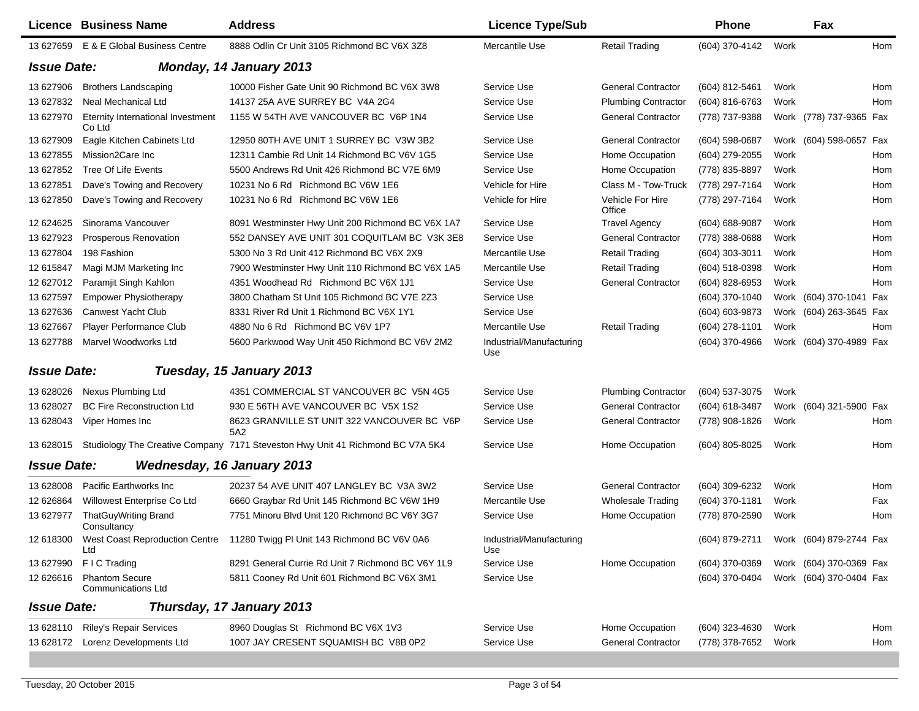| Licence | Business Name | Address | Licence Type/Sub | | Phone | | Fax | |
|---|---|---|---|---|---|---|---|---|
| 13 627659 | E & E Global Business Centre | 8888 Odlin Cr Unit 3105 Richmond BC V6X 3Z8 | Mercantile Use | Retail Trading | (604) 370-4142 | Work | | Hom |

**Issue Date: Monday, 14 January 2013**

| Licence | Business Name | Address | Licence Type/Sub | | Phone | | Fax | |
|---|---|---|---|---|---|---|---|---|
| 13 627906 | Brothers Landscaping | 10000 Fisher Gate Unit 90 Richmond BC V6X 3W8 | Service Use | General Contractor | (604) 812-5461 | Work | | Hom |
| 13 627832 | Neal Mechanical Ltd | 14137 25A AVE SURREY BC V4A 2G4 | Service Use | Plumbing Contractor | (604) 816-6763 | Work | | Hom |
| 13 627970 | Eternity International Investment Co Ltd | 1155 W 54TH AVE VANCOUVER BC V6P 1N4 | Service Use | General Contractor | (778) 737-9388 | Work | (778) 737-9365 | Fax |
| 13 627909 | Eagle Kitchen Cabinets Ltd | 12950 80TH AVE UNIT 1 SURREY BC V3W 3B2 | Service Use | General Contractor | (604) 598-0687 | Work | (604) 598-0657 | Fax |
| 13 627855 | Mission2Care Inc | 12311 Cambie Rd Unit 14 Richmond BC V6V 1G5 | Service Use | Home Occupation | (604) 279-2055 | Work | | Hom |
| 13 627852 | Tree Of Life Events | 5500 Andrews Rd Unit 426 Richmond BC V7E 6M9 | Service Use | Home Occupation | (778) 835-8897 | Work | | Hom |
| 13 627851 | Dave's Towing and Recovery | 10231 No 6 Rd Richmond BC V6W 1E6 | Vehicle for Hire | Class M - Tow-Truck | (778) 297-7164 | Work | | Hom |
| 13 627850 | Dave's Towing and Recovery | 10231 No 6 Rd Richmond BC V6W 1E6 | Vehicle for Hire | Vehicle For Hire Office | (778) 297-7164 | Work | | Hom |
| 12 624625 | Sinorama Vancouver | 8091 Westminster Hwy Unit 200 Richmond BC V6X 1A7 | Service Use | Travel Agency | (604) 688-9087 | Work | | Hom |
| 13 627923 | Prosperous Renovation | 552 DANSEY AVE UNIT 301 COQUITLAM BC V3K 3E8 | Service Use | General Contractor | (778) 388-0688 | Work | | Hom |
| 13 627804 | 198 Fashion | 5300 No 3 Rd Unit 412 Richmond BC V6X 2X9 | Mercantile Use | Retail Trading | (604) 303-3011 | Work | | Hom |
| 12 615847 | Magi MJM Marketing Inc | 7900 Westminster Hwy Unit 110 Richmond BC V6X 1A5 | Mercantile Use | Retail Trading | (604) 518-0398 | Work | | Hom |
| 12 627012 | Paramjit Singh Kahlon | 4351 Woodhead Rd Richmond BC V6X 1J1 | Service Use | General Contractor | (604) 828-6953 | Work | | Hom |
| 13 627597 | Empower Physiotherapy | 3800 Chatham St Unit 105 Richmond BC V7E 2Z3 | Service Use | | (604) 370-1040 | Work | (604) 370-1041 | Fax |
| 13 627636 | Canwest Yacht Club | 8331 River Rd Unit 1 Richmond BC V6X 1Y1 | Service Use | | (604) 603-9873 | Work | (604) 263-3645 | Fax |
| 13 627667 | Player Performance Club | 4880 No 6 Rd Richmond BC V6V 1P7 | Mercantile Use | Retail Trading | (604) 278-1101 | Work | | Hom |
| 13 627788 | Marvel Woodworks Ltd | 5600 Parkwood Way Unit 450 Richmond BC V6V 2M2 | Industrial/Manufacturing Use | | (604) 370-4966 | Work | (604) 370-4989 | Fax |

**Issue Date: Tuesday, 15 January 2013**

| Licence | Business Name | Address | Licence Type/Sub | | Phone | | Fax | |
|---|---|---|---|---|---|---|---|---|
| 13 628026 | Nexus Plumbing Ltd | 4351 COMMERCIAL ST VANCOUVER BC V5N 4G5 | Service Use | Plumbing Contractor | (604) 537-3075 | Work | | |
| 13 628027 | BC Fire Reconstruction Ltd | 930 E 56TH AVE VANCOUVER BC V5X 1S2 | Service Use | General Contractor | (604) 618-3487 | Work | (604) 321-5900 | Fax |
| 13 628043 | Viper Homes Inc | 8623 GRANVILLE ST UNIT 322 VANCOUVER BC V6P 5A2 | Service Use | General Contractor | (778) 908-1826 | Work | | Hom |
| 13 628015 | Studiology The Creative Company | 7171 Steveston Hwy Unit 41 Richmond BC V7A 5K4 | Service Use | Home Occupation | (604) 805-8025 | Work | | Hom |

**Issue Date: Wednesday, 16 January 2013**

| Licence | Business Name | Address | Licence Type/Sub | | Phone | | Fax | |
|---|---|---|---|---|---|---|---|---|
| 13 628008 | Pacific Earthworks Inc | 20237 54 AVE UNIT 407 LANGLEY BC V3A 3W2 | Service Use | General Contractor | (604) 309-6232 | Work | | Hom |
| 12 626864 | Willowest Enterprise Co Ltd | 6660 Graybar Rd Unit 145 Richmond BC V6W 1H9 | Mercantile Use | Wholesale Trading | (604) 370-1181 | Work | | Fax |
| 13 627977 | ThatGuyWriting Brand Consultancy | 7751 Minoru Blvd Unit 120 Richmond BC V6Y 3G7 | Service Use | Home Occupation | (778) 870-2590 | Work | | Hom |
| 12 618300 | West Coast Reproduction Centre Ltd | 11280 Twigg Pl Unit 143 Richmond BC V6V 0A6 | Industrial/Manufacturing Use | | (604) 879-2711 | Work | (604) 879-2744 | Fax |
| 13 627990 | F I C Trading | 8291 General Currie Rd Unit 7 Richmond BC V6Y 1L9 | Service Use | Home Occupation | (604) 370-0369 | Work | (604) 370-0369 | Fax |
| 12 626616 | Phantom Secure Communications Ltd | 5811 Cooney Rd Unit 601 Richmond BC V6X 3M1 | Service Use | | (604) 370-0404 | Work | (604) 370-0404 | Fax |

**Issue Date: Thursday, 17 January 2013**

| Licence | Business Name | Address | Licence Type/Sub | | Phone | | Fax | |
|---|---|---|---|---|---|---|---|---|
| 13 628110 | Riley's Repair Services | 8960 Douglas St Richmond BC V6X 1V3 | Service Use | Home Occupation | (604) 323-4630 | Work | | Hom |
| 13 628172 | Lorenz Developments Ltd | 1007 JAY CRESENT SQUAMISH BC V8B 0P2 | Service Use | General Contractor | (778) 378-7652 | Work | | Hom |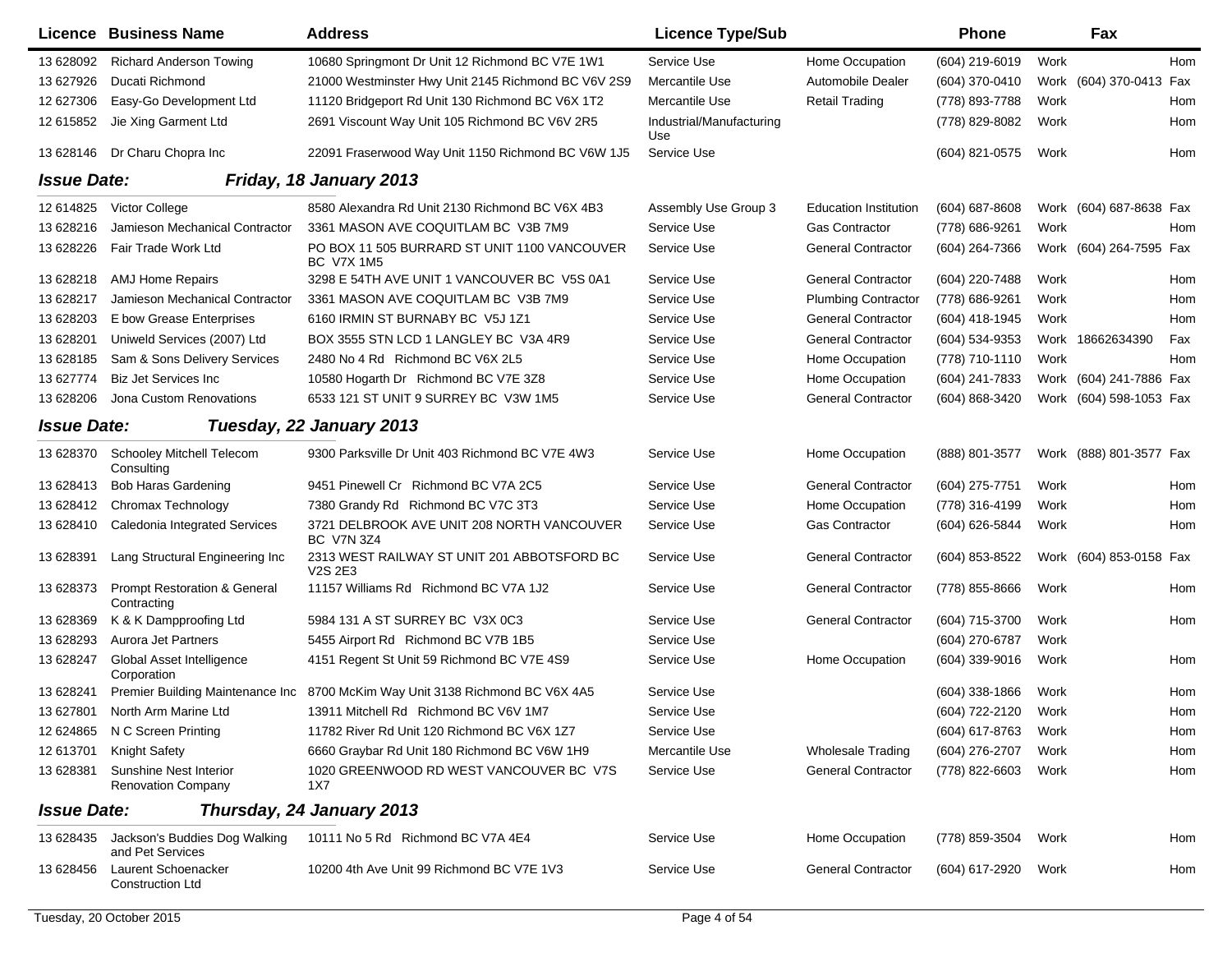| Licence | Business Name | Address | Licence Type/Sub | | Phone | | Fax | |
|---|---|---|---|---|---|---|---|---|
| 13 628092 | Richard Anderson Towing | 10680 Springmont Dr Unit 12 Richmond BC V7E 1W1 | Service Use | Home Occupation | (604) 219-6019 | Work | | Hom |
| 13 627926 | Ducati Richmond | 21000 Westminster Hwy Unit 2145 Richmond BC V6V 2S9 | Mercantile Use | Automobile Dealer | (604) 370-0410 | Work | (604) 370-0413 | Fax |
| 12 627306 | Easy-Go Development Ltd | 11120 Bridgeport Rd Unit 130 Richmond BC V6X 1T2 | Mercantile Use | Retail Trading | (778) 893-7788 | Work | | Hom |
| 12 615852 | Jie Xing Garment Ltd | 2691 Viscount Way Unit 105 Richmond BC V6V 2R5 | Industrial/Manufacturing Use | | (778) 829-8082 | Work | | Hom |
| 13 628146 | Dr Charu Chopra Inc | 22091 Fraserwood Way Unit 1150 Richmond BC V6W 1J5 | Service Use | | (604) 821-0575 | Work | | Hom |

**Issue Date:** ***Friday, 18 January 2013***

| Licence | Business Name | Address | Licence Type/Sub | | Phone | | Fax | |
|---|---|---|---|---|---|---|---|---|
| 12 614825 | Victor College | 8580 Alexandra Rd Unit 2130 Richmond BC V6X 4B3 | Assembly Use Group 3 | Education Institution | (604) 687-8608 | Work | (604) 687-8638 | Fax |
| 13 628216 | Jamieson Mechanical Contractor | 3361 MASON AVE COQUITLAM BC V3B 7M9 | Service Use | Gas Contractor | (778) 686-9261 | Work | | Hom |
| 13 628226 | Fair Trade Work Ltd | PO BOX 11 505 BURRARD ST UNIT 1100 VANCOUVER BC V7X 1M5 | Service Use | General Contractor | (604) 264-7366 | Work | (604) 264-7595 | Fax |
| 13 628218 | AMJ Home Repairs | 3298 E 54TH AVE UNIT 1 VANCOUVER BC V5S 0A1 | Service Use | General Contractor | (604) 220-7488 | Work | | Hom |
| 13 628217 | Jamieson Mechanical Contractor | 3361 MASON AVE COQUITLAM BC V3B 7M9 | Service Use | Plumbing Contractor | (778) 686-9261 | Work | | Hom |
| 13 628203 | E bow Grease Enterprises | 6160 IRMIN ST BURNABY BC V5J 1Z1 | Service Use | General Contractor | (604) 418-1945 | Work | | Hom |
| 13 628201 | Uniweld Services (2007) Ltd | BOX 3555 STN LCD 1 LANGLEY BC V3A 4R9 | Service Use | General Contractor | (604) 534-9353 | Work | 18662634390 | Fax |
| 13 628185 | Sam & Sons Delivery Services | 2480 No 4 Rd Richmond BC V6X 2L5 | Service Use | Home Occupation | (778) 710-1110 | Work | | Hom |
| 13 627774 | Biz Jet Services Inc | 10580 Hogarth Dr Richmond BC V7E 3Z8 | Service Use | Home Occupation | (604) 241-7833 | Work | (604) 241-7886 | Fax |
| 13 628206 | Jona Custom Renovations | 6533 121 ST UNIT 9 SURREY BC V3W 1M5 | Service Use | General Contractor | (604) 868-3420 | Work | (604) 598-1053 | Fax |

**Issue Date:** ***Tuesday, 22 January 2013***

| Licence | Business Name | Address | Licence Type/Sub | | Phone | | Fax | |
|---|---|---|---|---|---|---|---|---|
| 13 628370 | Schooley Mitchell Telecom Consulting | 9300 Parksville Dr Unit 403 Richmond BC V7E 4W3 | Service Use | Home Occupation | (888) 801-3577 | Work | (888) 801-3577 | Fax |
| 13 628413 | Bob Haras Gardening | 9451 Pinewell Cr Richmond BC V7A 2C5 | Service Use | General Contractor | (604) 275-7751 | Work | | Hom |
| 13 628412 | Chromax Technology | 7380 Grandy Rd Richmond BC V7C 3T3 | Service Use | Home Occupation | (778) 316-4199 | Work | | Hom |
| 13 628410 | Caledonia Integrated Services | 3721 DELBROOK AVE UNIT 208 NORTH VANCOUVER BC V7N 3Z4 | Service Use | Gas Contractor | (604) 626-5844 | Work | | Hom |
| 13 628391 | Lang Structural Engineering Inc | 2313 WEST RAILWAY ST UNIT 201 ABBOTSFORD BC V2S 2E3 | Service Use | General Contractor | (604) 853-8522 | Work | (604) 853-0158 | Fax |
| 13 628373 | Prompt Restoration & General Contracting | 11157 Williams Rd Richmond BC V7A 1J2 | Service Use | General Contractor | (778) 855-8666 | Work | | Hom |
| 13 628369 | K & K Dampproofing Ltd | 5984 131 A ST SURREY BC V3X 0C3 | Service Use | General Contractor | (604) 715-3700 | Work | | Hom |
| 13 628293 | Aurora Jet Partners | 5455 Airport Rd Richmond BC V7B 1B5 | Service Use | | (604) 270-6787 | Work | | |
| 13 628247 | Global Asset Intelligence Corporation | 4151 Regent St Unit 59 Richmond BC V7E 4S9 | Service Use | Home Occupation | (604) 339-9016 | Work | | Hom |
| 13 628241 | Premier Building Maintenance Inc | 8700 McKim Way Unit 3138 Richmond BC V6X 4A5 | Service Use | | (604) 338-1866 | Work | | Hom |
| 13 627801 | North Arm Marine Ltd | 13911 Mitchell Rd Richmond BC V6V 1M7 | Service Use | | (604) 722-2120 | Work | | Hom |
| 12 624865 | N C Screen Printing | 11782 River Rd Unit 120 Richmond BC V6X 1Z7 | Service Use | | (604) 617-8763 | Work | | Hom |
| 12 613701 | Knight Safety | 6660 Graybar Rd Unit 180 Richmond BC V6W 1H9 | Mercantile Use | Wholesale Trading | (604) 276-2707 | Work | | Hom |
| 13 628381 | Sunshine Nest Interior Renovation Company | 1020 GREENWOOD RD WEST VANCOUVER BC V7S 1X7 | Service Use | General Contractor | (778) 822-6603 | Work | | Hom |

**Issue Date:** ***Thursday, 24 January 2013***

| Licence | Business Name | Address | Licence Type/Sub | | Phone | | Fax | |
|---|---|---|---|---|---|---|---|---|
| 13 628435 | Jackson's Buddies Dog Walking and Pet Services | 10111 No 5 Rd Richmond BC V7A 4E4 | Service Use | Home Occupation | (778) 859-3504 | Work | | Hom |
| 13 628456 | Laurent Schoenacker Construction Ltd | 10200 4th Ave Unit 99 Richmond BC V7E 1V3 | Service Use | General Contractor | (604) 617-2920 | Work | | Hom |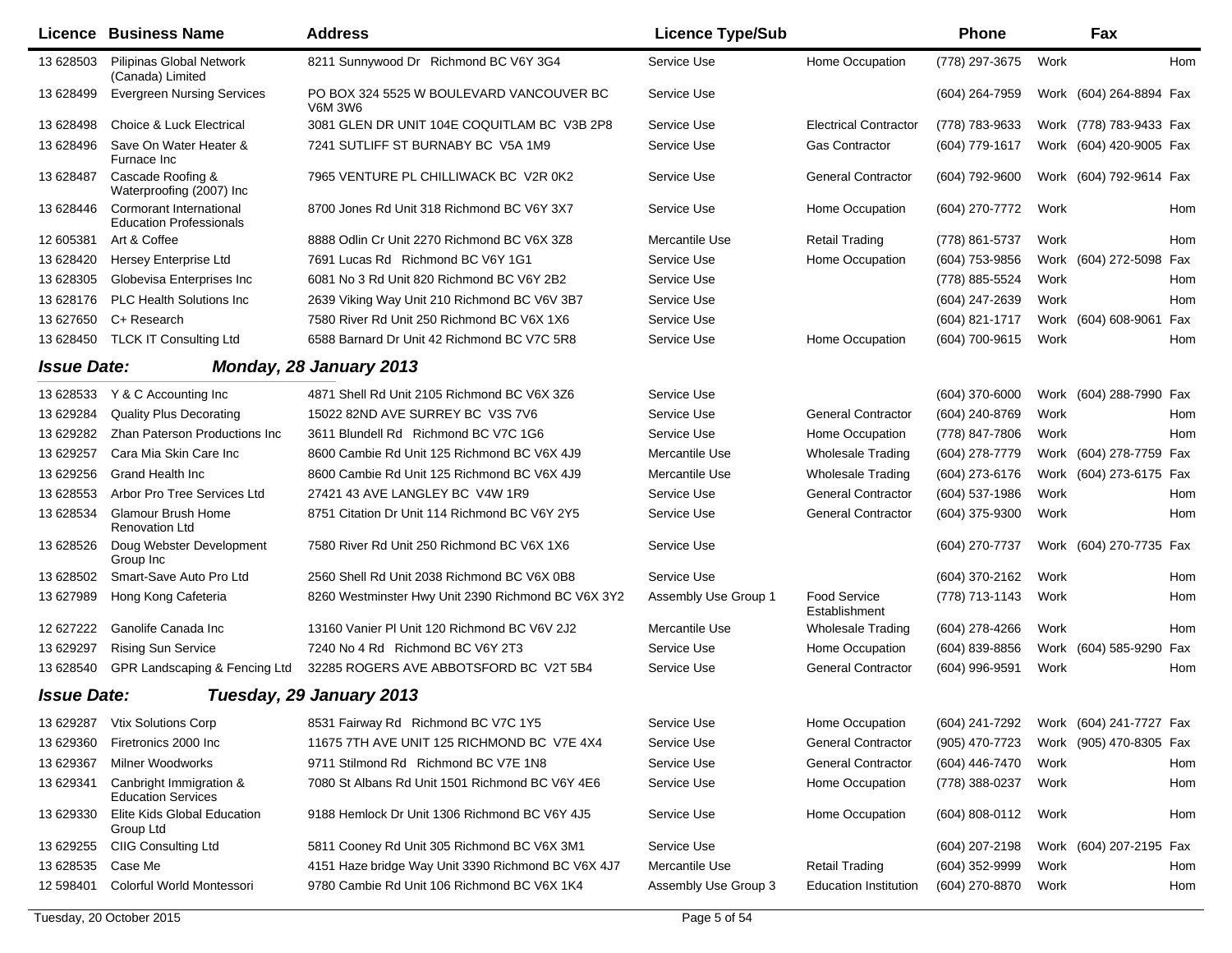| Licence | Business Name | Address | Licence Type/Sub | | Phone | | Fax | |
|---|---|---|---|---|---|---|---|---|
| 13 628503 | Pilipinas Global Network (Canada) Limited | 8211 Sunnywood Dr Richmond BC V6Y 3G4 | Service Use | Home Occupation | (778) 297-3675 | Work | | Hom |
| 13 628499 | Evergreen Nursing Services | PO BOX 324 5525 W BOULEVARD VANCOUVER BC V6M 3W6 | Service Use | | (604) 264-7959 | Work | (604) 264-8894 | Fax |
| 13 628498 | Choice & Luck Electrical | 3081 GLEN DR UNIT 104E COQUITLAM BC V3B 2P8 | Service Use | Electrical Contractor | (778) 783-9633 | Work | (778) 783-9433 | Fax |
| 13 628496 | Save On Water Heater & Furnace Inc | 7241 SUTLIFF ST BURNABY BC V5A 1M9 | Service Use | Gas Contractor | (604) 779-1617 | Work | (604) 420-9005 | Fax |
| 13 628487 | Cascade Roofing & Waterproofing (2007) Inc | 7965 VENTURE PL CHILLIWACK BC V2R 0K2 | Service Use | General Contractor | (604) 792-9600 | Work | (604) 792-9614 | Fax |
| 13 628446 | Cormorant International Education Professionals | 8700 Jones Rd Unit 318 Richmond BC V6Y 3X7 | Service Use | Home Occupation | (604) 270-7772 | Work | | Hom |
| 12 605381 | Art & Coffee | 8888 Odlin Cr Unit 2270 Richmond BC V6X 3Z8 | Mercantile Use | Retail Trading | (778) 861-5737 | Work | | Hom |
| 13 628420 | Hersey Enterprise Ltd | 7691 Lucas Rd Richmond BC V6Y 1G1 | Service Use | Home Occupation | (604) 753-9856 | Work | (604) 272-5098 | Fax |
| 13 628305 | Globevisa Enterprises Inc | 6081 No 3 Rd Unit 820 Richmond BC V6Y 2B2 | Service Use | | (778) 885-5524 | Work | | Hom |
| 13 628176 | PLC Health Solutions Inc | 2639 Viking Way Unit 210 Richmond BC V6V 3B7 | Service Use | | (604) 247-2639 | Work | | Hom |
| 13 627650 | C+ Research | 7580 River Rd Unit 250 Richmond BC V6X 1X6 | Service Use | | (604) 821-1717 | Work | (604) 608-9061 | Fax |
| 13 628450 | TLCK IT Consulting Ltd | 6588 Barnard Dr Unit 42 Richmond BC V7C 5R8 | Service Use | Home Occupation | (604) 700-9615 | Work | | Hom |

## *Issue Date: Monday, 28 January 2013*

| Licence | Business Name | Address | Licence Type/Sub | | Phone | | Fax | |
|---|---|---|---|---|---|---|---|---|
| 13 628533 | Y & C Accounting Inc | 4871 Shell Rd Unit 2105 Richmond BC V6X 3Z6 | Service Use | | (604) 370-6000 | Work | (604) 288-7990 | Fax |
| 13 629284 | Quality Plus Decorating | 15022 82ND AVE SURREY BC V3S 7V6 | Service Use | General Contractor | (604) 240-8769 | Work | | Hom |
| 13 629282 | Zhan Paterson Productions Inc | 3611 Blundell Rd Richmond BC V7C 1G6 | Service Use | Home Occupation | (778) 847-7806 | Work | | Hom |
| 13 629257 | Cara Mia Skin Care Inc | 8600 Cambie Rd Unit 125 Richmond BC V6X 4J9 | Mercantile Use | Wholesale Trading | (604) 278-7779 | Work | (604) 278-7759 | Fax |
| 13 629256 | Grand Health Inc | 8600 Cambie Rd Unit 125 Richmond BC V6X 4J9 | Mercantile Use | Wholesale Trading | (604) 273-6176 | Work | (604) 273-6175 | Fax |
| 13 628553 | Arbor Pro Tree Services Ltd | 27421 43 AVE LANGLEY BC V4W 1R9 | Service Use | General Contractor | (604) 537-1986 | Work | | Hom |
| 13 628534 | Glamour Brush Home Renovation Ltd | 8751 Citation Dr Unit 114 Richmond BC V6Y 2Y5 | Service Use | General Contractor | (604) 375-9300 | Work | | Hom |
| 13 628526 | Doug Webster Development Group Inc | 7580 River Rd Unit 250 Richmond BC V6X 1X6 | Service Use | | (604) 270-7737 | Work | (604) 270-7735 | Fax |
| 13 628502 | Smart-Save Auto Pro Ltd | 2560 Shell Rd Unit 2038 Richmond BC V6X 0B8 | Service Use | | (604) 370-2162 | Work | | Hom |
| 13 627989 | Hong Kong Cafeteria | 8260 Westminster Hwy Unit 2390 Richmond BC V6X 3Y2 | Assembly Use Group 1 | Food Service Establishment | (778) 713-1143 | Work | | Hom |
| 12 627222 | Ganolife Canada Inc | 13160 Vanier Pl Unit 120 Richmond BC V6V 2J2 | Mercantile Use | Wholesale Trading | (604) 278-4266 | Work | | Hom |
| 13 629297 | Rising Sun Service | 7240 No 4 Rd Richmond BC V6Y 2T3 | Service Use | Home Occupation | (604) 839-8856 | Work | (604) 585-9290 | Fax |
| 13 628540 | GPR Landscaping & Fencing Ltd | 32285 ROGERS AVE ABBOTSFORD BC V2T 5B4 | Service Use | General Contractor | (604) 996-9591 | Work | | Hom |

## *Issue Date: Tuesday, 29 January 2013*

| Licence | Business Name | Address | Licence Type/Sub | | Phone | | Fax | |
|---|---|---|---|---|---|---|---|---|
| 13 629287 | Vtix Solutions Corp | 8531 Fairway Rd Richmond BC V7C 1Y5 | Service Use | Home Occupation | (604) 241-7292 | Work | (604) 241-7727 | Fax |
| 13 629360 | Firetronics 2000 Inc | 11675 7TH AVE UNIT 125 RICHMOND BC V7E 4X4 | Service Use | General Contractor | (905) 470-7723 | Work | (905) 470-8305 | Fax |
| 13 629367 | Milner Woodworks | 9711 Stilmond Rd Richmond BC V7E 1N8 | Service Use | General Contractor | (604) 446-7470 | Work | | Hom |
| 13 629341 | Canbright Immigration & Education Services | 7080 St Albans Rd Unit 1501 Richmond BC V6Y 4E6 | Service Use | Home Occupation | (778) 388-0237 | Work | | Hom |
| 13 629330 | Elite Kids Global Education Group Ltd | 9188 Hemlock Dr Unit 1306 Richmond BC V6Y 4J5 | Service Use | Home Occupation | (604) 808-0112 | Work | | Hom |
| 13 629255 | CIIG Consulting Ltd | 5811 Cooney Rd Unit 305 Richmond BC V6X 3M1 | Service Use | | (604) 207-2198 | Work | (604) 207-2195 | Fax |
| 13 628535 | Case Me | 4151 Haze bridge Way Unit 3390 Richmond BC V6X 4J7 | Mercantile Use | Retail Trading | (604) 352-9999 | Work | | Hom |
| 12 598401 | Colorful World Montessori | 9780 Cambie Rd Unit 106 Richmond BC V6X 1K4 | Assembly Use Group 3 | Education Institution | (604) 270-8870 | Work | | Hom |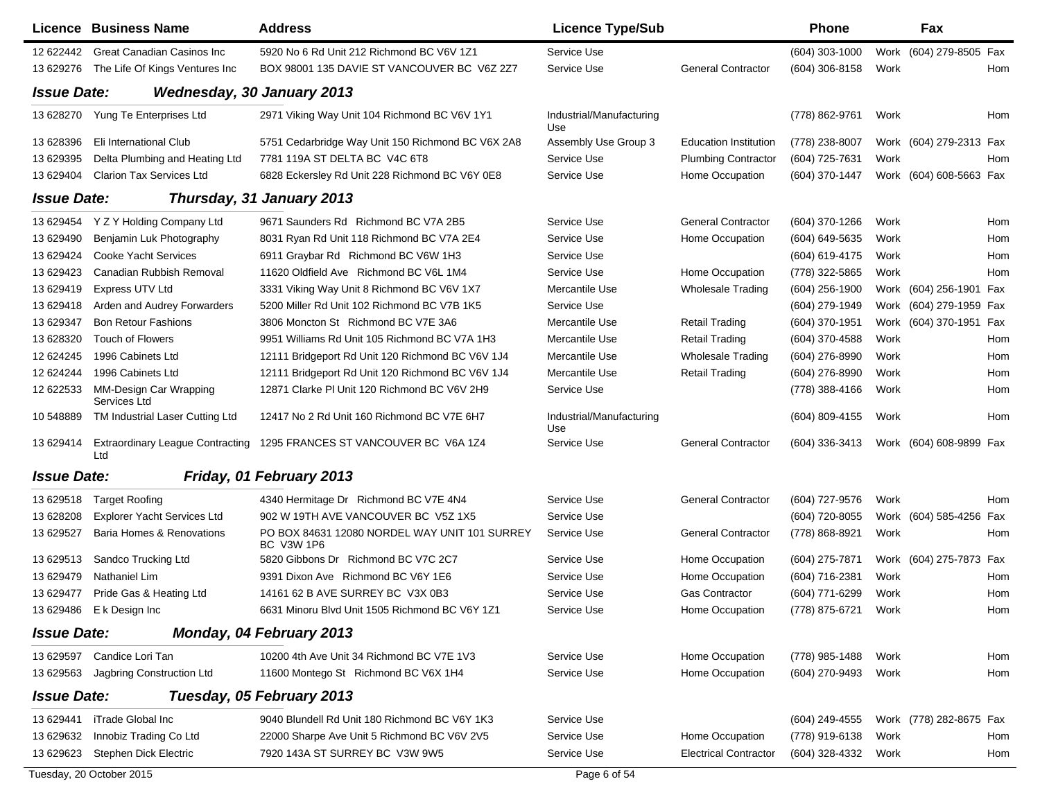| Licence | Business Name | Address | Licence Type/Sub | | Phone | | Fax | |
|---|---|---|---|---|---|---|---|---|
| 12 622442 | Great Canadian Casinos Inc | 5920 No 6 Rd Unit 212 Richmond BC V6V 1Z1 | Service Use | | (604) 303-1000 | Work | (604) 279-8505 | Fax |
| 13 629276 | The Life Of Kings Ventures Inc | BOX 98001 135 DAVIE ST VANCOUVER BC V6Z 2Z7 | Service Use | General Contractor | (604) 306-8158 | Work | | Hom |

**Issue Date: Wednesday, 30 January 2013**

| Licence | Business Name | Address | Licence Type/Sub | | Phone | | Fax | |
|---|---|---|---|---|---|---|---|---|
| 13 628270 | Yung Te Enterprises Ltd | 2971 Viking Way Unit 104 Richmond BC V6V 1Y1 | Industrial/Manufacturing Use | | (778) 862-9761 | Work | | Hom |
| 13 628396 | Eli International Club | 5751 Cedarbridge Way Unit 150 Richmond BC V6X 2A8 | Assembly Use Group 3 | Education Institution | (778) 238-8007 | Work | (604) 279-2313 | Fax |
| 13 629395 | Delta Plumbing and Heating Ltd | 7781 119A ST DELTA BC V4C 6T8 | Service Use | Plumbing Contractor | (604) 725-7631 | Work | | Hom |
| 13 629404 | Clarion Tax Services Ltd | 6828 Eckersley Rd Unit 228 Richmond BC V6Y 0E8 | Service Use | Home Occupation | (604) 370-1447 | Work | (604) 608-5663 | Fax |

**Issue Date: Thursday, 31 January 2013**

| Licence | Business Name | Address | Licence Type/Sub | | Phone | | Fax | |
|---|---|---|---|---|---|---|---|---|
| 13 629454 | Y Z Y Holding Company Ltd | 9671 Saunders Rd Richmond BC V7A 2B5 | Service Use | General Contractor | (604) 370-1266 | Work | | Hom |
| 13 629490 | Benjamin Luk Photography | 8031 Ryan Rd Unit 118 Richmond BC V7A 2E4 | Service Use | Home Occupation | (604) 649-5635 | Work | | Hom |
| 13 629424 | Cooke Yacht Services | 6911 Graybar Rd Richmond BC V6W 1H3 | Service Use | | (604) 619-4175 | Work | | Hom |
| 13 629423 | Canadian Rubbish Removal | 11620 Oldfield Ave Richmond BC V6L 1M4 | Service Use | Home Occupation | (778) 322-5865 | Work | | Hom |
| 13 629419 | Express UTV Ltd | 3331 Viking Way Unit 8 Richmond BC V6V 1X7 | Mercantile Use | Wholesale Trading | (604) 256-1900 | Work | (604) 256-1901 | Fax |
| 13 629418 | Arden and Audrey Forwarders | 5200 Miller Rd Unit 102 Richmond BC V7B 1K5 | Service Use | | (604) 279-1949 | Work | (604) 279-1959 | Fax |
| 13 629347 | Bon Retour Fashions | 3806 Moncton St Richmond BC V7E 3A6 | Mercantile Use | Retail Trading | (604) 370-1951 | Work | (604) 370-1951 | Fax |
| 13 628320 | Touch of Flowers | 9951 Williams Rd Unit 105 Richmond BC V7A 1H3 | Mercantile Use | Retail Trading | (604) 370-4588 | Work | | Hom |
| 12 624245 | 1996 Cabinets Ltd | 12111 Bridgeport Rd Unit 120 Richmond BC V6V 1J4 | Mercantile Use | Wholesale Trading | (604) 276-8990 | Work | | Hom |
| 12 624244 | 1996 Cabinets Ltd | 12111 Bridgeport Rd Unit 120 Richmond BC V6V 1J4 | Mercantile Use | Retail Trading | (604) 276-8990 | Work | | Hom |
| 12 622533 | MM-Design Car Wrapping Services Ltd | 12871 Clarke Pl Unit 120 Richmond BC V6V 2H9 | Service Use | | (778) 388-4166 | Work | | Hom |
| 10 548889 | TM Industrial Laser Cutting Ltd | 12417 No 2 Rd Unit 160 Richmond BC V7E 6H7 | Industrial/Manufacturing Use | | (604) 809-4155 | Work | | Hom |
| 13 629414 | Extraordinary League Contracting Ltd | 1295 FRANCES ST VANCOUVER BC V6A 1Z4 | Service Use | General Contractor | (604) 336-3413 | Work | (604) 608-9899 | Fax |

**Issue Date: Friday, 01 February 2013**

| Licence | Business Name | Address | Licence Type/Sub | | Phone | | Fax | |
|---|---|---|---|---|---|---|---|---|
| 13 629518 | Target Roofing | 4340 Hermitage Dr Richmond BC V7E 4N4 | Service Use | General Contractor | (604) 727-9576 | Work | | Hom |
| 13 628208 | Explorer Yacht Services Ltd | 902 W 19TH AVE VANCOUVER BC V5Z 1X5 | Service Use | | (604) 720-8055 | Work | (604) 585-4256 | Fax |
| 13 629527 | Baria Homes & Renovations | PO BOX 84631 12080 NORDEL WAY UNIT 101 SURREY BC V3W 1P6 | Service Use | General Contractor | (778) 868-8921 | Work | | Hom |
| 13 629513 | Sandco Trucking Ltd | 5820 Gibbons Dr Richmond BC V7C 2C7 | Service Use | Home Occupation | (604) 275-7871 | Work | (604) 275-7873 | Fax |
| 13 629479 | Nathaniel Lim | 9391 Dixon Ave Richmond BC V6Y 1E6 | Service Use | Home Occupation | (604) 716-2381 | Work | | Hom |
| 13 629477 | Pride Gas & Heating Ltd | 14161 62 B AVE SURREY BC V3X 0B3 | Service Use | Gas Contractor | (604) 771-6299 | Work | | Hom |
| 13 629486 | E k Design Inc | 6631 Minoru Blvd Unit 1505 Richmond BC V6Y 1Z1 | Service Use | Home Occupation | (778) 875-6721 | Work | | Hom |

**Issue Date: Monday, 04 February 2013**

| Licence | Business Name | Address | Licence Type/Sub | | Phone | | Fax | |
|---|---|---|---|---|---|---|---|---|
| 13 629597 | Candice Lori Tan | 10200 4th Ave Unit 34 Richmond BC V7E 1V3 | Service Use | Home Occupation | (778) 985-1488 | Work | | Hom |
| 13 629563 | Jagbring Construction Ltd | 11600 Montego St Richmond BC V6X 1H4 | Service Use | Home Occupation | (604) 270-9493 | Work | | Hom |

**Issue Date: Tuesday, 05 February 2013**

| Licence | Business Name | Address | Licence Type/Sub | | Phone | | Fax | |
|---|---|---|---|---|---|---|---|---|
| 13 629441 | iTrade Global Inc | 9040 Blundell Rd Unit 180 Richmond BC V6Y 1K3 | Service Use | | (604) 249-4555 | Work | (778) 282-8675 | Fax |
| 13 629632 | Innobiz Trading Co Ltd | 22000 Sharpe Ave Unit 5 Richmond BC V6V 2V5 | Service Use | Home Occupation | (778) 919-6138 | Work | | Hom |
| 13 629623 | Stephen Dick Electric | 7920 143A ST SURREY BC V3W 9W5 | Service Use | Electrical Contractor | (604) 328-4332 | Work | | Hom |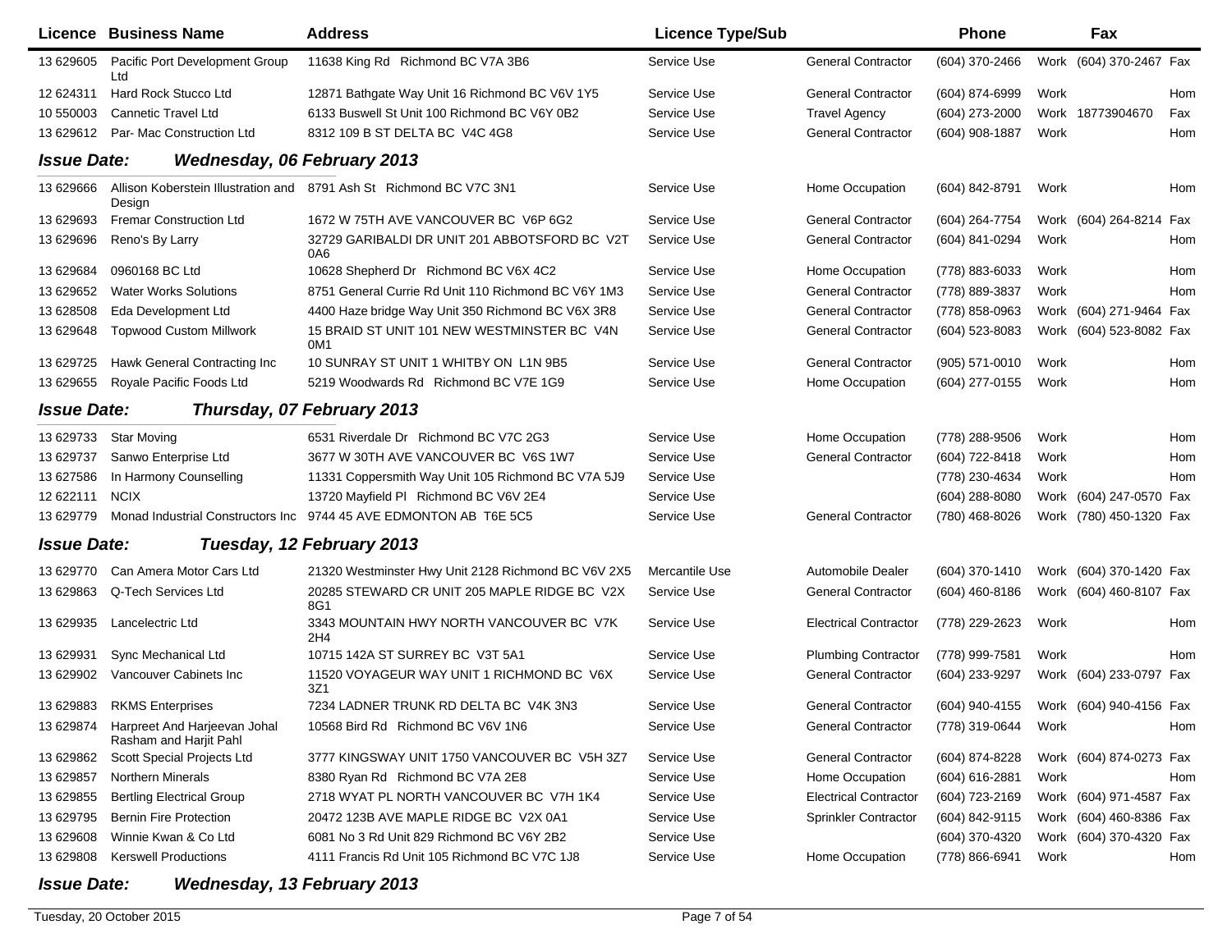| Licence | Business Name | Address | Licence Type/Sub | | Phone | | Fax | |
|---|---|---|---|---|---|---|---|---|
| 13 629605 | Pacific Port Development Group Ltd | 11638 King Rd Richmond BC V7A 3B6 | Service Use | General Contractor | (604) 370-2466 | Work | (604) 370-2467 | Fax |
| 12 624311 | Hard Rock Stucco Ltd | 12871 Bathgate Way Unit 16 Richmond BC V6V 1Y5 | Service Use | General Contractor | (604) 874-6999 | Work | | Hom |
| 10 550003 | Cannetic Travel Ltd | 6133 Buswell St Unit 100 Richmond BC V6Y 0B2 | Service Use | Travel Agency | (604) 273-2000 | Work | 18773904670 | Fax |
| 13 629612 | Par- Mac Construction Ltd | 8312 109 B ST DELTA BC V4C 4G8 | Service Use | General Contractor | (604) 908-1887 | Work | | Hom |

**Issue Date:** ***Wednesday, 06 February 2013***

| Licence | Business Name | Address | Licence Type/Sub | | Phone | | Fax | |
|---|---|---|---|---|---|---|---|---|
| 13 629666 | Allison Koberstein Illustration and Design | 8791 Ash St Richmond BC V7C 3N1 | Service Use | Home Occupation | (604) 842-8791 | Work | | Hom |
| 13 629693 | Fremar Construction Ltd | 1672 W 75TH AVE VANCOUVER BC V6P 6G2 | Service Use | General Contractor | (604) 264-7754 | Work | (604) 264-8214 | Fax |
| 13 629696 | Reno's By Larry | 32729 GARIBALDI DR UNIT 201 ABBOTSFORD BC V2T 0A6 | Service Use | General Contractor | (604) 841-0294 | Work | | Hom |
| 13 629684 | 0960168 BC Ltd | 10628 Shepherd Dr Richmond BC V6X 4C2 | Service Use | Home Occupation | (778) 883-6033 | Work | | Hom |
| 13 629652 | Water Works Solutions | 8751 General Currie Rd Unit 110 Richmond BC V6Y 1M3 | Service Use | General Contractor | (778) 889-3837 | Work | | Hom |
| 13 628508 | Eda Development Ltd | 4400 Haze bridge Way Unit 350 Richmond BC V6X 3R8 | Service Use | General Contractor | (778) 858-0963 | Work | (604) 271-9464 | Fax |
| 13 629648 | Topwood Custom Millwork | 15 BRAID ST UNIT 101 NEW WESTMINSTER BC V4N 0M1 | Service Use | General Contractor | (604) 523-8083 | Work | (604) 523-8082 | Fax |
| 13 629725 | Hawk General Contracting Inc | 10 SUNRAY ST UNIT 1 WHITBY ON L1N 9B5 | Service Use | General Contractor | (905) 571-0010 | Work | | Hom |
| 13 629655 | Royale Pacific Foods Ltd | 5219 Woodwards Rd Richmond BC V7E 1G9 | Service Use | Home Occupation | (604) 277-0155 | Work | | Hom |

**Issue Date:** ***Thursday, 07 February 2013***

| Licence | Business Name | Address | Licence Type/Sub | | Phone | | Fax | |
|---|---|---|---|---|---|---|---|---|
| 13 629733 | Star Moving | 6531 Riverdale Dr Richmond BC V7C 2G3 | Service Use | Home Occupation | (778) 288-9506 | Work | | Hom |
| 13 629737 | Sanwo Enterprise Ltd | 3677 W 30TH AVE VANCOUVER BC V6S 1W7 | Service Use | General Contractor | (604) 722-8418 | Work | | Hom |
| 13 627586 | In Harmony Counselling | 11331 Coppersmith Way Unit 105 Richmond BC V7A 5J9 | Service Use | | (778) 230-4634 | Work | | Hom |
| 12 622111 | NCIX | 13720 Mayfield Pl Richmond BC V6V 2E4 | Service Use | | (604) 288-8080 | Work | (604) 247-0570 | Fax |
| 13 629779 | Monad Industrial Constructors Inc | 9744 45 AVE EDMONTON AB T6E 5C5 | Service Use | General Contractor | (780) 468-8026 | Work | (780) 450-1320 | Fax |

**Issue Date:** ***Tuesday, 12 February 2013***

| Licence | Business Name | Address | Licence Type/Sub | | Phone | | Fax | |
|---|---|---|---|---|---|---|---|---|
| 13 629770 | Can Amera Motor Cars Ltd | 21320 Westminster Hwy Unit 2128 Richmond BC V6V 2X5 | Mercantile Use | Automobile Dealer | (604) 370-1410 | Work | (604) 370-1420 | Fax |
| 13 629863 | Q-Tech Services Ltd | 20285 STEWARD CR UNIT 205 MAPLE RIDGE BC V2X 8G1 | Service Use | General Contractor | (604) 460-8186 | Work | (604) 460-8107 | Fax |
| 13 629935 | Lancelectric Ltd | 3343 MOUNTAIN HWY NORTH VANCOUVER BC V7K 2H4 | Service Use | Electrical Contractor | (778) 229-2623 | Work | | Hom |
| 13 629931 | Sync Mechanical Ltd | 10715 142A ST SURREY BC V3T 5A1 | Service Use | Plumbing Contractor | (778) 999-7581 | Work | | Hom |
| 13 629902 | Vancouver Cabinets Inc | 11520 VOYAGEUR WAY UNIT 1 RICHMOND BC V6X 3Z1 | Service Use | General Contractor | (604) 233-9297 | Work | (604) 233-0797 | Fax |
| 13 629883 | RKMS Enterprises | 7234 LADNER TRUNK RD DELTA BC V4K 3N3 | Service Use | General Contractor | (604) 940-4155 | Work | (604) 940-4156 | Fax |
| 13 629874 | Harpreet And Harjeevan Johal Rasham and Harjit Pahl | 10568 Bird Rd Richmond BC V6V 1N6 | Service Use | General Contractor | (778) 319-0644 | Work | | Hom |
| 13 629862 | Scott Special Projects Ltd | 3777 KINGSWAY UNIT 1750 VANCOUVER BC V5H 3Z7 | Service Use | General Contractor | (604) 874-8228 | Work | (604) 874-0273 | Fax |
| 13 629857 | Northern Minerals | 8380 Ryan Rd Richmond BC V7A 2E8 | Service Use | Home Occupation | (604) 616-2881 | Work | | Hom |
| 13 629855 | Bertling Electrical Group | 2718 WYAT PL NORTH VANCOUVER BC V7H 1K4 | Service Use | Electrical Contractor | (604) 723-2169 | Work | (604) 971-4587 | Fax |
| 13 629795 | Bernin Fire Protection | 20472 123B AVE MAPLE RIDGE BC V2X 0A1 | Service Use | Sprinkler Contractor | (604) 842-9115 | Work | (604) 460-8386 | Fax |
| 13 629608 | Winnie Kwan & Co Ltd | 6081 No 3 Rd Unit 829 Richmond BC V6Y 2B2 | Service Use | | (604) 370-4320 | Work | (604) 370-4320 | Fax |
| 13 629808 | Kerswell Productions | 4111 Francis Rd Unit 105 Richmond BC V7C 1J8 | Service Use | Home Occupation | (778) 866-6941 | Work | | Hom |

**Issue Date:** ***Wednesday, 13 February 2013***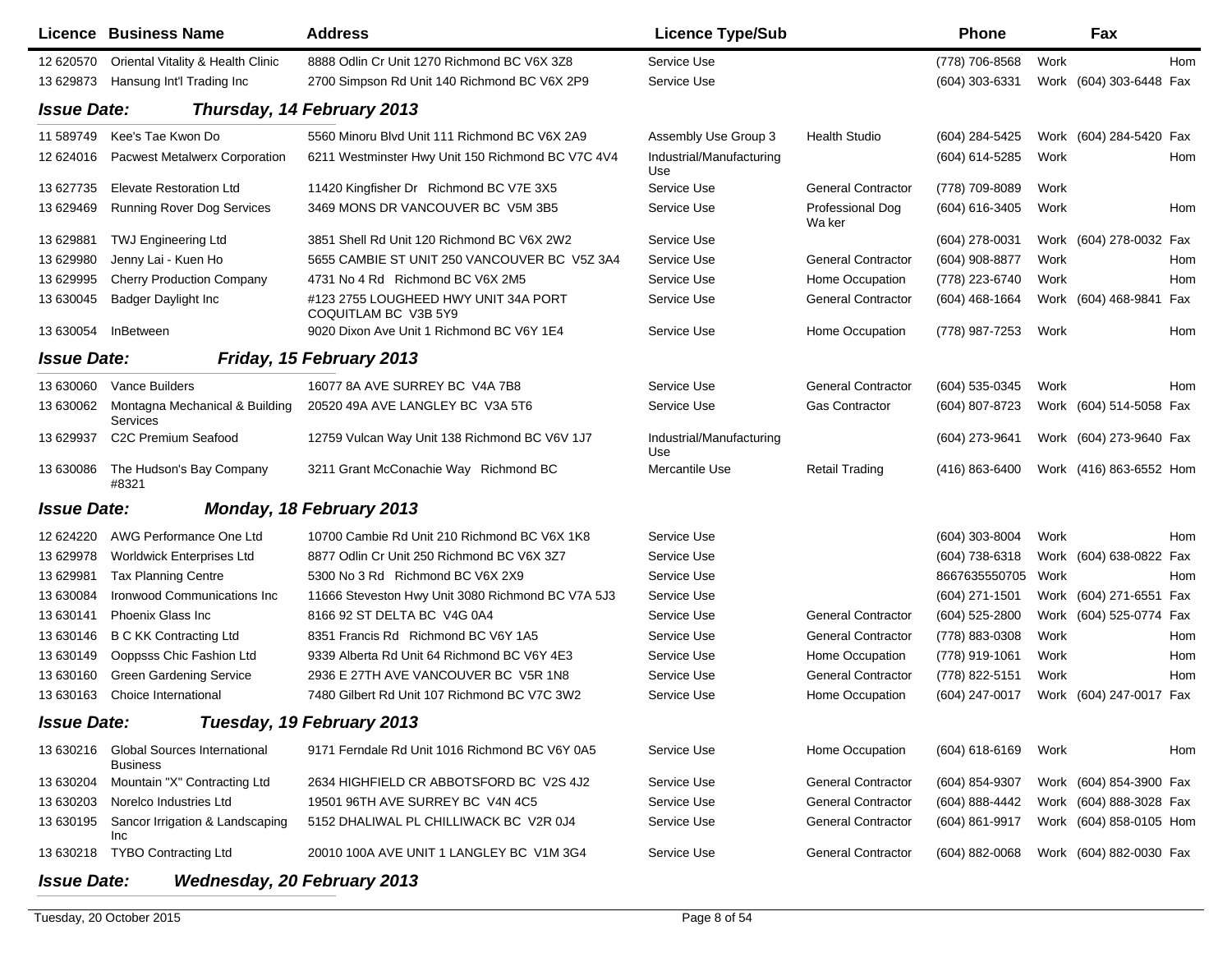| Licence | Business Name | Address | Licence Type/Sub | | Phone | | Fax | |
|---|---|---|---|---|---|---|---|---|
| 12 620570 | Oriental Vitality & Health Clinic | 8888 Odlin Cr Unit 1270 Richmond BC V6X 3Z8 | Service Use | | (778) 706-8568 | Work | | Hom |
| 13 629873 | Hansung Int'l Trading Inc | 2700 Simpson Rd Unit 140 Richmond BC V6X 2P9 | Service Use | | (604) 303-6331 | Work | (604) 303-6448 | Fax |

**Issue Date: Thursday, 14 February 2013**

| Licence | Business Name | Address | Licence Type/Sub | | Phone | | Fax | |
|---|---|---|---|---|---|---|---|---|
| 11 589749 | Kee's Tae Kwon Do | 5560 Minoru Blvd Unit 111 Richmond BC V6X 2A9 | Assembly Use Group 3 | Health Studio | (604) 284-5425 | Work | (604) 284-5420 | Fax |
| 12 624016 | Pacwest Metalwerx Corporation | 6211 Westminster Hwy Unit 150 Richmond BC V7C 4V4 | Industrial/Manufacturing Use | | (604) 614-5285 | Work | | Hom |
| 13 627735 | Elevate Restoration Ltd | 11420 Kingfisher Dr Richmond BC V7E 3X5 | Service Use | General Contractor | (778) 709-8089 | Work | | |
| 13 629469 | Running Rover Dog Services | 3469 MONS DR VANCOUVER BC V5M 3B5 | Service Use | Professional Dog Wa ker | (604) 616-3405 | Work | | Hom |
| 13 629881 | TWJ Engineering Ltd | 3851 Shell Rd Unit 120 Richmond BC V6X 2W2 | Service Use | | (604) 278-0031 | Work | (604) 278-0032 | Fax |
| 13 629980 | Jenny Lai - Kuen Ho | 5655 CAMBIE ST UNIT 250 VANCOUVER BC V5Z 3A4 | Service Use | General Contractor | (604) 908-8877 | Work | | Hom |
| 13 629995 | Cherry Production Company | 4731 No 4 Rd Richmond BC V6X 2M5 | Service Use | Home Occupation | (778) 223-6740 | Work | | Hom |
| 13 630045 | Badger Daylight Inc | #123 2755 LOUGHEED HWY UNIT 34A PORT COQUITLAM BC V3B 5Y9 | Service Use | General Contractor | (604) 468-1664 | Work | (604) 468-9841 | Fax |
| 13 630054 | InBetween | 9020 Dixon Ave Unit 1 Richmond BC V6Y 1E4 | Service Use | Home Occupation | (778) 987-7253 | Work | | Hom |

**Issue Date: Friday, 15 February 2013**

| Licence | Business Name | Address | Licence Type/Sub | | Phone | | Fax | |
|---|---|---|---|---|---|---|---|---|
| 13 630060 | Vance Builders | 16077 8A AVE SURREY BC V4A 7B8 | Service Use | General Contractor | (604) 535-0345 | Work | | Hom |
| 13 630062 | Montagna Mechanical & Building Services | 20520 49A AVE LANGLEY BC V3A 5T6 | Service Use | Gas Contractor | (604) 807-8723 | Work | (604) 514-5058 | Fax |
| 13 629937 | C2C Premium Seafood | 12759 Vulcan Way Unit 138 Richmond BC V6V 1J7 | Industrial/Manufacturing Use | | (604) 273-9641 | Work | (604) 273-9640 | Fax |
| 13 630086 | The Hudson's Bay Company #8321 | 3211 Grant McConachie Way Richmond BC | Mercantile Use | Retail Trading | (416) 863-6400 | Work | (416) 863-6552 | Hom |

**Issue Date: Monday, 18 February 2013**

| Licence | Business Name | Address | Licence Type/Sub | | Phone | | Fax | |
|---|---|---|---|---|---|---|---|---|
| 12 624220 | AWG Performance One Ltd | 10700 Cambie Rd Unit 210 Richmond BC V6X 1K8 | Service Use | | (604) 303-8004 | Work | | Hom |
| 13 629978 | Worldwick Enterprises Ltd | 8877 Odlin Cr Unit 250 Richmond BC V6X 3Z7 | Service Use | | (604) 738-6318 | Work | (604) 638-0822 | Fax |
| 13 629981 | Tax Planning Centre | 5300 No 3 Rd Richmond BC V6X 2X9 | Service Use | | 8667635550705 | Work | | Hom |
| 13 630084 | Ironwood Communications Inc | 11666 Steveston Hwy Unit 3080 Richmond BC V7A 5J3 | Service Use | | (604) 271-1501 | Work | (604) 271-6551 | Fax |
| 13 630141 | Phoenix Glass Inc | 8166 92 ST DELTA BC V4G 0A4 | Service Use | General Contractor | (604) 525-2800 | Work | (604) 525-0774 | Fax |
| 13 630146 | B C KK Contracting Ltd | 8351 Francis Rd Richmond BC V6Y 1A5 | Service Use | General Contractor | (778) 883-0308 | Work | | Hom |
| 13 630149 | Ooppsss Chic Fashion Ltd | 9339 Alberta Rd Unit 64 Richmond BC V6Y 4E3 | Service Use | Home Occupation | (778) 919-1061 | Work | | Hom |
| 13 630160 | Green Gardening Service | 2936 E 27TH AVE VANCOUVER BC V5R 1N8 | Service Use | General Contractor | (778) 822-5151 | Work | | Hom |
| 13 630163 | Choice International | 7480 Gilbert Rd Unit 107 Richmond BC V7C 3W2 | Service Use | Home Occupation | (604) 247-0017 | Work | (604) 247-0017 | Fax |

**Issue Date: Tuesday, 19 February 2013**

| Licence | Business Name | Address | Licence Type/Sub | | Phone | | Fax | |
|---|---|---|---|---|---|---|---|---|
| 13 630216 | Global Sources International Business | 9171 Ferndale Rd Unit 1016 Richmond BC V6Y 0A5 | Service Use | Home Occupation | (604) 618-6169 | Work | | Hom |
| 13 630204 | Mountain "X" Contracting Ltd | 2634 HIGHFIELD CR ABBOTSFORD BC V2S 4J2 | Service Use | General Contractor | (604) 854-9307 | Work | (604) 854-3900 | Fax |
| 13 630203 | Norelco Industries Ltd | 19501 96TH AVE SURREY BC V4N 4C5 | Service Use | General Contractor | (604) 888-4442 | Work | (604) 888-3028 | Fax |
| 13 630195 | Sancor Irrigation & Landscaping Inc | 5152 DHALIWAL PL CHILLIWACK BC V2R 0J4 | Service Use | General Contractor | (604) 861-9917 | Work | (604) 858-0105 | Hom |
| 13 630218 | TYBO Contracting Ltd | 20010 100A AVE UNIT 1 LANGLEY BC V1M 3G4 | Service Use | General Contractor | (604) 882-0068 | Work | (604) 882-0030 | Fax |

**Issue Date: Wednesday, 20 February 2013**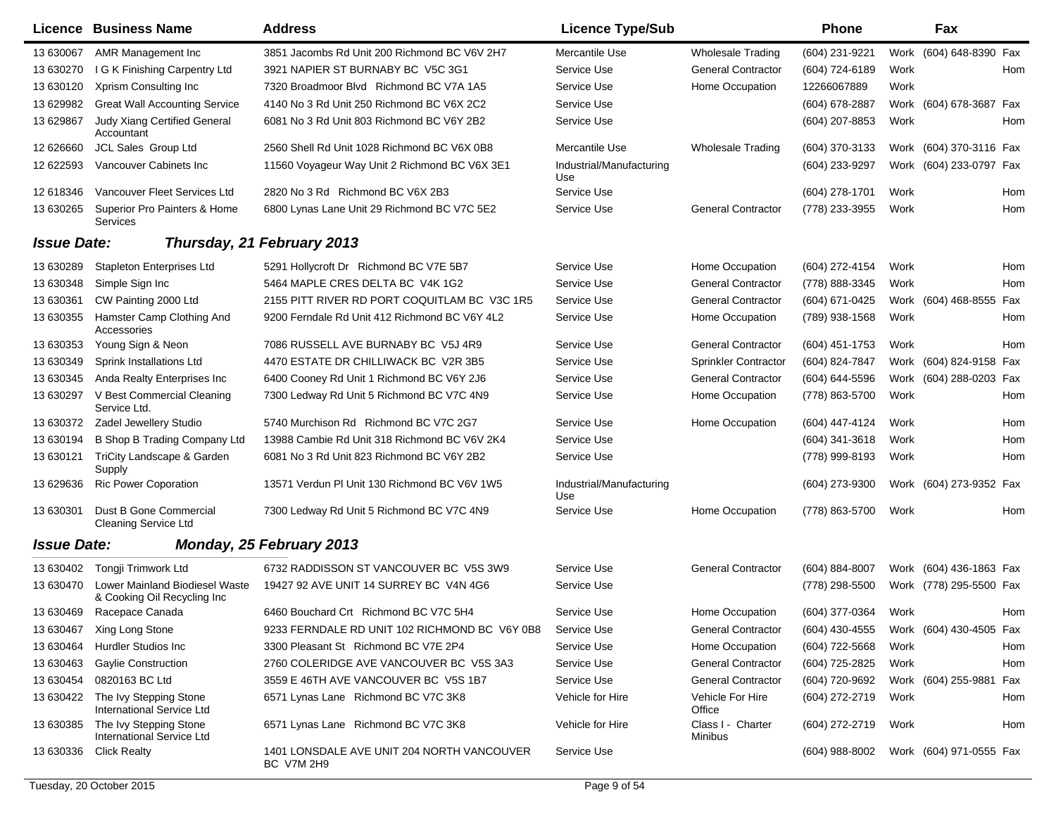| Licence | Business Name | Address | Licence Type/Sub | | Phone | | Fax | |
|---|---|---|---|---|---|---|---|---|
| 13 630067 | AMR Management Inc | 3851 Jacombs Rd Unit 200 Richmond BC V6V 2H7 | Mercantile Use | Wholesale Trading | (604) 231-9221 | Work | (604) 648-8390 | Fax |
| 13 630270 | I G K Finishing Carpentry Ltd | 3921 NAPIER ST BURNABY BC V5C 3G1 | Service Use | General Contractor | (604) 724-6189 | Work | | Hom |
| 13 630120 | Xprism Consulting Inc | 7320 Broadmoor Blvd Richmond BC V7A 1A5 | Service Use | Home Occupation | 12266067889 | Work | | |
| 13 629982 | Great Wall Accounting Service | 4140 No 3 Rd Unit 250 Richmond BC V6X 2C2 | Service Use | | (604) 678-2887 | Work | (604) 678-3687 | Fax |
| 13 629867 | Judy Xiang Certified General Accountant | 6081 No 3 Rd Unit 803 Richmond BC V6Y 2B2 | Service Use | | (604) 207-8853 | Work | | Hom |
| 12 626660 | JCL Sales Group Ltd | 2560 Shell Rd Unit 1028 Richmond BC V6X 0B8 | Mercantile Use | Wholesale Trading | (604) 370-3133 | Work | (604) 370-3116 | Fax |
| 12 622593 | Vancouver Cabinets Inc | 11560 Voyageur Way Unit 2 Richmond BC V6X 3E1 | Industrial/Manufacturing Use | | (604) 233-9297 | Work | (604) 233-0797 | Fax |
| 12 618346 | Vancouver Fleet Services Ltd | 2820 No 3 Rd Richmond BC V6X 2B3 | Service Use | | (604) 278-1701 | Work | | Hom |
| 13 630265 | Superior Pro Painters & Home Services | 6800 Lynas Lane Unit 29 Richmond BC V7C 5E2 | Service Use | General Contractor | (778) 233-3955 | Work | | Hom |

***Issue Date:*** ***Thursday, 21 February 2013***

| Licence | Business Name | Address | Licence Type/Sub | | Phone | | Fax | |
|---|---|---|---|---|---|---|---|---|
| 13 630289 | Stapleton Enterprises Ltd | 5291 Hollycroft Dr Richmond BC V7E 5B7 | Service Use | Home Occupation | (604) 272-4154 | Work | | Hom |
| 13 630348 | Simple Sign Inc | 5464 MAPLE CRES DELTA BC V4K 1G2 | Service Use | General Contractor | (778) 888-3345 | Work | | Hom |
| 13 630361 | CW Painting 2000 Ltd | 2155 PITT RIVER RD PORT COQUITLAM BC V3C 1R5 | Service Use | General Contractor | (604) 671-0425 | Work | (604) 468-8555 | Fax |
| 13 630355 | Hamster Camp Clothing And Accessories | 9200 Ferndale Rd Unit 412 Richmond BC V6Y 4L2 | Service Use | Home Occupation | (789) 938-1568 | Work | | Hom |
| 13 630353 | Young Sign & Neon | 7086 RUSSELL AVE BURNABY BC V5J 4R9 | Service Use | General Contractor | (604) 451-1753 | Work | | Hom |
| 13 630349 | Sprink Installations Ltd | 4470 ESTATE DR CHILLIWACK BC V2R 3B5 | Service Use | Sprinkler Contractor | (604) 824-7847 | Work | (604) 824-9158 | Fax |
| 13 630345 | Anda Realty Enterprises Inc | 6400 Cooney Rd Unit 1 Richmond BC V6Y 2J6 | Service Use | General Contractor | (604) 644-5596 | Work | (604) 288-0203 | Fax |
| 13 630297 | V Best Commercial Cleaning Service Ltd. | 7300 Ledway Rd Unit 5 Richmond BC V7C 4N9 | Service Use | Home Occupation | (778) 863-5700 | Work | | Hom |
| 13 630372 | Zadel Jewellery Studio | 5740 Murchison Rd Richmond BC V7C 2G7 | Service Use | Home Occupation | (604) 447-4124 | Work | | Hom |
| 13 630194 | B Shop B Trading Company Ltd | 13988 Cambie Rd Unit 318 Richmond BC V6V 2K4 | Service Use | | (604) 341-3618 | Work | | Hom |
| 13 630121 | TriCity Landscape & Garden Supply | 6081 No 3 Rd Unit 823 Richmond BC V6Y 2B2 | Service Use | | (778) 999-8193 | Work | | Hom |
| 13 629636 | Ric Power Coporation | 13571 Verdun Pl Unit 130 Richmond BC V6V 1W5 | Industrial/Manufacturing Use | | (604) 273-9300 | Work | (604) 273-9352 | Fax |
| 13 630301 | Dust B Gone Commercial Cleaning Service Ltd | 7300 Ledway Rd Unit 5 Richmond BC V7C 4N9 | Service Use | Home Occupation | (778) 863-5700 | Work | | Hom |

***Issue Date:*** ***Monday, 25 February 2013***

| Licence | Business Name | Address | Licence Type/Sub | | Phone | | Fax | |
|---|---|---|---|---|---|---|---|---|
| 13 630402 | Tongji Trimwork Ltd | 6732 RADDISSON ST VANCOUVER BC V5S 3W9 | Service Use | General Contractor | (604) 884-8007 | Work | (604) 436-1863 | Fax |
| 13 630470 | Lower Mainland Biodiesel Waste & Cooking Oil Recycling Inc | 19427 92 AVE UNIT 14 SURREY BC V4N 4G6 | Service Use | | (778) 298-5500 | Work | (778) 295-5500 | Fax |
| 13 630469 | Racepace Canada | 6460 Bouchard Crt Richmond BC V7C 5H4 | Service Use | Home Occupation | (604) 377-0364 | Work | | Hom |
| 13 630467 | Xing Long Stone | 9233 FERNDALE RD UNIT 102 RICHMOND BC V6Y 0B8 | Service Use | General Contractor | (604) 430-4555 | Work | (604) 430-4505 | Fax |
| 13 630464 | Hurdler Studios Inc | 3300 Pleasant St Richmond BC V7E 2P4 | Service Use | Home Occupation | (604) 722-5668 | Work | | Hom |
| 13 630463 | Gaylie Construction | 2760 COLERIDGE AVE VANCOUVER BC V5S 3A3 | Service Use | General Contractor | (604) 725-2825 | Work | | Hom |
| 13 630454 | 0820163 BC Ltd | 3559 E 46TH AVE VANCOUVER BC V5S 1B7 | Service Use | General Contractor | (604) 720-9692 | Work | (604) 255-9881 | Fax |
| 13 630422 | The Ivy Stepping Stone International Service Ltd | 6571 Lynas Lane Richmond BC V7C 3K8 | Vehicle for Hire | Vehicle For Hire Office | (604) 272-2719 | Work | | Hom |
| 13 630385 | The Ivy Stepping Stone International Service Ltd | 6571 Lynas Lane Richmond BC V7C 3K8 | Vehicle for Hire | Class I - Charter Minibus | (604) 272-2719 | Work | | Hom |
| 13 630336 | Click Realty | 1401 LONSDALE AVE UNIT 204 NORTH VANCOUVER BC V7M 2H9 | Service Use | | (604) 988-8002 | Work | (604) 971-0555 | Fax |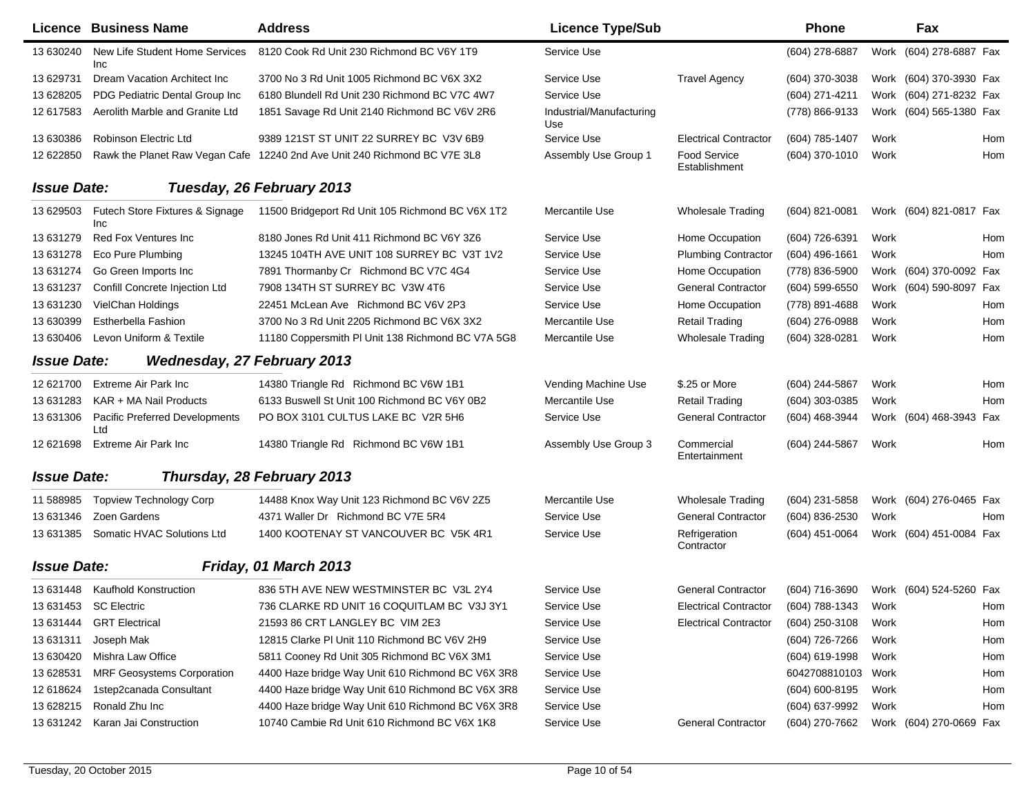| Licence | Business Name | Address | Licence Type/Sub | | Phone | | Fax | |
|---|---|---|---|---|---|---|---|---|
| 13 630240 | New Life Student Home Services Inc | 8120 Cook Rd Unit 230 Richmond BC V6Y 1T9 | Service Use | | (604) 278-6887 | Work | (604) 278-6887 | Fax |
| 13 629731 | Dream Vacation Architect Inc | 3700 No 3 Rd Unit 1005 Richmond BC V6X 3X2 | Service Use | Travel Agency | (604) 370-3038 | Work | (604) 370-3930 | Fax |
| 13 628205 | PDG Pediatric Dental Group Inc | 6180 Blundell Rd Unit 230 Richmond BC V7C 4W7 | Service Use | | (604) 271-4211 | Work | (604) 271-8232 | Fax |
| 12 617583 | Aerolith Marble and Granite Ltd | 1851 Savage Rd Unit 2140 Richmond BC V6V 2R6 | Industrial/Manufacturing Use | | (778) 866-9133 | Work | (604) 565-1380 | Fax |
| 13 630386 | Robinson Electric Ltd | 9389 121ST ST UNIT 22 SURREY BC V3V 6B9 | Service Use | Electrical Contractor | (604) 785-1407 | Work | | Hom |
| 12 622850 | Rawk the Planet Raw Vegan Cafe | 12240 2nd Ave Unit 240 Richmond BC V7E 3L8 | Assembly Use Group 1 | Food Service Establishment | (604) 370-1010 | Work | | Hom |

**Issue Date:** ***Tuesday, 26 February 2013***

| Licence | Business Name | Address | Licence Type/Sub | | Phone | | Fax | |
|---|---|---|---|---|---|---|---|---|
| 13 629503 | Futech Store Fixtures & Signage Inc | 11500 Bridgeport Rd Unit 105 Richmond BC V6X 1T2 | Mercantile Use | Wholesale Trading | (604) 821-0081 | Work | (604) 821-0817 | Fax |
| 13 631279 | Red Fox Ventures Inc | 8180 Jones Rd Unit 411 Richmond BC V6Y 3Z6 | Service Use | Home Occupation | (604) 726-6391 | Work | | Hom |
| 13 631278 | Eco Pure Plumbing | 13245 104TH AVE UNIT 108 SURREY BC V3T 1V2 | Service Use | Plumbing Contractor | (604) 496-1661 | Work | | Hom |
| 13 631274 | Go Green Imports Inc | 7891 Thormanby Cr Richmond BC V7C 4G4 | Service Use | Home Occupation | (778) 836-5900 | Work | (604) 370-0092 | Fax |
| 13 631237 | Confill Concrete Injection Ltd | 7908 134TH ST SURREY BC V3W 4T6 | Service Use | General Contractor | (604) 599-6550 | Work | (604) 590-8097 | Fax |
| 13 631230 | VielChan Holdings | 22451 McLean Ave Richmond BC V6V 2P3 | Service Use | Home Occupation | (778) 891-4688 | Work | | Hom |
| 13 630399 | Estherbella Fashion | 3700 No 3 Rd Unit 2205 Richmond BC V6X 3X2 | Mercantile Use | Retail Trading | (604) 276-0988 | Work | | Hom |
| 13 630406 | Levon Uniform & Textile | 11180 Coppersmith Pl Unit 138 Richmond BC V7A 5G8 | Mercantile Use | Wholesale Trading | (604) 328-0281 | Work | | Hom |

**Issue Date:** ***Wednesday, 27 February 2013***

| Licence | Business Name | Address | Licence Type/Sub | | Phone | | Fax | |
|---|---|---|---|---|---|---|---|---|
| 12 621700 | Extreme Air Park Inc | 14380 Triangle Rd Richmond BC V6W 1B1 | Vending Machine Use | $.25 or More | (604) 244-5867 | Work | | Hom |
| 13 631283 | KAR + MA Nail Products | 6133 Buswell St Unit 100 Richmond BC V6Y 0B2 | Mercantile Use | Retail Trading | (604) 303-0385 | Work | | Hom |
| 13 631306 | Pacific Preferred Developments Ltd | PO BOX 3101 CULTUS LAKE BC V2R 5H6 | Service Use | General Contractor | (604) 468-3944 | Work | (604) 468-3943 | Fax |
| 12 621698 | Extreme Air Park Inc | 14380 Triangle Rd Richmond BC V6W 1B1 | Assembly Use Group 3 | Commercial Entertainment | (604) 244-5867 | Work | | Hom |

**Issue Date:** ***Thursday, 28 February 2013***

| Licence | Business Name | Address | Licence Type/Sub | | Phone | | Fax | |
|---|---|---|---|---|---|---|---|---|
| 11 588985 | Topview Technology Corp | 14488 Knox Way Unit 123 Richmond BC V6V 2Z5 | Mercantile Use | Wholesale Trading | (604) 231-5858 | Work | (604) 276-0465 | Fax |
| 13 631346 | Zoen Gardens | 4371 Waller Dr Richmond BC V7E 5R4 | Service Use | General Contractor | (604) 836-2530 | Work | | Hom |
| 13 631385 | Somatic HVAC Solutions Ltd | 1400 KOOTENAY ST VANCOUVER BC V5K 4R1 | Service Use | Refrigeration Contractor | (604) 451-0064 | Work | (604) 451-0084 | Fax |

**Issue Date:** ***Friday, 01 March 2013***

| Licence | Business Name | Address | Licence Type/Sub | | Phone | | Fax | |
|---|---|---|---|---|---|---|---|---|
| 13 631448 | Kaufhold Konstruction | 836 5TH AVE NEW WESTMINSTER BC V3L 2Y4 | Service Use | General Contractor | (604) 716-3690 | Work | (604) 524-5260 | Fax |
| 13 631453 | SC Electric | 736 CLARKE RD UNIT 16 COQUITLAM BC V3J 3Y1 | Service Use | Electrical Contractor | (604) 788-1343 | Work | | Hom |
| 13 631444 | GRT Electrical | 21593 86 CRT LANGLEY BC VIM 2E3 | Service Use | Electrical Contractor | (604) 250-3108 | Work | | Hom |
| 13 631311 | Joseph Mak | 12815 Clarke Pl Unit 110 Richmond BC V6V 2H9 | Service Use | | (604) 726-7266 | Work | | Hom |
| 13 630420 | Mishra Law Office | 5811 Cooney Rd Unit 305 Richmond BC V6X 3M1 | Service Use | | (604) 619-1998 | Work | | Hom |
| 13 628531 | MRF Geosystems Corporation | 4400 Haze bridge Way Unit 610 Richmond BC V6X 3R8 | Service Use | | 6042708810103 | Work | | Hom |
| 12 618624 | 1step2canada Consultant | 4400 Haze bridge Way Unit 610 Richmond BC V6X 3R8 | Service Use | | (604) 600-8195 | Work | | Hom |
| 13 628215 | Ronald Zhu Inc | 4400 Haze bridge Way Unit 610 Richmond BC V6X 3R8 | Service Use | | (604) 637-9992 | Work | | Hom |
| 13 631242 | Karan Jai Construction | 10740 Cambie Rd Unit 610 Richmond BC V6X 1K8 | Service Use | General Contractor | (604) 270-7662 | Work | (604) 270-0669 | Fax |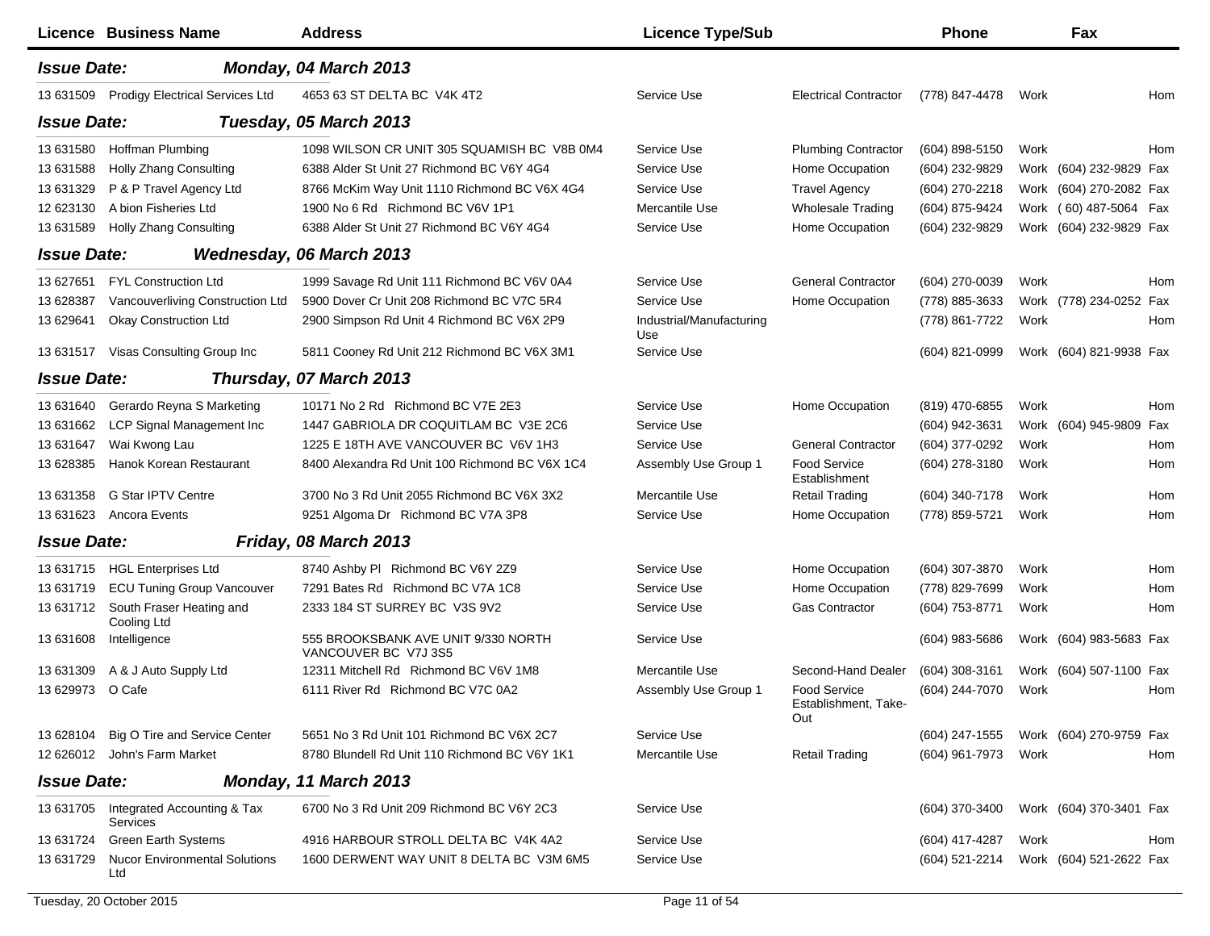| Licence | Business Name | Address | Licence Type/Sub | | Phone | | Fax | |
|---|---|---|---|---|---|---|---|---|
| ***Issue Date:*** | | ***Monday, 04 March 2013*** | | | | | | |
| 13 631509 | Prodigy Electrical Services Ltd | 4653 63 ST DELTA BC V4K 4T2 | Service Use | Electrical Contractor | (778) 847-4478 | Work | | Hom |
| ***Issue Date:*** | | ***Tuesday, 05 March 2013*** | | | | | | |
| 13 631580 | Hoffman Plumbing | 1098 WILSON CR UNIT 305 SQUAMISH BC V8B 0M4 | Service Use | Plumbing Contractor | (604) 898-5150 | Work | | Hom |
| 13 631588 | Holly Zhang Consulting | 6388 Alder St Unit 27 Richmond BC V6Y 4G4 | Service Use | Home Occupation | (604) 232-9829 | Work | (604) 232-9829 | Fax |
| 13 631329 | P & P Travel Agency Ltd | 8766 McKim Way Unit 1110 Richmond BC V6X 4G4 | Service Use | Travel Agency | (604) 270-2218 | Work | (604) 270-2082 | Fax |
| 12 623130 | A bion Fisheries Ltd | 1900 No 6 Rd Richmond BC V6V 1P1 | Mercantile Use | Wholesale Trading | (604) 875-9424 | Work | ( 60) 487-5064 | Fax |
| 13 631589 | Holly Zhang Consulting | 6388 Alder St Unit 27 Richmond BC V6Y 4G4 | Service Use | Home Occupation | (604) 232-9829 | Work | (604) 232-9829 | Fax |
| ***Issue Date:*** | | ***Wednesday, 06 March 2013*** | | | | | | |
| 13 627651 | FYL Construction Ltd | 1999 Savage Rd Unit 111 Richmond BC V6V 0A4 | Service Use | General Contractor | (604) 270-0039 | Work | | Hom |
| 13 628387 | Vancouverliving Construction Ltd | 5900 Dover Cr Unit 208 Richmond BC V7C 5R4 | Service Use | Home Occupation | (778) 885-3633 | Work | (778) 234-0252 | Fax |
| 13 629641 | Okay Construction Ltd | 2900 Simpson Rd Unit 4 Richmond BC V6X 2P9 | Industrial/Manufacturing Use | | (778) 861-7722 | Work | | Hom |
| 13 631517 | Visas Consulting Group Inc | 5811 Cooney Rd Unit 212 Richmond BC V6X 3M1 | Service Use | | (604) 821-0999 | Work | (604) 821-9938 | Fax |
| ***Issue Date:*** | | ***Thursday, 07 March 2013*** | | | | | | |
| 13 631640 | Gerardo Reyna S Marketing | 10171 No 2 Rd Richmond BC V7E 2E3 | Service Use | Home Occupation | (819) 470-6855 | Work | | Hom |
| 13 631662 | LCP Signal Management Inc | 1447 GABRIOLA DR COQUITLAM BC V3E 2C6 | Service Use | | (604) 942-3631 | Work | (604) 945-9809 | Fax |
| 13 631647 | Wai Kwong Lau | 1225 E 18TH AVE VANCOUVER BC V6V 1H3 | Service Use | General Contractor | (604) 377-0292 | Work | | Hom |
| 13 628385 | Hanok Korean Restaurant | 8400 Alexandra Rd Unit 100 Richmond BC V6X 1C4 | Assembly Use Group 1 | Food Service Establishment | (604) 278-3180 | Work | | Hom |
| 13 631358 | G Star IPTV Centre | 3700 No 3 Rd Unit 2055 Richmond BC V6X 3X2 | Mercantile Use | Retail Trading | (604) 340-7178 | Work | | Hom |
| 13 631623 | Ancora Events | 9251 Algoma Dr Richmond BC V7A 3P8 | Service Use | Home Occupation | (778) 859-5721 | Work | | Hom |
| ***Issue Date:*** | | ***Friday, 08 March 2013*** | | | | | | |
| 13 631715 | HGL Enterprises Ltd | 8740 Ashby Pl Richmond BC V6Y 2Z9 | Service Use | Home Occupation | (604) 307-3870 | Work | | Hom |
| 13 631719 | ECU Tuning Group Vancouver | 7291 Bates Rd Richmond BC V7A 1C8 | Service Use | Home Occupation | (778) 829-7699 | Work | | Hom |
| 13 631712 | South Fraser Heating and Cooling Ltd | 2333 184 ST SURREY BC V3S 9V2 | Service Use | Gas Contractor | (604) 753-8771 | Work | | Hom |
| 13 631608 | Intelligence | 555 BROOKSBANK AVE UNIT 9/330 NORTH VANCOUVER BC V7J 3S5 | Service Use | | (604) 983-5686 | Work | (604) 983-5683 | Fax |
| 13 631309 | A & J Auto Supply Ltd | 12311 Mitchell Rd Richmond BC V6V 1M8 | Mercantile Use | Second-Hand Dealer | (604) 308-3161 | Work | (604) 507-1100 | Fax |
| 13 629973 | O Cafe | 6111 River Rd Richmond BC V7C 0A2 | Assembly Use Group 1 | Food Service Establishment, Take-Out | (604) 244-7070 | Work | | Hom |
| 13 628104 | Big O Tire and Service Center | 5651 No 3 Rd Unit 101 Richmond BC V6X 2C7 | Service Use | | (604) 247-1555 | Work | (604) 270-9759 | Fax |
| 12 626012 | John's Farm Market | 8780 Blundell Rd Unit 110 Richmond BC V6Y 1K1 | Mercantile Use | Retail Trading | (604) 961-7973 | Work | | Hom |
| ***Issue Date:*** | | ***Monday, 11 March 2013*** | | | | | | |
| 13 631705 | Integrated Accounting & Tax Services | 6700 No 3 Rd Unit 209 Richmond BC V6Y 2C3 | Service Use | | (604) 370-3400 | Work | (604) 370-3401 | Fax |
| 13 631724 | Green Earth Systems | 4916 HARBOUR STROLL DELTA BC V4K 4A2 | Service Use | | (604) 417-4287 | Work | | Hom |
| 13 631729 | Nucor Environmental Solutions Ltd | 1600 DERWENT WAY UNIT 8 DELTA BC V3M 6M5 | Service Use | | (604) 521-2214 | Work | (604) 521-2622 | Fax |

Tuesday, 20 October 2015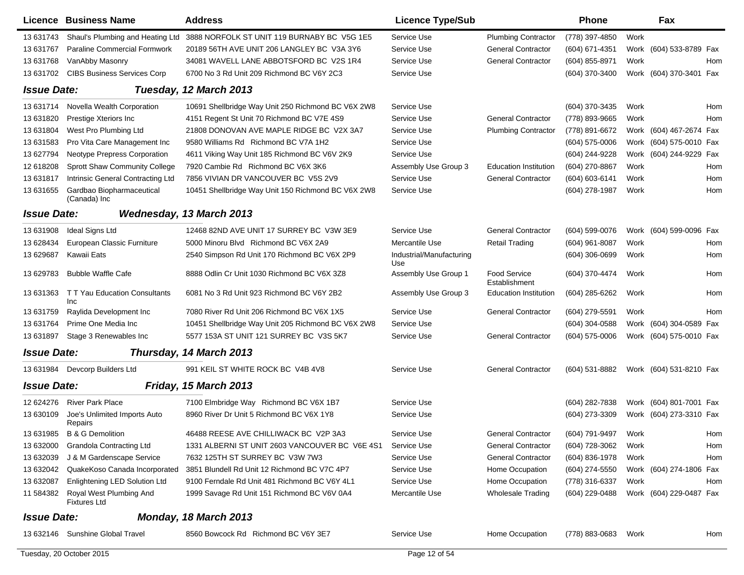| Licence | Business Name | Address | Licence Type/Sub | | Phone | | Fax | |
|---|---|---|---|---|---|---|---|---|
| 13 631743 | Shaul's Plumbing and Heating Ltd | 3888 NORFOLK ST UNIT 119 BURNABY BC V5G 1E5 | Service Use | Plumbing Contractor | (778) 397-4850 | Work | | |
| 13 631767 | Paraline Commercial Formwork | 20189 56TH AVE UNIT 206 LANGLEY BC V3A 3Y6 | Service Use | General Contractor | (604) 671-4351 | Work | (604) 533-8789 | Fax |
| 13 631768 | VanAbby Masonry | 34081 WAVELL LANE ABBOTSFORD BC V2S 1R4 | Service Use | General Contractor | (604) 855-8971 | Work | | Hom |
| 13 631702 | CIBS Business Services Corp | 6700 No 3 Rd Unit 209 Richmond BC V6Y 2C3 | Service Use | | (604) 370-3400 | Work | (604) 370-3401 | Fax |

**Issue Date:** ***Tuesday, 12 March 2013***

| Licence | Business Name | Address | Licence Type/Sub | | Phone | | Fax | |
|---|---|---|---|---|---|---|---|---|
| 13 631714 | Novella Wealth Corporation | 10691 Shellbridge Way Unit 250 Richmond BC V6X 2W8 | Service Use | | (604) 370-3435 | Work | | Hom |
| 13 631820 | Prestige Xteriors Inc | 4151 Regent St Unit 70 Richmond BC V7E 4S9 | Service Use | General Contractor | (778) 893-9665 | Work | | Hom |
| 13 631804 | West Pro Plumbing Ltd | 21808 DONOVAN AVE MAPLE RIDGE BC V2X 3A7 | Service Use | Plumbing Contractor | (778) 891-6672 | Work | (604) 467-2674 | Fax |
| 13 631583 | Pro Vita Care Management Inc | 9580 Williams Rd Richmond BC V7A 1H2 | Service Use | | (604) 575-0006 | Work | (604) 575-0010 | Fax |
| 13 627794 | Neotype Prepress Corporation | 4611 Viking Way Unit 185 Richmond BC V6V 2K9 | Service Use | | (604) 244-9228 | Work | (604) 244-9229 | Fax |
| 12 618208 | Sprott Shaw Community College | 7920 Cambie Rd Richmond BC V6X 3K6 | Assembly Use Group 3 | Education Institution | (604) 270-8867 | Work | | Hom |
| 13 631817 | Intrinsic General Contracting Ltd | 7856 VIVIAN DR VANCOUVER BC V5S 2V9 | Service Use | General Contractor | (604) 603-6141 | Work | | Hom |
| 13 631655 | Gardbao Biopharmaceutical (Canada) Inc | 10451 Shellbridge Way Unit 150 Richmond BC V6X 2W8 | Service Use | | (604) 278-1987 | Work | | Hom |

**Issue Date:** ***Wednesday, 13 March 2013***

| Licence | Business Name | Address | Licence Type/Sub | | Phone | | Fax | |
|---|---|---|---|---|---|---|---|---|
| 13 631908 | Ideal Signs Ltd | 12468 82ND AVE UNIT 17 SURREY BC V3W 3E9 | Service Use | General Contractor | (604) 599-0076 | Work | (604) 599-0096 | Fax |
| 13 628434 | European Classic Furniture | 5000 Minoru Blvd Richmond BC V6X 2A9 | Mercantile Use | Retail Trading | (604) 961-8087 | Work | | Hom |
| 13 629687 | Kawaii Eats | 2540 Simpson Rd Unit 170 Richmond BC V6X 2P9 | Industrial/Manufacturing Use | | (604) 306-0699 | Work | | Hom |
| 13 629783 | Bubble Waffle Cafe | 8888 Odlin Cr Unit 1030 Richmond BC V6X 3Z8 | Assembly Use Group 1 | Food Service Establishment | (604) 370-4474 | Work | | Hom |
| 13 631363 | T T Yau Education Consultants Inc | 6081 No 3 Rd Unit 923 Richmond BC V6Y 2B2 | Assembly Use Group 3 | Education Institution | (604) 285-6262 | Work | | Hom |
| 13 631759 | Raylida Development Inc | 7080 River Rd Unit 206 Richmond BC V6X 1X5 | Service Use | General Contractor | (604) 279-5591 | Work | | Hom |
| 13 631764 | Prime One Media Inc | 10451 Shellbridge Way Unit 205 Richmond BC V6X 2W8 | Service Use | | (604) 304-0588 | Work | (604) 304-0589 | Fax |
| 13 631897 | Stage 3 Renewables Inc | 5577 153A ST UNIT 121 SURREY BC V3S 5K7 | Service Use | General Contractor | (604) 575-0006 | Work | (604) 575-0010 | Fax |

**Issue Date:** ***Thursday, 14 March 2013***

| Licence | Business Name | Address | Licence Type/Sub | | Phone | | Fax | |
|---|---|---|---|---|---|---|---|---|
| 13 631984 | Devcorp Builders Ltd | 991 KEIL ST WHITE ROCK BC V4B 4V8 | Service Use | General Contractor | (604) 531-8882 | Work | (604) 531-8210 | Fax |

**Issue Date:** ***Friday, 15 March 2013***

| Licence | Business Name | Address | Licence Type/Sub | | Phone | | Fax | |
|---|---|---|---|---|---|---|---|---|
| 12 624276 | River Park Place | 7100 Elmbridge Way Richmond BC V6X 1B7 | Service Use | | (604) 282-7838 | Work | (604) 801-7001 | Fax |
| 13 630109 | Joe's Unlimited Imports Auto Repairs | 8960 River Dr Unit 5 Richmond BC V6X 1Y8 | Service Use | | (604) 273-3309 | Work | (604) 273-3310 | Fax |
| 13 631985 | B & G Demolition | 46488 REESE AVE CHILLIWACK BC V2P 3A3 | Service Use | General Contractor | (604) 791-9497 | Work | | Hom |
| 13 632000 | Grandola Contracting Ltd | 1331 ALBERNI ST UNIT 2603 VANCOUVER BC V6E 4S1 | Service Use | General Contractor | (604) 728-3062 | Work | | Hom |
| 13 632039 | J & M Gardenscape Service | 7632 125TH ST SURREY BC V3W 7W3 | Service Use | General Contractor | (604) 836-1978 | Work | | Hom |
| 13 632042 | QuakeKoso Canada Incorporated | 3851 Blundell Rd Unit 12 Richmond BC V7C 4P7 | Service Use | Home Occupation | (604) 274-5550 | Work | (604) 274-1806 | Fax |
| 13 632087 | Enlightening LED Solution Ltd | 9100 Ferndale Rd Unit 481 Richmond BC V6Y 4L1 | Service Use | Home Occupation | (778) 316-6337 | Work | | Hom |
| 11 584382 | Royal West Plumbing And Fixtures Ltd | 1999 Savage Rd Unit 151 Richmond BC V6V 0A4 | Mercantile Use | Wholesale Trading | (604) 229-0488 | Work | (604) 229-0487 | Fax |

**Issue Date:** ***Monday, 18 March 2013***

| Licence | Business Name | Address | Licence Type/Sub | | Phone | | Fax | |
|---|---|---|---|---|---|---|---|---|
| 13 632146 | Sunshine Global Travel | 8560 Bowcock Rd Richmond BC V6Y 3E7 | Service Use | Home Occupation | (778) 883-0683 | Work | | Hom |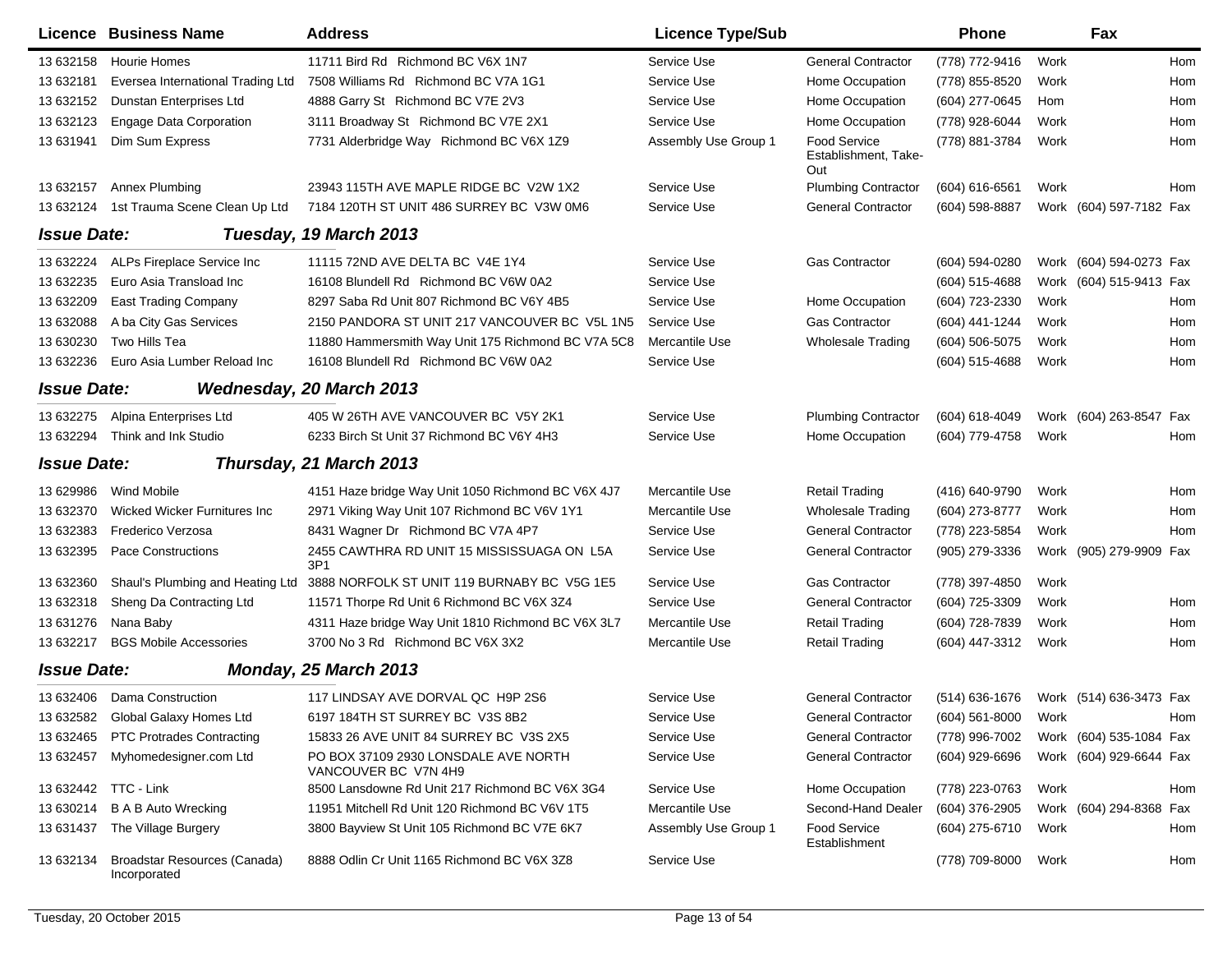| Licence | Business Name | Address | Licence Type/Sub | | Phone | | Fax | |
|---|---|---|---|---|---|---|---|---|
| 13 632158 | Hourie Homes | 11711 Bird Rd Richmond BC V6X 1N7 | Service Use | General Contractor | (778) 772-9416 | Work | | Hom |
| 13 632181 | Eversea International Trading Ltd | 7508 Williams Rd Richmond BC V7A 1G1 | Service Use | Home Occupation | (778) 855-8520 | Work | | Hom |
| 13 632152 | Dunstan Enterprises Ltd | 4888 Garry St Richmond BC V7E 2V3 | Service Use | Home Occupation | (604) 277-0645 | Hom | | Hom |
| 13 632123 | Engage Data Corporation | 3111 Broadway St Richmond BC V7E 2X1 | Service Use | Home Occupation | (778) 928-6044 | Work | | Hom |
| 13 631941 | Dim Sum Express | 7731 Alderbridge Way Richmond BC V6X 1Z9 | Assembly Use Group 1 | Food Service Establishment, Take-Out | (778) 881-3784 | Work | | Hom |
| 13 632157 | Annex Plumbing | 23943 115TH AVE MAPLE RIDGE BC V2W 1X2 | Service Use | Plumbing Contractor | (604) 616-6561 | Work | | Hom |
| 13 632124 | 1st Trauma Scene Clean Up Ltd | 7184 120TH ST UNIT 486 SURREY BC V3W 0M6 | Service Use | General Contractor | (604) 598-8887 | Work | (604) 597-7182 | Fax |
| ***Issue Date:*** | ***Tuesday, 19 March 2013*** | | | | | | | |
| 13 632224 | ALPs Fireplace Service Inc | 11115 72ND AVE DELTA BC V4E 1Y4 | Service Use | Gas Contractor | (604) 594-0280 | Work | (604) 594-0273 | Fax |
| 13 632235 | Euro Asia Transload Inc | 16108 Blundell Rd Richmond BC V6W 0A2 | Service Use | | (604) 515-4688 | Work | (604) 515-9413 | Fax |
| 13 632209 | East Trading Company | 8297 Saba Rd Unit 807 Richmond BC V6Y 4B5 | Service Use | Home Occupation | (604) 723-2330 | Work | | Hom |
| 13 632088 | A ba City Gas Services | 2150 PANDORA ST UNIT 217 VANCOUVER BC V5L 1N5 | Service Use | Gas Contractor | (604) 441-1244 | Work | | Hom |
| 13 630230 | Two Hills Tea | 11880 Hammersmith Way Unit 175 Richmond BC V7A 5C8 | Mercantile Use | Wholesale Trading | (604) 506-5075 | Work | | Hom |
| 13 632236 | Euro Asia Lumber Reload Inc | 16108 Blundell Rd Richmond BC V6W 0A2 | Service Use | | (604) 515-4688 | Work | | Hom |
| ***Issue Date:*** | ***Wednesday, 20 March 2013*** | | | | | | | |
| 13 632275 | Alpina Enterprises Ltd | 405 W 26TH AVE VANCOUVER BC V5Y 2K1 | Service Use | Plumbing Contractor | (604) 618-4049 | Work | (604) 263-8547 | Fax |
| 13 632294 | Think and Ink Studio | 6233 Birch St Unit 37 Richmond BC V6Y 4H3 | Service Use | Home Occupation | (604) 779-4758 | Work | | Hom |
| ***Issue Date:*** | ***Thursday, 21 March 2013*** | | | | | | | |
| 13 629986 | Wind Mobile | 4151 Haze bridge Way Unit 1050 Richmond BC V6X 4J7 | Mercantile Use | Retail Trading | (416) 640-9790 | Work | | Hom |
| 13 632370 | Wicked Wicker Furnitures Inc | 2971 Viking Way Unit 107 Richmond BC V6V 1Y1 | Mercantile Use | Wholesale Trading | (604) 273-8777 | Work | | Hom |
| 13 632383 | Frederico Verzosa | 8431 Wagner Dr Richmond BC V7A 4P7 | Service Use | General Contractor | (778) 223-5854 | Work | | Hom |
| 13 632395 | Pace Constructions | 2455 CAWTHRA RD UNIT 15 MISSISSUAGA ON L5A 3P1 | Service Use | General Contractor | (905) 279-3336 | Work | (905) 279-9909 | Fax |
| 13 632360 | Shaul's Plumbing and Heating Ltd | 3888 NORFOLK ST UNIT 119 BURNABY BC V5G 1E5 | Service Use | Gas Contractor | (778) 397-4850 | Work | | |
| 13 632318 | Sheng Da Contracting Ltd | 11571 Thorpe Rd Unit 6 Richmond BC V6X 3Z4 | Service Use | General Contractor | (604) 725-3309 | Work | | Hom |
| 13 631276 | Nana Baby | 4311 Haze bridge Way Unit 1810 Richmond BC V6X 3L7 | Mercantile Use | Retail Trading | (604) 728-7839 | Work | | Hom |
| 13 632217 | BGS Mobile Accessories | 3700 No 3 Rd Richmond BC V6X 3X2 | Mercantile Use | Retail Trading | (604) 447-3312 | Work | | Hom |
| ***Issue Date:*** | ***Monday, 25 March 2013*** | | | | | | | |
| 13 632406 | Dama Construction | 117 LINDSAY AVE DORVAL QC H9P 2S6 | Service Use | General Contractor | (514) 636-1676 | Work | (514) 636-3473 | Fax |
| 13 632582 | Global Galaxy Homes Ltd | 6197 184TH ST SURREY BC V3S 8B2 | Service Use | General Contractor | (604) 561-8000 | Work | | Hom |
| 13 632465 | PTC Protrades Contracting | 15833 26 AVE UNIT 84 SURREY BC V3S 2X5 | Service Use | General Contractor | (778) 996-7002 | Work | (604) 535-1084 | Fax |
| 13 632457 | Myhomedesigner.com Ltd | PO BOX 37109 2930 LONSDALE AVE NORTH VANCOUVER BC V7N 4H9 | Service Use | General Contractor | (604) 929-6696 | Work | (604) 929-6644 | Fax |
| 13 632442 | TTC - Link | 8500 Lansdowne Rd Unit 217 Richmond BC V6X 3G4 | Service Use | Home Occupation | (778) 223-0763 | Work | | Hom |
| 13 630214 | B A B Auto Wrecking | 11951 Mitchell Rd Unit 120 Richmond BC V6V 1T5 | Mercantile Use | Second-Hand Dealer | (604) 376-2905 | Work | (604) 294-8368 | Fax |
| 13 631437 | The Village Burgery | 3800 Bayview St Unit 105 Richmond BC V7E 6K7 | Assembly Use Group 1 | Food Service Establishment | (604) 275-6710 | Work | | Hom |
| 13 632134 | Broadstar Resources (Canada) Incorporated | 8888 Odlin Cr Unit 1165 Richmond BC V6X 3Z8 | Service Use | | (778) 709-8000 | Work | | Hom |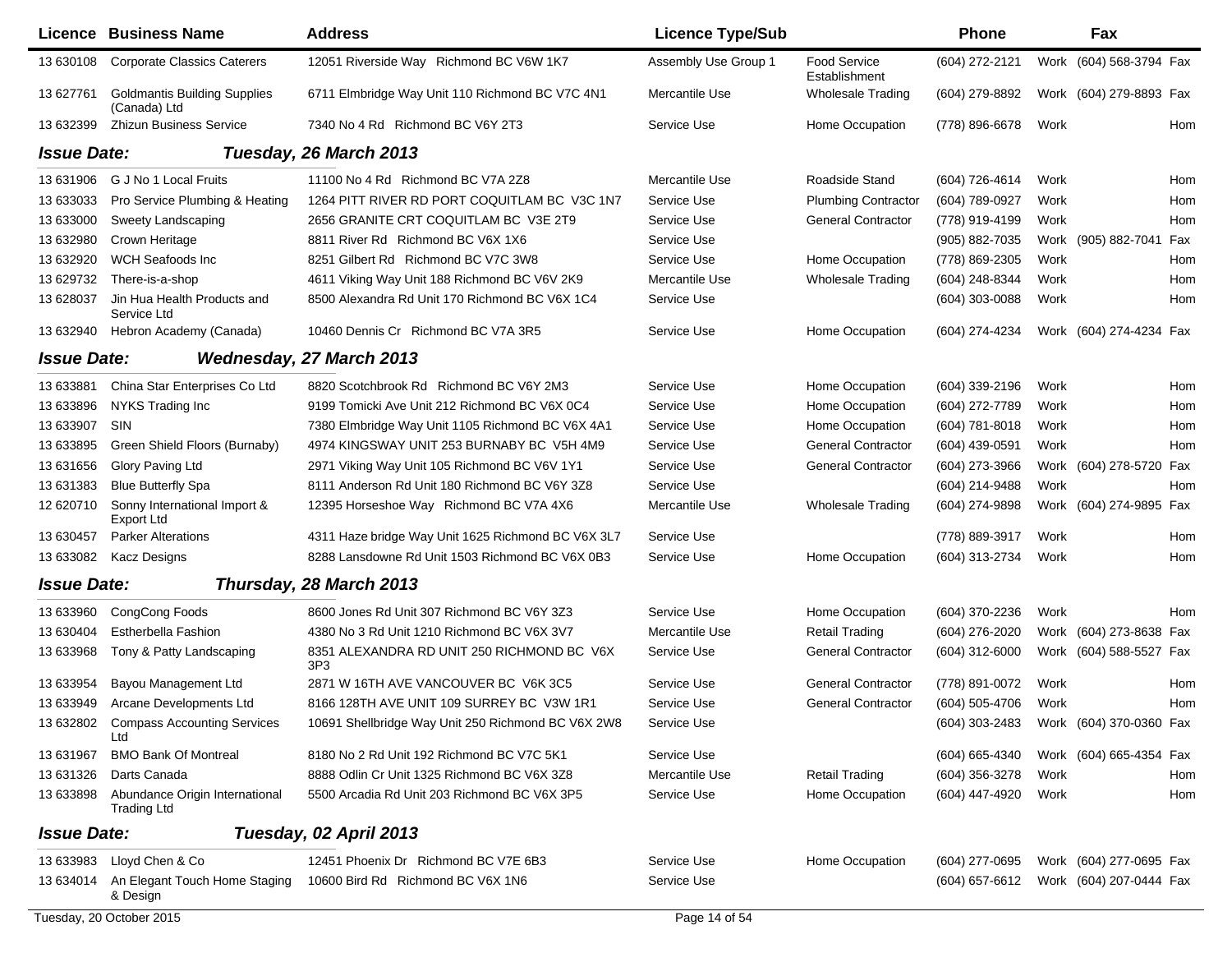| Licence | Business Name | Address | Licence Type/Sub | | Phone | | Fax | |
|---|---|---|---|---|---|---|---|---|
| 13 630108 | Corporate Classics Caterers | 12051 Riverside Way Richmond BC V6W 1K7 | Assembly Use Group 1 | Food Service Establishment | (604) 272-2121 | Work | (604) 568-3794 | Fax |
| 13 627761 | Goldmantis Building Supplies (Canada) Ltd | 6711 Elmbridge Way Unit 110 Richmond BC V7C 4N1 | Mercantile Use | Wholesale Trading | (604) 279-8892 | Work | (604) 279-8893 | Fax |
| 13 632399 | Zhizun Business Service | 7340 No 4 Rd Richmond BC V6Y 2T3 | Service Use | Home Occupation | (778) 896-6678 | Work | | Hom |

**Issue Date: Tuesday, 26 March 2013**

| Licence | Business Name | Address | Licence Type/Sub | | Phone | | Fax | |
|---|---|---|---|---|---|---|---|---|
| 13 631906 | G J No 1 Local Fruits | 11100 No 4 Rd Richmond BC V7A 2Z8 | Mercantile Use | Roadside Stand | (604) 726-4614 | Work | | Hom |
| 13 633033 | Pro Service Plumbing & Heating | 1264 PITT RIVER RD PORT COQUITLAM BC V3C 1N7 | Service Use | Plumbing Contractor | (604) 789-0927 | Work | | Hom |
| 13 633000 | Sweety Landscaping | 2656 GRANITE CRT COQUITLAM BC V3E 2T9 | Service Use | General Contractor | (778) 919-4199 | Work | | Hom |
| 13 632980 | Crown Heritage | 8811 River Rd Richmond BC V6X 1X6 | Service Use | | (905) 882-7035 | Work | (905) 882-7041 | Fax |
| 13 632920 | WCH Seafoods Inc | 8251 Gilbert Rd Richmond BC V7C 3W8 | Service Use | Home Occupation | (778) 869-2305 | Work | | Hom |
| 13 629732 | There-is-a-shop | 4611 Viking Way Unit 188 Richmond BC V6V 2K9 | Mercantile Use | Wholesale Trading | (604) 248-8344 | Work | | Hom |
| 13 628037 | Jin Hua Health Products and Service Ltd | 8500 Alexandra Rd Unit 170 Richmond BC V6X 1C4 | Service Use | | (604) 303-0088 | Work | | Hom |
| 13 632940 | Hebron Academy (Canada) | 10460 Dennis Cr Richmond BC V7A 3R5 | Service Use | Home Occupation | (604) 274-4234 | Work | (604) 274-4234 | Fax |

**Issue Date: Wednesday, 27 March 2013**

| Licence | Business Name | Address | Licence Type/Sub | | Phone | | Fax | |
|---|---|---|---|---|---|---|---|---|
| 13 633881 | China Star Enterprises Co Ltd | 8820 Scotchbrook Rd Richmond BC V6Y 2M3 | Service Use | Home Occupation | (604) 339-2196 | Work | | Hom |
| 13 633896 | NYKS Trading Inc | 9199 Tomicki Ave Unit 212 Richmond BC V6X 0C4 | Service Use | Home Occupation | (604) 272-7789 | Work | | Hom |
| 13 633907 | SIN | 7380 Elmbridge Way Unit 1105 Richmond BC V6X 4A1 | Service Use | Home Occupation | (604) 781-8018 | Work | | Hom |
| 13 633895 | Green Shield Floors (Burnaby) | 4974 KINGSWAY UNIT 253 BURNABY BC V5H 4M9 | Service Use | General Contractor | (604) 439-0591 | Work | | Hom |
| 13 631656 | Glory Paving Ltd | 2971 Viking Way Unit 105 Richmond BC V6V 1Y1 | Service Use | General Contractor | (604) 273-3966 | Work | (604) 278-5720 | Fax |
| 13 631383 | Blue Butterfly Spa | 8111 Anderson Rd Unit 180 Richmond BC V6Y 3Z8 | Service Use | | (604) 214-9488 | Work | | Hom |
| 12 620710 | Sonny International Import & Export Ltd | 12395 Horseshoe Way Richmond BC V7A 4X6 | Mercantile Use | Wholesale Trading | (604) 274-9898 | Work | (604) 274-9895 | Fax |
| 13 630457 | Parker Alterations | 4311 Haze bridge Way Unit 1625 Richmond BC V6X 3L7 | Service Use | | (778) 889-3917 | Work | | Hom |
| 13 633082 | Kacz Designs | 8288 Lansdowne Rd Unit 1503 Richmond BC V6X 0B3 | Service Use | Home Occupation | (604) 313-2734 | Work | | Hom |

**Issue Date: Thursday, 28 March 2013**

| Licence | Business Name | Address | Licence Type/Sub | | Phone | | Fax | |
|---|---|---|---|---|---|---|---|---|
| 13 633960 | CongCong Foods | 8600 Jones Rd Unit 307 Richmond BC V6Y 3Z3 | Service Use | Home Occupation | (604) 370-2236 | Work | | Hom |
| 13 630404 | Estherbella Fashion | 4380 No 3 Rd Unit 1210 Richmond BC V6X 3V7 | Mercantile Use | Retail Trading | (604) 276-2020 | Work | (604) 273-8638 | Fax |
| 13 633968 | Tony & Patty Landscaping | 8351 ALEXANDRA RD UNIT 250 RICHMOND BC V6X 3P3 | Service Use | General Contractor | (604) 312-6000 | Work | (604) 588-5527 | Fax |
| 13 633954 | Bayou Management Ltd | 2871 W 16TH AVE VANCOUVER BC V6K 3C5 | Service Use | General Contractor | (778) 891-0072 | Work | | Hom |
| 13 633949 | Arcane Developments Ltd | 8166 128TH AVE UNIT 109 SURREY BC V3W 1R1 | Service Use | General Contractor | (604) 505-4706 | Work | | Hom |
| 13 632802 | Compass Accounting Services Ltd | 10691 Shellbridge Way Unit 250 Richmond BC V6X 2W8 | Service Use | | (604) 303-2483 | Work | (604) 370-0360 | Fax |
| 13 631967 | BMO Bank Of Montreal | 8180 No 2 Rd Unit 192 Richmond BC V7C 5K1 | Service Use | | (604) 665-4340 | Work | (604) 665-4354 | Fax |
| 13 631326 | Darts Canada | 8888 Odlin Cr Unit 1325 Richmond BC V6X 3Z8 | Mercantile Use | Retail Trading | (604) 356-3278 | Work | | Hom |
| 13 633898 | Abundance Origin International Trading Ltd | 5500 Arcadia Rd Unit 203 Richmond BC V6X 3P5 | Service Use | Home Occupation | (604) 447-4920 | Work | | Hom |

**Issue Date: Tuesday, 02 April 2013**

| Licence | Business Name | Address | Licence Type/Sub | | Phone | | Fax | |
|---|---|---|---|---|---|---|---|---|
| 13 633983 | Lloyd Chen & Co | 12451 Phoenix Dr Richmond BC V7E 6B3 | Service Use | Home Occupation | (604) 277-0695 | Work | (604) 277-0695 | Fax |
| 13 634014 | An Elegant Touch Home Staging & Design | 10600 Bird Rd Richmond BC V6X 1N6 | Service Use | | (604) 657-6612 | Work | (604) 207-0444 | Fax |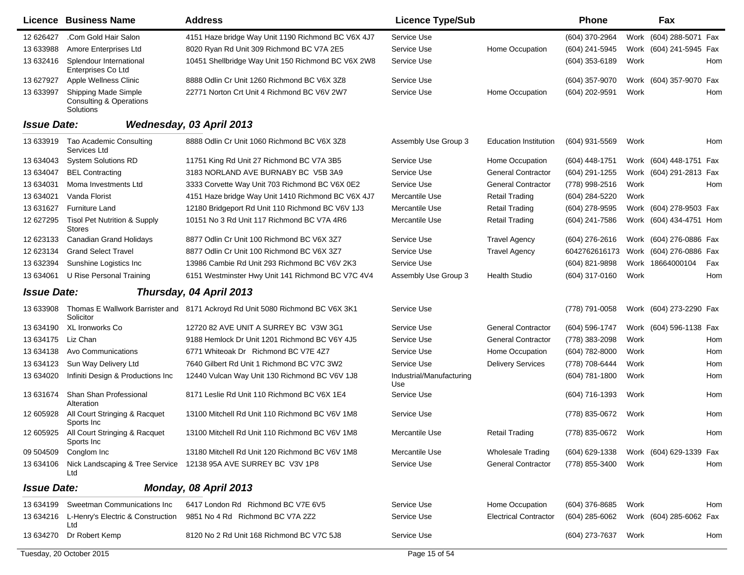| Licence | Business Name | Address | Licence Type/Sub | | Phone | | Fax | |
|---|---|---|---|---|---|---|---|---|
| 12 626427 | .Com Gold Hair Salon | 4151 Haze bridge Way Unit 1190 Richmond BC V6X 4J7 | Service Use | | (604) 370-2964 | Work | (604) 288-5071 | Fax |
| 13 633988 | Amore Enterprises Ltd | 8020 Ryan Rd Unit 309 Richmond BC V7A 2E5 | Service Use | Home Occupation | (604) 241-5945 | Work | (604) 241-5945 | Fax |
| 13 632416 | Splendour International Enterprises Co Ltd | 10451 Shellbridge Way Unit 150 Richmond BC V6X 2W8 | Service Use | | (604) 353-6189 | Work | | Hom |
| 13 627927 | Apple Wellness Clinic | 8888 Odlin Cr Unit 1260 Richmond BC V6X 3Z8 | Service Use | | (604) 357-9070 | Work | (604) 357-9070 | Fax |
| 13 633997 | Shipping Made Simple Consulting & Operations Solutions | 22771 Norton Crt Unit 4 Richmond BC V6V 2W7 | Service Use | Home Occupation | (604) 202-9591 | Work | | Hom |

**Issue Date:** ***Wednesday, 03 April 2013***

| Licence | Business Name | Address | Licence Type/Sub | | Phone | | Fax | |
|---|---|---|---|---|---|---|---|---|
| 13 633919 | Tao Academic Consulting Services Ltd | 8888 Odlin Cr Unit 1060 Richmond BC V6X 3Z8 | Assembly Use Group 3 | Education Institution | (604) 931-5569 | Work | | Hom |
| 13 634043 | System Solutions RD | 11751 King Rd Unit 27 Richmond BC V7A 3B5 | Service Use | Home Occupation | (604) 448-1751 | Work | (604) 448-1751 | Fax |
| 13 634047 | BEL Contracting | 3183 NORLAND AVE BURNABY BC V5B 3A9 | Service Use | General Contractor | (604) 291-1255 | Work | (604) 291-2813 | Fax |
| 13 634031 | Moma Investments Ltd | 3333 Corvette Way Unit 703 Richmond BC V6X 0E2 | Service Use | General Contractor | (778) 998-2516 | Work | | Hom |
| 13 634021 | Vanda Florist | 4151 Haze bridge Way Unit 1410 Richmond BC V6X 4J7 | Mercantile Use | Retail Trading | (604) 284-5220 | Work | | |
| 13 631627 | Furniture Land | 12180 Bridgeport Rd Unit 110 Richmond BC V6V 1J3 | Mercantile Use | Retail Trading | (604) 278-9595 | Work | (604) 278-9503 | Fax |
| 12 627295 | Tisol Pet Nutrition & Supply Stores | 10151 No 3 Rd Unit 117 Richmond BC V7A 4R6 | Mercantile Use | Retail Trading | (604) 241-7586 | Work | (604) 434-4751 | Hom |
| 12 623133 | Canadian Grand Holidays | 8877 Odlin Cr Unit 100 Richmond BC V6X 3Z7 | Service Use | Travel Agency | (604) 276-2616 | Work | (604) 276-0886 | Fax |
| 12 623134 | Grand Select Travel | 8877 Odlin Cr Unit 100 Richmond BC V6X 3Z7 | Service Use | Travel Agency | 6042762616173 | Work | (604) 276-0886 | Fax |
| 13 632394 | Sunshine Logistics Inc | 13986 Cambie Rd Unit 293 Richmond BC V6V 2K3 | Service Use | | (604) 821-9898 | Work | 18664000104 | Fax |
| 13 634061 | U Rise Personal Training | 6151 Westminster Hwy Unit 141 Richmond BC V7C 4V4 | Assembly Use Group 3 | Health Studio | (604) 317-0160 | Work | | Hom |

**Issue Date:** ***Thursday, 04 April 2013***

| Licence | Business Name | Address | Licence Type/Sub | | Phone | | Fax | |
|---|---|---|---|---|---|---|---|---|
| 13 633908 | Thomas E Wallwork Barrister and Solicitor | 8171 Ackroyd Rd Unit 5080 Richmond BC V6X 3K1 | Service Use | | (778) 791-0058 | Work | (604) 273-2290 | Fax |
| 13 634190 | XL Ironworks Co | 12720 82 AVE UNIT A SURREY BC V3W 3G1 | Service Use | General Contractor | (604) 596-1747 | Work | (604) 596-1138 | Fax |
| 13 634175 | Liz Chan | 9188 Hemlock Dr Unit 1201 Richmond BC V6Y 4J5 | Service Use | General Contractor | (778) 383-2098 | Work | | Hom |
| 13 634138 | Avo Communications | 6771 Whiteoak Dr Richmond BC V7E 4Z7 | Service Use | Home Occupation | (604) 782-8000 | Work | | Hom |
| 13 634123 | Sun Way Delivery Ltd | 7640 Gilbert Rd Unit 1 Richmond BC V7C 3W2 | Service Use | Delivery Services | (778) 708-6444 | Work | | Hom |
| 13 634020 | Infiniti Design & Productions Inc | 12440 Vulcan Way Unit 130 Richmond BC V6V 1J8 | Industrial/Manufacturing Use | | (604) 781-1800 | Work | | Hom |
| 13 631674 | Shan Shan Professional Alteration | 8171 Leslie Rd Unit 110 Richmond BC V6X 1E4 | Service Use | | (604) 716-1393 | Work | | Hom |
| 12 605928 | All Court Stringing & Racquet Sports Inc | 13100 Mitchell Rd Unit 110 Richmond BC V6V 1M8 | Service Use | | (778) 835-0672 | Work | | Hom |
| 12 605925 | All Court Stringing & Racquet Sports Inc | 13100 Mitchell Rd Unit 110 Richmond BC V6V 1M8 | Mercantile Use | Retail Trading | (778) 835-0672 | Work | | Hom |
| 09 504509 | Conglom Inc | 13180 Mitchell Rd Unit 120 Richmond BC V6V 1M8 | Mercantile Use | Wholesale Trading | (604) 629-1338 | Work | (604) 629-1339 | Fax |
| 13 634106 | Nick Landscaping & Tree Service Ltd | 12138 95A AVE SURREY BC V3V 1P8 | Service Use | General Contractor | (778) 855-3400 | Work | | Hom |

**Issue Date:** ***Monday, 08 April 2013***

| Licence | Business Name | Address | Licence Type/Sub | | Phone | | Fax | |
|---|---|---|---|---|---|---|---|---|
| 13 634199 | Sweetman Communications Inc | 6417 London Rd Richmond BC V7E 6V5 | Service Use | Home Occupation | (604) 376-8685 | Work | | Hom |
| 13 634216 | L-Henry's Electric & Construction Ltd | 9851 No 4 Rd Richmond BC V7A 2Z2 | Service Use | Electrical Contractor | (604) 285-6062 | Work | (604) 285-6062 | Fax |
| 13 634270 | Dr Robert Kemp | 8120 No 2 Rd Unit 168 Richmond BC V7C 5J8 | Service Use | | (604) 273-7637 | Work | | Hom |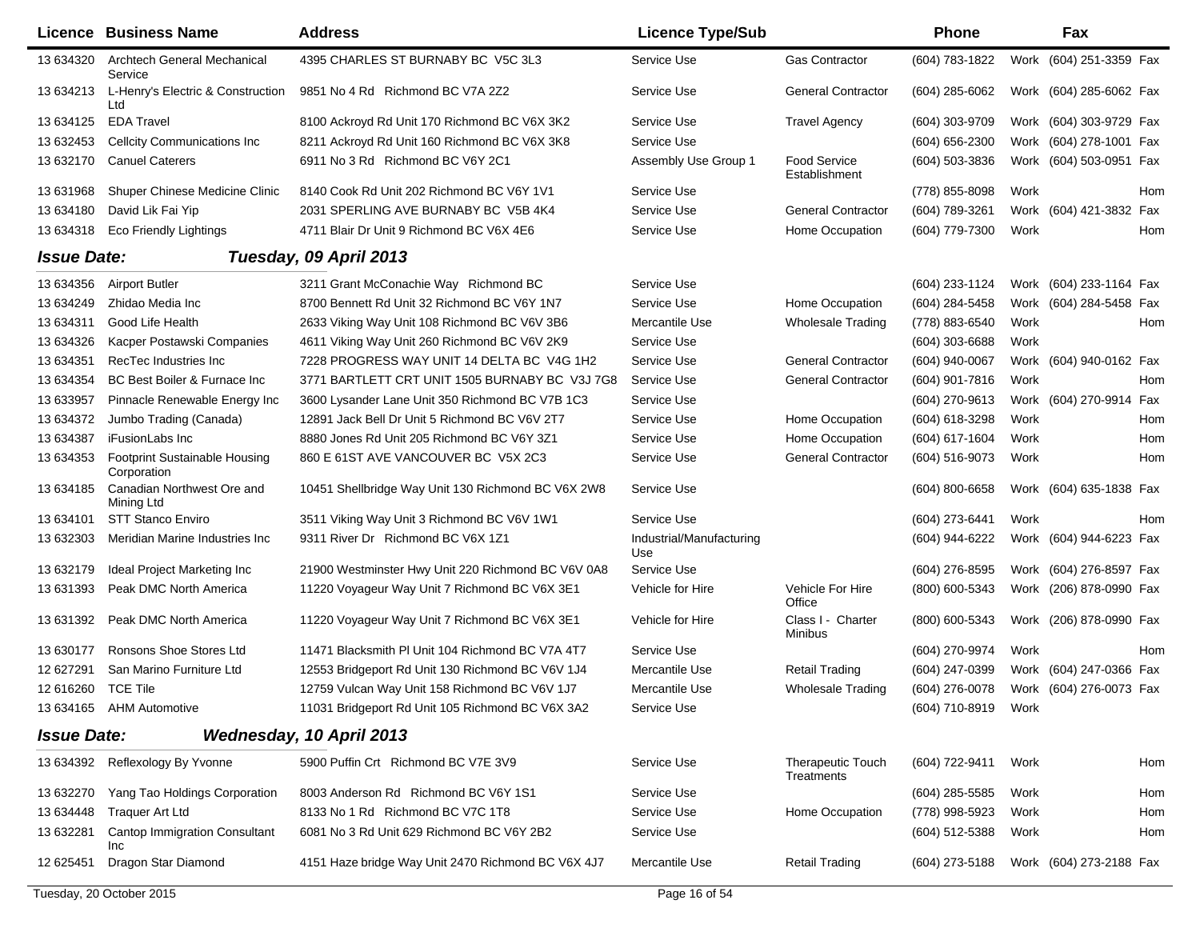| Licence | Business Name | Address | Licence Type/Sub | | Phone | | Fax | |
|---|---|---|---|---|---|---|---|---|
| 13 634320 | Archtech General Mechanical Service | 4395 CHARLES ST BURNABY BC V5C 3L3 | Service Use | Gas Contractor | (604) 783-1822 | Work | (604) 251-3359 | Fax |
| 13 634213 | L-Henry's Electric & Construction Ltd | 9851 No 4 Rd Richmond BC V7A 2Z2 | Service Use | General Contractor | (604) 285-6062 | Work | (604) 285-6062 | Fax |
| 13 634125 | EDA Travel | 8100 Ackroyd Rd Unit 170 Richmond BC V6X 3K2 | Service Use | Travel Agency | (604) 303-9709 | Work | (604) 303-9729 | Fax |
| 13 632453 | Cellcity Communications Inc | 8211 Ackroyd Rd Unit 160 Richmond BC V6X 3K8 | Service Use | | (604) 656-2300 | Work | (604) 278-1001 | Fax |
| 13 632170 | Canuel Caterers | 6911 No 3 Rd Richmond BC V6Y 2C1 | Assembly Use Group 1 | Food Service Establishment | (604) 503-3836 | Work | (604) 503-0951 | Fax |
| 13 631968 | Shuper Chinese Medicine Clinic | 8140 Cook Rd Unit 202 Richmond BC V6Y 1V1 | Service Use | | (778) 855-8098 | Work | | Hom |
| 13 634180 | David Lik Fai Yip | 2031 SPERLING AVE BURNABY BC V5B 4K4 | Service Use | General Contractor | (604) 789-3261 | Work | (604) 421-3832 | Fax |
| 13 634318 | Eco Friendly Lightings | 4711 Blair Dr Unit 9 Richmond BC V6X 4E6 | Service Use | Home Occupation | (604) 779-7300 | Work | | Hom |

**Issue Date:** ***Tuesday, 09 April 2013***

| Licence | Business Name | Address | Licence Type/Sub | | Phone | | Fax | |
|---|---|---|---|---|---|---|---|---|
| 13 634356 | Airport Butler | 3211 Grant McConachie Way Richmond BC | Service Use | | (604) 233-1124 | Work | (604) 233-1164 | Fax |
| 13 634249 | Zhidao Media Inc | 8700 Bennett Rd Unit 32 Richmond BC V6Y 1N7 | Service Use | Home Occupation | (604) 284-5458 | Work | (604) 284-5458 | Fax |
| 13 634311 | Good Life Health | 2633 Viking Way Unit 108 Richmond BC V6V 3B6 | Mercantile Use | Wholesale Trading | (778) 883-6540 | Work | | Hom |
| 13 634326 | Kacper Postawski Companies | 4611 Viking Way Unit 260 Richmond BC V6V 2K9 | Service Use | | (604) 303-6688 | Work | | |
| 13 634351 | RecTec Industries Inc | 7228 PROGRESS WAY UNIT 14 DELTA BC V4G 1H2 | Service Use | General Contractor | (604) 940-0067 | Work | (604) 940-0162 | Fax |
| 13 634354 | BC Best Boiler & Furnace Inc | 3771 BARTLETT CRT UNIT 1505 BURNABY BC V3J 7G8 | Service Use | General Contractor | (604) 901-7816 | Work | | Hom |
| 13 633957 | Pinnacle Renewable Energy Inc | 3600 Lysander Lane Unit 350 Richmond BC V7B 1C3 | Service Use | | (604) 270-9613 | Work | (604) 270-9914 | Fax |
| 13 634372 | Jumbo Trading (Canada) | 12891 Jack Bell Dr Unit 5 Richmond BC V6V 2T7 | Service Use | Home Occupation | (604) 618-3298 | Work | | Hom |
| 13 634387 | iFusionLabs Inc | 8880 Jones Rd Unit 205 Richmond BC V6Y 3Z1 | Service Use | Home Occupation | (604) 617-1604 | Work | | Hom |
| 13 634353 | Footprint Sustainable Housing Corporation | 860 E 61ST AVE VANCOUVER BC V5X 2C3 | Service Use | General Contractor | (604) 516-9073 | Work | | Hom |
| 13 634185 | Canadian Northwest Ore and Mining Ltd | 10451 Shellbridge Way Unit 130 Richmond BC V6X 2W8 | Service Use | | (604) 800-6658 | Work | (604) 635-1838 | Fax |
| 13 634101 | STT Stanco Enviro | 3511 Viking Way Unit 3 Richmond BC V6V 1W1 | Service Use | | (604) 273-6441 | Work | | Hom |
| 13 632303 | Meridian Marine Industries Inc | 9311 River Dr Richmond BC V6X 1Z1 | Industrial/Manufacturing Use | | (604) 944-6222 | Work | (604) 944-6223 | Fax |
| 13 632179 | Ideal Project Marketing Inc | 21900 Westminster Hwy Unit 220 Richmond BC V6V 0A8 | Service Use | | (604) 276-8595 | Work | (604) 276-8597 | Fax |
| 13 631393 | Peak DMC North America | 11220 Voyageur Way Unit 7 Richmond BC V6X 3E1 | Vehicle for Hire | Vehicle For Hire Office | (800) 600-5343 | Work | (206) 878-0990 | Fax |
| 13 631392 | Peak DMC North America | 11220 Voyageur Way Unit 7 Richmond BC V6X 3E1 | Vehicle for Hire | Class I - Charter Minibus | (800) 600-5343 | Work | (206) 878-0990 | Fax |
| 13 630177 | Ronsons Shoe Stores Ltd | 11471 Blacksmith Pl Unit 104 Richmond BC V7A 4T7 | Service Use | | (604) 270-9974 | Work | | Hom |
| 12 627291 | San Marino Furniture Ltd | 12553 Bridgeport Rd Unit 130 Richmond BC V6V 1J4 | Mercantile Use | Retail Trading | (604) 247-0399 | Work | (604) 247-0366 | Fax |
| 12 616260 | TCE Tile | 12759 Vulcan Way Unit 158 Richmond BC V6V 1J7 | Mercantile Use | Wholesale Trading | (604) 276-0078 | Work | (604) 276-0073 | Fax |
| 13 634165 | AHM Automotive | 11031 Bridgeport Rd Unit 105 Richmond BC V6X 3A2 | Service Use | | (604) 710-8919 | Work | | |

**Issue Date:** ***Wednesday, 10 April 2013***

| Licence | Business Name | Address | Licence Type/Sub | | Phone | | Fax | |
|---|---|---|---|---|---|---|---|---|
| 13 634392 | Reflexology By Yvonne | 5900 Puffin Crt Richmond BC V7E 3V9 | Service Use | Therapeutic Touch Treatments | (604) 722-9411 | Work | | Hom |
| 13 632270 | Yang Tao Holdings Corporation | 8003 Anderson Rd Richmond BC V6Y 1S1 | Service Use | | (604) 285-5585 | Work | | Hom |
| 13 634448 | Traquer Art Ltd | 8133 No 1 Rd Richmond BC V7C 1T8 | Service Use | Home Occupation | (778) 998-5923 | Work | | Hom |
| 13 632281 | Cantop Immigration Consultant Inc | 6081 No 3 Rd Unit 629 Richmond BC V6Y 2B2 | Service Use | | (604) 512-5388 | Work | | Hom |
| 12 625451 | Dragon Star Diamond | 4151 Haze bridge Way Unit 2470 Richmond BC V6X 4J7 | Mercantile Use | Retail Trading | (604) 273-5188 | Work | (604) 273-2188 | Fax |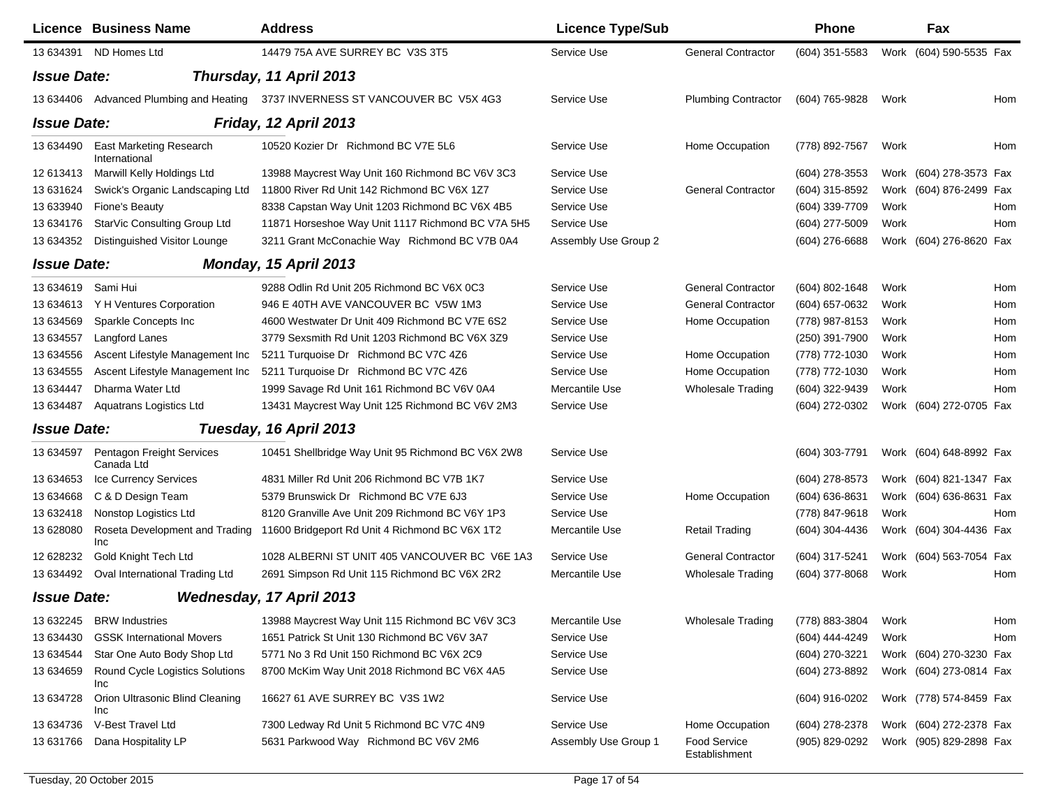| Licence | Business Name | Address | Licence Type/Sub | | Phone | | Fax | |
|---|---|---|---|---|---|---|---|---|
| 13 634391 | ND Homes Ltd | 14479 75A AVE SURREY BC V3S 3T5 | Service Use | General Contractor | (604) 351-5583 | Work | (604) 590-5535 | Fax |

**Issue Date:** ***Thursday, 11 April 2013***

| Licence | Business Name | Address | Licence Type/Sub | | Phone | | Fax | |
|---|---|---|---|---|---|---|---|---|
| 13 634406 | Advanced Plumbing and Heating | 3737 INVERNESS ST VANCOUVER BC V5X 4G3 | Service Use | Plumbing Contractor | (604) 765-9828 | Work | | Hom |

**Issue Date:** ***Friday, 12 April 2013***

| Licence | Business Name | Address | Licence Type/Sub | | Phone | | Fax | |
|---|---|---|---|---|---|---|---|---|
| 13 634490 | East Marketing Research International | 10520 Kozier Dr Richmond BC V7E 5L6 | Service Use | Home Occupation | (778) 892-7567 | Work | | Hom |
| 12 613413 | Marwill Kelly Holdings Ltd | 13988 Maycrest Way Unit 160 Richmond BC V6V 3C3 | Service Use | | (604) 278-3553 | Work | (604) 278-3573 | Fax |
| 13 631624 | Swick's Organic Landscaping Ltd | 11800 River Rd Unit 142 Richmond BC V6X 1Z7 | Service Use | General Contractor | (604) 315-8592 | Work | (604) 876-2499 | Fax |
| 13 633940 | Fione's Beauty | 8338 Capstan Way Unit 1203 Richmond BC V6X 4B5 | Service Use | | (604) 339-7709 | Work | | Hom |
| 13 634176 | StarVic Consulting Group Ltd | 11871 Horseshoe Way Unit 1117 Richmond BC V7A 5H5 | Service Use | | (604) 277-5009 | Work | | Hom |
| 13 634352 | Distinguished Visitor Lounge | 3211 Grant McConachie Way Richmond BC V7B 0A4 | Assembly Use Group 2 | | (604) 276-6688 | Work | (604) 276-8620 | Fax |

**Issue Date:** ***Monday, 15 April 2013***

| Licence | Business Name | Address | Licence Type/Sub | | Phone | | Fax | |
|---|---|---|---|---|---|---|---|---|
| 13 634619 | Sami Hui | 9288 Odlin Rd Unit 205 Richmond BC V6X 0C3 | Service Use | General Contractor | (604) 802-1648 | Work | | Hom |
| 13 634613 | Y H Ventures Corporation | 946 E 40TH AVE VANCOUVER BC V5W 1M3 | Service Use | General Contractor | (604) 657-0632 | Work | | Hom |
| 13 634569 | Sparkle Concepts Inc | 4600 Westwater Dr Unit 409 Richmond BC V7E 6S2 | Service Use | Home Occupation | (778) 987-8153 | Work | | Hom |
| 13 634557 | Langford Lanes | 3779 Sexsmith Rd Unit 1203 Richmond BC V6X 3Z9 | Service Use | | (250) 391-7900 | Work | | Hom |
| 13 634556 | Ascent Lifestyle Management Inc | 5211 Turquoise Dr Richmond BC V7C 4Z6 | Service Use | Home Occupation | (778) 772-1030 | Work | | Hom |
| 13 634555 | Ascent Lifestyle Management Inc | 5211 Turquoise Dr Richmond BC V7C 4Z6 | Service Use | Home Occupation | (778) 772-1030 | Work | | Hom |
| 13 634447 | Dharma Water Ltd | 1999 Savage Rd Unit 161 Richmond BC V6V 0A4 | Mercantile Use | Wholesale Trading | (604) 322-9439 | Work | | Hom |
| 13 634487 | Aquatrans Logistics Ltd | 13431 Maycrest Way Unit 125 Richmond BC V6V 2M3 | Service Use | | (604) 272-0302 | Work | (604) 272-0705 | Fax |

**Issue Date:** ***Tuesday, 16 April 2013***

| Licence | Business Name | Address | Licence Type/Sub | | Phone | | Fax | |
|---|---|---|---|---|---|---|---|---|
| 13 634597 | Pentagon Freight Services Canada Ltd | 10451 Shellbridge Way Unit 95 Richmond BC V6X 2W8 | Service Use | | (604) 303-7791 | Work | (604) 648-8992 | Fax |
| 13 634653 | Ice Currency Services | 4831 Miller Rd Unit 206 Richmond BC V7B 1K7 | Service Use | | (604) 278-8573 | Work | (604) 821-1347 | Fax |
| 13 634668 | C & D Design Team | 5379 Brunswick Dr Richmond BC V7E 6J3 | Service Use | Home Occupation | (604) 636-8631 | Work | (604) 636-8631 | Fax |
| 13 632418 | Nonstop Logistics Ltd | 8120 Granville Ave Unit 209 Richmond BC V6Y 1P3 | Service Use | | (778) 847-9618 | Work | | Hom |
| 13 628080 | Roseta Development and Trading Inc | 11600 Bridgeport Rd Unit 4 Richmond BC V6X 1T2 | Mercantile Use | Retail Trading | (604) 304-4436 | Work | (604) 304-4436 | Fax |
| 12 628232 | Gold Knight Tech Ltd | 1028 ALBERNI ST UNIT 405 VANCOUVER BC V6E 1A3 | Service Use | General Contractor | (604) 317-5241 | Work | (604) 563-7054 | Fax |
| 13 634492 | Oval International Trading Ltd | 2691 Simpson Rd Unit 115 Richmond BC V6X 2R2 | Mercantile Use | Wholesale Trading | (604) 377-8068 | Work | | Hom |

**Issue Date:** ***Wednesday, 17 April 2013***

| Licence | Business Name | Address | Licence Type/Sub | | Phone | | Fax | |
|---|---|---|---|---|---|---|---|---|
| 13 632245 | BRW Industries | 13988 Maycrest Way Unit 115 Richmond BC V6V 3C3 | Mercantile Use | Wholesale Trading | (778) 883-3804 | Work | | Hom |
| 13 634430 | GSSK International Movers | 1651 Patrick St Unit 130 Richmond BC V6V 3A7 | Service Use | | (604) 444-4249 | Work | | Hom |
| 13 634544 | Star One Auto Body Shop Ltd | 5771 No 3 Rd Unit 150 Richmond BC V6X 2C9 | Service Use | | (604) 270-3221 | Work | (604) 270-3230 | Fax |
| 13 634659 | Round Cycle Logistics Solutions Inc | 8700 McKim Way Unit 2018 Richmond BC V6X 4A5 | Service Use | | (604) 273-8892 | Work | (604) 273-0814 | Fax |
| 13 634728 | Orion Ultrasonic Blind Cleaning Inc | 16627 61 AVE SURREY BC V3S 1W2 | Service Use | | (604) 916-0202 | Work | (778) 574-8459 | Fax |
| 13 634736 | V-Best Travel Ltd | 7300 Ledway Rd Unit 5 Richmond BC V7C 4N9 | Service Use | Home Occupation | (604) 278-2378 | Work | (604) 272-2378 | Fax |
| 13 631766 | Dana Hospitality LP | 5631 Parkwood Way Richmond BC V6V 2M6 | Assembly Use Group 1 | Food Service Establishment | (905) 829-0292 | Work | (905) 829-2898 | Fax |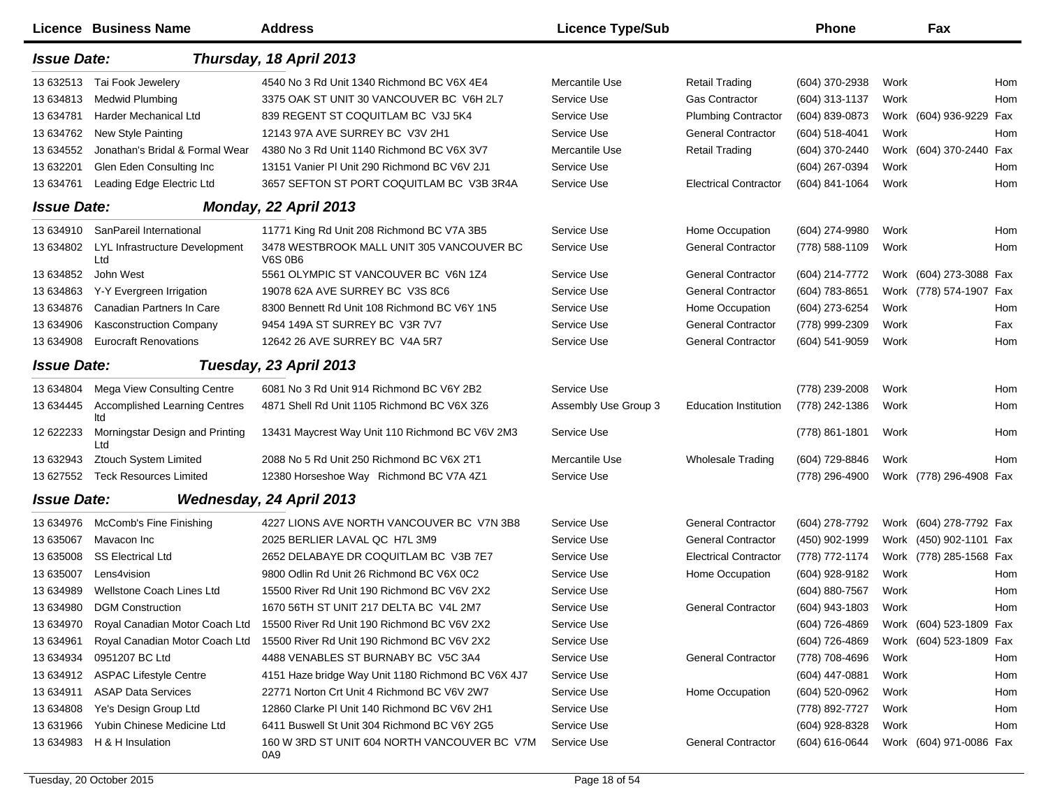| Licence | Business Name | Address | Licence Type/Sub | | Phone | | Fax | |
|---|---|---|---|---|---|---|---|---|
| ***Issue Date:*** | ***Thursday, 18 April 2013*** | | | | | | | |
| 13 632513 | Tai Fook Jewelery | 4540 No 3 Rd Unit 1340 Richmond BC V6X 4E4 | Mercantile Use | Retail Trading | (604) 370-2938 | Work | | Hom |
| 13 634813 | Medwid Plumbing | 3375 OAK ST UNIT 30 VANCOUVER BC V6H 2L7 | Service Use | Gas Contractor | (604) 313-1137 | Work | | Hom |
| 13 634781 | Harder Mechanical Ltd | 839 REGENT ST COQUITLAM BC V3J 5K4 | Service Use | Plumbing Contractor | (604) 839-0873 | Work | (604) 936-9229 | Fax |
| 13 634762 | New Style Painting | 12143 97A AVE SURREY BC V3V 2H1 | Service Use | General Contractor | (604) 518-4041 | Work | | Hom |
| 13 634552 | Jonathan's Bridal & Formal Wear | 4380 No 3 Rd Unit 1140 Richmond BC V6X 3V7 | Mercantile Use | Retail Trading | (604) 370-2440 | Work | (604) 370-2440 | Fax |
| 13 632201 | Glen Eden Consulting Inc | 13151 Vanier Pl Unit 290 Richmond BC V6V 2J1 | Service Use | | (604) 267-0394 | Work | | Hom |
| 13 634761 | Leading Edge Electric Ltd | 3657 SEFTON ST PORT COQUITLAM BC V3B 3R4A | Service Use | Electrical Contractor | (604) 841-1064 | Work | | Hom |
| ***Issue Date:*** | ***Monday, 22 April 2013*** | | | | | | | |
| 13 634910 | SanPareil International | 11771 King Rd Unit 208 Richmond BC V7A 3B5 | Service Use | Home Occupation | (604) 274-9980 | Work | | Hom |
| 13 634802 | LYL Infrastructure Development Ltd | 3478 WESTBROOK MALL UNIT 305 VANCOUVER BC V6S 0B6 | Service Use | General Contractor | (778) 588-1109 | Work | | Hom |
| 13 634852 | John West | 5561 OLYMPIC ST VANCOUVER BC V6N 1Z4 | Service Use | General Contractor | (604) 214-7772 | Work | (604) 273-3088 | Fax |
| 13 634863 | Y-Y Evergreen Irrigation | 19078 62A AVE SURREY BC V3S 8C6 | Service Use | General Contractor | (604) 783-8651 | Work | (778) 574-1907 | Fax |
| 13 634876 | Canadian Partners In Care | 8300 Bennett Rd Unit 108 Richmond BC V6Y 1N5 | Service Use | Home Occupation | (604) 273-6254 | Work | | Hom |
| 13 634906 | Kasconstruction Company | 9454 149A ST SURREY BC V3R 7V7 | Service Use | General Contractor | (778) 999-2309 | Work | | Fax |
| 13 634908 | Eurocraft Renovations | 12642 26 AVE SURREY BC V4A 5R7 | Service Use | General Contractor | (604) 541-9059 | Work | | Hom |
| ***Issue Date:*** | ***Tuesday, 23 April 2013*** | | | | | | | |
| 13 634804 | Mega View Consulting Centre | 6081 No 3 Rd Unit 914 Richmond BC V6Y 2B2 | Service Use | | (778) 239-2008 | Work | | Hom |
| 13 634445 | Accomplished Learning Centres ltd | 4871 Shell Rd Unit 1105 Richmond BC V6X 3Z6 | Assembly Use Group 3 | Education Institution | (778) 242-1386 | Work | | Hom |
| 12 622233 | Morningstar Design and Printing Ltd | 13431 Maycrest Way Unit 110 Richmond BC V6V 2M3 | Service Use | | (778) 861-1801 | Work | | Hom |
| 13 632943 | Ztouch System Limited | 2088 No 5 Rd Unit 250 Richmond BC V6X 2T1 | Mercantile Use | Wholesale Trading | (604) 729-8846 | Work | | Hom |
| 13 627552 | Teck Resources Limited | 12380 Horseshoe Way Richmond BC V7A 4Z1 | Service Use | | (778) 296-4900 | Work | (778) 296-4908 | Fax |
| ***Issue Date:*** | ***Wednesday, 24 April 2013*** | | | | | | | |
| 13 634976 | McComb's Fine Finishing | 4227 LIONS AVE NORTH VANCOUVER BC V7N 3B8 | Service Use | General Contractor | (604) 278-7792 | Work | (604) 278-7792 | Fax |
| 13 635067 | Mavacon Inc | 2025 BERLIER LAVAL QC H7L 3M9 | Service Use | General Contractor | (450) 902-1999 | Work | (450) 902-1101 | Fax |
| 13 635008 | SS Electrical Ltd | 2652 DELABAYE DR COQUITLAM BC V3B 7E7 | Service Use | Electrical Contractor | (778) 772-1174 | Work | (778) 285-1568 | Fax |
| 13 635007 | Lens4vision | 9800 Odlin Rd Unit 26 Richmond BC V6X 0C2 | Service Use | Home Occupation | (604) 928-9182 | Work | | Hom |
| 13 634989 | Wellstone Coach Lines Ltd | 15500 River Rd Unit 190 Richmond BC V6V 2X2 | Service Use | | (604) 880-7567 | Work | | Hom |
| 13 634980 | DGM Construction | 1670 56TH ST UNIT 217 DELTA BC V4L 2M7 | Service Use | General Contractor | (604) 943-1803 | Work | | Hom |
| 13 634970 | Royal Canadian Motor Coach Ltd | 15500 River Rd Unit 190 Richmond BC V6V 2X2 | Service Use | | (604) 726-4869 | Work | (604) 523-1809 | Fax |
| 13 634961 | Royal Canadian Motor Coach Ltd | 15500 River Rd Unit 190 Richmond BC V6V 2X2 | Service Use | | (604) 726-4869 | Work | (604) 523-1809 | Fax |
| 13 634934 | 0951207 BC Ltd | 4488 VENABLES ST BURNABY BC V5C 3A4 | Service Use | General Contractor | (778) 708-4696 | Work | | Hom |
| 13 634912 | ASPAC Lifestyle Centre | 4151 Haze bridge Way Unit 1180 Richmond BC V6X 4J7 | Service Use | | (604) 447-0881 | Work | | Hom |
| 13 634911 | ASAP Data Services | 22771 Norton Crt Unit 4 Richmond BC V6V 2W7 | Service Use | Home Occupation | (604) 520-0962 | Work | | Hom |
| 13 634808 | Ye's Design Group Ltd | 12860 Clarke Pl Unit 140 Richmond BC V6V 2H1 | Service Use | | (778) 892-7727 | Work | | Hom |
| 13 631966 | Yubin Chinese Medicine Ltd | 6411 Buswell St Unit 304 Richmond BC V6Y 2G5 | Service Use | | (604) 928-8328 | Work | | Hom |
| 13 634983 | H & H Insulation | 160 W 3RD ST UNIT 604 NORTH VANCOUVER BC V7M 0A9 | Service Use | General Contractor | (604) 616-0644 | Work | (604) 971-0086 | Fax |

Tuesday, 20 October 2015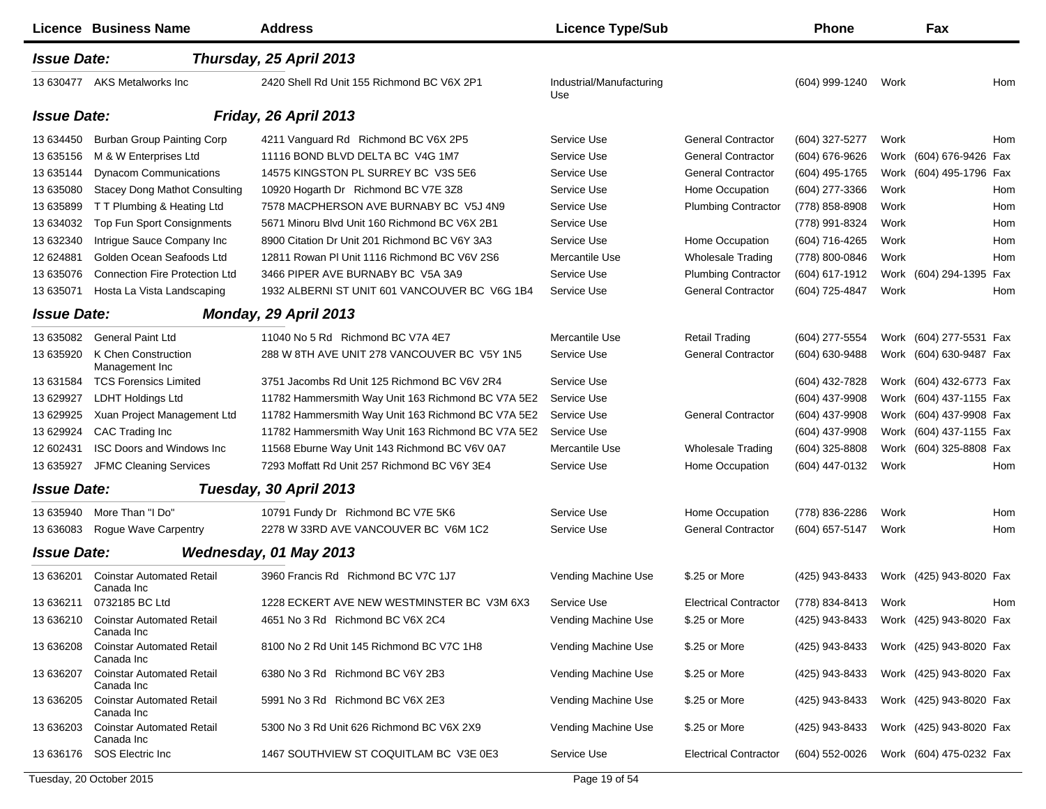| Licence | Business Name | Address | Licence Type/Sub | | Phone | | Fax | |
|---|---|---|---|---|---|---|---|---|
| ***Issue Date:*** | ***Thursday, 25 April 2013*** | | | | | | | |
| 13 630477 | AKS Metalworks Inc | 2420 Shell Rd Unit 155 Richmond BC V6X 2P1 | Industrial/Manufacturing Use | | (604) 999-1240 | Work | | Hom |
| ***Issue Date:*** | ***Friday, 26 April 2013*** | | | | | | | |
| 13 634450 | Burban Group Painting Corp | 4211 Vanguard Rd Richmond BC V6X 2P5 | Service Use | General Contractor | (604) 327-5277 | Work | | Hom |
| 13 635156 | M & W Enterprises Ltd | 11116 BOND BLVD DELTA BC V4G 1M7 | Service Use | General Contractor | (604) 676-9626 | Work | (604) 676-9426 | Fax |
| 13 635144 | Dynacom Communications | 14575 KINGSTON PL SURREY BC V3S 5E6 | Service Use | General Contractor | (604) 495-1765 | Work | (604) 495-1796 | Fax |
| 13 635080 | Stacey Dong Mathot Consulting | 10920 Hogarth Dr Richmond BC V7E 3Z8 | Service Use | Home Occupation | (604) 277-3366 | Work | | Hom |
| 13 635899 | T T Plumbing & Heating Ltd | 7578 MACPHERSON AVE BURNABY BC V5J 4N9 | Service Use | Plumbing Contractor | (778) 858-8908 | Work | | Hom |
| 13 634032 | Top Fun Sport Consignments | 5671 Minoru Blvd Unit 160 Richmond BC V6X 2B1 | Service Use | | (778) 991-8324 | Work | | Hom |
| 13 632340 | Intrigue Sauce Company Inc | 8900 Citation Dr Unit 201 Richmond BC V6Y 3A3 | Service Use | Home Occupation | (604) 716-4265 | Work | | Hom |
| 12 624881 | Golden Ocean Seafoods Ltd | 12811 Rowan Pl Unit 1116 Richmond BC V6V 2S6 | Mercantile Use | Wholesale Trading | (778) 800-0846 | Work | | Hom |
| 13 635076 | Connection Fire Protection Ltd | 3466 PIPER AVE BURNABY BC V5A 3A9 | Service Use | Plumbing Contractor | (604) 617-1912 | Work | (604) 294-1395 | Fax |
| 13 635071 | Hosta La Vista Landscaping | 1932 ALBERNI ST UNIT 601 VANCOUVER BC V6G 1B4 | Service Use | General Contractor | (604) 725-4847 | Work | | Hom |
| ***Issue Date:*** | ***Monday, 29 April 2013*** | | | | | | | |
| 13 635082 | General Paint Ltd | 11040 No 5 Rd Richmond BC V7A 4E7 | Mercantile Use | Retail Trading | (604) 277-5554 | Work | (604) 277-5531 | Fax |
| 13 635920 | K Chen Construction Management Inc | 288 W 8TH AVE UNIT 278 VANCOUVER BC V5Y 1N5 | Service Use | General Contractor | (604) 630-9488 | Work | (604) 630-9487 | Fax |
| 13 631584 | TCS Forensics Limited | 3751 Jacombs Rd Unit 125 Richmond BC V6V 2R4 | Service Use | | (604) 432-7828 | Work | (604) 432-6773 | Fax |
| 13 629927 | LDHT Holdings Ltd | 11782 Hammersmith Way Unit 163 Richmond BC V7A 5E2 | Service Use | | (604) 437-9908 | Work | (604) 437-1155 | Fax |
| 13 629925 | Xuan Project Management Ltd | 11782 Hammersmith Way Unit 163 Richmond BC V7A 5E2 | Service Use | General Contractor | (604) 437-9908 | Work | (604) 437-9908 | Fax |
| 13 629924 | CAC Trading Inc | 11782 Hammersmith Way Unit 163 Richmond BC V7A 5E2 | Service Use | | (604) 437-9908 | Work | (604) 437-1155 | Fax |
| 12 602431 | ISC Doors and Windows Inc | 11568 Eburne Way Unit 143 Richmond BC V6V 0A7 | Mercantile Use | Wholesale Trading | (604) 325-8808 | Work | (604) 325-8808 | Fax |
| 13 635927 | JFMC Cleaning Services | 7293 Moffatt Rd Unit 257 Richmond BC V6Y 3E4 | Service Use | Home Occupation | (604) 447-0132 | Work | | Hom |
| ***Issue Date:*** | ***Tuesday, 30 April 2013*** | | | | | | | |
| 13 635940 | More Than "I Do" | 10791 Fundy Dr Richmond BC V7E 5K6 | Service Use | Home Occupation | (778) 836-2286 | Work | | Hom |
| 13 636083 | Rogue Wave Carpentry | 2278 W 33RD AVE VANCOUVER BC V6M 1C2 | Service Use | General Contractor | (604) 657-5147 | Work | | Hom |
| ***Issue Date:*** | ***Wednesday, 01 May 2013*** | | | | | | | |
| 13 636201 | Coinstar Automated Retail Canada Inc | 3960 Francis Rd Richmond BC V7C 1J7 | Vending Machine Use | $.25 or More | (425) 943-8433 | Work | (425) 943-8020 | Fax |
| 13 636211 | 0732185 BC Ltd | 1228 ECKERT AVE NEW WESTMINSTER BC V3M 6X3 | Service Use | Electrical Contractor | (778) 834-8413 | Work | | Hom |
| 13 636210 | Coinstar Automated Retail Canada Inc | 4651 No 3 Rd Richmond BC V6X 2C4 | Vending Machine Use | $.25 or More | (425) 943-8433 | Work | (425) 943-8020 | Fax |
| 13 636208 | Coinstar Automated Retail Canada Inc | 8100 No 2 Rd Unit 145 Richmond BC V7C 1H8 | Vending Machine Use | $.25 or More | (425) 943-8433 | Work | (425) 943-8020 | Fax |
| 13 636207 | Coinstar Automated Retail Canada Inc | 6380 No 3 Rd Richmond BC V6Y 2B3 | Vending Machine Use | $.25 or More | (425) 943-8433 | Work | (425) 943-8020 | Fax |
| 13 636205 | Coinstar Automated Retail Canada Inc | 5991 No 3 Rd Richmond BC V6X 2E3 | Vending Machine Use | $.25 or More | (425) 943-8433 | Work | (425) 943-8020 | Fax |
| 13 636203 | Coinstar Automated Retail Canada Inc | 5300 No 3 Rd Unit 626 Richmond BC V6X 2X9 | Vending Machine Use | $.25 or More | (425) 943-8433 | Work | (425) 943-8020 | Fax |
| 13 636176 | SOS Electric Inc | 1467 SOUTHVIEW ST COQUITLAM BC V3E 0E3 | Service Use | Electrical Contractor | (604) 552-0026 | Work | (604) 475-0232 | Fax |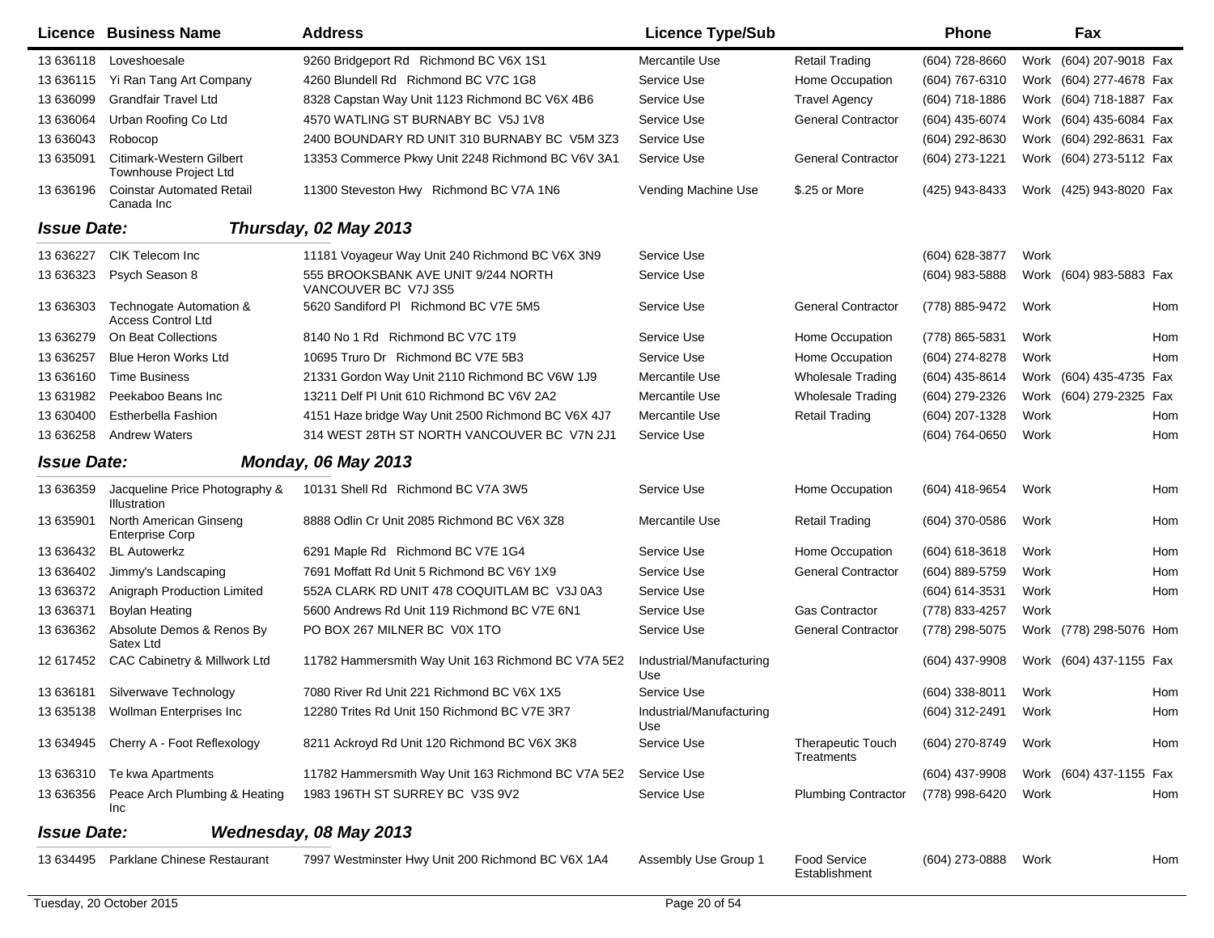| Licence | Business Name | Address | Licence Type/Sub | | Phone | | Fax | |
|---|---|---|---|---|---|---|---|---|
| 13 636118 | Loveshoesale | 9260 Bridgeport Rd Richmond BC V6X 1S1 | Mercantile Use | Retail Trading | (604) 728-8660 | Work | (604) 207-9018 | Fax |
| 13 636115 | Yi Ran Tang Art Company | 4260 Blundell Rd Richmond BC V7C 1G8 | Service Use | Home Occupation | (604) 767-6310 | Work | (604) 277-4678 | Fax |
| 13 636099 | Grandfair Travel Ltd | 8328 Capstan Way Unit 1123 Richmond BC V6X 4B6 | Service Use | Travel Agency | (604) 718-1886 | Work | (604) 718-1887 | Fax |
| 13 636064 | Urban Roofing Co Ltd | 4570 WATLING ST BURNABY BC V5J 1V8 | Service Use | General Contractor | (604) 435-6074 | Work | (604) 435-6084 | Fax |
| 13 636043 | Robocop | 2400 BOUNDARY RD UNIT 310 BURNABY BC V5M 3Z3 | Service Use | | (604) 292-8630 | Work | (604) 292-8631 | Fax |
| 13 635091 | Citimark-Western Gilbert Townhouse Project Ltd | 13353 Commerce Pkwy Unit 2248 Richmond BC V6V 3A1 | Service Use | General Contractor | (604) 273-1221 | Work | (604) 273-5112 | Fax |
| 13 636196 | Coinstar Automated Retail Canada Inc | 11300 Steveston Hwy Richmond BC V7A 1N6 | Vending Machine Use | $.25 or More | (425) 943-8433 | Work | (425) 943-8020 | Fax |

**Issue Date:** ***Thursday, 02 May 2013***

| Licence | Business Name | Address | Licence Type/Sub | | Phone | | Fax | |
|---|---|---|---|---|---|---|---|---|
| 13 636227 | CIK Telecom Inc | 11181 Voyageur Way Unit 240 Richmond BC V6X 3N9 | Service Use | | (604) 628-3877 | Work | | |
| 13 636323 | Psych Season 8 | 555 BROOKSBANK AVE UNIT 9/244 NORTH VANCOUVER BC V7J 3S5 | Service Use | | (604) 983-5888 | Work | (604) 983-5883 | Fax |
| 13 636303 | Technogate Automation & Access Control Ltd | 5620 Sandiford Pl Richmond BC V7E 5M5 | Service Use | General Contractor | (778) 885-9472 | Work | | Hom |
| 13 636279 | On Beat Collections | 8140 No 1 Rd Richmond BC V7C 1T9 | Service Use | Home Occupation | (778) 865-5831 | Work | | Hom |
| 13 636257 | Blue Heron Works Ltd | 10695 Truro Dr Richmond BC V7E 5B3 | Service Use | Home Occupation | (604) 274-8278 | Work | | Hom |
| 13 636160 | Time Business | 21331 Gordon Way Unit 2110 Richmond BC V6W 1J9 | Mercantile Use | Wholesale Trading | (604) 435-8614 | Work | (604) 435-4735 | Fax |
| 13 631982 | Peekaboo Beans Inc | 13211 Delf Pl Unit 610 Richmond BC V6V 2A2 | Mercantile Use | Wholesale Trading | (604) 279-2326 | Work | (604) 279-2325 | Fax |
| 13 630400 | Estherbella Fashion | 4151 Haze bridge Way Unit 2500 Richmond BC V6X 4J7 | Mercantile Use | Retail Trading | (604) 207-1328 | Work | | Hom |
| 13 636258 | Andrew Waters | 314 WEST 28TH ST NORTH VANCOUVER BC V7N 2J1 | Service Use | | (604) 764-0650 | Work | | Hom |

**Issue Date:** ***Monday, 06 May 2013***

| Licence | Business Name | Address | Licence Type/Sub | | Phone | | Fax | |
|---|---|---|---|---|---|---|---|---|
| 13 636359 | Jacqueline Price Photography & Illustration | 10131 Shell Rd Richmond BC V7A 3W5 | Service Use | Home Occupation | (604) 418-9654 | Work | | Hom |
| 13 635901 | North American Ginseng Enterprise Corp | 8888 Odlin Cr Unit 2085 Richmond BC V6X 3Z8 | Mercantile Use | Retail Trading | (604) 370-0586 | Work | | Hom |
| 13 636432 | BL Autowerkz | 6291 Maple Rd Richmond BC V7E 1G4 | Service Use | Home Occupation | (604) 618-3618 | Work | | Hom |
| 13 636402 | Jimmy's Landscaping | 7691 Moffatt Rd Unit 5 Richmond BC V6Y 1X9 | Service Use | General Contractor | (604) 889-5759 | Work | | Hom |
| 13 636372 | Anigraph Production Limited | 552A CLARK RD UNIT 478 COQUITLAM BC V3J 0A3 | Service Use | | (604) 614-3531 | Work | | Hom |
| 13 636371 | Boylan Heating | 5600 Andrews Rd Unit 119 Richmond BC V7E 6N1 | Service Use | Gas Contractor | (778) 833-4257 | Work | | |
| 13 636362 | Absolute Demos & Renos By Satex Ltd | PO BOX 267 MILNER BC V0X 1TO | Service Use | General Contractor | (778) 298-5075 | Work | (778) 298-5076 | Hom |
| 12 617452 | CAC Cabinetry & Millwork Ltd | 11782 Hammersmith Way Unit 163 Richmond BC V7A 5E2 | Industrial/Manufacturing Use | | (604) 437-9908 | Work | (604) 437-1155 | Fax |
| 13 636181 | Silverwave Technology | 7080 River Rd Unit 221 Richmond BC V6X 1X5 | Service Use | | (604) 338-8011 | Work | | Hom |
| 13 635138 | Wollman Enterprises Inc | 12280 Trites Rd Unit 150 Richmond BC V7E 3R7 | Industrial/Manufacturing Use | | (604) 312-2491 | Work | | Hom |
| 13 634945 | Cherry A - Foot Reflexology | 8211 Ackroyd Rd Unit 120 Richmond BC V6X 3K8 | Service Use | Therapeutic Touch Treatments | (604) 270-8749 | Work | | Hom |
| 13 636310 | Te kwa Apartments | 11782 Hammersmith Way Unit 163 Richmond BC V7A 5E2 | Service Use | | (604) 437-9908 | Work | (604) 437-1155 | Fax |
| 13 636356 | Peace Arch Plumbing & Heating Inc | 1983 196TH ST SURREY BC V3S 9V2 | Service Use | Plumbing Contractor | (778) 998-6420 | Work | | Hom |

**Issue Date:** ***Wednesday, 08 May 2013***

| Licence | Business Name | Address | Licence Type/Sub | | Phone | | Fax | |
|---|---|---|---|---|---|---|---|---|
| 13 634495 | Parklane Chinese Restaurant | 7997 Westminster Hwy Unit 200 Richmond BC V6X 1A4 | Assembly Use Group 1 | Food Service Establishment | (604) 273-0888 | Work | | Hom |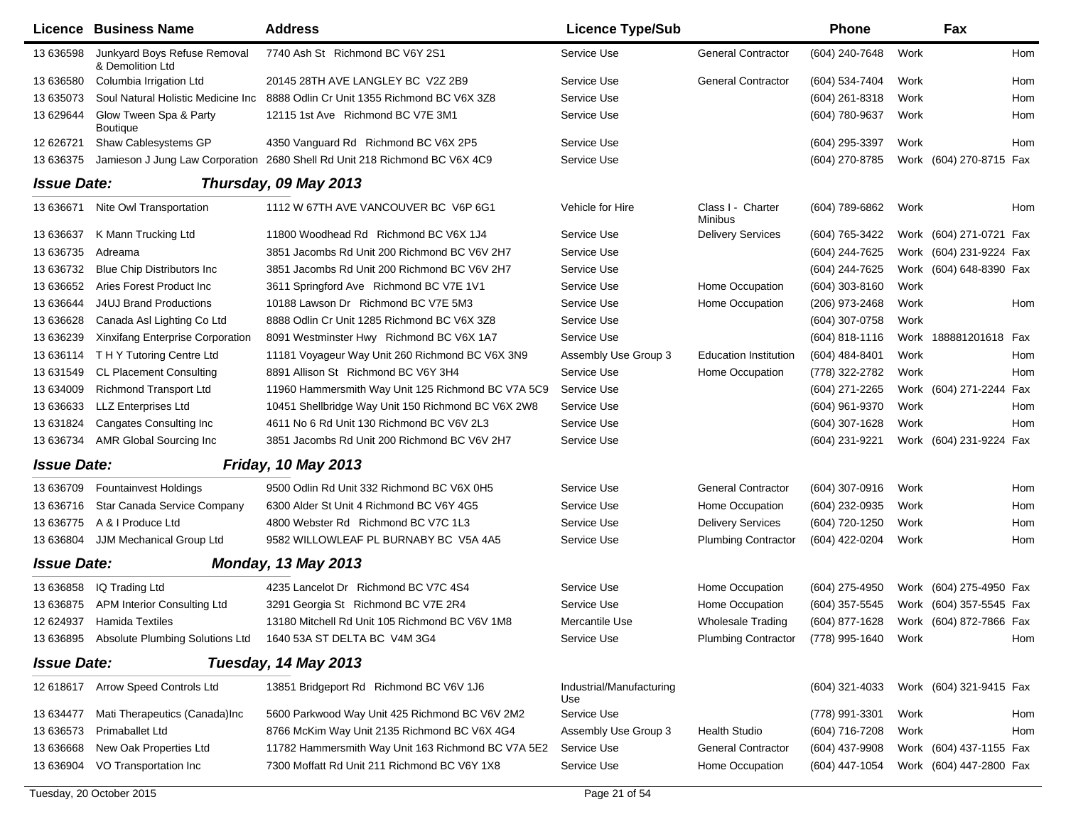| Licence | Business Name | Address | Licence Type/Sub | | Phone | | Fax | |
|---|---|---|---|---|---|---|---|---|
| 13 636598 | Junkyard Boys Refuse Removal & Demolition Ltd | 7740 Ash St Richmond BC V6Y 2S1 | Service Use | General Contractor | (604) 240-7648 | Work | | Hom |
| 13 636580 | Columbia Irrigation Ltd | 20145 28TH AVE LANGLEY BC V2Z 2B9 | Service Use | General Contractor | (604) 534-7404 | Work | | Hom |
| 13 635073 | Soul Natural Holistic Medicine Inc | 8888 Odlin Cr Unit 1355 Richmond BC V6X 3Z8 | Service Use | | (604) 261-8318 | Work | | Hom |
| 13 629644 | Glow Tween Spa & Party Boutique | 12115 1st Ave Richmond BC V7E 3M1 | Service Use | | (604) 780-9637 | Work | | Hom |
| 12 626721 | Shaw Cablesystems GP | 4350 Vanguard Rd Richmond BC V6X 2P5 | Service Use | | (604) 295-3397 | Work | | Hom |
| 13 636375 | Jamieson J Jung Law Corporation | 2680 Shell Rd Unit 218 Richmond BC V6X 4C9 | Service Use | | (604) 270-8785 | Work | (604) 270-8715 | Fax |
| ***Issue Date:*** | ***Thursday, 09 May 2013*** | | | | | | | |
| 13 636671 | Nite Owl Transportation | 1112 W 67TH AVE VANCOUVER BC V6P 6G1 | Vehicle for Hire | Class I - Charter Minibus | (604) 789-6862 | Work | | Hom |
| 13 636637 | K Mann Trucking Ltd | 11800 Woodhead Rd Richmond BC V6X 1J4 | Service Use | Delivery Services | (604) 765-3422 | Work | (604) 271-0721 | Fax |
| 13 636735 | Adreama | 3851 Jacombs Rd Unit 200 Richmond BC V6V 2H7 | Service Use | | (604) 244-7625 | Work | (604) 231-9224 | Fax |
| 13 636732 | Blue Chip Distributors Inc | 3851 Jacombs Rd Unit 200 Richmond BC V6V 2H7 | Service Use | | (604) 244-7625 | Work | (604) 648-8390 | Fax |
| 13 636652 | Aries Forest Product Inc | 3611 Springford Ave Richmond BC V7E 1V1 | Service Use | Home Occupation | (604) 303-8160 | Work | | |
| 13 636644 | J4UJ Brand Productions | 10188 Lawson Dr Richmond BC V7E 5M3 | Service Use | Home Occupation | (206) 973-2468 | Work | | Hom |
| 13 636628 | Canada Asl Lighting Co Ltd | 8888 Odlin Cr Unit 1285 Richmond BC V6X 3Z8 | Service Use | | (604) 307-0758 | Work | | |
| 13 636239 | Xinxifang Enterprise Corporation | 8091 Westminster Hwy Richmond BC V6X 1A7 | Service Use | | (604) 818-1116 | Work | 188881201618 | Fax |
| 13 636114 | T H Y Tutoring Centre Ltd | 11181 Voyageur Way Unit 260 Richmond BC V6X 3N9 | Assembly Use Group 3 | Education Institution | (604) 484-8401 | Work | | Hom |
| 13 631549 | CL Placement Consulting | 8891 Allison St Richmond BC V6Y 3H4 | Service Use | Home Occupation | (778) 322-2782 | Work | | Hom |
| 13 634009 | Richmond Transport Ltd | 11960 Hammersmith Way Unit 125 Richmond BC V7A 5C9 | Service Use | | (604) 271-2265 | Work | (604) 271-2244 | Fax |
| 13 636633 | LLZ Enterprises Ltd | 10451 Shellbridge Way Unit 150 Richmond BC V6X 2W8 | Service Use | | (604) 961-9370 | Work | | Hom |
| 13 631824 | Cangates Consulting Inc | 4611 No 6 Rd Unit 130 Richmond BC V6V 2L3 | Service Use | | (604) 307-1628 | Work | | Hom |
| 13 636734 | AMR Global Sourcing Inc | 3851 Jacombs Rd Unit 200 Richmond BC V6V 2H7 | Service Use | | (604) 231-9221 | Work | (604) 231-9224 | Fax |
| ***Issue Date:*** | ***Friday, 10 May 2013*** | | | | | | | |
| 13 636709 | Fountainvest Holdings | 9500 Odlin Rd Unit 332 Richmond BC V6X 0H5 | Service Use | General Contractor | (604) 307-0916 | Work | | Hom |
| 13 636716 | Star Canada Service Company | 6300 Alder St Unit 4 Richmond BC V6Y 4G5 | Service Use | Home Occupation | (604) 232-0935 | Work | | Hom |
| 13 636775 | A & I Produce Ltd | 4800 Webster Rd Richmond BC V7C 1L3 | Service Use | Delivery Services | (604) 720-1250 | Work | | Hom |
| 13 636804 | JJM Mechanical Group Ltd | 9582 WILLOWLEAF PL BURNABY BC V5A 4A5 | Service Use | Plumbing Contractor | (604) 422-0204 | Work | | Hom |
| ***Issue Date:*** | ***Monday, 13 May 2013*** | | | | | | | |
| 13 636858 | IQ Trading Ltd | 4235 Lancelot Dr Richmond BC V7C 4S4 | Service Use | Home Occupation | (604) 275-4950 | Work | (604) 275-4950 | Fax |
| 13 636875 | APM Interior Consulting Ltd | 3291 Georgia St Richmond BC V7E 2R4 | Service Use | Home Occupation | (604) 357-5545 | Work | (604) 357-5545 | Fax |
| 12 624937 | Hamida Textiles | 13180 Mitchell Rd Unit 105 Richmond BC V6V 1M8 | Mercantile Use | Wholesale Trading | (604) 877-1628 | Work | (604) 872-7866 | Fax |
| 13 636895 | Absolute Plumbing Solutions Ltd | 1640 53A ST DELTA BC V4M 3G4 | Service Use | Plumbing Contractor | (778) 995-1640 | Work | | Hom |
| ***Issue Date:*** | ***Tuesday, 14 May 2013*** | | | | | | | |
| 12 618617 | Arrow Speed Controls Ltd | 13851 Bridgeport Rd Richmond BC V6V 1J6 | Industrial/Manufacturing Use | | (604) 321-4033 | Work | (604) 321-9415 | Fax |
| 13 634477 | Mati Therapeutics (Canada)Inc | 5600 Parkwood Way Unit 425 Richmond BC V6V 2M2 | Service Use | | (778) 991-3301 | Work | | Hom |
| 13 636573 | Primaballet Ltd | 8766 McKim Way Unit 2135 Richmond BC V6X 4G4 | Assembly Use Group 3 | Health Studio | (604) 716-7208 | Work | | Hom |
| 13 636668 | New Oak Properties Ltd | 11782 Hammersmith Way Unit 163 Richmond BC V7A 5E2 | Service Use | General Contractor | (604) 437-9908 | Work | (604) 437-1155 | Fax |
| 13 636904 | VO Transportation Inc | 7300 Moffatt Rd Unit 211 Richmond BC V6Y 1X8 | Service Use | Home Occupation | (604) 447-1054 | Work | (604) 447-2800 | Fax |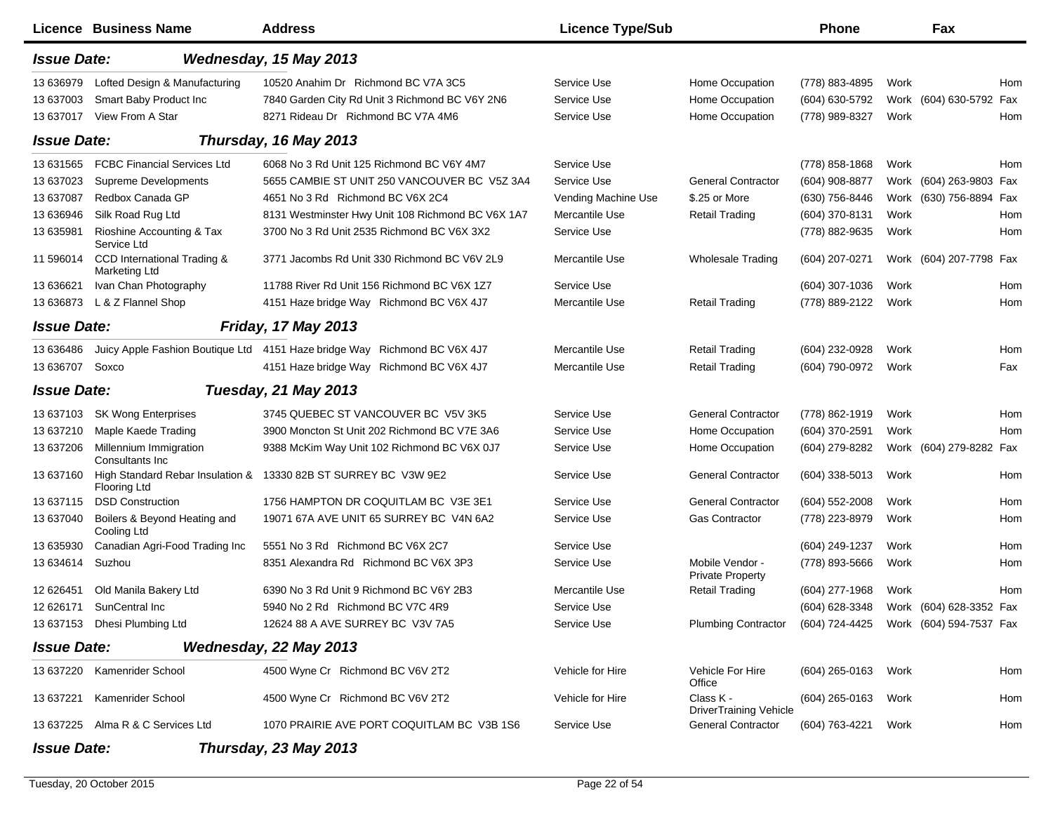| Licence | Business Name | Address | Licence Type/Sub | | Phone | | Fax | |
|---|---|---|---|---|---|---|---|---|
| ***Issue Date:*** | | ***Wednesday, 15 May 2013*** | | | | | | |
| 13 636979 | Lofted Design & Manufacturing | 10520 Anahim Dr Richmond BC V7A 3C5 | Service Use | Home Occupation | (778) 883-4895 | Work | | Hom |
| 13 637003 | Smart Baby Product Inc | 7840 Garden City Rd Unit 3 Richmond BC V6Y 2N6 | Service Use | Home Occupation | (604) 630-5792 | Work | (604) 630-5792 | Fax |
| 13 637017 | View From A Star | 8271 Rideau Dr Richmond BC V7A 4M6 | Service Use | Home Occupation | (778) 989-8327 | Work | | Hom |
| ***Issue Date:*** | | ***Thursday, 16 May 2013*** | | | | | | |
| 13 631565 | FCBC Financial Services Ltd | 6068 No 3 Rd Unit 125 Richmond BC V6Y 4M7 | Service Use | | (778) 858-1868 | Work | | Hom |
| 13 637023 | Supreme Developments | 5655 CAMBIE ST UNIT 250 VANCOUVER BC V5Z 3A4 | Service Use | General Contractor | (604) 908-8877 | Work | (604) 263-9803 | Fax |
| 13 637087 | Redbox Canada GP | 4651 No 3 Rd Richmond BC V6X 2C4 | Vending Machine Use | $.25 or More | (630) 756-8446 | Work | (630) 756-8894 | Fax |
| 13 636946 | Silk Road Rug Ltd | 8131 Westminster Hwy Unit 108 Richmond BC V6X 1A7 | Mercantile Use | Retail Trading | (604) 370-8131 | Work | | Hom |
| 13 635981 | Rioshine Accounting & Tax Service Ltd | 3700 No 3 Rd Unit 2535 Richmond BC V6X 3X2 | Service Use | | (778) 882-9635 | Work | | Hom |
| 11 596014 | CCD International Trading & Marketing Ltd | 3771 Jacombs Rd Unit 330 Richmond BC V6V 2L9 | Mercantile Use | Wholesale Trading | (604) 207-0271 | Work | (604) 207-7798 | Fax |
| 13 636621 | Ivan Chan Photography | 11788 River Rd Unit 156 Richmond BC V6X 1Z7 | Service Use | | (604) 307-1036 | Work | | Hom |
| 13 636873 | L & Z Flannel Shop | 4151 Haze bridge Way Richmond BC V6X 4J7 | Mercantile Use | Retail Trading | (778) 889-2122 | Work | | Hom |
| ***Issue Date:*** | | ***Friday, 17 May 2013*** | | | | | | |
| 13 636486 | Juicy Apple Fashion Boutique Ltd | 4151 Haze bridge Way Richmond BC V6X 4J7 | Mercantile Use | Retail Trading | (604) 232-0928 | Work | | Hom |
| 13 636707 | Soxco | 4151 Haze bridge Way Richmond BC V6X 4J7 | Mercantile Use | Retail Trading | (604) 790-0972 | Work | | Fax |
| ***Issue Date:*** | | ***Tuesday, 21 May 2013*** | | | | | | |
| 13 637103 | SK Wong Enterprises | 3745 QUEBEC ST VANCOUVER BC V5V 3K5 | Service Use | General Contractor | (778) 862-1919 | Work | | Hom |
| 13 637210 | Maple Kaede Trading | 3900 Moncton St Unit 202 Richmond BC V7E 3A6 | Service Use | Home Occupation | (604) 370-2591 | Work | | Hom |
| 13 637206 | Millennium Immigration Consultants Inc | 9388 McKim Way Unit 102 Richmond BC V6X 0J7 | Service Use | Home Occupation | (604) 279-8282 | Work | (604) 279-8282 | Fax |
| 13 637160 | High Standard Rebar Insulation & Flooring Ltd | 13330 82B ST SURREY BC V3W 9E2 | Service Use | General Contractor | (604) 338-5013 | Work | | Hom |
| 13 637115 | DSD Construction | 1756 HAMPTON DR COQUITLAM BC V3E 3E1 | Service Use | General Contractor | (604) 552-2008 | Work | | Hom |
| 13 637040 | Boilers & Beyond Heating and Cooling Ltd | 19071 67A AVE UNIT 65 SURREY BC V4N 6A2 | Service Use | Gas Contractor | (778) 223-8979 | Work | | Hom |
| 13 635930 | Canadian Agri-Food Trading Inc | 5551 No 3 Rd Richmond BC V6X 2C7 | Service Use | | (604) 249-1237 | Work | | Hom |
| 13 634614 | Suzhou | 8351 Alexandra Rd Richmond BC V6X 3P3 | Service Use | Mobile Vendor - Private Property | (778) 893-5666 | Work | | Hom |
| 12 626451 | Old Manila Bakery Ltd | 6390 No 3 Rd Unit 9 Richmond BC V6Y 2B3 | Mercantile Use | Retail Trading | (604) 277-1968 | Work | | Hom |
| 12 626171 | SunCentral Inc | 5940 No 2 Rd Richmond BC V7C 4R9 | Service Use | | (604) 628-3348 | Work | (604) 628-3352 | Fax |
| 13 637153 | Dhesi Plumbing Ltd | 12624 88 A AVE SURREY BC V3V 7A5 | Service Use | Plumbing Contractor | (604) 724-4425 | Work | (604) 594-7537 | Fax |
| ***Issue Date:*** | | ***Wednesday, 22 May 2013*** | | | | | | |
| 13 637220 | Kamenrider School | 4500 Wyne Cr Richmond BC V6V 2T2 | Vehicle for Hire | Vehicle For Hire Office | (604) 265-0163 | Work | | Hom |
| 13 637221 | Kamenrider School | 4500 Wyne Cr Richmond BC V6V 2T2 | Vehicle for Hire | Class K - DriverTraining Vehicle | (604) 265-0163 | Work | | Hom |
| 13 637225 | Alma R & C Services Ltd | 1070 PRAIRIE AVE PORT COQUITLAM BC V3B 1S6 | Service Use | General Contractor | (604) 763-4221 | Work | | Hom |
| ***Issue Date:*** | | ***Thursday, 23 May 2013*** | | | | | | |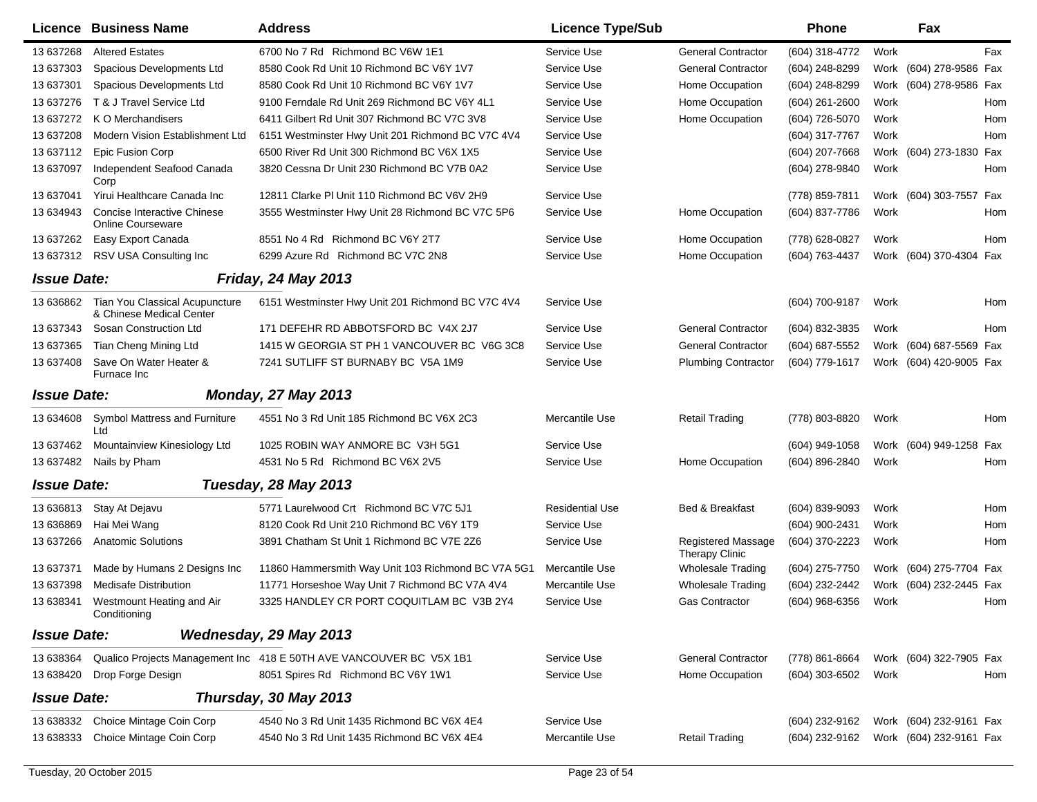| Licence | Business Name | Address | Licence Type/Sub | | Phone | | Fax | |
|---|---|---|---|---|---|---|---|---|
| 13 637268 | Altered Estates | 6700 No 7 Rd Richmond BC V6W 1E1 | Service Use | General Contractor | (604) 318-4772 | Work | | Fax |
| 13 637303 | Spacious Developments Ltd | 8580 Cook Rd Unit 10 Richmond BC V6Y 1V7 | Service Use | General Contractor | (604) 248-8299 | Work | (604) 278-9586 | Fax |
| 13 637301 | Spacious Developments Ltd | 8580 Cook Rd Unit 10 Richmond BC V6Y 1V7 | Service Use | Home Occupation | (604) 248-8299 | Work | (604) 278-9586 | Fax |
| 13 637276 | T & J Travel Service Ltd | 9100 Ferndale Rd Unit 269 Richmond BC V6Y 4L1 | Service Use | Home Occupation | (604) 261-2600 | Work | | Hom |
| 13 637272 | K O Merchandisers | 6411 Gilbert Rd Unit 307 Richmond BC V7C 3V8 | Service Use | Home Occupation | (604) 726-5070 | Work | | Hom |
| 13 637208 | Modern Vision Establishment Ltd | 6151 Westminster Hwy Unit 201 Richmond BC V7C 4V4 | Service Use | | (604) 317-7767 | Work | | Hom |
| 13 637112 | Epic Fusion Corp | 6500 River Rd Unit 300 Richmond BC V6X 1X5 | Service Use | | (604) 207-7668 | Work | (604) 273-1830 | Fax |
| 13 637097 | Independent Seafood Canada Corp | 3820 Cessna Dr Unit 230 Richmond BC V7B 0A2 | Service Use | | (604) 278-9840 | Work | | Hom |
| 13 637041 | Yirui Healthcare Canada Inc | 12811 Clarke Pl Unit 110 Richmond BC V6V 2H9 | Service Use | | (778) 859-7811 | Work | (604) 303-7557 | Fax |
| 13 634943 | Concise Interactive Chinese Online Courseware | 3555 Westminster Hwy Unit 28 Richmond BC V7C 5P6 | Service Use | Home Occupation | (604) 837-7786 | Work | | Hom |
| 13 637262 | Easy Export Canada | 8551 No 4 Rd Richmond BC V6Y 2T7 | Service Use | Home Occupation | (778) 628-0827 | Work | | Hom |
| 13 637312 | RSV USA Consulting Inc | 6299 Azure Rd Richmond BC V7C 2N8 | Service Use | Home Occupation | (604) 763-4437 | Work | (604) 370-4304 | Fax |
| **Issue Date:** | ***Friday, 24 May 2013*** | | | | | | | |
| 13 636862 | Tian You Classical Acupuncture & Chinese Medical Center | 6151 Westminster Hwy Unit 201 Richmond BC V7C 4V4 | Service Use | | (604) 700-9187 | Work | | Hom |
| 13 637343 | Sosan Construction Ltd | 171 DEFEHR RD ABBOTSFORD BC V4X 2J7 | Service Use | General Contractor | (604) 832-3835 | Work | | Hom |
| 13 637365 | Tian Cheng Mining Ltd | 1415 W GEORGIA ST PH 1 VANCOUVER BC V6G 3C8 | Service Use | General Contractor | (604) 687-5552 | Work | (604) 687-5569 | Fax |
| 13 637408 | Save On Water Heater & Furnace Inc | 7241 SUTLIFF ST BURNABY BC V5A 1M9 | Service Use | Plumbing Contractor | (604) 779-1617 | Work | (604) 420-9005 | Fax |
| **Issue Date:** | ***Monday, 27 May 2013*** | | | | | | | |
| 13 634608 | Symbol Mattress and Furniture Ltd | 4551 No 3 Rd Unit 185 Richmond BC V6X 2C3 | Mercantile Use | Retail Trading | (778) 803-8820 | Work | | Hom |
| 13 637462 | Mountainview Kinesiology Ltd | 1025 ROBIN WAY ANMORE BC V3H 5G1 | Service Use | | (604) 949-1058 | Work | (604) 949-1258 | Fax |
| 13 637482 | Nails by Pham | 4531 No 5 Rd Richmond BC V6X 2V5 | Service Use | Home Occupation | (604) 896-2840 | Work | | Hom |
| **Issue Date:** | ***Tuesday, 28 May 2013*** | | | | | | | |
| 13 636813 | Stay At Dejavu | 5771 Laurelwood Crt Richmond BC V7C 5J1 | Residential Use | Bed & Breakfast | (604) 839-9093 | Work | | Hom |
| 13 636869 | Hai Mei Wang | 8120 Cook Rd Unit 210 Richmond BC V6Y 1T9 | Service Use | | (604) 900-2431 | Work | | Hom |
| 13 637266 | Anatomic Solutions | 3891 Chatham St Unit 1 Richmond BC V7E 2Z6 | Service Use | Registered Massage Therapy Clinic | (604) 370-2223 | Work | | Hom |
| 13 637371 | Made by Humans 2 Designs Inc | 11860 Hammersmith Way Unit 103 Richmond BC V7A 5G1 | Mercantile Use | Wholesale Trading | (604) 275-7750 | Work | (604) 275-7704 | Fax |
| 13 637398 | Medisafe Distribution | 11771 Horseshoe Way Unit 7 Richmond BC V7A 4V4 | Mercantile Use | Wholesale Trading | (604) 232-2442 | Work | (604) 232-2445 | Fax |
| 13 638341 | Westmount Heating and Air Conditioning | 3325 HANDLEY CR PORT COQUITLAM BC V3B 2Y4 | Service Use | Gas Contractor | (604) 968-6356 | Work | | Hom |
| **Issue Date:** | ***Wednesday, 29 May 2013*** | | | | | | | |
| 13 638364 | Qualico Projects Management Inc | 418 E 50TH AVE VANCOUVER BC V5X 1B1 | Service Use | General Contractor | (778) 861-8664 | Work | (604) 322-7905 | Fax |
| 13 638420 | Drop Forge Design | 8051 Spires Rd Richmond BC V6Y 1W1 | Service Use | Home Occupation | (604) 303-6502 | Work | | Hom |
| **Issue Date:** | ***Thursday, 30 May 2013*** | | | | | | | |
| 13 638332 | Choice Mintage Coin Corp | 4540 No 3 Rd Unit 1435 Richmond BC V6X 4E4 | Service Use | | (604) 232-9162 | Work | (604) 232-9161 | Fax |
| 13 638333 | Choice Mintage Coin Corp | 4540 No 3 Rd Unit 1435 Richmond BC V6X 4E4 | Mercantile Use | Retail Trading | (604) 232-9162 | Work | (604) 232-9161 | Fax |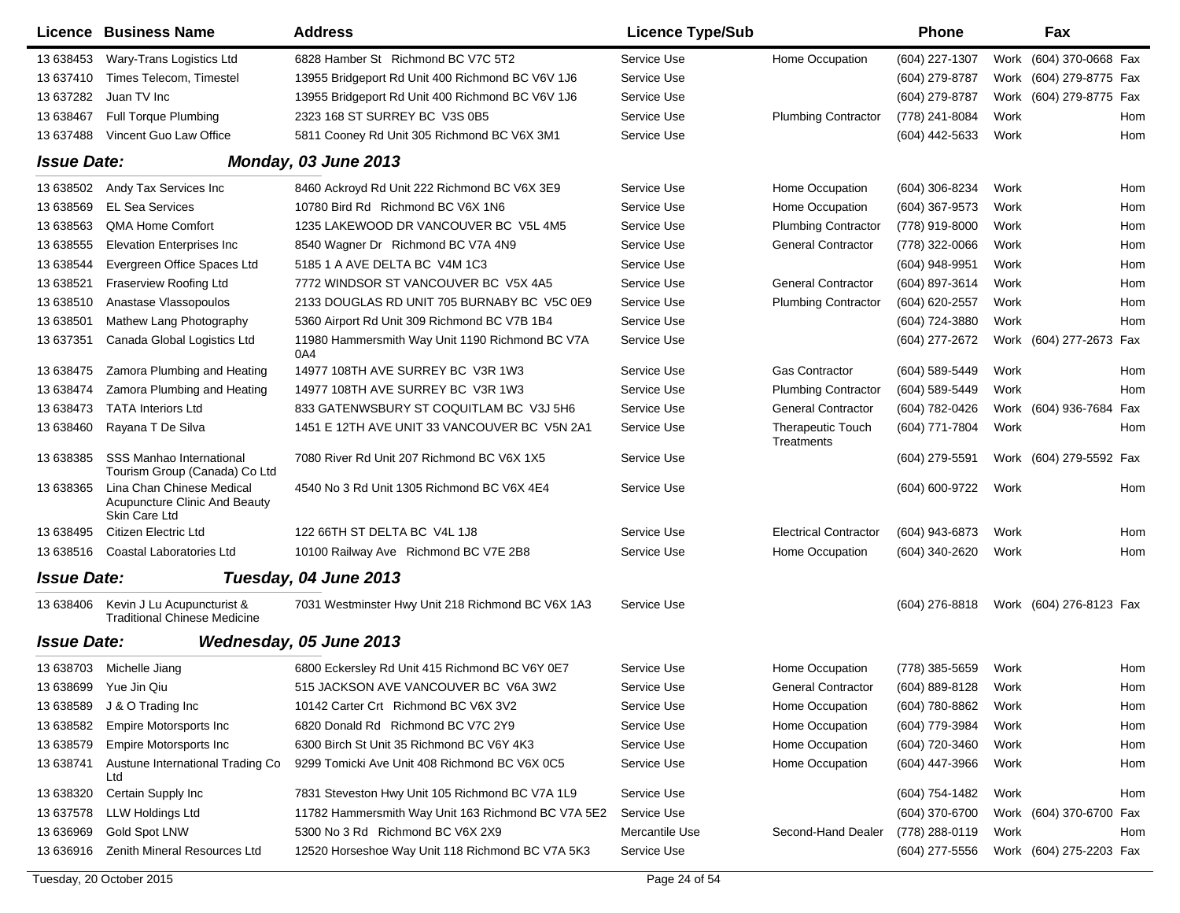| Licence | Business Name | Address | Licence Type/Sub | | Phone | | Fax | |
|---|---|---|---|---|---|---|---|---|
| 13 638453 | Wary-Trans Logistics Ltd | 6828 Hamber St Richmond BC V7C 5T2 | Service Use | Home Occupation | (604) 227-1307 | Work | (604) 370-0668 | Fax |
| 13 637410 | Times Telecom, Timestel | 13955 Bridgeport Rd Unit 400 Richmond BC V6V 1J6 | Service Use | | (604) 279-8787 | Work | (604) 279-8775 | Fax |
| 13 637282 | Juan TV Inc | 13955 Bridgeport Rd Unit 400 Richmond BC V6V 1J6 | Service Use | | (604) 279-8787 | Work | (604) 279-8775 | Fax |
| 13 638467 | Full Torque Plumbing | 2323 168 ST SURREY BC V3S 0B5 | Service Use | Plumbing Contractor | (778) 241-8084 | Work | | Hom |
| 13 637488 | Vincent Guo Law Office | 5811 Cooney Rd Unit 305 Richmond BC V6X 3M1 | Service Use | | (604) 442-5633 | Work | | Hom |

**Issue Date:** ***Monday, 03 June 2013***

| Licence | Business Name | Address | Licence Type/Sub | | Phone | | Fax | |
|---|---|---|---|---|---|---|---|---|
| 13 638502 | Andy Tax Services Inc | 8460 Ackroyd Rd Unit 222 Richmond BC V6X 3E9 | Service Use | Home Occupation | (604) 306-8234 | Work | | Hom |
| 13 638569 | EL Sea Services | 10780 Bird Rd Richmond BC V6X 1N6 | Service Use | Home Occupation | (604) 367-9573 | Work | | Hom |
| 13 638563 | QMA Home Comfort | 1235 LAKEWOOD DR VANCOUVER BC V5L 4M5 | Service Use | Plumbing Contractor | (778) 919-8000 | Work | | Hom |
| 13 638555 | Elevation Enterprises Inc | 8540 Wagner Dr Richmond BC V7A 4N9 | Service Use | General Contractor | (778) 322-0066 | Work | | Hom |
| 13 638544 | Evergreen Office Spaces Ltd | 5185 1 A AVE DELTA BC V4M 1C3 | Service Use | | (604) 948-9951 | Work | | Hom |
| 13 638521 | Fraserview Roofing Ltd | 7772 WINDSOR ST VANCOUVER BC V5X 4A5 | Service Use | General Contractor | (604) 897-3614 | Work | | Hom |
| 13 638510 | Anastase Vlassopoulos | 2133 DOUGLAS RD UNIT 705 BURNABY BC V5C 0E9 | Service Use | Plumbing Contractor | (604) 620-2557 | Work | | Hom |
| 13 638501 | Mathew Lang Photography | 5360 Airport Rd Unit 309 Richmond BC V7B 1B4 | Service Use | | (604) 724-3880 | Work | | Hom |
| 13 637351 | Canada Global Logistics Ltd | 11980 Hammersmith Way Unit 1190 Richmond BC V7A 0A4 | Service Use | | (604) 277-2672 | Work | (604) 277-2673 | Fax |
| 13 638475 | Zamora Plumbing and Heating | 14977 108TH AVE SURREY BC V3R 1W3 | Service Use | Gas Contractor | (604) 589-5449 | Work | | Hom |
| 13 638474 | Zamora Plumbing and Heating | 14977 108TH AVE SURREY BC V3R 1W3 | Service Use | Plumbing Contractor | (604) 589-5449 | Work | | Hom |
| 13 638473 | TATA Interiors Ltd | 833 GATENWSBURY ST COQUITLAM BC V3J 5H6 | Service Use | General Contractor | (604) 782-0426 | Work | (604) 936-7684 | Fax |
| 13 638460 | Rayana T De Silva | 1451 E 12TH AVE UNIT 33 VANCOUVER BC V5N 2A1 | Service Use | Therapeutic Touch Treatments | (604) 771-7804 | Work | | Hom |
| 13 638385 | SSS Manhao International Tourism Group (Canada) Co Ltd | 7080 River Rd Unit 207 Richmond BC V6X 1X5 | Service Use | | (604) 279-5591 | Work | (604) 279-5592 | Fax |
| 13 638365 | Lina Chan Chinese Medical Acupuncture Clinic And Beauty Skin Care Ltd | 4540 No 3 Rd Unit 1305 Richmond BC V6X 4E4 | Service Use | | (604) 600-9722 | Work | | Hom |
| 13 638495 | Citizen Electric Ltd | 122 66TH ST DELTA BC V4L 1J8 | Service Use | Electrical Contractor | (604) 943-6873 | Work | | Hom |
| 13 638516 | Coastal Laboratories Ltd | 10100 Railway Ave Richmond BC V7E 2B8 | Service Use | Home Occupation | (604) 340-2620 | Work | | Hom |

**Issue Date:** ***Tuesday, 04 June 2013***

| Licence | Business Name | Address | Licence Type/Sub | | Phone | | Fax | |
|---|---|---|---|---|---|---|---|---|
| 13 638406 | Kevin J Lu Acupuncturist & Traditional Chinese Medicine | 7031 Westminster Hwy Unit 218 Richmond BC V6X 1A3 | Service Use | | (604) 276-8818 | Work | (604) 276-8123 | Fax |

**Issue Date:** ***Wednesday, 05 June 2013***

| Licence | Business Name | Address | Licence Type/Sub | | Phone | | Fax | |
|---|---|---|---|---|---|---|---|---|
| 13 638703 | Michelle Jiang | 6800 Eckersley Rd Unit 415 Richmond BC V6Y 0E7 | Service Use | Home Occupation | (778) 385-5659 | Work | | Hom |
| 13 638699 | Yue Jin Qiu | 515 JACKSON AVE VANCOUVER BC V6A 3W2 | Service Use | General Contractor | (604) 889-8128 | Work | | Hom |
| 13 638589 | J & O Trading Inc | 10142 Carter Crt Richmond BC V6X 3V2 | Service Use | Home Occupation | (604) 780-8862 | Work | | Hom |
| 13 638582 | Empire Motorsports Inc | 6820 Donald Rd Richmond BC V7C 2Y9 | Service Use | Home Occupation | (604) 779-3984 | Work | | Hom |
| 13 638579 | Empire Motorsports Inc | 6300 Birch St Unit 35 Richmond BC V6Y 4K3 | Service Use | Home Occupation | (604) 720-3460 | Work | | Hom |
| 13 638741 | Austune International Trading Co Ltd | 9299 Tomicki Ave Unit 408 Richmond BC V6X 0C5 | Service Use | Home Occupation | (604) 447-3966 | Work | | Hom |
| 13 638320 | Certain Supply Inc | 7831 Steveston Hwy Unit 105 Richmond BC V7A 1L9 | Service Use | | (604) 754-1482 | Work | | Hom |
| 13 637578 | LLW Holdings Ltd | 11782 Hammersmith Way Unit 163 Richmond BC V7A 5E2 | Service Use | | (604) 370-6700 | Work | (604) 370-6700 | Fax |
| 13 636969 | Gold Spot LNW | 5300 No 3 Rd Richmond BC V6X 2X9 | Mercantile Use | Second-Hand Dealer | (778) 288-0119 | Work | | Hom |
| 13 636916 | Zenith Mineral Resources Ltd | 12520 Horseshoe Way Unit 118 Richmond BC V7A 5K3 | Service Use | | (604) 277-5556 | Work | (604) 275-2203 | Fax |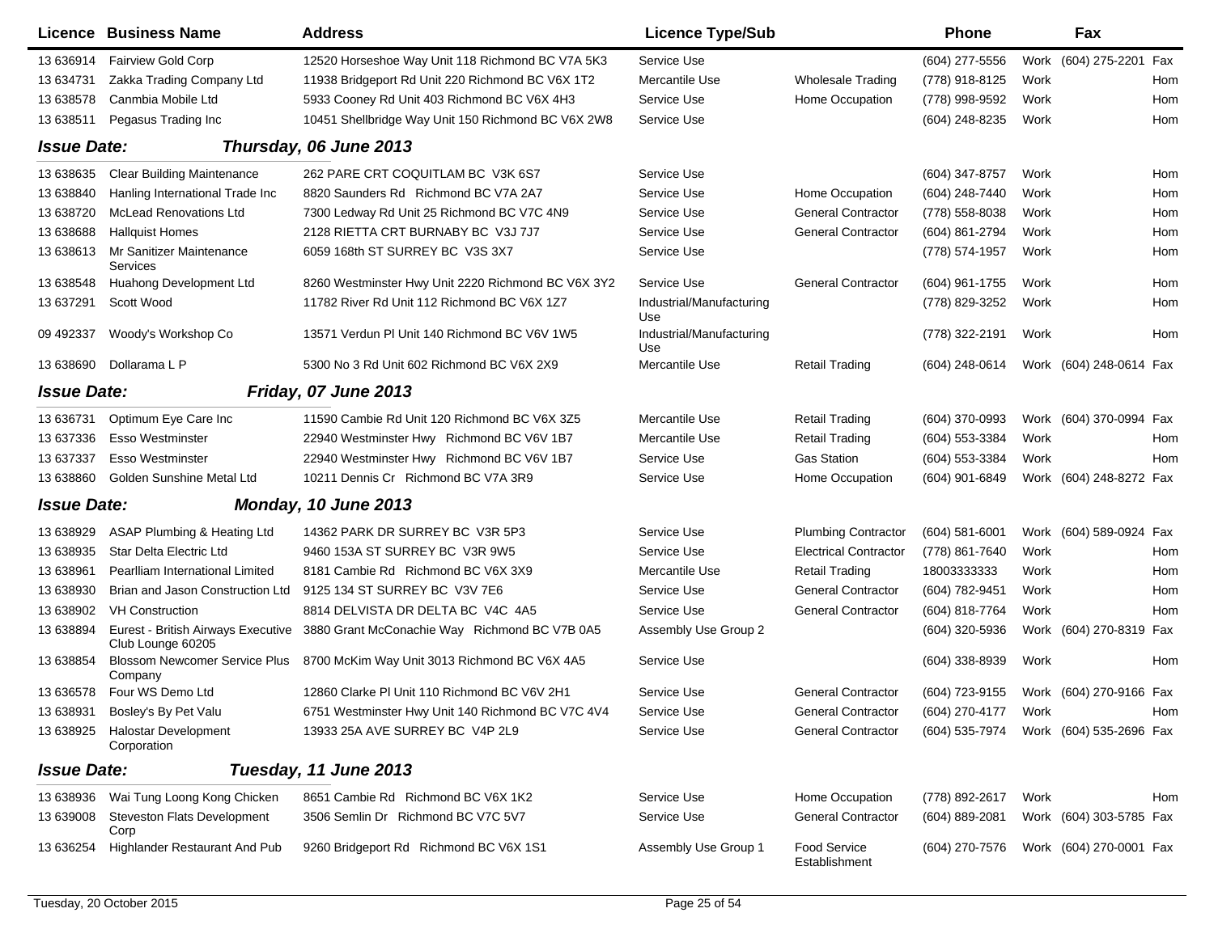| Licence | Business Name | Address | Licence Type/Sub | | Phone | | Fax | |
|---|---|---|---|---|---|---|---|---|
| 13 636914 | Fairview Gold Corp | 12520 Horseshoe Way Unit 118 Richmond BC V7A 5K3 | Service Use | | (604) 277-5556 | Work | (604) 275-2201 | Fax |
| 13 634731 | Zakka Trading Company Ltd | 11938 Bridgeport Rd Unit 220 Richmond BC V6X 1T2 | Mercantile Use | Wholesale Trading | (778) 918-8125 | Work | | Hom |
| 13 638578 | Canmbia Mobile Ltd | 5933 Cooney Rd Unit 403 Richmond BC V6X 4H3 | Service Use | Home Occupation | (778) 998-9592 | Work | | Hom |
| 13 638511 | Pegasus Trading Inc | 10451 Shellbridge Way Unit 150 Richmond BC V6X 2W8 | Service Use | | (604) 248-8235 | Work | | Hom |
| ***Issue Date:*** | ***Thursday, 06 June 2013*** | | | | | | | |
| 13 638635 | Clear Building Maintenance | 262 PARE CRT COQUITLAM BC V3K 6S7 | Service Use | | (604) 347-8757 | Work | | Hom |
| 13 638840 | Hanling International Trade Inc | 8820 Saunders Rd Richmond BC V7A 2A7 | Service Use | Home Occupation | (604) 248-7440 | Work | | Hom |
| 13 638720 | McLead Renovations Ltd | 7300 Ledway Rd Unit 25 Richmond BC V7C 4N9 | Service Use | General Contractor | (778) 558-8038 | Work | | Hom |
| 13 638688 | Hallquist Homes | 2128 RIETTA CRT BURNABY BC V3J 7J7 | Service Use | General Contractor | (604) 861-2794 | Work | | Hom |
| 13 638613 | Mr Sanitizer Maintenance Services | 6059 168th ST SURREY BC V3S 3X7 | Service Use | | (778) 574-1957 | Work | | Hom |
| 13 638548 | Huahong Development Ltd | 8260 Westminster Hwy Unit 2220 Richmond BC V6X 3Y2 | Service Use | General Contractor | (604) 961-1755 | Work | | Hom |
| 13 637291 | Scott Wood | 11782 River Rd Unit 112 Richmond BC V6X 1Z7 | Industrial/Manufacturing Use | | (778) 829-3252 | Work | | Hom |
| 09 492337 | Woody's Workshop Co | 13571 Verdun Pl Unit 140 Richmond BC V6V 1W5 | Industrial/Manufacturing Use | | (778) 322-2191 | Work | | Hom |
| 13 638690 | Dollarama L P | 5300 No 3 Rd Unit 602 Richmond BC V6X 2X9 | Mercantile Use | Retail Trading | (604) 248-0614 | Work | (604) 248-0614 | Fax |
| ***Issue Date:*** | ***Friday, 07 June 2013*** | | | | | | | |
| 13 636731 | Optimum Eye Care Inc | 11590 Cambie Rd Unit 120 Richmond BC V6X 3Z5 | Mercantile Use | Retail Trading | (604) 370-0993 | Work | (604) 370-0994 | Fax |
| 13 637336 | Esso Westminster | 22940 Westminster Hwy Richmond BC V6V 1B7 | Mercantile Use | Retail Trading | (604) 553-3384 | Work | | Hom |
| 13 637337 | Esso Westminster | 22940 Westminster Hwy Richmond BC V6V 1B7 | Service Use | Gas Station | (604) 553-3384 | Work | | Hom |
| 13 638860 | Golden Sunshine Metal Ltd | 10211 Dennis Cr Richmond BC V7A 3R9 | Service Use | Home Occupation | (604) 901-6849 | Work | (604) 248-8272 | Fax |
| ***Issue Date:*** | ***Monday, 10 June 2013*** | | | | | | | |
| 13 638929 | ASAP Plumbing & Heating Ltd | 14362 PARK DR SURREY BC V3R 5P3 | Service Use | Plumbing Contractor | (604) 581-6001 | Work | (604) 589-0924 | Fax |
| 13 638935 | Star Delta Electric Ltd | 9460 153A ST SURREY BC V3R 9W5 | Service Use | Electrical Contractor | (778) 861-7640 | Work | | Hom |
| 13 638961 | Pearlliam International Limited | 8181 Cambie Rd Richmond BC V6X 3X9 | Mercantile Use | Retail Trading | 18003333333 | Work | | Hom |
| 13 638930 | Brian and Jason Construction Ltd | 9125 134 ST SURREY BC V3V 7E6 | Service Use | General Contractor | (604) 782-9451 | Work | | Hom |
| 13 638902 | VH Construction | 8814 DELVISTA DR DELTA BC V4C 4A5 | Service Use | General Contractor | (604) 818-7764 | Work | | Hom |
| 13 638894 | Eurest - British Airways Executive Club Lounge 60205 | 3880 Grant McConachie Way Richmond BC V7B 0A5 | Assembly Use Group 2 | | (604) 320-5936 | Work | (604) 270-8319 | Fax |
| 13 638854 | Blossom Newcomer Service Plus Company | 8700 McKim Way Unit 3013 Richmond BC V6X 4A5 | Service Use | | (604) 338-8939 | Work | | Hom |
| 13 636578 | Four WS Demo Ltd | 12860 Clarke Pl Unit 110 Richmond BC V6V 2H1 | Service Use | General Contractor | (604) 723-9155 | Work | (604) 270-9166 | Fax |
| 13 638931 | Bosley's By Pet Valu | 6751 Westminster Hwy Unit 140 Richmond BC V7C 4V4 | Service Use | General Contractor | (604) 270-4177 | Work | | Hom |
| 13 638925 | Halostar Development Corporation | 13933 25A AVE SURREY BC V4P 2L9 | Service Use | General Contractor | (604) 535-7974 | Work | (604) 535-2696 | Fax |
| ***Issue Date:*** | ***Tuesday, 11 June 2013*** | | | | | | | |
| 13 638936 | Wai Tung Loong Kong Chicken | 8651 Cambie Rd Richmond BC V6X 1K2 | Service Use | Home Occupation | (778) 892-2617 | Work | | Hom |
| 13 639008 | Steveston Flats Development Corp | 3506 Semlin Dr Richmond BC V7C 5V7 | Service Use | General Contractor | (604) 889-2081 | Work | (604) 303-5785 | Fax |
| 13 636254 | Highlander Restaurant And Pub | 9260 Bridgeport Rd Richmond BC V6X 1S1 | Assembly Use Group 1 | Food Service Establishment | (604) 270-7576 | Work | (604) 270-0001 | Fax |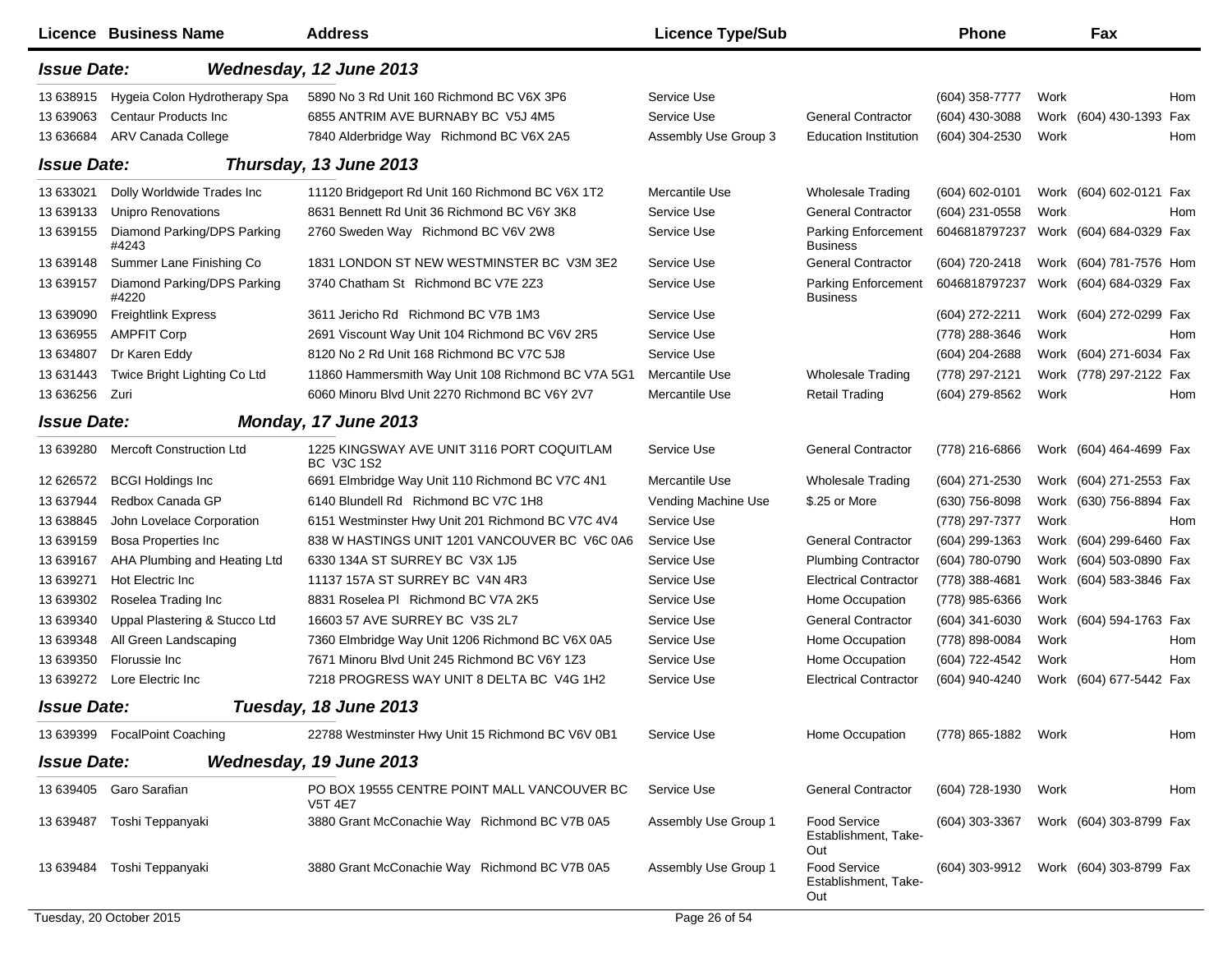| Licence | Business Name | Address | Licence Type/Sub | | Phone | | Fax | |
|---|---|---|---|---|---|---|---|---|
| **Issue Date:** | ***Wednesday, 12 June 2013*** | | | | | | | |
| 13 638915 | Hygeia Colon Hydrotherapy Spa | 5890 No 3 Rd Unit 160 Richmond BC V6X 3P6 | Service Use | | (604) 358-7777 | Work | | Hom |
| 13 639063 | Centaur Products Inc | 6855 ANTRIM AVE BURNABY BC V5J 4M5 | Service Use | General Contractor | (604) 430-3088 | Work | (604) 430-1393 | Fax |
| 13 636684 | ARV Canada College | 7840 Alderbridge Way Richmond BC V6X 2A5 | Assembly Use Group 3 | Education Institution | (604) 304-2530 | Work | | Hom |
| **Issue Date:** | ***Thursday, 13 June 2013*** | | | | | | | |
| 13 633021 | Dolly Worldwide Trades Inc | 11120 Bridgeport Rd Unit 160 Richmond BC V6X 1T2 | Mercantile Use | Wholesale Trading | (604) 602-0101 | Work | (604) 602-0121 | Fax |
| 13 639133 | Unipro Renovations | 8631 Bennett Rd Unit 36 Richmond BC V6Y 3K8 | Service Use | General Contractor | (604) 231-0558 | Work | | Hom |
| 13 639155 | Diamond Parking/DPS Parking #4243 | 2760 Sweden Way Richmond BC V6V 2W8 | Service Use | Parking Enforcement Business | 6046818797237 | Work | (604) 684-0329 | Fax |
| 13 639148 | Summer Lane Finishing Co | 1831 LONDON ST NEW WESTMINSTER BC V3M 3E2 | Service Use | General Contractor | (604) 720-2418 | Work | (604) 781-7576 | Hom |
| 13 639157 | Diamond Parking/DPS Parking #4220 | 3740 Chatham St Richmond BC V7E 2Z3 | Service Use | Parking Enforcement Business | 6046818797237 | Work | (604) 684-0329 | Fax |
| 13 639090 | Freightlink Express | 3611 Jericho Rd Richmond BC V7B 1M3 | Service Use | | (604) 272-2211 | Work | (604) 272-0299 | Fax |
| 13 636955 | AMPFIT Corp | 2691 Viscount Way Unit 104 Richmond BC V6V 2R5 | Service Use | | (778) 288-3646 | Work | | Hom |
| 13 634807 | Dr Karen Eddy | 8120 No 2 Rd Unit 168 Richmond BC V7C 5J8 | Service Use | | (604) 204-2688 | Work | (604) 271-6034 | Fax |
| 13 631443 | Twice Bright Lighting Co Ltd | 11860 Hammersmith Way Unit 108 Richmond BC V7A 5G1 | Mercantile Use | Wholesale Trading | (778) 297-2121 | Work | (778) 297-2122 | Fax |
| 13 636256 | Zuri | 6060 Minoru Blvd Unit 2270 Richmond BC V6Y 2V7 | Mercantile Use | Retail Trading | (604) 279-8562 | Work | | Hom |
| **Issue Date:** | ***Monday, 17 June 2013*** | | | | | | | |
| 13 639280 | Mercoft Construction Ltd | 1225 KINGSWAY AVE UNIT 3116 PORT COQUITLAM BC V3C 1S2 | Service Use | General Contractor | (778) 216-6866 | Work | (604) 464-4699 | Fax |
| 12 626572 | BCGI Holdings Inc | 6691 Elmbridge Way Unit 110 Richmond BC V7C 4N1 | Mercantile Use | Wholesale Trading | (604) 271-2530 | Work | (604) 271-2553 | Fax |
| 13 637944 | Redbox Canada GP | 6140 Blundell Rd Richmond BC V7C 1H8 | Vending Machine Use | $.25 or More | (630) 756-8098 | Work | (630) 756-8894 | Fax |
| 13 638845 | John Lovelace Corporation | 6151 Westminster Hwy Unit 201 Richmond BC V7C 4V4 | Service Use | | (778) 297-7377 | Work | | Hom |
| 13 639159 | Bosa Properties Inc | 838 W HASTINGS UNIT 1201 VANCOUVER BC V6C 0A6 | Service Use | General Contractor | (604) 299-1363 | Work | (604) 299-6460 | Fax |
| 13 639167 | AHA Plumbing and Heating Ltd | 6330 134A ST SURREY BC V3X 1J5 | Service Use | Plumbing Contractor | (604) 780-0790 | Work | (604) 503-0890 | Fax |
| 13 639271 | Hot Electric Inc | 11137 157A ST SURREY BC V4N 4R3 | Service Use | Electrical Contractor | (778) 388-4681 | Work | (604) 583-3846 | Fax |
| 13 639302 | Roselea Trading Inc | 8831 Roselea Pl Richmond BC V7A 2K5 | Service Use | Home Occupation | (778) 985-6366 | Work | | |
| 13 639340 | Uppal Plastering & Stucco Ltd | 16603 57 AVE SURREY BC V3S 2L7 | Service Use | General Contractor | (604) 341-6030 | Work | (604) 594-1763 | Fax |
| 13 639348 | All Green Landscaping | 7360 Elmbridge Way Unit 1206 Richmond BC V6X 0A5 | Service Use | Home Occupation | (778) 898-0084 | Work | | Hom |
| 13 639350 | Florussie Inc | 7671 Minoru Blvd Unit 245 Richmond BC V6Y 1Z3 | Service Use | Home Occupation | (604) 722-4542 | Work | | Hom |
| 13 639272 | Lore Electric Inc | 7218 PROGRESS WAY UNIT 8 DELTA BC V4G 1H2 | Service Use | Electrical Contractor | (604) 940-4240 | Work | (604) 677-5442 | Fax |
| **Issue Date:** | ***Tuesday, 18 June 2013*** | | | | | | | |
| 13 639399 | FocalPoint Coaching | 22788 Westminster Hwy Unit 15 Richmond BC V6V 0B1 | Service Use | Home Occupation | (778) 865-1882 | Work | | Hom |
| **Issue Date:** | ***Wednesday, 19 June 2013*** | | | | | | | |
| 13 639405 | Garo Sarafian | PO BOX 19555 CENTRE POINT MALL VANCOUVER BC V5T 4E7 | Service Use | General Contractor | (604) 728-1930 | Work | | Hom |
| 13 639487 | Toshi Teppanyaki | 3880 Grant McConachie Way Richmond BC V7B 0A5 | Assembly Use Group 1 | Food Service Establishment, Take-Out | (604) 303-3367 | Work | (604) 303-8799 | Fax |
| 13 639484 | Toshi Teppanyaki | 3880 Grant McConachie Way Richmond BC V7B 0A5 | Assembly Use Group 1 | Food Service Establishment, Take-Out | (604) 303-9912 | Work | (604) 303-8799 | Fax |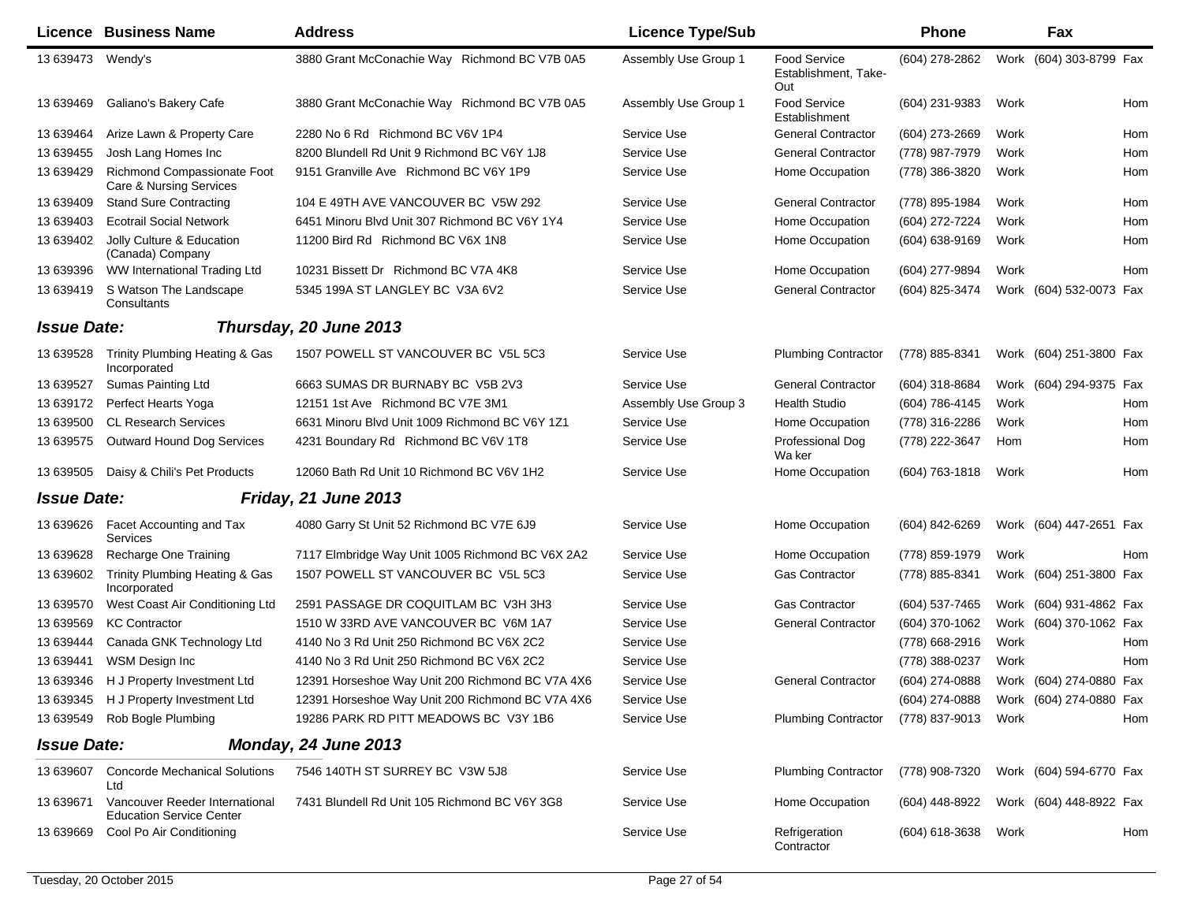| Licence | Business Name | Address | Licence Type/Sub | | Phone | | Fax | |
|---|---|---|---|---|---|---|---|---|
| 13 639473 | Wendy's | 3880 Grant McConachie Way Richmond BC V7B 0A5 | Assembly Use Group 1 | Food Service Establishment, Take-Out | (604) 278-2862 | Work | (604) 303-8799 | Fax |
| 13 639469 | Galiano's Bakery Cafe | 3880 Grant McConachie Way Richmond BC V7B 0A5 | Assembly Use Group 1 | Food Service Establishment | (604) 231-9383 | Work | | Hom |
| 13 639464 | Arize Lawn & Property Care | 2280 No 6 Rd Richmond BC V6V 1P4 | Service Use | General Contractor | (604) 273-2669 | Work | | Hom |
| 13 639455 | Josh Lang Homes Inc | 8200 Blundell Rd Unit 9 Richmond BC V6Y 1J8 | Service Use | General Contractor | (778) 987-7979 | Work | | Hom |
| 13 639429 | Richmond Compassionate Foot Care & Nursing Services | 9151 Granville Ave Richmond BC V6Y 1P9 | Service Use | Home Occupation | (778) 386-3820 | Work | | Hom |
| 13 639409 | Stand Sure Contracting | 104 E 49TH AVE VANCOUVER BC V5W 292 | Service Use | General Contractor | (778) 895-1984 | Work | | Hom |
| 13 639403 | Ecotrail Social Network | 6451 Minoru Blvd Unit 307 Richmond BC V6Y 1Y4 | Service Use | Home Occupation | (604) 272-7224 | Work | | Hom |
| 13 639402 | Jolly Culture & Education (Canada) Company | 11200 Bird Rd Richmond BC V6X 1N8 | Service Use | Home Occupation | (604) 638-9169 | Work | | Hom |
| 13 639396 | WW International Trading Ltd | 10231 Bissett Dr Richmond BC V7A 4K8 | Service Use | Home Occupation | (604) 277-9894 | Work | | Hom |
| 13 639419 | S Watson The Landscape Consultants | 5345 199A ST LANGLEY BC V3A 6V2 | Service Use | General Contractor | (604) 825-3474 | Work | (604) 532-0073 | Fax |
| ***Issue Date:*** | ***Thursday, 20 June 2013*** | | | | | | | |
| 13 639528 | Trinity Plumbing Heating & Gas Incorporated | 1507 POWELL ST VANCOUVER BC V5L 5C3 | Service Use | Plumbing Contractor | (778) 885-8341 | Work | (604) 251-3800 | Fax |
| 13 639527 | Sumas Painting Ltd | 6663 SUMAS DR BURNABY BC V5B 2V3 | Service Use | General Contractor | (604) 318-8684 | Work | (604) 294-9375 | Fax |
| 13 639172 | Perfect Hearts Yoga | 12151 1st Ave Richmond BC V7E 3M1 | Assembly Use Group 3 | Health Studio | (604) 786-4145 | Work | | Hom |
| 13 639500 | CL Research Services | 6631 Minoru Blvd Unit 1009 Richmond BC V6Y 1Z1 | Service Use | Home Occupation | (778) 316-2286 | Work | | Hom |
| 13 639575 | Outward Hound Dog Services | 4231 Boundary Rd Richmond BC V6V 1T8 | Service Use | Professional Dog Wa ker | (778) 222-3647 | Hom | | Hom |
| 13 639505 | Daisy & Chili's Pet Products | 12060 Bath Rd Unit 10 Richmond BC V6V 1H2 | Service Use | Home Occupation | (604) 763-1818 | Work | | Hom |
| ***Issue Date:*** | ***Friday, 21 June 2013*** | | | | | | | |
| 13 639626 | Facet Accounting and Tax Services | 4080 Garry St Unit 52 Richmond BC V7E 6J9 | Service Use | Home Occupation | (604) 842-6269 | Work | (604) 447-2651 | Fax |
| 13 639628 | Recharge One Training | 7117 Elmbridge Way Unit 1005 Richmond BC V6X 2A2 | Service Use | Home Occupation | (778) 859-1979 | Work | | Hom |
| 13 639602 | Trinity Plumbing Heating & Gas Incorporated | 1507 POWELL ST VANCOUVER BC V5L 5C3 | Service Use | Gas Contractor | (778) 885-8341 | Work | (604) 251-3800 | Fax |
| 13 639570 | West Coast Air Conditioning Ltd | 2591 PASSAGE DR COQUITLAM BC V3H 3H3 | Service Use | Gas Contractor | (604) 537-7465 | Work | (604) 931-4862 | Fax |
| 13 639569 | KC Contractor | 1510 W 33RD AVE VANCOUVER BC V6M 1A7 | Service Use | General Contractor | (604) 370-1062 | Work | (604) 370-1062 | Fax |
| 13 639444 | Canada GNK Technology Ltd | 4140 No 3 Rd Unit 250 Richmond BC V6X 2C2 | Service Use | | (778) 668-2916 | Work | | Hom |
| 13 639441 | WSM Design Inc | 4140 No 3 Rd Unit 250 Richmond BC V6X 2C2 | Service Use | | (778) 388-0237 | Work | | Hom |
| 13 639346 | H J Property Investment Ltd | 12391 Horseshoe Way Unit 200 Richmond BC V7A 4X6 | Service Use | General Contractor | (604) 274-0888 | Work | (604) 274-0880 | Fax |
| 13 639345 | H J Property Investment Ltd | 12391 Horseshoe Way Unit 200 Richmond BC V7A 4X6 | Service Use | | (604) 274-0888 | Work | (604) 274-0880 | Fax |
| 13 639549 | Rob Bogle Plumbing | 19286 PARK RD PITT MEADOWS BC V3Y 1B6 | Service Use | Plumbing Contractor | (778) 837-9013 | Work | | Hom |
| ***Issue Date:*** | ***Monday, 24 June 2013*** | | | | | | | |
| 13 639607 | Concorde Mechanical Solutions Ltd | 7546 140TH ST SURREY BC V3W 5J8 | Service Use | Plumbing Contractor | (778) 908-7320 | Work | (604) 594-6770 | Fax |
| 13 639671 | Vancouver Reeder International Education Service Center | 7431 Blundell Rd Unit 105 Richmond BC V6Y 3G8 | Service Use | Home Occupation | (604) 448-8922 | Work | (604) 448-8922 | Fax |
| 13 639669 | Cool Po Air Conditioning | | Service Use | Refrigeration Contractor | (604) 618-3638 | Work | | Hom |

Tuesday, 20 October 2015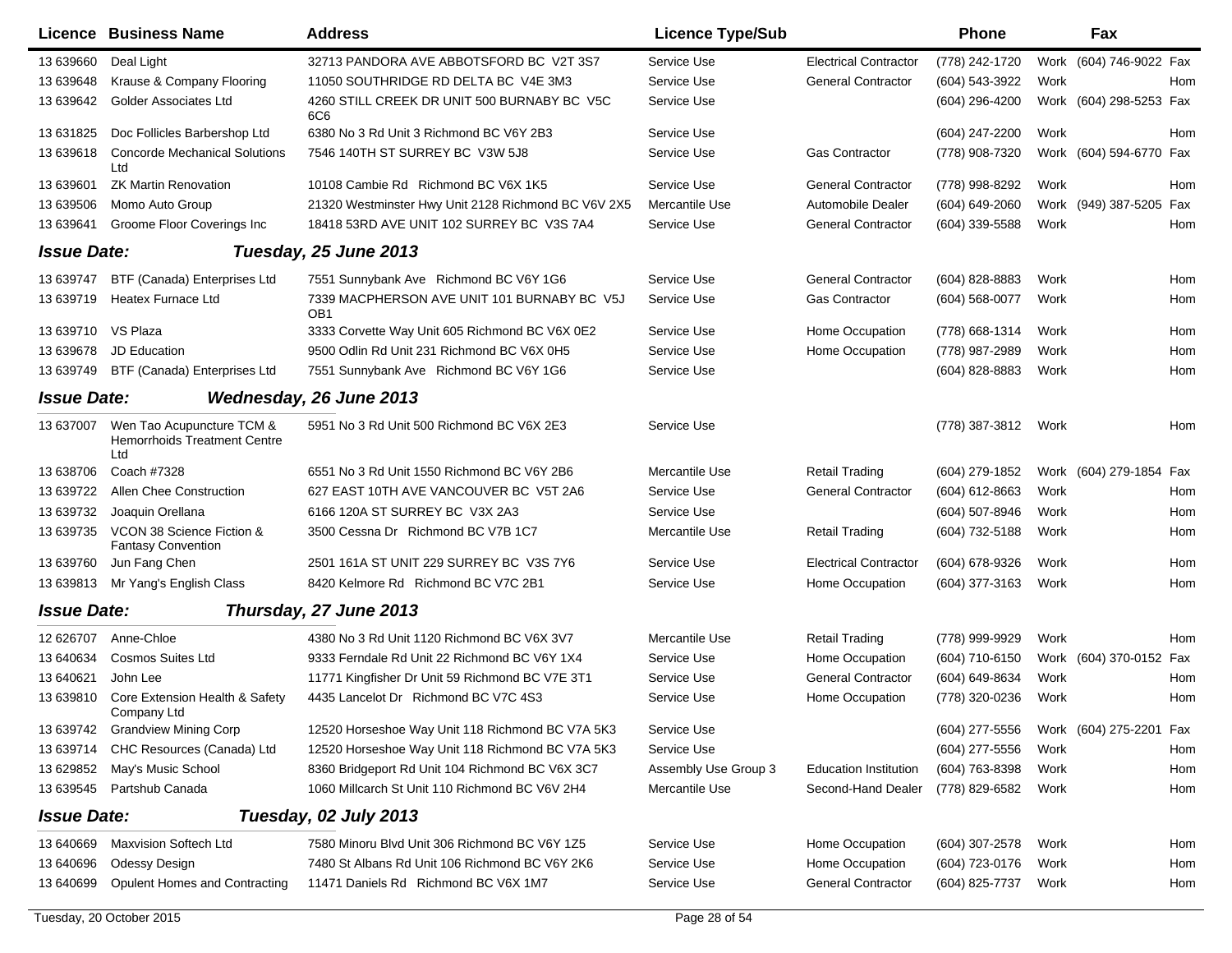| Licence | Business Name | Address | Licence Type/Sub | | Phone | | Fax | |
|---|---|---|---|---|---|---|---|---|
| 13 639660 | Deal Light | 32713 PANDORA AVE ABBOTSFORD BC V2T 3S7 | Service Use | Electrical Contractor | (778) 242-1720 | Work | (604) 746-9022 | Fax |
| 13 639648 | Krause & Company Flooring | 11050 SOUTHRIDGE RD DELTA BC V4E 3M3 | Service Use | General Contractor | (604) 543-3922 | Work | | Hom |
| 13 639642 | Golder Associates Ltd | 4260 STILL CREEK DR UNIT 500 BURNABY BC V5C 6C6 | Service Use | | (604) 296-4200 | Work | (604) 298-5253 | Fax |
| 13 631825 | Doc Follicles Barbershop Ltd | 6380 No 3 Rd Unit 3 Richmond BC V6Y 2B3 | Service Use | | (604) 247-2200 | Work | | Hom |
| 13 639618 | Concorde Mechanical Solutions Ltd | 7546 140TH ST SURREY BC V3W 5J8 | Service Use | Gas Contractor | (778) 908-7320 | Work | (604) 594-6770 | Fax |
| 13 639601 | ZK Martin Renovation | 10108 Cambie Rd Richmond BC V6X 1K5 | Service Use | General Contractor | (778) 998-8292 | Work | | Hom |
| 13 639506 | Momo Auto Group | 21320 Westminster Hwy Unit 2128 Richmond BC V6V 2X5 | Mercantile Use | Automobile Dealer | (604) 649-2060 | Work | (949) 387-5205 | Fax |
| 13 639641 | Groome Floor Coverings Inc | 18418 53RD AVE UNIT 102 SURREY BC V3S 7A4 | Service Use | General Contractor | (604) 339-5588 | Work | | Hom |
| ***Issue Date:*** | ***Tuesday, 25 June 2013*** | | | | | | | |
| 13 639747 | BTF (Canada) Enterprises Ltd | 7551 Sunnybank Ave Richmond BC V6Y 1G6 | Service Use | General Contractor | (604) 828-8883 | Work | | Hom |
| 13 639719 | Heatex Furnace Ltd | 7339 MACPHERSON AVE UNIT 101 BURNABY BC V5J OB1 | Service Use | Gas Contractor | (604) 568-0077 | Work | | Hom |
| 13 639710 | VS Plaza | 3333 Corvette Way Unit 605 Richmond BC V6X 0E2 | Service Use | Home Occupation | (778) 668-1314 | Work | | Hom |
| 13 639678 | JD Education | 9500 Odlin Rd Unit 231 Richmond BC V6X 0H5 | Service Use | Home Occupation | (778) 987-2989 | Work | | Hom |
| 13 639749 | BTF (Canada) Enterprises Ltd | 7551 Sunnybank Ave Richmond BC V6Y 1G6 | Service Use | | (604) 828-8883 | Work | | Hom |
| ***Issue Date:*** | ***Wednesday, 26 June 2013*** | | | | | | | |
| 13 637007 | Wen Tao Acupuncture TCM & Hemorrhoids Treatment Centre Ltd | 5951 No 3 Rd Unit 500 Richmond BC V6X 2E3 | Service Use | | (778) 387-3812 | Work | | Hom |
| 13 638706 | Coach #7328 | 6551 No 3 Rd Unit 1550 Richmond BC V6Y 2B6 | Mercantile Use | Retail Trading | (604) 279-1852 | Work | (604) 279-1854 | Fax |
| 13 639722 | Allen Chee Construction | 627 EAST 10TH AVE VANCOUVER BC V5T 2A6 | Service Use | General Contractor | (604) 612-8663 | Work | | Hom |
| 13 639732 | Joaquin Orellana | 6166 120A ST SURREY BC V3X 2A3 | Service Use | | (604) 507-8946 | Work | | Hom |
| 13 639735 | VCON 38 Science Fiction & Fantasy Convention | 3500 Cessna Dr Richmond BC V7B 1C7 | Mercantile Use | Retail Trading | (604) 732-5188 | Work | | Hom |
| 13 639760 | Jun Fang Chen | 2501 161A ST UNIT 229 SURREY BC V3S 7Y6 | Service Use | Electrical Contractor | (604) 678-9326 | Work | | Hom |
| 13 639813 | Mr Yang's English Class | 8420 Kelmore Rd Richmond BC V7C 2B1 | Service Use | Home Occupation | (604) 377-3163 | Work | | Hom |
| ***Issue Date:*** | ***Thursday, 27 June 2013*** | | | | | | | |
| 12 626707 | Anne-Chloe | 4380 No 3 Rd Unit 1120 Richmond BC V6X 3V7 | Mercantile Use | Retail Trading | (778) 999-9929 | Work | | Hom |
| 13 640634 | Cosmos Suites Ltd | 9333 Ferndale Rd Unit 22 Richmond BC V6Y 1X4 | Service Use | Home Occupation | (604) 710-6150 | Work | (604) 370-0152 | Fax |
| 13 640621 | John Lee | 11771 Kingfisher Dr Unit 59 Richmond BC V7E 3T1 | Service Use | General Contractor | (604) 649-8634 | Work | | Hom |
| 13 639810 | Core Extension Health & Safety Company Ltd | 4435 Lancelot Dr Richmond BC V7C 4S3 | Service Use | Home Occupation | (778) 320-0236 | Work | | Hom |
| 13 639742 | Grandview Mining Corp | 12520 Horseshoe Way Unit 118 Richmond BC V7A 5K3 | Service Use | | (604) 277-5556 | Work | (604) 275-2201 | Fax |
| 13 639714 | CHC Resources (Canada) Ltd | 12520 Horseshoe Way Unit 118 Richmond BC V7A 5K3 | Service Use | | (604) 277-5556 | Work | | Hom |
| 13 629852 | May's Music School | 8360 Bridgeport Rd Unit 104 Richmond BC V6X 3C7 | Assembly Use Group 3 | Education Institution | (604) 763-8398 | Work | | Hom |
| 13 639545 | Partshub Canada | 1060 Millcarch St Unit 110 Richmond BC V6V 2H4 | Mercantile Use | Second-Hand Dealer | (778) 829-6582 | Work | | Hom |
| ***Issue Date:*** | ***Tuesday, 02 July 2013*** | | | | | | | |
| 13 640669 | Maxvision Softech Ltd | 7580 Minoru Blvd Unit 306 Richmond BC V6Y 1Z5 | Service Use | Home Occupation | (604) 307-2578 | Work | | Hom |
| 13 640696 | Odessy Design | 7480 St Albans Rd Unit 106 Richmond BC V6Y 2K6 | Service Use | Home Occupation | (604) 723-0176 | Work | | Hom |
| 13 640699 | Opulent Homes and Contracting | 11471 Daniels Rd Richmond BC V6X 1M7 | Service Use | General Contractor | (604) 825-7737 | Work | | Hom |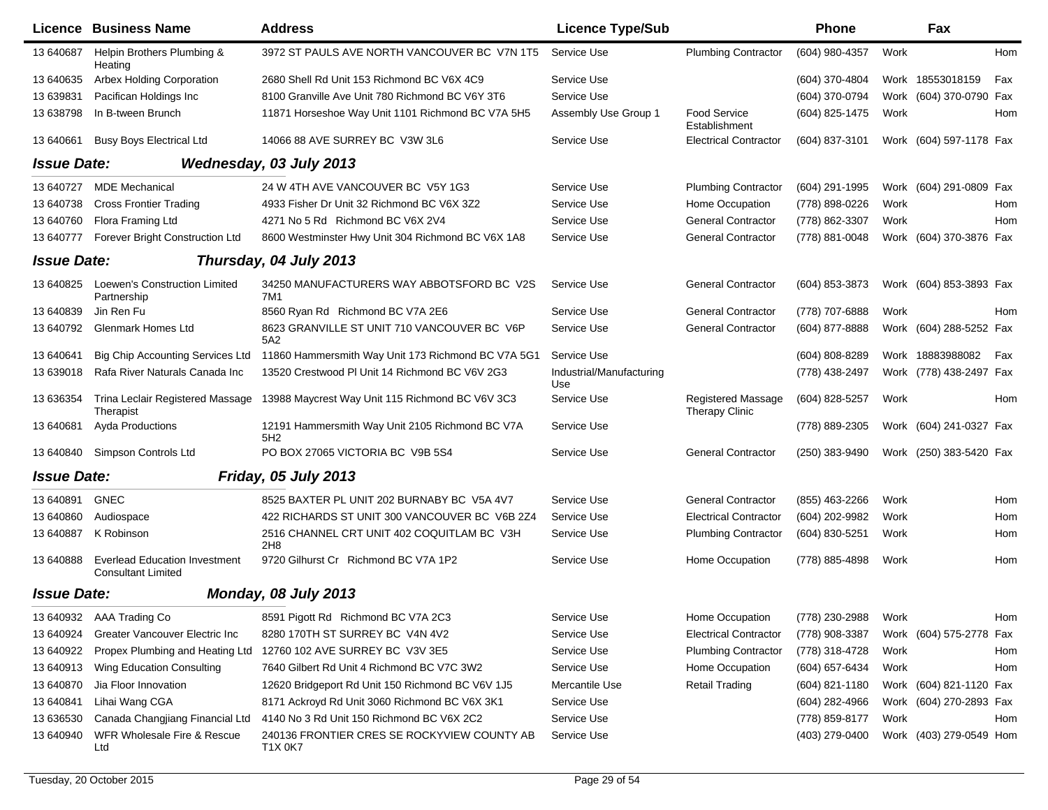| Licence | Business Name | Address | Licence Type/Sub | | Phone | | Fax | |
|---|---|---|---|---|---|---|---|---|
| 13 640687 | Helpin Brothers Plumbing & Heating | 3972 ST PAULS AVE NORTH VANCOUVER BC V7N 1T5 | Service Use | Plumbing Contractor | (604) 980-4357 | Work | | Hom |
| 13 640635 | Arbex Holding Corporation | 2680 Shell Rd Unit 153 Richmond BC V6X 4C9 | Service Use | | (604) 370-4804 | Work | 18553018159 | Fax |
| 13 639831 | Pacifican Holdings Inc | 8100 Granville Ave Unit 780 Richmond BC V6Y 3T6 | Service Use | | (604) 370-0794 | Work | (604) 370-0790 | Fax |
| 13 638798 | In B-tween Brunch | 11871 Horseshoe Way Unit 1101 Richmond BC V7A 5H5 | Assembly Use Group 1 | Food Service Establishment | (604) 825-1475 | Work | | Hom |
| 13 640661 | Busy Boys Electrical Ltd | 14066 88 AVE SURREY BC V3W 3L6 | Service Use | Electrical Contractor | (604) 837-3101 | Work | (604) 597-1178 | Fax |

**Issue Date:** ***Wednesday, 03 July 2013***

| Licence | Business Name | Address | Licence Type/Sub | | Phone | | Fax | |
|---|---|---|---|---|---|---|---|---|
| 13 640727 | MDE Mechanical | 24 W 4TH AVE VANCOUVER BC V5Y 1G3 | Service Use | Plumbing Contractor | (604) 291-1995 | Work | (604) 291-0809 | Fax |
| 13 640738 | Cross Frontier Trading | 4933 Fisher Dr Unit 32 Richmond BC V6X 3Z2 | Service Use | Home Occupation | (778) 898-0226 | Work | | Hom |
| 13 640760 | Flora Framing Ltd | 4271 No 5 Rd Richmond BC V6X 2V4 | Service Use | General Contractor | (778) 862-3307 | Work | | Hom |
| 13 640777 | Forever Bright Construction Ltd | 8600 Westminster Hwy Unit 304 Richmond BC V6X 1A8 | Service Use | General Contractor | (778) 881-0048 | Work | (604) 370-3876 | Fax |

**Issue Date:** ***Thursday, 04 July 2013***

| Licence | Business Name | Address | Licence Type/Sub | | Phone | | Fax | |
|---|---|---|---|---|---|---|---|---|
| 13 640825 | Loewen's Construction Limited Partnership | 34250 MANUFACTURERS WAY ABBOTSFORD BC V2S 7M1 | Service Use | General Contractor | (604) 853-3873 | Work | (604) 853-3893 | Fax |
| 13 640839 | Jin Ren Fu | 8560 Ryan Rd Richmond BC V7A 2E6 | Service Use | General Contractor | (778) 707-6888 | Work | | Hom |
| 13 640792 | Glenmark Homes Ltd | 8623 GRANVILLE ST UNIT 710 VANCOUVER BC V6P 5A2 | Service Use | General Contractor | (604) 877-8888 | Work | (604) 288-5252 | Fax |
| 13 640641 | Big Chip Accounting Services Ltd | 11860 Hammersmith Way Unit 173 Richmond BC V7A 5G1 | Service Use | | (604) 808-8289 | Work | 18883988082 | Fax |
| 13 639018 | Rafa River Naturals Canada Inc | 13520 Crestwood Pl Unit 14 Richmond BC V6V 2G3 | Industrial/Manufacturing Use | | (778) 438-2497 | Work | (778) 438-2497 | Fax |
| 13 636354 | Trina Leclair Registered Massage Therapist | 13988 Maycrest Way Unit 115 Richmond BC V6V 3C3 | Service Use | Registered Massage Therapy Clinic | (604) 828-5257 | Work | | Hom |
| 13 640681 | Ayda Productions | 12191 Hammersmith Way Unit 2105 Richmond BC V7A 5H2 | Service Use | | (778) 889-2305 | Work | (604) 241-0327 | Fax |
| 13 640840 | Simpson Controls Ltd | PO BOX 27065 VICTORIA BC V9B 5S4 | Service Use | General Contractor | (250) 383-9490 | Work | (250) 383-5420 | Fax |

**Issue Date:** ***Friday, 05 July 2013***

| Licence | Business Name | Address | Licence Type/Sub | | Phone | | Fax | |
|---|---|---|---|---|---|---|---|---|
| 13 640891 | GNEC | 8525 BAXTER PL UNIT 202 BURNABY BC V5A 4V7 | Service Use | General Contractor | (855) 463-2266 | Work | | Hom |
| 13 640860 | Audiospace | 422 RICHARDS ST UNIT 300 VANCOUVER BC V6B 2Z4 | Service Use | Electrical Contractor | (604) 202-9982 | Work | | Hom |
| 13 640887 | K Robinson | 2516 CHANNEL CRT UNIT 402 COQUITLAM BC V3H 2H8 | Service Use | Plumbing Contractor | (604) 830-5251 | Work | | Hom |
| 13 640888 | Everlead Education Investment Consultant Limited | 9720 Gilhurst Cr Richmond BC V7A 1P2 | Service Use | Home Occupation | (778) 885-4898 | Work | | Hom |

**Issue Date:** ***Monday, 08 July 2013***

| Licence | Business Name | Address | Licence Type/Sub | | Phone | | Fax | |
|---|---|---|---|---|---|---|---|---|
| 13 640932 | AAA Trading Co | 8591 Pigott Rd Richmond BC V7A 2C3 | Service Use | Home Occupation | (778) 230-2988 | Work | | Hom |
| 13 640924 | Greater Vancouver Electric Inc | 8280 170TH ST SURREY BC V4N 4V2 | Service Use | Electrical Contractor | (778) 908-3387 | Work | (604) 575-2778 | Fax |
| 13 640922 | Propex Plumbing and Heating Ltd | 12760 102 AVE SURREY BC V3V 3E5 | Service Use | Plumbing Contractor | (778) 318-4728 | Work | | Hom |
| 13 640913 | Wing Education Consulting | 7640 Gilbert Rd Unit 4 Richmond BC V7C 3W2 | Service Use | Home Occupation | (604) 657-6434 | Work | | Hom |
| 13 640870 | Jia Floor Innovation | 12620 Bridgeport Rd Unit 150 Richmond BC V6V 1J5 | Mercantile Use | Retail Trading | (604) 821-1180 | Work | (604) 821-1120 | Fax |
| 13 640841 | Lihai Wang CGA | 8171 Ackroyd Rd Unit 3060 Richmond BC V6X 3K1 | Service Use | | (604) 282-4966 | Work | (604) 270-2893 | Fax |
| 13 636530 | Canada Changjiang Financial Ltd | 4140 No 3 Rd Unit 150 Richmond BC V6X 2C2 | Service Use | | (778) 859-8177 | Work | | Hom |
| 13 640940 | WFR Wholesale Fire & Rescue Ltd | 240136 FRONTIER CRES SE ROCKYVIEW COUNTY AB T1X 0K7 | Service Use | | (403) 279-0400 | Work | (403) 279-0549 | Hom |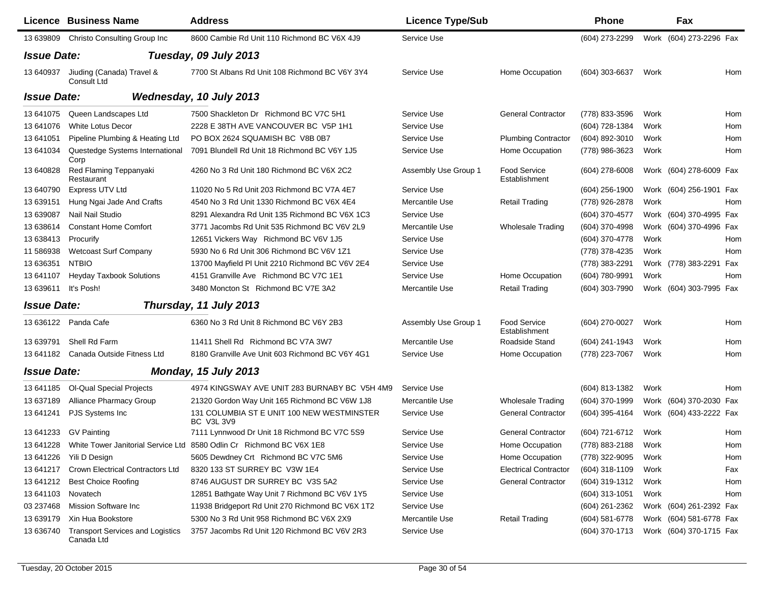| Licence | Business Name | Address | Licence Type/Sub | | Phone | | Fax | |
|---|---|---|---|---|---|---|---|---|
| 13 639809 | Christo Consulting Group Inc | 8600 Cambie Rd Unit 110 Richmond BC V6X 4J9 | Service Use | | (604) 273-2299 | Work | (604) 273-2296 | Fax |
| **Issue Date:** | ***Tuesday, 09 July 2013*** | | | | | | | |
| 13 640937 | Jiuding (Canada) Travel & Consult Ltd | 7700 St Albans Rd Unit 108 Richmond BC V6Y 3Y4 | Service Use | Home Occupation | (604) 303-6637 | Work | | Hom |
| **Issue Date:** | ***Wednesday, 10 July 2013*** | | | | | | | |
| 13 641075 | Queen Landscapes Ltd | 7500 Shackleton Dr Richmond BC V7C 5H1 | Service Use | General Contractor | (778) 833-3596 | Work | | Hom |
| 13 641076 | White Lotus Decor | 2228 E 38TH AVE VANCOUVER BC V5P 1H1 | Service Use | | (604) 728-1384 | Work | | Hom |
| 13 641051 | Pipeline Plumbing & Heating Ltd | PO BOX 2624 SQUAMISH BC V8B 0B7 | Service Use | Plumbing Contractor | (604) 892-3010 | Work | | Hom |
| 13 641034 | Questedge Systems International Corp | 7091 Blundell Rd Unit 18 Richmond BC V6Y 1J5 | Service Use | Home Occupation | (778) 986-3623 | Work | | Hom |
| 13 640828 | Red Flaming Teppanyaki Restaurant | 4260 No 3 Rd Unit 180 Richmond BC V6X 2C2 | Assembly Use Group 1 | Food Service Establishment | (604) 278-6008 | Work | (604) 278-6009 | Fax |
| 13 640790 | Express UTV Ltd | 11020 No 5 Rd Unit 203 Richmond BC V7A 4E7 | Service Use | | (604) 256-1900 | Work | (604) 256-1901 | Fax |
| 13 639151 | Hung Ngai Jade And Crafts | 4540 No 3 Rd Unit 1330 Richmond BC V6X 4E4 | Mercantile Use | Retail Trading | (778) 926-2878 | Work | | Hom |
| 13 639087 | Nail Nail Studio | 8291 Alexandra Rd Unit 135 Richmond BC V6X 1C3 | Service Use | | (604) 370-4577 | Work | (604) 370-4995 | Fax |
| 13 638614 | Constant Home Comfort | 3771 Jacombs Rd Unit 535 Richmond BC V6V 2L9 | Mercantile Use | Wholesale Trading | (604) 370-4998 | Work | (604) 370-4996 | Fax |
| 13 638413 | Procurify | 12651 Vickers Way Richmond BC V6V 1J5 | Service Use | | (604) 370-4778 | Work | | Hom |
| 11 586938 | Wetcoast Surf Company | 5930 No 6 Rd Unit 306 Richmond BC V6V 1Z1 | Service Use | | (778) 378-4235 | Work | | Hom |
| 13 636351 | NTBIO | 13700 Mayfield Pl Unit 2210 Richmond BC V6V 2E4 | Service Use | | (778) 383-2291 | Work | (778) 383-2291 | Fax |
| 13 641107 | Heyday Taxbook Solutions | 4151 Granville Ave Richmond BC V7C 1E1 | Service Use | Home Occupation | (604) 780-9991 | Work | | Hom |
| 13 639611 | It's Posh! | 3480 Moncton St Richmond BC V7E 3A2 | Mercantile Use | Retail Trading | (604) 303-7990 | Work | (604) 303-7995 | Fax |
| **Issue Date:** | ***Thursday, 11 July 2013*** | | | | | | | |
| 13 636122 | Panda Cafe | 6360 No 3 Rd Unit 8 Richmond BC V6Y 2B3 | Assembly Use Group 1 | Food Service Establishment | (604) 270-0027 | Work | | Hom |
| 13 639791 | Shell Rd Farm | 11411 Shell Rd Richmond BC V7A 3W7 | Mercantile Use | Roadside Stand | (604) 241-1943 | Work | | Hom |
| 13 641182 | Canada Outside Fitness Ltd | 8180 Granville Ave Unit 603 Richmond BC V6Y 4G1 | Service Use | Home Occupation | (778) 223-7067 | Work | | Hom |
| **Issue Date:** | ***Monday, 15 July 2013*** | | | | | | | |
| 13 641185 | Ol-Qual Special Projects | 4974 KINGSWAY AVE UNIT 283 BURNABY BC V5H 4M9 | Service Use | | (604) 813-1382 | Work | | Hom |
| 13 637189 | Alliance Pharmacy Group | 21320 Gordon Way Unit 165 Richmond BC V6W 1J8 | Mercantile Use | Wholesale Trading | (604) 370-1999 | Work | (604) 370-2030 | Fax |
| 13 641241 | PJS Systems Inc | 131 COLUMBIA ST E UNIT 100 NEW WESTMINSTER BC V3L 3V9 | Service Use | General Contractor | (604) 395-4164 | Work | (604) 433-2222 | Fax |
| 13 641233 | GV Painting | 7111 Lynnwood Dr Unit 18 Richmond BC V7C 5S9 | Service Use | General Contractor | (604) 721-6712 | Work | | Hom |
| 13 641228 | White Tower Janitorial Service Ltd | 8580 Odlin Cr Richmond BC V6X 1E8 | Service Use | Home Occupation | (778) 883-2188 | Work | | Hom |
| 13 641226 | Yili D Design | 5605 Dewdney Crt Richmond BC V7C 5M6 | Service Use | Home Occupation | (778) 322-9095 | Work | | Hom |
| 13 641217 | Crown Electrical Contractors Ltd | 8320 133 ST SURREY BC V3W 1E4 | Service Use | Electrical Contractor | (604) 318-1109 | Work | | Fax |
| 13 641212 | Best Choice Roofing | 8746 AUGUST DR SURREY BC V3S 5A2 | Service Use | General Contractor | (604) 319-1312 | Work | | Hom |
| 13 641103 | Novatech | 12851 Bathgate Way Unit 7 Richmond BC V6V 1Y5 | Service Use | | (604) 313-1051 | Work | | Hom |
| 03 237468 | Mission Software Inc | 11938 Bridgeport Rd Unit 270 Richmond BC V6X 1T2 | Service Use | | (604) 261-2362 | Work | (604) 261-2392 | Fax |
| 13 639179 | Xin Hua Bookstore | 5300 No 3 Rd Unit 958 Richmond BC V6X 2X9 | Mercantile Use | Retail Trading | (604) 581-6778 | Work | (604) 581-6778 | Fax |
| 13 636740 | Transport Services and Logistics Canada Ltd | 3757 Jacombs Rd Unit 120 Richmond BC V6V 2R3 | Service Use | | (604) 370-1713 | Work | (604) 370-1715 | Fax |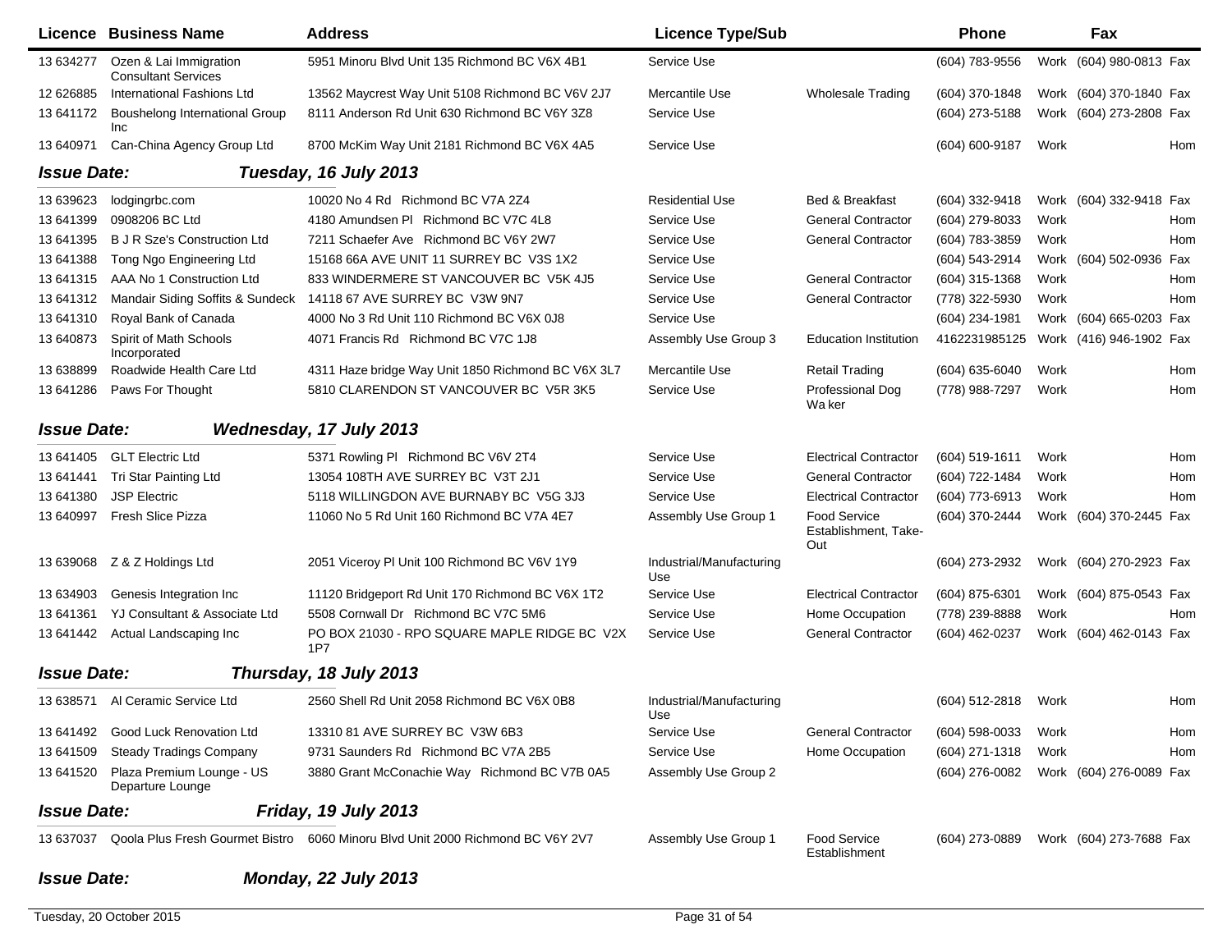| Licence | Business Name | Address | Licence Type/Sub | | Phone | | Fax | |
|---|---|---|---|---|---|---|---|---|
| 13 634277 | Ozen & Lai Immigration Consultant Services | 5951 Minoru Blvd Unit 135 Richmond BC V6X 4B1 | Service Use | | (604) 783-9556 | Work | (604) 980-0813 | Fax |
| 12 626885 | International Fashions Ltd | 13562 Maycrest Way Unit 5108 Richmond BC V6V 2J7 | Mercantile Use | Wholesale Trading | (604) 370-1848 | Work | (604) 370-1840 | Fax |
| 13 641172 | Boushelong International Group Inc | 8111 Anderson Rd Unit 630 Richmond BC V6Y 3Z8 | Service Use | | (604) 273-5188 | Work | (604) 273-2808 | Fax |
| 13 640971 | Can-China Agency Group Ltd | 8700 McKim Way Unit 2181 Richmond BC V6X 4A5 | Service Use | | (604) 600-9187 | Work | | Hom |

**Issue Date:** ***Tuesday, 16 July 2013***

| Licence | Business Name | Address | Licence Type/Sub | | Phone | | Fax | |
|---|---|---|---|---|---|---|---|---|
| 13 639623 | lodgingrbc.com | 10020 No 4 Rd Richmond BC V7A 2Z4 | Residential Use | Bed & Breakfast | (604) 332-9418 | Work | (604) 332-9418 | Fax |
| 13 641399 | 0908206 BC Ltd | 4180 Amundsen Pl Richmond BC V7C 4L8 | Service Use | General Contractor | (604) 279-8033 | Work | | Hom |
| 13 641395 | B J R Sze's Construction Ltd | 7211 Schaefer Ave Richmond BC V6Y 2W7 | Service Use | General Contractor | (604) 783-3859 | Work | | Hom |
| 13 641388 | Tong Ngo Engineering Ltd | 15168 66A AVE UNIT 11 SURREY BC V3S 1X2 | Service Use | | (604) 543-2914 | Work | (604) 502-0936 | Fax |
| 13 641315 | AAA No 1 Construction Ltd | 833 WINDERMERE ST VANCOUVER BC V5K 4J5 | Service Use | General Contractor | (604) 315-1368 | Work | | Hom |
| 13 641312 | Mandair Siding Soffits & Sundeck | 14118 67 AVE SURREY BC V3W 9N7 | Service Use | General Contractor | (778) 322-5930 | Work | | Hom |
| 13 641310 | Royal Bank of Canada | 4000 No 3 Rd Unit 110 Richmond BC V6X 0J8 | Service Use | | (604) 234-1981 | Work | (604) 665-0203 | Fax |
| 13 640873 | Spirit of Math Schools Incorporated | 4071 Francis Rd Richmond BC V7C 1J8 | Assembly Use Group 3 | Education Institution | 4162231985125 | Work | (416) 946-1902 | Fax |
| 13 638899 | Roadwide Health Care Ltd | 4311 Haze bridge Way Unit 1850 Richmond BC V6X 3L7 | Mercantile Use | Retail Trading | (604) 635-6040 | Work | | Hom |
| 13 641286 | Paws For Thought | 5810 CLARENDON ST VANCOUVER BC V5R 3K5 | Service Use | Professional Dog Wa ker | (778) 988-7297 | Work | | Hom |

**Issue Date:** ***Wednesday, 17 July 2013***

| Licence | Business Name | Address | Licence Type/Sub | | Phone | | Fax | |
|---|---|---|---|---|---|---|---|---|
| 13 641405 | GLT Electric Ltd | 5371 Rowling Pl Richmond BC V6V 2T4 | Service Use | Electrical Contractor | (604) 519-1611 | Work | | Hom |
| 13 641441 | Tri Star Painting Ltd | 13054 108TH AVE SURREY BC V3T 2J1 | Service Use | General Contractor | (604) 722-1484 | Work | | Hom |
| 13 641380 | JSP Electric | 5118 WILLINGDON AVE BURNABY BC V5G 3J3 | Service Use | Electrical Contractor | (604) 773-6913 | Work | | Hom |
| 13 640997 | Fresh Slice Pizza | 11060 No 5 Rd Unit 160 Richmond BC V7A 4E7 | Assembly Use Group 1 | Food Service Establishment, Take-Out | (604) 370-2444 | Work | (604) 370-2445 | Fax |
| 13 639068 | Z & Z Holdings Ltd | 2051 Viceroy Pl Unit 100 Richmond BC V6V 1Y9 | Industrial/Manufacturing Use | | (604) 273-2932 | Work | (604) 270-2923 | Fax |
| 13 634903 | Genesis Integration Inc | 11120 Bridgeport Rd Unit 170 Richmond BC V6X 1T2 | Service Use | Electrical Contractor | (604) 875-6301 | Work | (604) 875-0543 | Fax |
| 13 641361 | YJ Consultant & Associate Ltd | 5508 Cornwall Dr Richmond BC V7C 5M6 | Service Use | Home Occupation | (778) 239-8888 | Work | | Hom |
| 13 641442 | Actual Landscaping Inc | PO BOX 21030 - RPO SQUARE MAPLE RIDGE BC V2X 1P7 | Service Use | General Contractor | (604) 462-0237 | Work | (604) 462-0143 | Fax |

**Issue Date:** ***Thursday, 18 July 2013***

| Licence | Business Name | Address | Licence Type/Sub | | Phone | | Fax | |
|---|---|---|---|---|---|---|---|---|
| 13 638571 | Al Ceramic Service Ltd | 2560 Shell Rd Unit 2058 Richmond BC V6X 0B8 | Industrial/Manufacturing Use | | (604) 512-2818 | Work | | Hom |
| 13 641492 | Good Luck Renovation Ltd | 13310 81 AVE SURREY BC V3W 6B3 | Service Use | General Contractor | (604) 598-0033 | Work | | Hom |
| 13 641509 | Steady Tradings Company | 9731 Saunders Rd Richmond BC V7A 2B5 | Service Use | Home Occupation | (604) 271-1318 | Work | | Hom |
| 13 641520 | Plaza Premium Lounge - US Departure Lounge | 3880 Grant McConachie Way Richmond BC V7B 0A5 | Assembly Use Group 2 | | (604) 276-0082 | Work | (604) 276-0089 | Fax |

**Issue Date:** ***Friday, 19 July 2013***

| Licence | Business Name | Address | Licence Type/Sub | | Phone | | Fax | |
|---|---|---|---|---|---|---|---|---|
| 13 637037 | Qoola Plus Fresh Gourmet Bistro | 6060 Minoru Blvd Unit 2000 Richmond BC V6Y 2V7 | Assembly Use Group 1 | Food Service Establishment | (604) 273-0889 | Work | (604) 273-7688 | Fax |

**Issue Date:** ***Monday, 22 July 2013***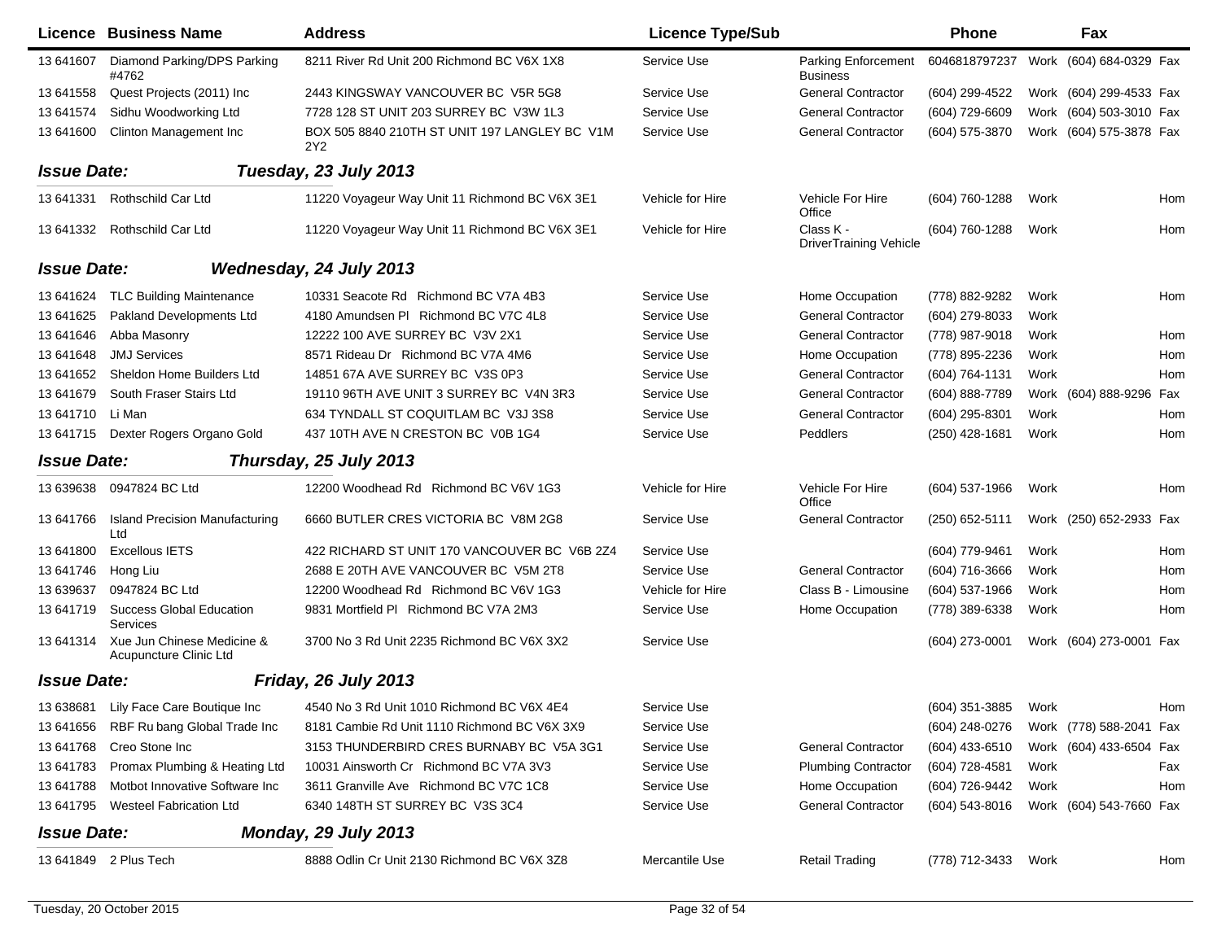| Licence | Business Name | Address | Licence Type/Sub | | Phone | | Fax | |
|---|---|---|---|---|---|---|---|---|
| 13 641607 | Diamond Parking/DPS Parking #4762 | 8211 River Rd Unit 200 Richmond BC V6X 1X8 | Service Use | Parking Enforcement Business | 6046818797237 | Work | (604) 684-0329 | Fax |
| 13 641558 | Quest Projects (2011) Inc | 2443 KINGSWAY VANCOUVER BC V5R 5G8 | Service Use | General Contractor | (604) 299-4522 | Work | (604) 299-4533 | Fax |
| 13 641574 | Sidhu Woodworking Ltd | 7728 128 ST UNIT 203 SURREY BC V3W 1L3 | Service Use | General Contractor | (604) 729-6609 | Work | (604) 503-3010 | Fax |
| 13 641600 | Clinton Management Inc | BOX 505 8840 210TH ST UNIT 197 LANGLEY BC V1M 2Y2 | Service Use | General Contractor | (604) 575-3870 | Work | (604) 575-3878 | Fax |
| **Issue Date:** | **Tuesday, 23 July 2013** | | | | | | | |
| 13 641331 | Rothschild Car Ltd | 11220 Voyageur Way Unit 11 Richmond BC V6X 3E1 | Vehicle for Hire | Vehicle For Hire Office | (604) 760-1288 | Work | | Hom |
| 13 641332 | Rothschild Car Ltd | 11220 Voyageur Way Unit 11 Richmond BC V6X 3E1 | Vehicle for Hire | Class K - DriverTraining Vehicle | (604) 760-1288 | Work | | Hom |
| **Issue Date:** | **Wednesday, 24 July 2013** | | | | | | | |
| 13 641624 | TLC Building Maintenance | 10331 Seacote Rd Richmond BC V7A 4B3 | Service Use | Home Occupation | (778) 882-9282 | Work | | Hom |
| 13 641625 | Pakland Developments Ltd | 4180 Amundsen Pl Richmond BC V7C 4L8 | Service Use | General Contractor | (604) 279-8033 | Work | | |
| 13 641646 | Abba Masonry | 12222 100 AVE SURREY BC V3V 2X1 | Service Use | General Contractor | (778) 987-9018 | Work | | Hom |
| 13 641648 | JMJ Services | 8571 Rideau Dr Richmond BC V7A 4M6 | Service Use | Home Occupation | (778) 895-2236 | Work | | Hom |
| 13 641652 | Sheldon Home Builders Ltd | 14851 67A AVE SURREY BC V3S 0P3 | Service Use | General Contractor | (604) 764-1131 | Work | | Hom |
| 13 641679 | South Fraser Stairs Ltd | 19110 96TH AVE UNIT 3 SURREY BC V4N 3R3 | Service Use | General Contractor | (604) 888-7789 | Work | (604) 888-9296 | Fax |
| 13 641710 | Li Man | 634 TYNDALL ST COQUITLAM BC V3J 3S8 | Service Use | General Contractor | (604) 295-8301 | Work | | Hom |
| 13 641715 | Dexter Rogers Organo Gold | 437 10TH AVE N CRESTON BC V0B 1G4 | Service Use | Peddlers | (250) 428-1681 | Work | | Hom |
| **Issue Date:** | **Thursday, 25 July 2013** | | | | | | | |
| 13 639638 | 0947824 BC Ltd | 12200 Woodhead Rd Richmond BC V6V 1G3 | Vehicle for Hire | Vehicle For Hire Office | (604) 537-1966 | Work | | Hom |
| 13 641766 | Island Precision Manufacturing Ltd | 6660 BUTLER CRES VICTORIA BC V8M 2G8 | Service Use | General Contractor | (250) 652-5111 | Work | (250) 652-2933 | Fax |
| 13 641800 | Excellous IETS | 422 RICHARD ST UNIT 170 VANCOUVER BC V6B 2Z4 | Service Use | | (604) 779-9461 | Work | | Hom |
| 13 641746 | Hong Liu | 2688 E 20TH AVE VANCOUVER BC V5M 2T8 | Service Use | General Contractor | (604) 716-3666 | Work | | Hom |
| 13 639637 | 0947824 BC Ltd | 12200 Woodhead Rd Richmond BC V6V 1G3 | Vehicle for Hire | Class B - Limousine | (604) 537-1966 | Work | | Hom |
| 13 641719 | Success Global Education Services | 9831 Mortfield Pl Richmond BC V7A 2M3 | Service Use | Home Occupation | (778) 389-6338 | Work | | Hom |
| 13 641314 | Xue Jun Chinese Medicine & Acupuncture Clinic Ltd | 3700 No 3 Rd Unit 2235 Richmond BC V6X 3X2 | Service Use | | (604) 273-0001 | Work | (604) 273-0001 | Fax |
| **Issue Date:** | **Friday, 26 July 2013** | | | | | | | |
| 13 638681 | Lily Face Care Boutique Inc | 4540 No 3 Rd Unit 1010 Richmond BC V6X 4E4 | Service Use | | (604) 351-3885 | Work | | Hom |
| 13 641656 | RBF Ru bang Global Trade Inc | 8181 Cambie Rd Unit 1110 Richmond BC V6X 3X9 | Service Use | | (604) 248-0276 | Work | (778) 588-2041 | Fax |
| 13 641768 | Creo Stone Inc | 3153 THUNDERBIRD CRES BURNABY BC V5A 3G1 | Service Use | General Contractor | (604) 433-6510 | Work | (604) 433-6504 | Fax |
| 13 641783 | Promax Plumbing & Heating Ltd | 10031 Ainsworth Cr Richmond BC V7A 3V3 | Service Use | Plumbing Contractor | (604) 728-4581 | Work | | Fax |
| 13 641788 | Motbot Innovative Software Inc | 3611 Granville Ave Richmond BC V7C 1C8 | Service Use | Home Occupation | (604) 726-9442 | Work | | Hom |
| 13 641795 | Westeel Fabrication Ltd | 6340 148TH ST SURREY BC V3S 3C4 | Service Use | General Contractor | (604) 543-8016 | Work | (604) 543-7660 | Fax |
| **Issue Date:** | **Monday, 29 July 2013** | | | | | | | |
| 13 641849 | 2 Plus Tech | 8888 Odlin Cr Unit 2130 Richmond BC V6X 3Z8 | Mercantile Use | Retail Trading | (778) 712-3433 | Work | | Hom |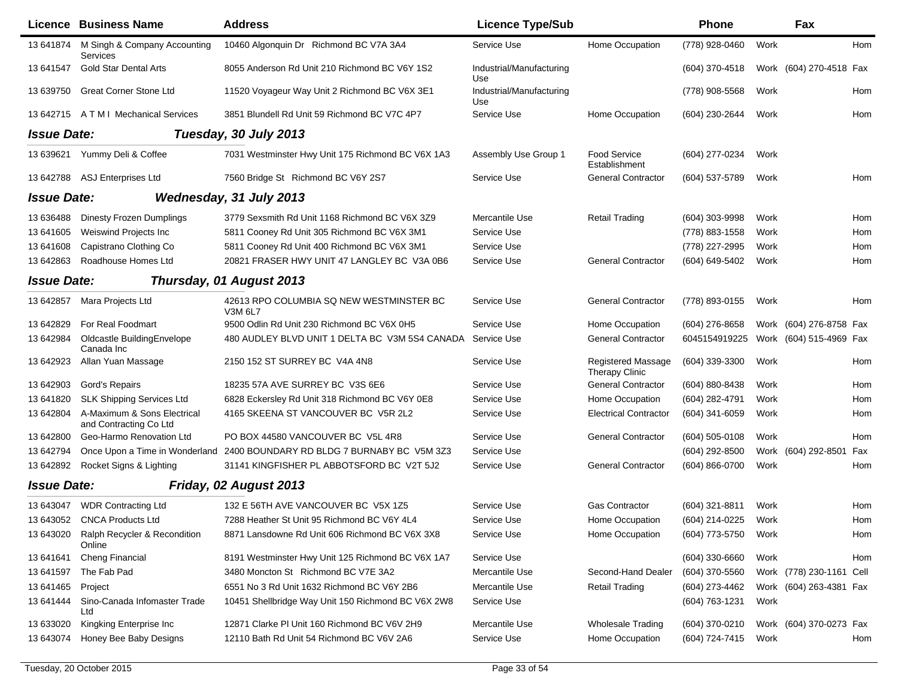| Licence | Business Name | Address | Licence Type/Sub | | Phone | | Fax | |
|---|---|---|---|---|---|---|---|---|
| 13 641874 | M Singh & Company Accounting Services | 10460 Algonquin Dr Richmond BC V7A 3A4 | Service Use | Home Occupation | (778) 928-0460 | Work | | Hom |
| 13 641547 | Gold Star Dental Arts | 8055 Anderson Rd Unit 210 Richmond BC V6Y 1S2 | Industrial/Manufacturing Use | | (604) 370-4518 | Work | (604) 270-4518 | Fax |
| 13 639750 | Great Corner Stone Ltd | 11520 Voyageur Way Unit 2 Richmond BC V6X 3E1 | Industrial/Manufacturing Use | | (778) 908-5568 | Work | | Hom |
| 13 642715 | A T M I Mechanical Services | 3851 Blundell Rd Unit 59 Richmond BC V7C 4P7 | Service Use | Home Occupation | (604) 230-2644 | Work | | Hom |
| ***Issue Date:*** | ***Tuesday, 30 July 2013*** | | | | | | | |
| 13 639621 | Yummy Deli & Coffee | 7031 Westminster Hwy Unit 175 Richmond BC V6X 1A3 | Assembly Use Group 1 | Food Service Establishment | (604) 277-0234 | Work | | |
| 13 642788 | ASJ Enterprises Ltd | 7560 Bridge St Richmond BC V6Y 2S7 | Service Use | General Contractor | (604) 537-5789 | Work | | Hom |
| ***Issue Date:*** | ***Wednesday, 31 July 2013*** | | | | | | | |
| 13 636488 | Dinesty Frozen Dumplings | 3779 Sexsmith Rd Unit 1168 Richmond BC V6X 3Z9 | Mercantile Use | Retail Trading | (604) 303-9998 | Work | | Hom |
| 13 641605 | Weiswind Projects Inc | 5811 Cooney Rd Unit 305 Richmond BC V6X 3M1 | Service Use | | (778) 883-1558 | Work | | Hom |
| 13 641608 | Capistrano Clothing Co | 5811 Cooney Rd Unit 400 Richmond BC V6X 3M1 | Service Use | | (778) 227-2995 | Work | | Hom |
| 13 642863 | Roadhouse Homes Ltd | 20821 FRASER HWY UNIT 47 LANGLEY BC V3A 0B6 | Service Use | General Contractor | (604) 649-5402 | Work | | Hom |
| ***Issue Date:*** | ***Thursday, 01 August 2013*** | | | | | | | |
| 13 642857 | Mara Projects Ltd | 42613 RPO COLUMBIA SQ NEW WESTMINSTER BC V3M 6L7 | Service Use | General Contractor | (778) 893-0155 | Work | | Hom |
| 13 642829 | For Real Foodmart | 9500 Odlin Rd Unit 230 Richmond BC V6X 0H5 | Service Use | Home Occupation | (604) 276-8658 | Work | (604) 276-8758 | Fax |
| 13 642984 | Oldcastle BuildingEnvelope Canada Inc | 480 AUDLEY BLVD UNIT 1 DELTA BC V3M 5S4 CANADA | Service Use | General Contractor | 6045154919225 | Work | (604) 515-4969 | Fax |
| 13 642923 | Allan Yuan Massage | 2150 152 ST SURREY BC V4A 4N8 | Service Use | Registered Massage Therapy Clinic | (604) 339-3300 | Work | | Hom |
| 13 642903 | Gord's Repairs | 18235 57A AVE SURREY BC V3S 6E6 | Service Use | General Contractor | (604) 880-8438 | Work | | Hom |
| 13 641820 | SLK Shipping Services Ltd | 6828 Eckersley Rd Unit 318 Richmond BC V6Y 0E8 | Service Use | Home Occupation | (604) 282-4791 | Work | | Hom |
| 13 642804 | A-Maximum & Sons Electrical and Contracting Co Ltd | 4165 SKEENA ST VANCOUVER BC V5R 2L2 | Service Use | Electrical Contractor | (604) 341-6059 | Work | | Hom |
| 13 642800 | Geo-Harmo Renovation Ltd | PO BOX 44580 VANCOUVER BC V5L 4R8 | Service Use | General Contractor | (604) 505-0108 | Work | | Hom |
| 13 642794 | Once Upon a Time in Wonderland | 2400 BOUNDARY RD BLDG 7 BURNABY BC V5M 3Z3 | Service Use | | (604) 292-8500 | Work | (604) 292-8501 | Fax |
| 13 642892 | Rocket Signs & Lighting | 31141 KINGFISHER PL ABBOTSFORD BC V2T 5J2 | Service Use | General Contractor | (604) 866-0700 | Work | | Hom |
| ***Issue Date:*** | ***Friday, 02 August 2013*** | | | | | | | |
| 13 643047 | WDR Contracting Ltd | 132 E 56TH AVE VANCOUVER BC V5X 1Z5 | Service Use | Gas Contractor | (604) 321-8811 | Work | | Hom |
| 13 643052 | CNCA Products Ltd | 7288 Heather St Unit 95 Richmond BC V6Y 4L4 | Service Use | Home Occupation | (604) 214-0225 | Work | | Hom |
| 13 643020 | Ralph Recycler & Recondition Online | 8871 Lansdowne Rd Unit 606 Richmond BC V6X 3X8 | Service Use | Home Occupation | (604) 773-5750 | Work | | Hom |
| 13 641641 | Cheng Financial | 8191 Westminster Hwy Unit 125 Richmond BC V6X 1A7 | Service Use | | (604) 330-6660 | Work | | Hom |
| 13 641597 | The Fab Pad | 3480 Moncton St Richmond BC V7E 3A2 | Mercantile Use | Second-Hand Dealer | (604) 370-5560 | Work | (778) 230-1161 | Cell |
| 13 641465 | Project | 6551 No 3 Rd Unit 1632 Richmond BC V6Y 2B6 | Mercantile Use | Retail Trading | (604) 273-4462 | Work | (604) 263-4381 | Fax |
| 13 641444 | Sino-Canada Infomaster Trade Ltd | 10451 Shellbridge Way Unit 150 Richmond BC V6X 2W8 | Service Use | | (604) 763-1231 | Work | | |
| 13 633020 | Kingking Enterprise Inc | 12871 Clarke Pl Unit 160 Richmond BC V6V 2H9 | Mercantile Use | Wholesale Trading | (604) 370-0210 | Work | (604) 370-0273 | Fax |
| 13 643074 | Honey Bee Baby Designs | 12110 Bath Rd Unit 54 Richmond BC V6V 2A6 | Service Use | Home Occupation | (604) 724-7415 | Work | | Hom |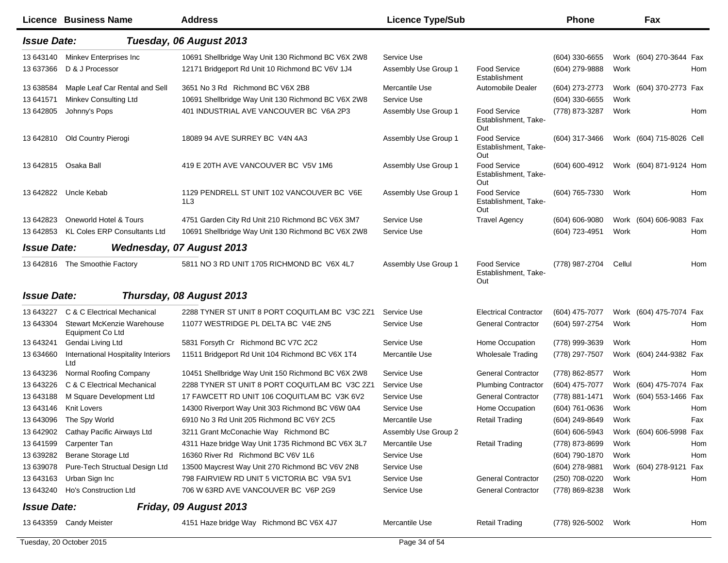| Licence | Business Name | Address | Licence Type/Sub | | Phone | | Fax | |
|---|---|---|---|---|---|---|---|---|
| ***Issue Date:*** | ***Tuesday, 06 August 2013*** | | | | | | | |
| 13 643140 | Minkev Enterprises Inc | 10691 Shellbridge Way Unit 130 Richmond BC V6X 2W8 | Service Use | | (604) 330-6655 | Work | (604) 270-3644 | Fax |
| 13 637366 | D & J Processor | 12171 Bridgeport Rd Unit 10 Richmond BC V6V 1J4 | Assembly Use Group 1 | Food Service Establishment | (604) 279-9888 | Work | | Hom |
| 13 638584 | Maple Leaf Car Rental and Sell | 3651 No 3 Rd Richmond BC V6X 2B8 | Mercantile Use | Automobile Dealer | (604) 273-2773 | Work | (604) 370-2773 | Fax |
| 13 641571 | Minkev Consulting Ltd | 10691 Shellbridge Way Unit 130 Richmond BC V6X 2W8 | Service Use | | (604) 330-6655 | Work | | |
| 13 642805 | Johnny's Pops | 401 INDUSTRIAL AVE VANCOUVER BC V6A 2P3 | Assembly Use Group 1 | Food Service Establishment, Take-Out | (778) 873-3287 | Work | | Hom |
| 13 642810 | Old Country Pierogi | 18089 94 AVE SURREY BC V4N 4A3 | Assembly Use Group 1 | Food Service Establishment, Take-Out | (604) 317-3466 | Work | (604) 715-8026 | Cell |
| 13 642815 | Osaka Ball | 419 E 20TH AVE VANCOUVER BC V5V 1M6 | Assembly Use Group 1 | Food Service Establishment, Take-Out | (604) 600-4912 | Work | (604) 871-9124 | Hom |
| 13 642822 | Uncle Kebab | 1129 PENDRELL ST UNIT 102 VANCOUVER BC V6E 1L3 | Assembly Use Group 1 | Food Service Establishment, Take-Out | (604) 765-7330 | Work | | Hom |
| 13 642823 | Oneworld Hotel & Tours | 4751 Garden City Rd Unit 210 Richmond BC V6X 3M7 | Service Use | Travel Agency | (604) 606-9080 | Work | (604) 606-9083 | Fax |
| 13 642853 | KL Coles ERP Consultants Ltd | 10691 Shellbridge Way Unit 130 Richmond BC V6X 2W8 | Service Use | | (604) 723-4951 | Work | | Hom |
| ***Issue Date:*** | ***Wednesday, 07 August 2013*** | | | | | | | |
| 13 642816 | The Smoothie Factory | 5811 NO 3 RD UNIT 1705 RICHMOND BC V6X 4L7 | Assembly Use Group 1 | Food Service Establishment, Take-Out | (778) 987-2704 | Cellul | | Hom |
| ***Issue Date:*** | ***Thursday, 08 August 2013*** | | | | | | | |
| 13 643227 | C & C Electrical Mechanical | 2288 TYNER ST UNIT 8 PORT COQUITLAM BC V3C 2Z1 | Service Use | Electrical Contractor | (604) 475-7077 | Work | (604) 475-7074 | Fax |
| 13 643304 | Stewart McKenzie Warehouse Equipment Co Ltd | 11077 WESTRIDGE PL DELTA BC V4E 2N5 | Service Use | General Contractor | (604) 597-2754 | Work | | Hom |
| 13 643241 | Gendai Living Ltd | 5831 Forsyth Cr Richmond BC V7C 2C2 | Service Use | Home Occupation | (778) 999-3639 | Work | | Hom |
| 13 634660 | International Hospitality Interiors Ltd | 11511 Bridgeport Rd Unit 104 Richmond BC V6X 1T4 | Mercantile Use | Wholesale Trading | (778) 297-7507 | Work | (604) 244-9382 | Fax |
| 13 643236 | Normal Roofing Company | 10451 Shellbridge Way Unit 150 Richmond BC V6X 2W8 | Service Use | General Contractor | (778) 862-8577 | Work | | Hom |
| 13 643226 | C & C Electrical Mechanical | 2288 TYNER ST UNIT 8 PORT COQUITLAM BC V3C 2Z1 | Service Use | Plumbing Contractor | (604) 475-7077 | Work | (604) 475-7074 | Fax |
| 13 643188 | M Square Development Ltd | 17 FAWCETT RD UNIT 106 COQUITLAM BC V3K 6V2 | Service Use | General Contractor | (778) 881-1471 | Work | (604) 553-1466 | Fax |
| 13 643146 | Knit Lovers | 14300 Riverport Way Unit 303 Richmond BC V6W 0A4 | Service Use | Home Occupation | (604) 761-0636 | Work | | Hom |
| 13 643096 | The Spy World | 6910 No 3 Rd Unit 205 Richmond BC V6Y 2C5 | Mercantile Use | Retail Trading | (604) 249-8649 | Work | | Fax |
| 13 642902 | Cathay Pacific Airways Ltd | 3211 Grant McConachie Way Richmond BC | Assembly Use Group 2 | | (604) 606-5943 | Work | (604) 606-5998 | Fax |
| 13 641599 | Carpenter Tan | 4311 Haze bridge Way Unit 1735 Richmond BC V6X 3L7 | Mercantile Use | Retail Trading | (778) 873-8699 | Work | | Hom |
| 13 639282 | Berane Storage Ltd | 16360 River Rd Richmond BC V6V 1L6 | Service Use | | (604) 790-1870 | Work | | Hom |
| 13 639078 | Pure-Tech Structual Design Ltd | 13500 Maycrest Way Unit 270 Richmond BC V6V 2N8 | Service Use | | (604) 278-9881 | Work | (604) 278-9121 | Fax |
| 13 643163 | Urban Sign Inc | 798 FAIRVIEW RD UNIT 5 VICTORIA BC V9A 5V1 | Service Use | General Contractor | (250) 708-0220 | Work | | Hom |
| 13 643240 | Ho's Construction Ltd | 706 W 63RD AVE VANCOUVER BC V6P 2G9 | Service Use | General Contractor | (778) 869-8238 | Work | | |
| ***Issue Date:*** | ***Friday, 09 August 2013*** | | | | | | | |
| 13 643359 | Candy Meister | 4151 Haze bridge Way Richmond BC V6X 4J7 | Mercantile Use | Retail Trading | (778) 926-5002 | Work | | Hom |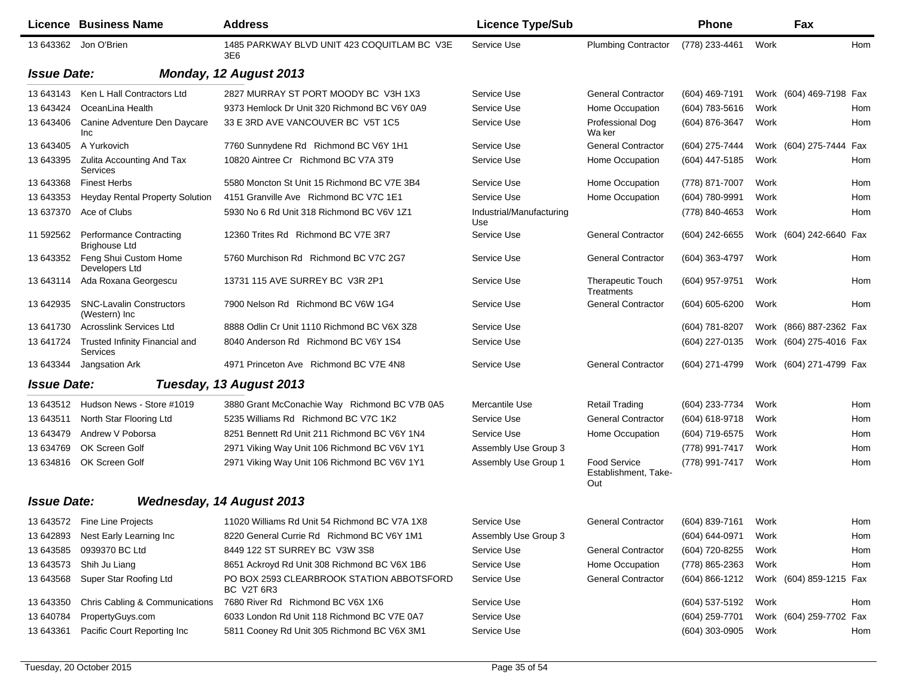| Licence | Business Name | Address | Licence Type/Sub | | Phone | | Fax | |
|---|---|---|---|---|---|---|---|---|
| 13 643362 | Jon O'Brien | 1485 PARKWAY BLVD UNIT 423 COQUITLAM BC V3E 3E6 | Service Use | Plumbing Contractor | (778) 233-4461 | Work | | Hom |

**Issue Date:** ***Monday, 12 August 2013***

| Licence | Business Name | Address | Licence Type/Sub | | Phone | | Fax | |
|---|---|---|---|---|---|---|---|---|
| 13 643143 | Ken L Hall Contractors Ltd | 2827 MURRAY ST PORT MOODY BC V3H 1X3 | Service Use | General Contractor | (604) 469-7191 | Work | (604) 469-7198 | Fax |
| 13 643424 | OceanLina Health | 9373 Hemlock Dr Unit 320 Richmond BC V6Y 0A9 | Service Use | Home Occupation | (604) 783-5616 | Work | | Hom |
| 13 643406 | Canine Adventure Den Daycare Inc | 33 E 3RD AVE VANCOUVER BC V5T 1C5 | Service Use | Professional Dog Wa ker | (604) 876-3647 | Work | | Hom |
| 13 643405 | A Yurkovich | 7760 Sunnydene Rd Richmond BC V6Y 1H1 | Service Use | General Contractor | (604) 275-7444 | Work | (604) 275-7444 | Fax |
| 13 643395 | Zulita Accounting And Tax Services | 10820 Aintree Cr Richmond BC V7A 3T9 | Service Use | Home Occupation | (604) 447-5185 | Work | | Hom |
| 13 643368 | Finest Herbs | 5580 Moncton St Unit 15 Richmond BC V7E 3B4 | Service Use | Home Occupation | (778) 871-7007 | Work | | Hom |
| 13 643353 | Heyday Rental Property Solution | 4151 Granville Ave Richmond BC V7C 1E1 | Service Use | Home Occupation | (604) 780-9991 | Work | | Hom |
| 13 637370 | Ace of Clubs | 5930 No 6 Rd Unit 318 Richmond BC V6V 1Z1 | Industrial/Manufacturing Use | | (778) 840-4653 | Work | | Hom |
| 11 592562 | Performance Contracting Brighouse Ltd | 12360 Trites Rd Richmond BC V7E 3R7 | Service Use | General Contractor | (604) 242-6655 | Work | (604) 242-6640 | Fax |
| 13 643352 | Feng Shui Custom Home Developers Ltd | 5760 Murchison Rd Richmond BC V7C 2G7 | Service Use | General Contractor | (604) 363-4797 | Work | | Hom |
| 13 643114 | Ada Roxana Georgescu | 13731 115 AVE SURREY BC V3R 2P1 | Service Use | Therapeutic Touch Treatments | (604) 957-9751 | Work | | Hom |
| 13 642935 | SNC-Lavalin Constructors (Western) Inc | 7900 Nelson Rd Richmond BC V6W 1G4 | Service Use | General Contractor | (604) 605-6200 | Work | | Hom |
| 13 641730 | Acrosslink Services Ltd | 8888 Odlin Cr Unit 1110 Richmond BC V6X 3Z8 | Service Use | | (604) 781-8207 | Work | (866) 887-2362 | Fax |
| 13 641724 | Trusted Infinity Financial and Services | 8040 Anderson Rd Richmond BC V6Y 1S4 | Service Use | | (604) 227-0135 | Work | (604) 275-4016 | Fax |
| 13 643344 | Jangsation Ark | 4971 Princeton Ave Richmond BC V7E 4N8 | Service Use | General Contractor | (604) 271-4799 | Work | (604) 271-4799 | Fax |

**Issue Date:** ***Tuesday, 13 August 2013***

| Licence | Business Name | Address | Licence Type/Sub | | Phone | | Fax | |
|---|---|---|---|---|---|---|---|---|
| 13 643512 | Hudson News - Store #1019 | 3880 Grant McConachie Way Richmond BC V7B 0A5 | Mercantile Use | Retail Trading | (604) 233-7734 | Work | | Hom |
| 13 643511 | North Star Flooring Ltd | 5235 Williams Rd Richmond BC V7C 1K2 | Service Use | General Contractor | (604) 618-9718 | Work | | Hom |
| 13 643479 | Andrew V Poborsa | 8251 Bennett Rd Unit 211 Richmond BC V6Y 1N4 | Service Use | Home Occupation | (604) 719-6575 | Work | | Hom |
| 13 634769 | OK Screen Golf | 2971 Viking Way Unit 106 Richmond BC V6V 1Y1 | Assembly Use Group 3 | | (778) 991-7417 | Work | | Hom |
| 13 634816 | OK Screen Golf | 2971 Viking Way Unit 106 Richmond BC V6V 1Y1 | Assembly Use Group 1 | Food Service Establishment, Take-Out | (778) 991-7417 | Work | | Hom |

**Issue Date:** ***Wednesday, 14 August 2013***

| Licence | Business Name | Address | Licence Type/Sub | | Phone | | Fax | |
|---|---|---|---|---|---|---|---|---|
| 13 643572 | Fine Line Projects | 11020 Williams Rd Unit 54 Richmond BC V7A 1X8 | Service Use | General Contractor | (604) 839-7161 | Work | | Hom |
| 13 642893 | Nest Early Learning Inc | 8220 General Currie Rd Richmond BC V6Y 1M1 | Assembly Use Group 3 | | (604) 644-0971 | Work | | Hom |
| 13 643585 | 0939370 BC Ltd | 8449 122 ST SURREY BC V3W 3S8 | Service Use | General Contractor | (604) 720-8255 | Work | | Hom |
| 13 643573 | Shih Ju Liang | 8651 Ackroyd Rd Unit 308 Richmond BC V6X 1B6 | Service Use | Home Occupation | (778) 865-2363 | Work | | Hom |
| 13 643568 | Super Star Roofing Ltd | PO BOX 2593 CLEARBROOK STATION ABBOTSFORD BC V2T 6R3 | Service Use | General Contractor | (604) 866-1212 | Work | (604) 859-1215 | Fax |
| 13 643350 | Chris Cabling & Communications | 7680 River Rd Richmond BC V6X 1X6 | Service Use | | (604) 537-5192 | Work | | Hom |
| 13 640784 | PropertyGuys.com | 6033 London Rd Unit 118 Richmond BC V7E 0A7 | Service Use | | (604) 259-7701 | Work | (604) 259-7702 | Fax |
| 13 643361 | Pacific Court Reporting Inc | 5811 Cooney Rd Unit 305 Richmond BC V6X 3M1 | Service Use | | (604) 303-0905 | Work | | Hom |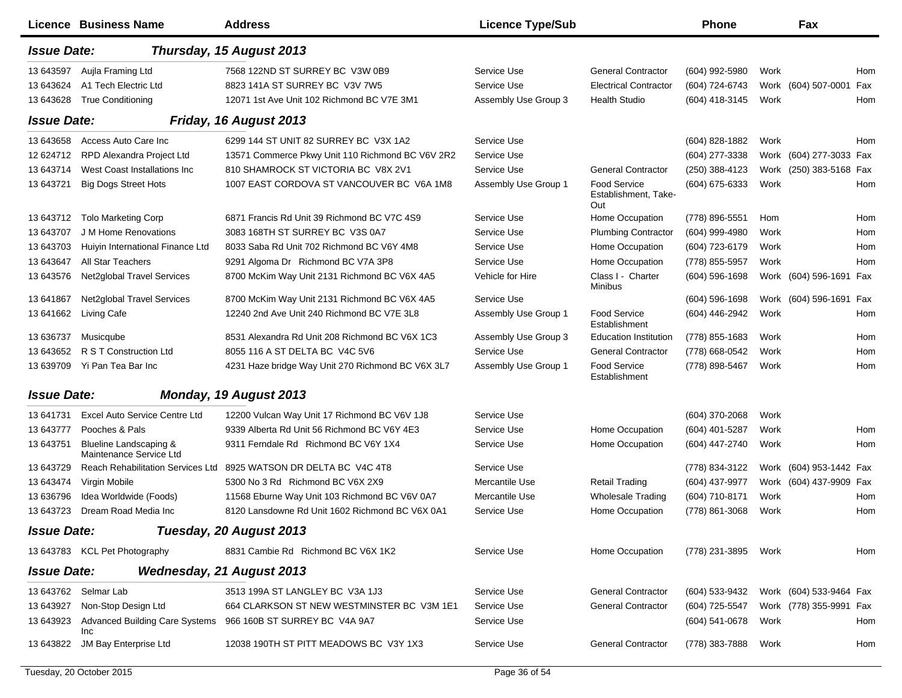| Licence | Business Name | Address | Licence Type/Sub | | Phone | | Fax | |
|---|---|---|---|---|---|---|---|---|
| **Issue Date:** | ***Thursday, 15 August 2013*** | | | | | | | |
| 13 643597 | Aujla Framing Ltd | 7568 122ND ST SURREY BC V3W 0B9 | Service Use | General Contractor | (604) 992-5980 | Work | | Hom |
| 13 643624 | A1 Tech Electric Ltd | 8823 141A ST SURREY BC V3V 7W5 | Service Use | Electrical Contractor | (604) 724-6743 | Work | (604) 507-0001 | Fax |
| 13 643628 | True Conditioning | 12071 1st Ave Unit 102 Richmond BC V7E 3M1 | Assembly Use Group 3 | Health Studio | (604) 418-3145 | Work | | Hom |
| **Issue Date:** | ***Friday, 16 August 2013*** | | | | | | | |
| 13 643658 | Access Auto Care Inc | 6299 144 ST UNIT 82 SURREY BC V3X 1A2 | Service Use | | (604) 828-1882 | Work | | Hom |
| 12 624712 | RPD Alexandra Project Ltd | 13571 Commerce Pkwy Unit 110 Richmond BC V6V 2R2 | Service Use | | (604) 277-3338 | Work | (604) 277-3033 | Fax |
| 13 643714 | West Coast Installations Inc | 810 SHAMROCK ST VICTORIA BC V8X 2V1 | Service Use | General Contractor | (250) 388-4123 | Work | (250) 383-5168 | Fax |
| 13 643721 | Big Dogs Street Hots | 1007 EAST CORDOVA ST VANCOUVER BC V6A 1M8 | Assembly Use Group 1 | Food Service Establishment, Take-Out | (604) 675-6333 | Work | | Hom |
| 13 643712 | Tolo Marketing Corp | 6871 Francis Rd Unit 39 Richmond BC V7C 4S9 | Service Use | Home Occupation | (778) 896-5551 | Hom | | Hom |
| 13 643707 | J M Home Renovations | 3083 168TH ST SURREY BC V3S 0A7 | Service Use | Plumbing Contractor | (604) 999-4980 | Work | | Hom |
| 13 643703 | Huiyin International Finance Ltd | 8033 Saba Rd Unit 702 Richmond BC V6Y 4M8 | Service Use | Home Occupation | (604) 723-6179 | Work | | Hom |
| 13 643647 | All Star Teachers | 9291 Algoma Dr Richmond BC V7A 3P8 | Service Use | Home Occupation | (778) 855-5957 | Work | | Hom |
| 13 643576 | Net2global Travel Services | 8700 McKim Way Unit 2131 Richmond BC V6X 4A5 | Vehicle for Hire | Class I - Charter Minibus | (604) 596-1698 | Work | (604) 596-1691 | Fax |
| 13 641867 | Net2global Travel Services | 8700 McKim Way Unit 2131 Richmond BC V6X 4A5 | Service Use | | (604) 596-1698 | Work | (604) 596-1691 | Fax |
| 13 641662 | Living Cafe | 12240 2nd Ave Unit 240 Richmond BC V7E 3L8 | Assembly Use Group 1 | Food Service Establishment | (604) 446-2942 | Work | | Hom |
| 13 636737 | Musicqube | 8531 Alexandra Rd Unit 208 Richmond BC V6X 1C3 | Assembly Use Group 3 | Education Institution | (778) 855-1683 | Work | | Hom |
| 13 643652 | R S T Construction Ltd | 8055 116 A ST DELTA BC V4C 5V6 | Service Use | General Contractor | (778) 668-0542 | Work | | Hom |
| 13 639709 | Yi Pan Tea Bar Inc | 4231 Haze bridge Way Unit 270 Richmond BC V6X 3L7 | Assembly Use Group 1 | Food Service Establishment | (778) 898-5467 | Work | | Hom |
| **Issue Date:** | ***Monday, 19 August 2013*** | | | | | | | |
| 13 641731 | Excel Auto Service Centre Ltd | 12200 Vulcan Way Unit 17 Richmond BC V6V 1J8 | Service Use | | (604) 370-2068 | Work | | |
| 13 643777 | Pooches & Pals | 9339 Alberta Rd Unit 56 Richmond BC V6Y 4E3 | Service Use | Home Occupation | (604) 401-5287 | Work | | Hom |
| 13 643751 | Blueline Landscaping & Maintenance Service Ltd | 9311 Ferndale Rd Richmond BC V6Y 1X4 | Service Use | Home Occupation | (604) 447-2740 | Work | | Hom |
| 13 643729 | Reach Rehabilitation Services Ltd | 8925 WATSON DR DELTA BC V4C 4T8 | Service Use | | (778) 834-3122 | Work | (604) 953-1442 | Fax |
| 13 643474 | Virgin Mobile | 5300 No 3 Rd Richmond BC V6X 2X9 | Mercantile Use | Retail Trading | (604) 437-9977 | Work | (604) 437-9909 | Fax |
| 13 636796 | Idea Worldwide (Foods) | 11568 Eburne Way Unit 103 Richmond BC V6V 0A7 | Mercantile Use | Wholesale Trading | (604) 710-8171 | Work | | Hom |
| 13 643723 | Dream Road Media Inc | 8120 Lansdowne Rd Unit 1602 Richmond BC V6X 0A1 | Service Use | Home Occupation | (778) 861-3068 | Work | | Hom |
| **Issue Date:** | ***Tuesday, 20 August 2013*** | | | | | | | |
| 13 643783 | KCL Pet Photography | 8831 Cambie Rd Richmond BC V6X 1K2 | Service Use | Home Occupation | (778) 231-3895 | Work | | Hom |
| **Issue Date:** | ***Wednesday, 21 August 2013*** | | | | | | | |
| 13 643762 | Selmar Lab | 3513 199A ST LANGLEY BC V3A 1J3 | Service Use | General Contractor | (604) 533-9432 | Work | (604) 533-9464 | Fax |
| 13 643927 | Non-Stop Design Ltd | 664 CLARKSON ST NEW WESTMINSTER BC V3M 1E1 | Service Use | General Contractor | (604) 725-5547 | Work | (778) 355-9991 | Fax |
| 13 643923 | Advanced Building Care Systems Inc | 966 160B ST SURREY BC V4A 9A7 | Service Use | | (604) 541-0678 | Work | | Hom |
| 13 643822 | JM Bay Enterprise Ltd | 12038 190TH ST PITT MEADOWS BC V3Y 1X3 | Service Use | General Contractor | (778) 383-7888 | Work | | Hom |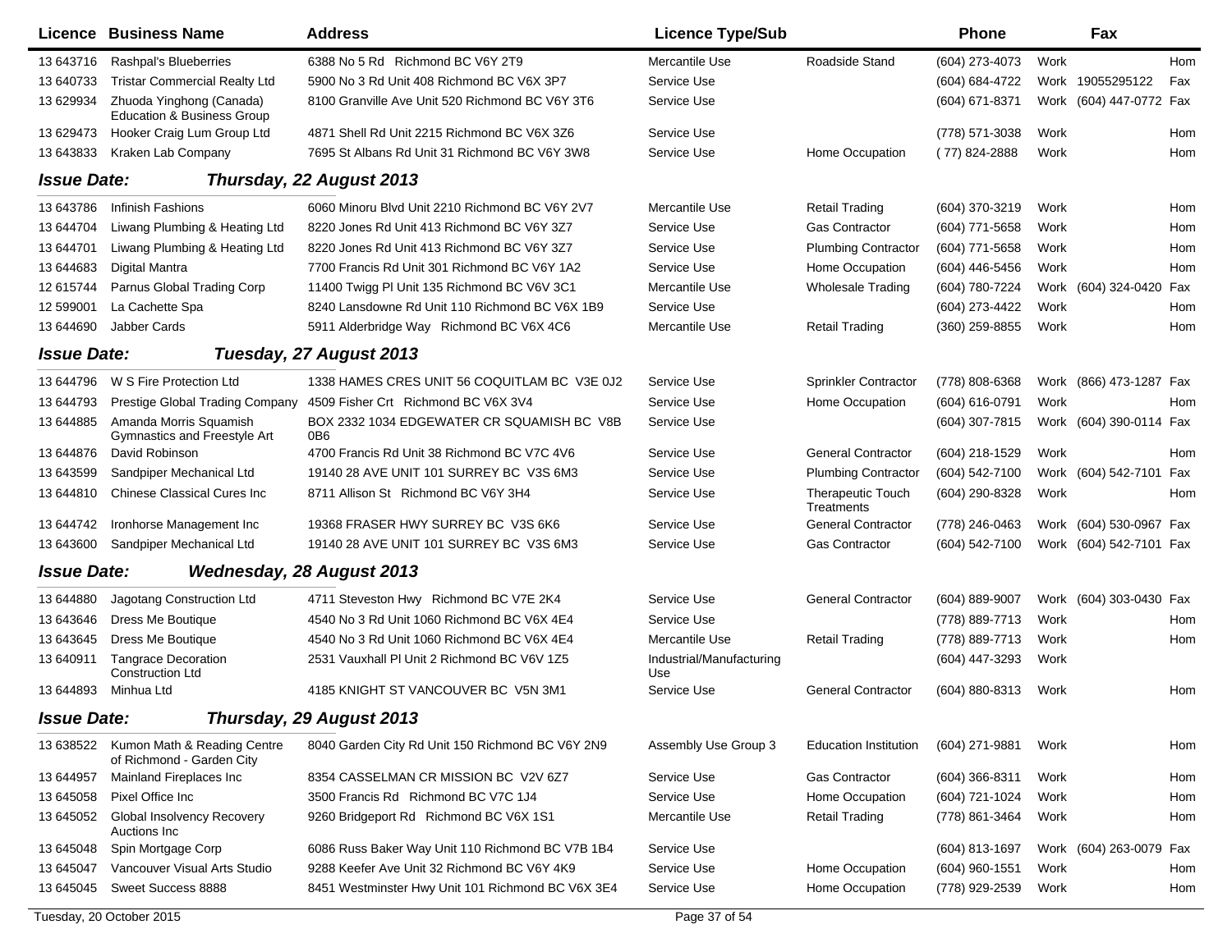| Licence | Business Name | Address | Licence Type/Sub | | Phone | | Fax | |
|---|---|---|---|---|---|---|---|---|
| 13 643716 | Rashpal's Blueberries | 6388 No 5 Rd Richmond BC V6Y 2T9 | Mercantile Use | Roadside Stand | (604) 273-4073 | Work | | Hom |
| 13 640733 | Tristar Commercial Realty Ltd | 5900 No 3 Rd Unit 408 Richmond BC V6X 3P7 | Service Use | | (604) 684-4722 | Work | 19055295122 | Fax |
| 13 629934 | Zhuoda Yinghong (Canada) Education & Business Group | 8100 Granville Ave Unit 520 Richmond BC V6Y 3T6 | Service Use | | (604) 671-8371 | Work | (604) 447-0772 | Fax |
| 13 629473 | Hooker Craig Lum Group Ltd | 4871 Shell Rd Unit 2215 Richmond BC V6X 3Z6 | Service Use | | (778) 571-3038 | Work | | Hom |
| 13 643833 | Kraken Lab Company | 7695 St Albans Rd Unit 31 Richmond BC V6Y 3W8 | Service Use | Home Occupation | ( 77) 824-2888 | Work | | Hom |

***Issue Date: Thursday, 22 August 2013***

| Licence | Business Name | Address | Licence Type/Sub | | Phone | | Fax | |
|---|---|---|---|---|---|---|---|---|
| 13 643786 | Infinish Fashions | 6060 Minoru Blvd Unit 2210 Richmond BC V6Y 2V7 | Mercantile Use | Retail Trading | (604) 370-3219 | Work | | Hom |
| 13 644704 | Liwang Plumbing & Heating Ltd | 8220 Jones Rd Unit 413 Richmond BC V6Y 3Z7 | Service Use | Gas Contractor | (604) 771-5658 | Work | | Hom |
| 13 644701 | Liwang Plumbing & Heating Ltd | 8220 Jones Rd Unit 413 Richmond BC V6Y 3Z7 | Service Use | Plumbing Contractor | (604) 771-5658 | Work | | Hom |
| 13 644683 | Digital Mantra | 7700 Francis Rd Unit 301 Richmond BC V6Y 1A2 | Service Use | Home Occupation | (604) 446-5456 | Work | | Hom |
| 12 615744 | Parnus Global Trading Corp | 11400 Twigg Pl Unit 135 Richmond BC V6V 3C1 | Mercantile Use | Wholesale Trading | (604) 780-7224 | Work | (604) 324-0420 | Fax |
| 12 599001 | La Cachette Spa | 8240 Lansdowne Rd Unit 110 Richmond BC V6X 1B9 | Service Use | | (604) 273-4422 | Work | | Hom |
| 13 644690 | Jabber Cards | 5911 Alderbridge Way Richmond BC V6X 4C6 | Mercantile Use | Retail Trading | (360) 259-8855 | Work | | Hom |

***Issue Date: Tuesday, 27 August 2013***

| Licence | Business Name | Address | Licence Type/Sub | | Phone | | Fax | |
|---|---|---|---|---|---|---|---|---|
| 13 644796 | W S Fire Protection Ltd | 1338 HAMES CRES UNIT 56 COQUITLAM BC V3E 0J2 | Service Use | Sprinkler Contractor | (778) 808-6368 | Work | (866) 473-1287 | Fax |
| 13 644793 | Prestige Global Trading Company | 4509 Fisher Crt Richmond BC V6X 3V4 | Service Use | Home Occupation | (604) 616-0791 | Work | | Hom |
| 13 644885 | Amanda Morris Squamish Gymnastics and Freestyle Art | BOX 2332 1034 EDGEWATER CR SQUAMISH BC V8B 0B6 | Service Use | | (604) 307-7815 | Work | (604) 390-0114 | Fax |
| 13 644876 | David Robinson | 4700 Francis Rd Unit 38 Richmond BC V7C 4V6 | Service Use | General Contractor | (604) 218-1529 | Work | | Hom |
| 13 643599 | Sandpiper Mechanical Ltd | 19140 28 AVE UNIT 101 SURREY BC V3S 6M3 | Service Use | Plumbing Contractor | (604) 542-7100 | Work | (604) 542-7101 | Fax |
| 13 644810 | Chinese Classical Cures Inc | 8711 Allison St Richmond BC V6Y 3H4 | Service Use | Therapeutic Touch Treatments | (604) 290-8328 | Work | | Hom |
| 13 644742 | Ironhorse Management Inc | 19368 FRASER HWY SURREY BC V3S 6K6 | Service Use | General Contractor | (778) 246-0463 | Work | (604) 530-0967 | Fax |
| 13 643600 | Sandpiper Mechanical Ltd | 19140 28 AVE UNIT 101 SURREY BC V3S 6M3 | Service Use | Gas Contractor | (604) 542-7100 | Work | (604) 542-7101 | Fax |

***Issue Date: Wednesday, 28 August 2013***

| Licence | Business Name | Address | Licence Type/Sub | | Phone | | Fax | |
|---|---|---|---|---|---|---|---|---|
| 13 644880 | Jagotang Construction Ltd | 4711 Steveston Hwy Richmond BC V7E 2K4 | Service Use | General Contractor | (604) 889-9007 | Work | (604) 303-0430 | Fax |
| 13 643646 | Dress Me Boutique | 4540 No 3 Rd Unit 1060 Richmond BC V6X 4E4 | Service Use | | (778) 889-7713 | Work | | Hom |
| 13 643645 | Dress Me Boutique | 4540 No 3 Rd Unit 1060 Richmond BC V6X 4E4 | Mercantile Use | Retail Trading | (778) 889-7713 | Work | | Hom |
| 13 640911 | Tangrace Decoration Construction Ltd | 2531 Vauxhall Pl Unit 2 Richmond BC V6V 1Z5 | Industrial/Manufacturing Use | | (604) 447-3293 | Work | | |
| 13 644893 | Minhua Ltd | 4185 KNIGHT ST VANCOUVER BC V5N 3M1 | Service Use | General Contractor | (604) 880-8313 | Work | | Hom |

***Issue Date: Thursday, 29 August 2013***

| Licence | Business Name | Address | Licence Type/Sub | | Phone | | Fax | |
|---|---|---|---|---|---|---|---|---|
| 13 638522 | Kumon Math & Reading Centre of Richmond - Garden City | 8040 Garden City Rd Unit 150 Richmond BC V6Y 2N9 | Assembly Use Group 3 | Education Institution | (604) 271-9881 | Work | | Hom |
| 13 644957 | Mainland Fireplaces Inc | 8354 CASSELMAN CR MISSION BC V2V 6Z7 | Service Use | Gas Contractor | (604) 366-8311 | Work | | Hom |
| 13 645058 | Pixel Office Inc | 3500 Francis Rd Richmond BC V7C 1J4 | Service Use | Home Occupation | (604) 721-1024 | Work | | Hom |
| 13 645052 | Global Insolvency Recovery Auctions Inc | 9260 Bridgeport Rd Richmond BC V6X 1S1 | Mercantile Use | Retail Trading | (778) 861-3464 | Work | | Hom |
| 13 645048 | Spin Mortgage Corp | 6086 Russ Baker Way Unit 110 Richmond BC V7B 1B4 | Service Use | | (604) 813-1697 | Work | (604) 263-0079 | Fax |
| 13 645047 | Vancouver Visual Arts Studio | 9288 Keefer Ave Unit 32 Richmond BC V6Y 4K9 | Service Use | Home Occupation | (604) 960-1551 | Work | | Hom |
| 13 645045 | Sweet Success 8888 | 8451 Westminster Hwy Unit 101 Richmond BC V6X 3E4 | Service Use | Home Occupation | (778) 929-2539 | Work | | Hom |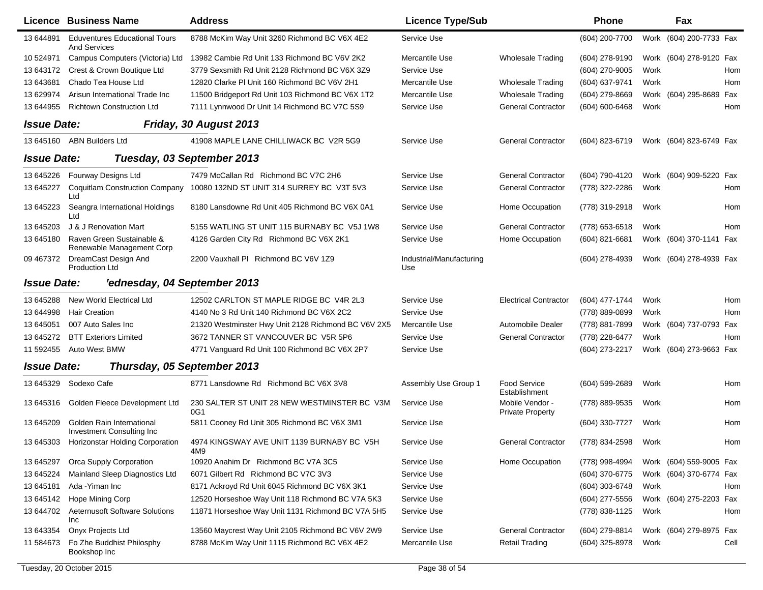| Licence | Business Name | Address | Licence Type/Sub | | Phone | | Fax | |
|---|---|---|---|---|---|---|---|---|
| 13 644891 | Eduventures Educational Tours And Services | 8788 McKim Way Unit 3260 Richmond BC V6X 4E2 | Service Use | | (604) 200-7700 | Work | (604) 200-7733 | Fax |
| 10 524971 | Campus Computers (Victoria) Ltd | 13982 Cambie Rd Unit 133 Richmond BC V6V 2K2 | Mercantile Use | Wholesale Trading | (604) 278-9190 | Work | (604) 278-9120 | Fax |
| 13 643172 | Crest & Crown Boutique Ltd | 3779 Sexsmith Rd Unit 2128 Richmond BC V6X 3Z9 | Service Use | | (604) 270-9005 | Work | | Hom |
| 13 643681 | Chado Tea House Ltd | 12820 Clarke Pl Unit 160 Richmond BC V6V 2H1 | Mercantile Use | Wholesale Trading | (604) 637-9741 | Work | | Hom |
| 13 629974 | Arisun International Trade Inc | 11500 Bridgeport Rd Unit 103 Richmond BC V6X 1T2 | Mercantile Use | Wholesale Trading | (604) 279-8669 | Work | (604) 295-8689 | Fax |
| 13 644955 | Richtown Construction Ltd | 7111 Lynnwood Dr Unit 14 Richmond BC V7C 5S9 | Service Use | General Contractor | (604) 600-6468 | Work | | Hom |

**Issue Date:** ***Friday, 30 August 2013***

| Licence | Business Name | Address | Licence Type/Sub | | Phone | | Fax | |
|---|---|---|---|---|---|---|---|---|
| 13 645160 | ABN Builders Ltd | 41908 MAPLE LANE CHILLIWACK BC V2R 5G9 | Service Use | General Contractor | (604) 823-6719 | Work | (604) 823-6749 | Fax |

**Issue Date:** ***Tuesday, 03 September 2013***

| Licence | Business Name | Address | Licence Type/Sub | | Phone | | Fax | |
|---|---|---|---|---|---|---|---|---|
| 13 645226 | Fourway Designs Ltd | 7479 McCallan Rd Richmond BC V7C 2H6 | Service Use | General Contractor | (604) 790-4120 | Work | (604) 909-5220 | Fax |
| 13 645227 | Coquitlam Construction Company Ltd | 10080 132ND ST UNIT 314 SURREY BC V3T 5V3 | Service Use | General Contractor | (778) 322-2286 | Work | | Hom |
| 13 645223 | Seangra International Holdings Ltd | 8180 Lansdowne Rd Unit 405 Richmond BC V6X 0A1 | Service Use | Home Occupation | (778) 319-2918 | Work | | Hom |
| 13 645203 | J & J Renovation Mart | 5155 WATLING ST UNIT 115 BURNABY BC V5J 1W8 | Service Use | General Contractor | (778) 653-6518 | Work | | Hom |
| 13 645180 | Raven Green Sustainable & Renewable Management Corp | 4126 Garden City Rd Richmond BC V6X 2K1 | Service Use | Home Occupation | (604) 821-6681 | Work | (604) 370-1141 | Fax |
| 09 467372 | DreamCast Design And Production Ltd | 2200 Vauxhall Pl Richmond BC V6V 1Z9 | Industrial/Manufacturing Use | | (604) 278-4939 | Work | (604) 278-4939 | Fax |

**Issue Date:** ***'ednesday, 04 September 2013***

| Licence | Business Name | Address | Licence Type/Sub | | Phone | | Fax | |
|---|---|---|---|---|---|---|---|---|
| 13 645288 | New World Electrical Ltd | 12502 CARLTON ST MAPLE RIDGE BC V4R 2L3 | Service Use | Electrical Contractor | (604) 477-1744 | Work | | Hom |
| 13 644998 | Hair Creation | 4140 No 3 Rd Unit 140 Richmond BC V6X 2C2 | Service Use | | (778) 889-0899 | Work | | Hom |
| 13 645051 | 007 Auto Sales Inc | 21320 Westminster Hwy Unit 2128 Richmond BC V6V 2X5 | Mercantile Use | Automobile Dealer | (778) 881-7899 | Work | (604) 737-0793 | Fax |
| 13 645272 | BTT Exteriors Limited | 3672 TANNER ST VANCOUVER BC V5R 5P6 | Service Use | General Contractor | (778) 228-6477 | Work | | Hom |
| 11 592455 | Auto West BMW | 4771 Vanguard Rd Unit 100 Richmond BC V6X 2P7 | Service Use | | (604) 273-2217 | Work | (604) 273-9663 | Fax |

**Issue Date:** ***Thursday, 05 September 2013***

| Licence | Business Name | Address | Licence Type/Sub | | Phone | | Fax | |
|---|---|---|---|---|---|---|---|---|
| 13 645329 | Sodexo Cafe | 8771 Lansdowne Rd Richmond BC V6X 3V8 | Assembly Use Group 1 | Food Service Establishment | (604) 599-2689 | Work | | Hom |
| 13 645316 | Golden Fleece Development Ltd | 230 SALTER ST UNIT 28 NEW WESTMINSTER BC V3M 0G1 | Service Use | Mobile Vendor - Private Property | (778) 889-9535 | Work | | Hom |
| 13 645209 | Golden Rain International Investment Consulting Inc | 5811 Cooney Rd Unit 305 Richmond BC V6X 3M1 | Service Use | | (604) 330-7727 | Work | | Hom |
| 13 645303 | Horizonstar Holding Corporation | 4974 KINGSWAY AVE UNIT 1139 BURNABY BC V5H 4M9 | Service Use | General Contractor | (778) 834-2598 | Work | | Hom |
| 13 645297 | Orca Supply Corporation | 10920 Anahim Dr Richmond BC V7A 3C5 | Service Use | Home Occupation | (778) 998-4994 | Work | (604) 559-9005 | Fax |
| 13 645224 | Mainland Sleep Diagnostics Ltd | 6071 Gilbert Rd Richmond BC V7C 3V3 | Service Use | | (604) 370-6775 | Work | (604) 370-6774 | Fax |
| 13 645181 | Ada -Yiman Inc | 8171 Ackroyd Rd Unit 6045 Richmond BC V6X 3K1 | Service Use | | (604) 303-6748 | Work | | Hom |
| 13 645142 | Hope Mining Corp | 12520 Horseshoe Way Unit 118 Richmond BC V7A 5K3 | Service Use | | (604) 277-5556 | Work | (604) 275-2203 | Fax |
| 13 644702 | Aeternusoft Software Solutions Inc | 11871 Horseshoe Way Unit 1131 Richmond BC V7A 5H5 | Service Use | | (778) 838-1125 | Work | | Hom |
| 13 643354 | Onyx Projects Ltd | 13560 Maycrest Way Unit 2105 Richmond BC V6V 2W9 | Service Use | General Contractor | (604) 279-8814 | Work | (604) 279-8975 | Fax |
| 11 584673 | Fo Zhe Buddhist Philosphy Bookshop Inc | 8788 McKim Way Unit 1115 Richmond BC V6X 4E2 | Mercantile Use | Retail Trading | (604) 325-8978 | Work | | Cell |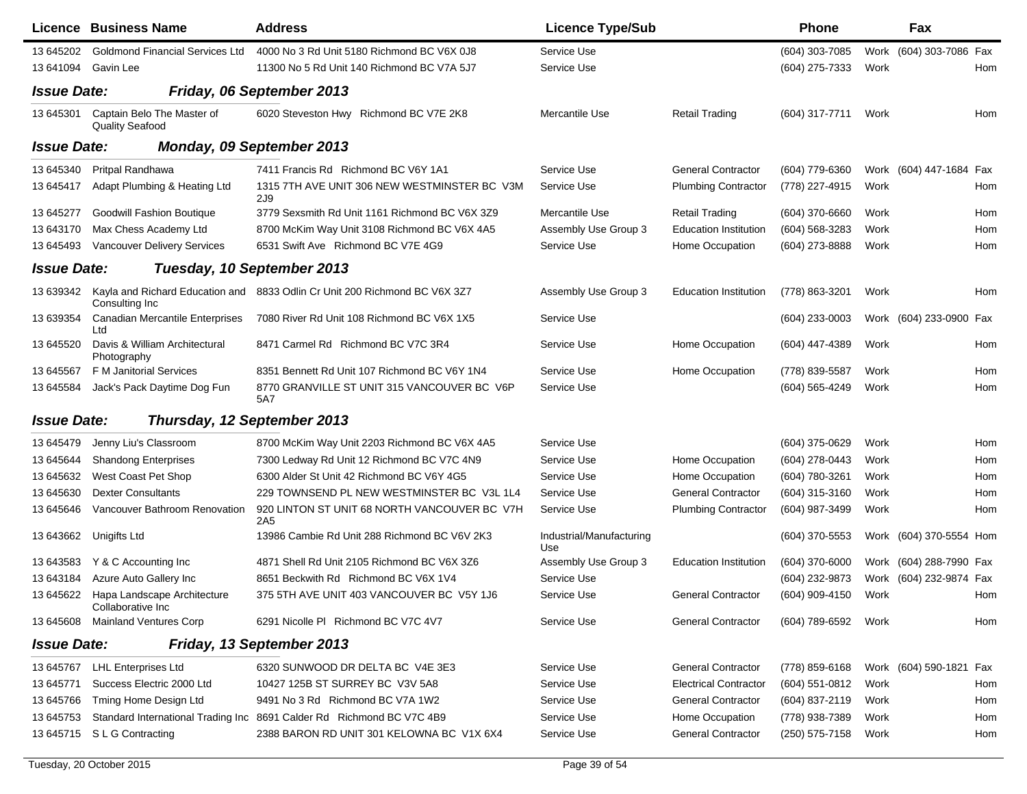| Licence | Business Name | Address | Licence Type/Sub | | Phone | | Fax | |
|---|---|---|---|---|---|---|---|---|
| 13 645202 | Goldmond Financial Services Ltd | 4000 No 3 Rd Unit 5180 Richmond BC V6X 0J8 | Service Use | | (604) 303-7085 | Work | (604) 303-7086 | Fax |
| 13 641094 | Gavin Lee | 11300 No 5 Rd Unit 140 Richmond BC V7A 5J7 | Service Use | | (604) 275-7333 | Work | | Hom |
| ***Issue Date:*** | ***Friday, 06 September 2013*** | | | | | | | |
| 13 645301 | Captain Belo The Master of Quality Seafood | 6020 Steveston Hwy Richmond BC V7E 2K8 | Mercantile Use | Retail Trading | (604) 317-7711 | Work | | Hom |
| ***Issue Date:*** | ***Monday, 09 September 2013*** | | | | | | | |
| 13 645340 | Pritpal Randhawa | 7411 Francis Rd Richmond BC V6Y 1A1 | Service Use | General Contractor | (604) 779-6360 | Work | (604) 447-1684 | Fax |
| 13 645417 | Adapt Plumbing & Heating Ltd | 1315 7TH AVE UNIT 306 NEW WESTMINSTER BC V3M 2J9 | Service Use | Plumbing Contractor | (778) 227-4915 | Work | | Hom |
| 13 645277 | Goodwill Fashion Boutique | 3779 Sexsmith Rd Unit 1161 Richmond BC V6X 3Z9 | Mercantile Use | Retail Trading | (604) 370-6660 | Work | | Hom |
| 13 643170 | Max Chess Academy Ltd | 8700 McKim Way Unit 3108 Richmond BC V6X 4A5 | Assembly Use Group 3 | Education Institution | (604) 568-3283 | Work | | Hom |
| 13 645493 | Vancouver Delivery Services | 6531 Swift Ave Richmond BC V7E 4G9 | Service Use | Home Occupation | (604) 273-8888 | Work | | Hom |
| ***Issue Date:*** | ***Tuesday, 10 September 2013*** | | | | | | | |
| 13 639342 | Kayla and Richard Education and Consulting Inc | 8833 Odlin Cr Unit 200 Richmond BC V6X 3Z7 | Assembly Use Group 3 | Education Institution | (778) 863-3201 | Work | | Hom |
| 13 639354 | Canadian Mercantile Enterprises Ltd | 7080 River Rd Unit 108 Richmond BC V6X 1X5 | Service Use | | (604) 233-0003 | Work | (604) 233-0900 | Fax |
| 13 645520 | Davis & William Architectural Photography | 8471 Carmel Rd Richmond BC V7C 3R4 | Service Use | Home Occupation | (604) 447-4389 | Work | | Hom |
| 13 645567 | F M Janitorial Services | 8351 Bennett Rd Unit 107 Richmond BC V6Y 1N4 | Service Use | Home Occupation | (778) 839-5587 | Work | | Hom |
| 13 645584 | Jack's Pack Daytime Dog Fun | 8770 GRANVILLE ST UNIT 315 VANCOUVER BC V6P 5A7 | Service Use | | (604) 565-4249 | Work | | Hom |
| ***Issue Date:*** | ***Thursday, 12 September 2013*** | | | | | | | |
| 13 645479 | Jenny Liu's Classroom | 8700 McKim Way Unit 2203 Richmond BC V6X 4A5 | Service Use | | (604) 375-0629 | Work | | Hom |
| 13 645644 | Shandong Enterprises | 7300 Ledway Rd Unit 12 Richmond BC V7C 4N9 | Service Use | Home Occupation | (604) 278-0443 | Work | | Hom |
| 13 645632 | West Coast Pet Shop | 6300 Alder St Unit 42 Richmond BC V6Y 4G5 | Service Use | Home Occupation | (604) 780-3261 | Work | | Hom |
| 13 645630 | Dexter Consultants | 229 TOWNSEND PL NEW WESTMINSTER BC V3L 1L4 | Service Use | General Contractor | (604) 315-3160 | Work | | Hom |
| 13 645646 | Vancouver Bathroom Renovation | 920 LINTON ST UNIT 68 NORTH VANCOUVER BC V7H 2A5 | Service Use | Plumbing Contractor | (604) 987-3499 | Work | | Hom |
| 13 643662 | Unigifts Ltd | 13986 Cambie Rd Unit 288 Richmond BC V6V 2K3 | Industrial/Manufacturing Use | | (604) 370-5553 | Work | (604) 370-5554 | Hom |
| 13 643583 | Y & C Accounting Inc | 4871 Shell Rd Unit 2105 Richmond BC V6X 3Z6 | Assembly Use Group 3 | Education Institution | (604) 370-6000 | Work | (604) 288-7990 | Fax |
| 13 643184 | Azure Auto Gallery Inc | 8651 Beckwith Rd Richmond BC V6X 1V4 | Service Use | | (604) 232-9873 | Work | (604) 232-9874 | Fax |
| 13 645622 | Hapa Landscape Architecture Collaborative Inc | 375 5TH AVE UNIT 403 VANCOUVER BC V5Y 1J6 | Service Use | General Contractor | (604) 909-4150 | Work | | Hom |
| 13 645608 | Mainland Ventures Corp | 6291 Nicolle Pl Richmond BC V7C 4V7 | Service Use | General Contractor | (604) 789-6592 | Work | | Hom |
| ***Issue Date:*** | ***Friday, 13 September 2013*** | | | | | | | |
| 13 645767 | LHL Enterprises Ltd | 6320 SUNWOOD DR DELTA BC V4E 3E3 | Service Use | General Contractor | (778) 859-6168 | Work | (604) 590-1821 | Fax |
| 13 645771 | Success Electric 2000 Ltd | 10427 125B ST SURREY BC V3V 5A8 | Service Use | Electrical Contractor | (604) 551-0812 | Work | | Hom |
| 13 645766 | Tming Home Design Ltd | 9491 No 3 Rd Richmond BC V7A 1W2 | Service Use | General Contractor | (604) 837-2119 | Work | | Hom |
| 13 645753 | Standard International Trading Inc | 8691 Calder Rd Richmond BC V7C 4B9 | Service Use | Home Occupation | (778) 938-7389 | Work | | Hom |
| 13 645715 | S L G Contracting | 2388 BARON RD UNIT 301 KELOWNA BC V1X 6X4 | Service Use | General Contractor | (250) 575-7158 | Work | | Hom |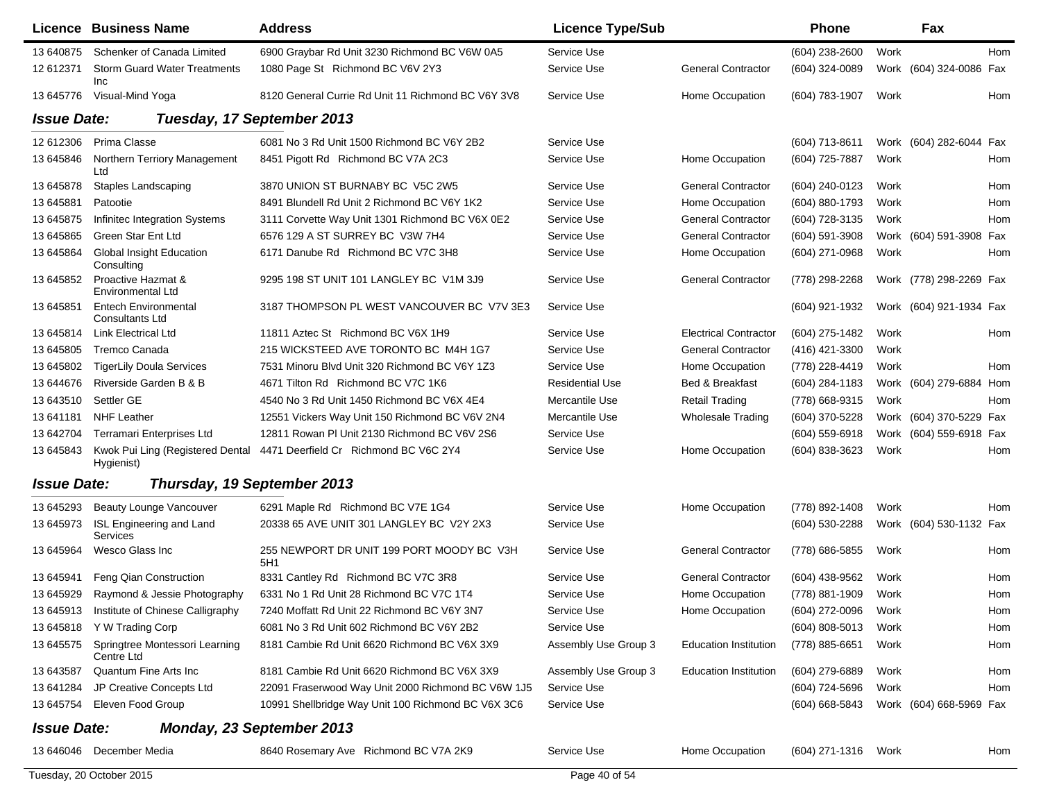| Licence | Business Name | Address | Licence Type/Sub | | Phone | | Fax | |
|---|---|---|---|---|---|---|---|---|
| 13 640875 | Schenker of Canada Limited | 6900 Graybar Rd Unit 3230 Richmond BC V6W 0A5 | Service Use | | (604) 238-2600 | Work | | Hom |
| 12 612371 | Storm Guard Water Treatments Inc | 1080 Page St Richmond BC V6V 2Y3 | Service Use | General Contractor | (604) 324-0089 | Work | (604) 324-0086 | Fax |
| 13 645776 | Visual-Mind Yoga | 8120 General Currie Rd Unit 11 Richmond BC V6Y 3V8 | Service Use | Home Occupation | (604) 783-1907 | Work | | Hom |

## *Issue Date: Tuesday, 17 September 2013*

| Licence | Business Name | Address | Licence Type/Sub | | Phone | | Fax | |
|---|---|---|---|---|---|---|---|---|
| 12 612306 | Prima Classe | 6081 No 3 Rd Unit 1500 Richmond BC V6Y 2B2 | Service Use | | (604) 713-8611 | Work | (604) 282-6044 | Fax |
| 13 645846 | Northern Terriory Management Ltd | 8451 Pigott Rd Richmond BC V7A 2C3 | Service Use | Home Occupation | (604) 725-7887 | Work | | Hom |
| 13 645878 | Staples Landscaping | 3870 UNION ST BURNABY BC V5C 2W5 | Service Use | General Contractor | (604) 240-0123 | Work | | Hom |
| 13 645881 | Patootie | 8491 Blundell Rd Unit 2 Richmond BC V6Y 1K2 | Service Use | Home Occupation | (604) 880-1793 | Work | | Hom |
| 13 645875 | Infinitec Integration Systems | 3111 Corvette Way Unit 1301 Richmond BC V6X 0E2 | Service Use | General Contractor | (604) 728-3135 | Work | | Hom |
| 13 645865 | Green Star Ent Ltd | 6576 129 A ST SURREY BC V3W 7H4 | Service Use | General Contractor | (604) 591-3908 | Work | (604) 591-3908 | Fax |
| 13 645864 | Global Insight Education Consulting | 6171 Danube Rd Richmond BC V7C 3H8 | Service Use | Home Occupation | (604) 271-0968 | Work | | Hom |
| 13 645852 | Proactive Hazmat & Environmental Ltd | 9295 198 ST UNIT 101 LANGLEY BC V1M 3J9 | Service Use | General Contractor | (778) 298-2268 | Work | (778) 298-2269 | Fax |
| 13 645851 | Entech Environmental Consultants Ltd | 3187 THOMPSON PL WEST VANCOUVER BC V7V 3E3 | Service Use | | (604) 921-1932 | Work | (604) 921-1934 | Fax |
| 13 645814 | Link Electrical Ltd | 11811 Aztec St Richmond BC V6X 1H9 | Service Use | Electrical Contractor | (604) 275-1482 | Work | | Hom |
| 13 645805 | Tremco Canada | 215 WICKSTEED AVE TORONTO BC M4H 1G7 | Service Use | General Contractor | (416) 421-3300 | Work | | |
| 13 645802 | TigerLily Doula Services | 7531 Minoru Blvd Unit 320 Richmond BC V6Y 1Z3 | Service Use | Home Occupation | (778) 228-4419 | Work | | Hom |
| 13 644676 | Riverside Garden B & B | 4671 Tilton Rd Richmond BC V7C 1K6 | Residential Use | Bed & Breakfast | (604) 284-1183 | Work | (604) 279-6884 | Hom |
| 13 643510 | Settler GE | 4540 No 3 Rd Unit 1450 Richmond BC V6X 4E4 | Mercantile Use | Retail Trading | (778) 668-9315 | Work | | Hom |
| 13 641181 | NHF Leather | 12551 Vickers Way Unit 150 Richmond BC V6V 2N4 | Mercantile Use | Wholesale Trading | (604) 370-5228 | Work | (604) 370-5229 | Fax |
| 13 642704 | Terramari Enterprises Ltd | 12811 Rowan Pl Unit 2130 Richmond BC V6V 2S6 | Service Use | | (604) 559-6918 | Work | (604) 559-6918 | Fax |
| 13 645843 | Kwok Pui Ling (Registered Dental Hygienist) | 4471 Deerfield Cr Richmond BC V6C 2Y4 | Service Use | Home Occupation | (604) 838-3623 | Work | | Hom |

## *Issue Date: Thursday, 19 September 2013*

| Licence | Business Name | Address | Licence Type/Sub | | Phone | | Fax | |
|---|---|---|---|---|---|---|---|---|
| 13 645293 | Beauty Lounge Vancouver | 6291 Maple Rd Richmond BC V7E 1G4 | Service Use | Home Occupation | (778) 892-1408 | Work | | Hom |
| 13 645973 | ISL Engineering and Land Services | 20338 65 AVE UNIT 301 LANGLEY BC V2Y 2X3 | Service Use | | (604) 530-2288 | Work | (604) 530-1132 | Fax |
| 13 645964 | Wesco Glass Inc | 255 NEWPORT DR UNIT 199 PORT MOODY BC V3H 5H1 | Service Use | General Contractor | (778) 686-5855 | Work | | Hom |
| 13 645941 | Feng Qian Construction | 8331 Cantley Rd Richmond BC V7C 3R8 | Service Use | General Contractor | (604) 438-9562 | Work | | Hom |
| 13 645929 | Raymond & Jessie Photography | 6331 No 1 Rd Unit 28 Richmond BC V7C 1T4 | Service Use | Home Occupation | (778) 881-1909 | Work | | Hom |
| 13 645913 | Institute of Chinese Calligraphy | 7240 Moffatt Rd Unit 22 Richmond BC V6Y 3N7 | Service Use | Home Occupation | (604) 272-0096 | Work | | Hom |
| 13 645818 | Y W Trading Corp | 6081 No 3 Rd Unit 602 Richmond BC V6Y 2B2 | Service Use | | (604) 808-5013 | Work | | Hom |
| 13 645575 | Springtree Montessori Learning Centre Ltd | 8181 Cambie Rd Unit 6620 Richmond BC V6X 3X9 | Assembly Use Group 3 | Education Institution | (778) 885-6651 | Work | | Hom |
| 13 643587 | Quantum Fine Arts Inc | 8181 Cambie Rd Unit 6620 Richmond BC V6X 3X9 | Assembly Use Group 3 | Education Institution | (604) 279-6889 | Work | | Hom |
| 13 641284 | JP Creative Concepts Ltd | 22091 Fraserwood Way Unit 2000 Richmond BC V6W 1J5 | Service Use | | (604) 724-5696 | Work | | Hom |
| 13 645754 | Eleven Food Group | 10991 Shellbridge Way Unit 100 Richmond BC V6X 3C6 | Service Use | | (604) 668-5843 | Work | (604) 668-5969 | Fax |

## *Issue Date: Monday, 23 September 2013*

| Licence | Business Name | Address | Licence Type/Sub | | Phone | | Fax | |
|---|---|---|---|---|---|---|---|---|
| 13 646046 | December Media | 8640 Rosemary Ave Richmond BC V7A 2K9 | Service Use | Home Occupation | (604) 271-1316 | Work | | Hom |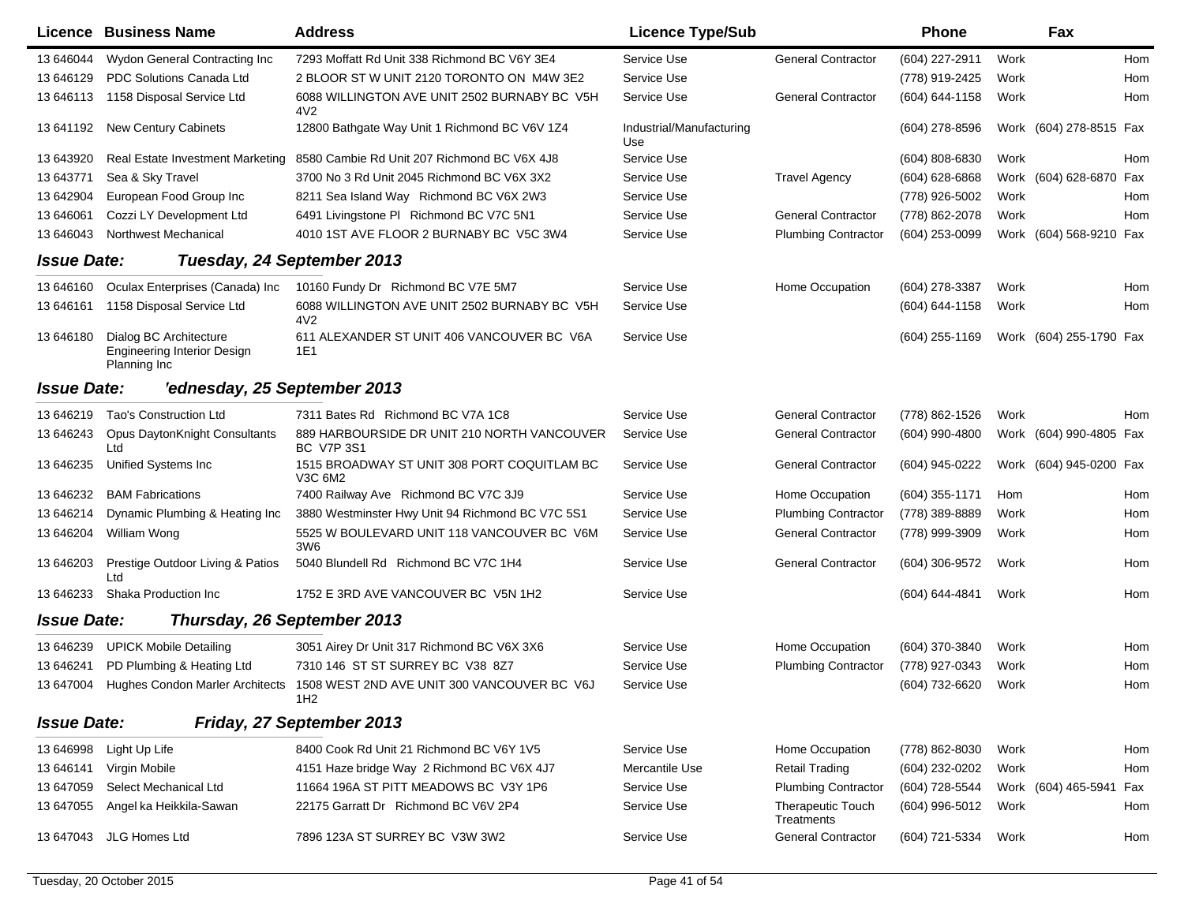| Licence | Business Name | Address | Licence Type/Sub | | Phone | | Fax | |
|---|---|---|---|---|---|---|---|---|
| 13 646044 | Wydon General Contracting Inc | 7293 Moffatt Rd Unit 338 Richmond BC V6Y 3E4 | Service Use | General Contractor | (604) 227-2911 | Work | | Hom |
| 13 646129 | PDC Solutions Canada Ltd | 2 BLOOR ST W UNIT 2120 TORONTO ON M4W 3E2 | Service Use | | (778) 919-2425 | Work | | Hom |
| 13 646113 | 1158 Disposal Service Ltd | 6088 WILLINGTON AVE UNIT 2502 BURNABY BC V5H 4V2 | Service Use | General Contractor | (604) 644-1158 | Work | | Hom |
| 13 641192 | New Century Cabinets | 12800 Bathgate Way Unit 1 Richmond BC V6V 1Z4 | Industrial/Manufacturing Use | | (604) 278-8596 | Work | (604) 278-8515 | Fax |
| 13 643920 | Real Estate Investment Marketing | 8580 Cambie Rd Unit 207 Richmond BC V6X 4J8 | Service Use | | (604) 808-6830 | Work | | Hom |
| 13 643771 | Sea & Sky Travel | 3700 No 3 Rd Unit 2045 Richmond BC V6X 3X2 | Service Use | Travel Agency | (604) 628-6868 | Work | (604) 628-6870 | Fax |
| 13 642904 | European Food Group Inc | 8211 Sea Island Way Richmond BC V6X 2W3 | Service Use | | (778) 926-5002 | Work | | Hom |
| 13 646061 | Cozzi LY Development Ltd | 6491 Livingstone Pl Richmond BC V7C 5N1 | Service Use | General Contractor | (778) 862-2078 | Work | | Hom |
| 13 646043 | Northwest Mechanical | 4010 1ST AVE FLOOR 2 BURNABY BC V5C 3W4 | Service Use | Plumbing Contractor | (604) 253-0099 | Work | (604) 568-9210 | Fax |

**Issue Date:** ***Tuesday, 24 September 2013***

| Licence | Business Name | Address | Licence Type/Sub | | Phone | | Fax | |
|---|---|---|---|---|---|---|---|---|
| 13 646160 | Oculax Enterprises (Canada) Inc | 10160 Fundy Dr Richmond BC V7E 5M7 | Service Use | Home Occupation | (604) 278-3387 | Work | | Hom |
| 13 646161 | 1158 Disposal Service Ltd | 6088 WILLINGTON AVE UNIT 2502 BURNABY BC V5H 4V2 | Service Use | | (604) 644-1158 | Work | | Hom |
| 13 646180 | Dialog BC Architecture Engineering Interior Design Planning Inc | 611 ALEXANDER ST UNIT 406 VANCOUVER BC V6A 1E1 | Service Use | | (604) 255-1169 | Work | (604) 255-1790 | Fax |

**Issue Date:** ***'ednesday, 25 September 2013***

| Licence | Business Name | Address | Licence Type/Sub | | Phone | | Fax | |
|---|---|---|---|---|---|---|---|---|
| 13 646219 | Tao's Construction Ltd | 7311 Bates Rd Richmond BC V7A 1C8 | Service Use | General Contractor | (778) 862-1526 | Work | | Hom |
| 13 646243 | Opus DaytonKnight Consultants Ltd | 889 HARBOURSIDE DR UNIT 210 NORTH VANCOUVER BC V7P 3S1 | Service Use | General Contractor | (604) 990-4800 | Work | (604) 990-4805 | Fax |
| 13 646235 | Unified Systems Inc | 1515 BROADWAY ST UNIT 308 PORT COQUITLAM BC V3C 6M2 | Service Use | General Contractor | (604) 945-0222 | Work | (604) 945-0200 | Fax |
| 13 646232 | BAM Fabrications | 7400 Railway Ave Richmond BC V7C 3J9 | Service Use | Home Occupation | (604) 355-1171 | Hom | | Hom |
| 13 646214 | Dynamic Plumbing & Heating Inc | 3880 Westminster Hwy Unit 94 Richmond BC V7C 5S1 | Service Use | Plumbing Contractor | (778) 389-8889 | Work | | Hom |
| 13 646204 | William Wong | 5525 W BOULEVARD UNIT 118 VANCOUVER BC V6M 3W6 | Service Use | General Contractor | (778) 999-3909 | Work | | Hom |
| 13 646203 | Prestige Outdoor Living & Patios Ltd | 5040 Blundell Rd Richmond BC V7C 1H4 | Service Use | General Contractor | (604) 306-9572 | Work | | Hom |
| 13 646233 | Shaka Production Inc | 1752 E 3RD AVE VANCOUVER BC V5N 1H2 | Service Use | | (604) 644-4841 | Work | | Hom |

**Issue Date:** ***Thursday, 26 September 2013***

| Licence | Business Name | Address | Licence Type/Sub | | Phone | | Fax | |
|---|---|---|---|---|---|---|---|---|
| 13 646239 | UPICK Mobile Detailing | 3051 Airey Dr Unit 317 Richmond BC V6X 3X6 | Service Use | Home Occupation | (604) 370-3840 | Work | | Hom |
| 13 646241 | PD Plumbing & Heating Ltd | 7310 146 ST ST SURREY BC V38 8Z7 | Service Use | Plumbing Contractor | (778) 927-0343 | Work | | Hom |
| 13 647004 | Hughes Condon Marler Architects | 1508 WEST 2ND AVE UNIT 300 VANCOUVER BC V6J 1H2 | Service Use | | (604) 732-6620 | Work | | Hom |

**Issue Date:** ***Friday, 27 September 2013***

| Licence | Business Name | Address | Licence Type/Sub | | Phone | | Fax | |
|---|---|---|---|---|---|---|---|---|
| 13 646998 | Light Up Life | 8400 Cook Rd Unit 21 Richmond BC V6Y 1V5 | Service Use | Home Occupation | (778) 862-8030 | Work | | Hom |
| 13 646141 | Virgin Mobile | 4151 Haze bridge Way 2 Richmond BC V6X 4J7 | Mercantile Use | Retail Trading | (604) 232-0202 | Work | | Hom |
| 13 647059 | Select Mechanical Ltd | 11664 196A ST PITT MEADOWS BC V3Y 1P6 | Service Use | Plumbing Contractor | (604) 728-5544 | Work | (604) 465-5941 | Fax |
| 13 647055 | Angel ka Heikkila-Sawan | 22175 Garratt Dr Richmond BC V6V 2P4 | Service Use | Therapeutic Touch Treatments | (604) 996-5012 | Work | | Hom |
| 13 647043 | JLG Homes Ltd | 7896 123A ST SURREY BC V3W 3W2 | Service Use | General Contractor | (604) 721-5334 | Work | | Hom |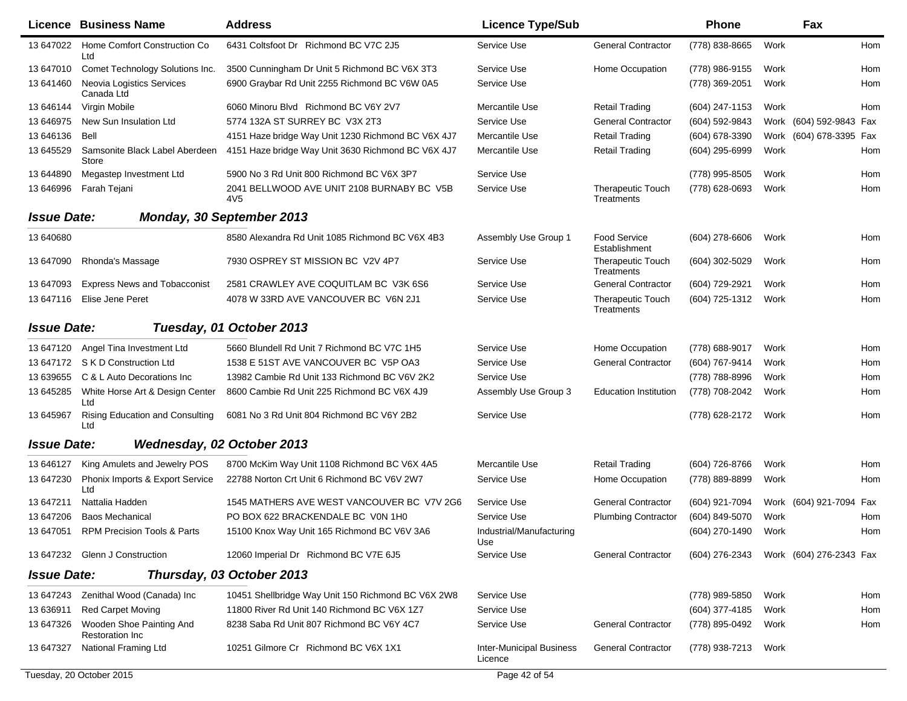| Licence | Business Name | Address | Licence Type/Sub | | Phone | | Fax | |
|---|---|---|---|---|---|---|---|---|
| 13 647022 | Home Comfort Construction Co Ltd | 6431 Coltsfoot Dr Richmond BC V7C 2J5 | Service Use | General Contractor | (778) 838-8665 | Work | | Hom |
| 13 647010 | Comet Technology Solutions Inc. | 3500 Cunningham Dr Unit 5 Richmond BC V6X 3T3 | Service Use | Home Occupation | (778) 986-9155 | Work | | Hom |
| 13 641460 | Neovia Logistics Services Canada Ltd | 6900 Graybar Rd Unit 2255 Richmond BC V6W 0A5 | Service Use | | (778) 369-2051 | Work | | Hom |
| 13 646144 | Virgin Mobile | 6060 Minoru Blvd Richmond BC V6Y 2V7 | Mercantile Use | Retail Trading | (604) 247-1153 | Work | | Hom |
| 13 646975 | New Sun Insulation Ltd | 5774 132A ST SURREY BC V3X 2T3 | Service Use | General Contractor | (604) 592-9843 | Work | (604) 592-9843 | Fax |
| 13 646136 | Bell | 4151 Haze bridge Way Unit 1230 Richmond BC V6X 4J7 | Mercantile Use | Retail Trading | (604) 678-3390 | Work | (604) 678-3395 | Fax |
| 13 645529 | Samsonite Black Label Aberdeen Store | 4151 Haze bridge Way Unit 3630 Richmond BC V6X 4J7 | Mercantile Use | Retail Trading | (604) 295-6999 | Work | | Hom |
| 13 644890 | Megastep Investment Ltd | 5900 No 3 Rd Unit 800 Richmond BC V6X 3P7 | Service Use | | (778) 995-8505 | Work | | Hom |
| 13 646996 | Farah Tejani | 2041 BELLWOOD AVE UNIT 2108 BURNABY BC V5B 4V5 | Service Use | Therapeutic Touch Treatments | (778) 628-0693 | Work | | Hom |

***Issue Date: Monday, 30 September 2013***

| Licence | Business Name | Address | Licence Type/Sub | | Phone | | Fax | |
|---|---|---|---|---|---|---|---|---|
| 13 640680 | | 8580 Alexandra Rd Unit 1085 Richmond BC V6X 4B3 | Assembly Use Group 1 | Food Service Establishment | (604) 278-6606 | Work | | Hom |
| 13 647090 | Rhonda's Massage | 7930 OSPREY ST MISSION BC V2V 4P7 | Service Use | Therapeutic Touch Treatments | (604) 302-5029 | Work | | Hom |
| 13 647093 | Express News and Tobacconist | 2581 CRAWLEY AVE COQUITLAM BC V3K 6S6 | Service Use | General Contractor | (604) 729-2921 | Work | | Hom |
| 13 647116 | Elise Jene Peret | 4078 W 33RD AVE VANCOUVER BC V6N 2J1 | Service Use | Therapeutic Touch Treatments | (604) 725-1312 | Work | | Hom |

***Issue Date: Tuesday, 01 October 2013***

| Licence | Business Name | Address | Licence Type/Sub | | Phone | | Fax | |
|---|---|---|---|---|---|---|---|---|
| 13 647120 | Angel Tina Investment Ltd | 5660 Blundell Rd Unit 7 Richmond BC V7C 1H5 | Service Use | Home Occupation | (778) 688-9017 | Work | | Hom |
| 13 647172 | S K D Construction Ltd | 1538 E 51ST AVE VANCOUVER BC V5P OA3 | Service Use | General Contractor | (604) 767-9414 | Work | | Hom |
| 13 639655 | C & L Auto Decorations Inc | 13982 Cambie Rd Unit 133 Richmond BC V6V 2K2 | Service Use | | (778) 788-8996 | Work | | Hom |
| 13 645285 | White Horse Art & Design Center Ltd | 8600 Cambie Rd Unit 225 Richmond BC V6X 4J9 | Assembly Use Group 3 | Education Institution | (778) 708-2042 | Work | | Hom |
| 13 645967 | Rising Education and Consulting Ltd | 6081 No 3 Rd Unit 804 Richmond BC V6Y 2B2 | Service Use | | (778) 628-2172 | Work | | Hom |

***Issue Date: Wednesday, 02 October 2013***

| Licence | Business Name | Address | Licence Type/Sub | | Phone | | Fax | |
|---|---|---|---|---|---|---|---|---|
| 13 646127 | King Amulets and Jewelry POS | 8700 McKim Way Unit 1108 Richmond BC V6X 4A5 | Mercantile Use | Retail Trading | (604) 726-8766 | Work | | Hom |
| 13 647230 | Phonix Imports & Export Service Ltd | 22788 Norton Crt Unit 6 Richmond BC V6V 2W7 | Service Use | Home Occupation | (778) 889-8899 | Work | | Hom |
| 13 647211 | Nattalia Hadden | 1545 MATHERS AVE WEST VANCOUVER BC V7V 2G6 | Service Use | General Contractor | (604) 921-7094 | Work | (604) 921-7094 | Fax |
| 13 647206 | Baos Mechanical | PO BOX 622 BRACKENDALE BC V0N 1H0 | Service Use | Plumbing Contractor | (604) 849-5070 | Work | | Hom |
| 13 647051 | RPM Precision Tools & Parts | 15100 Knox Way Unit 165 Richmond BC V6V 3A6 | Industrial/Manufacturing Use | | (604) 270-1490 | Work | | Hom |
| 13 647232 | Glenn J Construction | 12060 Imperial Dr Richmond BC V7E 6J5 | Service Use | General Contractor | (604) 276-2343 | Work | (604) 276-2343 | Fax |

***Issue Date: Thursday, 03 October 2013***

| Licence | Business Name | Address | Licence Type/Sub | | Phone | | Fax | |
|---|---|---|---|---|---|---|---|---|
| 13 647243 | Zenithal Wood (Canada) Inc | 10451 Shellbridge Way Unit 150 Richmond BC V6X 2W8 | Service Use | | (778) 989-5850 | Work | | Hom |
| 13 636911 | Red Carpet Moving | 11800 River Rd Unit 140 Richmond BC V6X 1Z7 | Service Use | | (604) 377-4185 | Work | | Hom |
| 13 647326 | Wooden Shoe Painting And Restoration Inc | 8238 Saba Rd Unit 807 Richmond BC V6Y 4C7 | Service Use | General Contractor | (778) 895-0492 | Work | | Hom |
| 13 647327 | National Framing Ltd | 10251 Gilmore Cr Richmond BC V6X 1X1 | Inter-Municipal Business Licence | General Contractor | (778) 938-7213 | Work | | |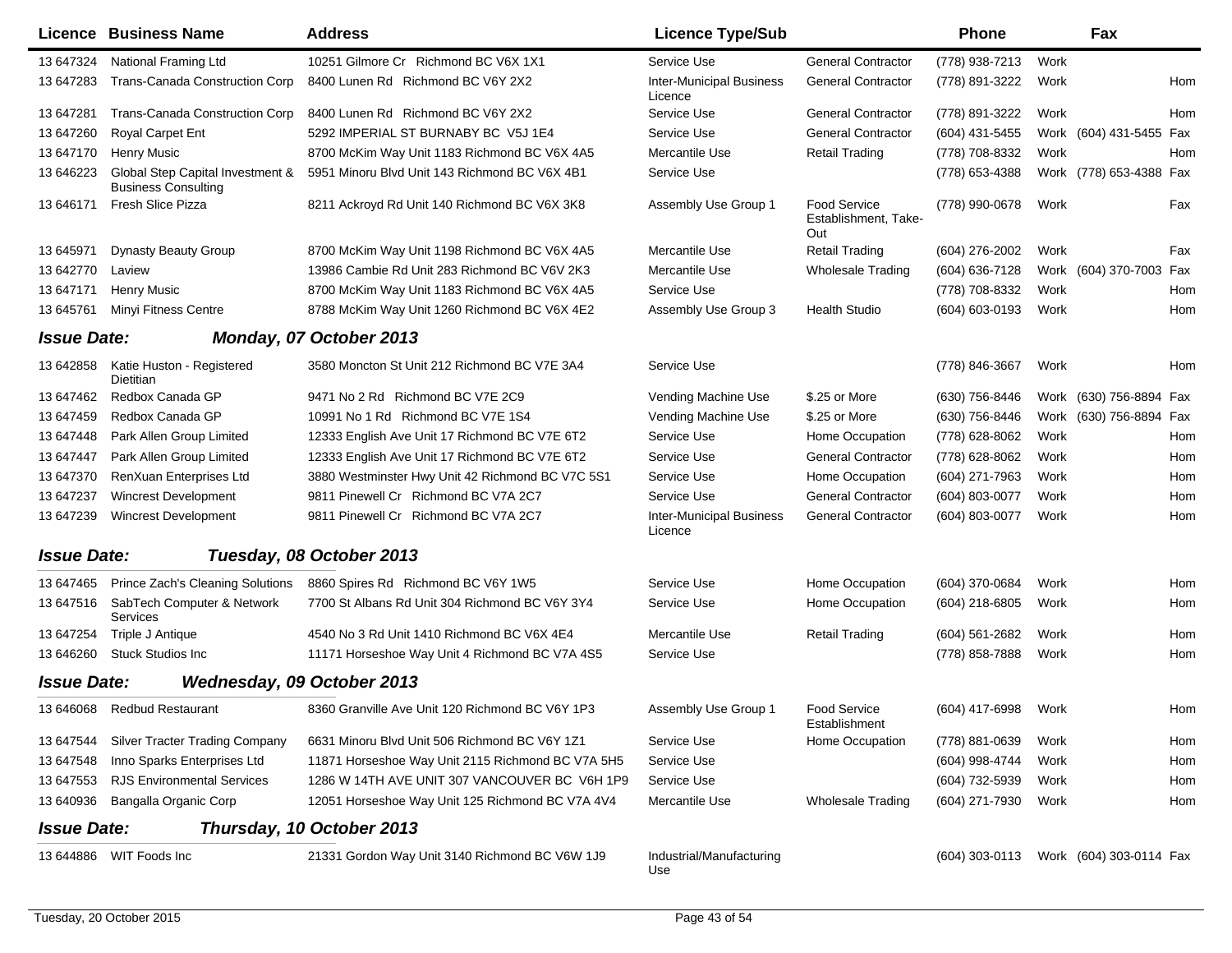| Licence | Business Name | Address | Licence Type/Sub | | Phone | | Fax | |
|---|---|---|---|---|---|---|---|---|
| 13 647324 | National Framing Ltd | 10251 Gilmore Cr Richmond BC V6X 1X1 | Service Use | General Contractor | (778) 938-7213 | Work | | |
| 13 647283 | Trans-Canada Construction Corp | 8400 Lunen Rd Richmond BC V6Y 2X2 | Inter-Municipal Business Licence | General Contractor | (778) 891-3222 | Work | | Hom |
| 13 647281 | Trans-Canada Construction Corp | 8400 Lunen Rd Richmond BC V6Y 2X2 | Service Use | General Contractor | (778) 891-3222 | Work | | Hom |
| 13 647260 | Royal Carpet Ent | 5292 IMPERIAL ST BURNABY BC V5J 1E4 | Service Use | General Contractor | (604) 431-5455 | Work | (604) 431-5455 | Fax |
| 13 647170 | Henry Music | 8700 McKim Way Unit 1183 Richmond BC V6X 4A5 | Mercantile Use | Retail Trading | (778) 708-8332 | Work | | Hom |
| 13 646223 | Global Step Capital Investment & Business Consulting | 5951 Minoru Blvd Unit 143 Richmond BC V6X 4B1 | Service Use | | (778) 653-4388 | Work | (778) 653-4388 | Fax |
| 13 646171 | Fresh Slice Pizza | 8211 Ackroyd Rd Unit 140 Richmond BC V6X 3K8 | Assembly Use Group 1 | Food Service Establishment, Take-Out | (778) 990-0678 | Work | | Fax |
| 13 645971 | Dynasty Beauty Group | 8700 McKim Way Unit 1198 Richmond BC V6X 4A5 | Mercantile Use | Retail Trading | (604) 276-2002 | Work | | Fax |
| 13 642770 | Laview | 13986 Cambie Rd Unit 283 Richmond BC V6V 2K3 | Mercantile Use | Wholesale Trading | (604) 636-7128 | Work | (604) 370-7003 | Fax |
| 13 647171 | Henry Music | 8700 McKim Way Unit 1183 Richmond BC V6X 4A5 | Service Use | | (778) 708-8332 | Work | | Hom |
| 13 645761 | Minyi Fitness Centre | 8788 McKim Way Unit 1260 Richmond BC V6X 4E2 | Assembly Use Group 3 | Health Studio | (604) 603-0193 | Work | | Hom |
| ***Issue Date:*** | ***Monday, 07 October 2013*** | | | | | | | |
| 13 642858 | Katie Huston - Registered Dietitian | 3580 Moncton St Unit 212 Richmond BC V7E 3A4 | Service Use | | (778) 846-3667 | Work | | Hom |
| 13 647462 | Redbox Canada GP | 9471 No 2 Rd Richmond BC V7E 2C9 | Vending Machine Use | $.25 or More | (630) 756-8446 | Work | (630) 756-8894 | Fax |
| 13 647459 | Redbox Canada GP | 10991 No 1 Rd Richmond BC V7E 1S4 | Vending Machine Use | $.25 or More | (630) 756-8446 | Work | (630) 756-8894 | Fax |
| 13 647448 | Park Allen Group Limited | 12333 English Ave Unit 17 Richmond BC V7E 6T2 | Service Use | Home Occupation | (778) 628-8062 | Work | | Hom |
| 13 647447 | Park Allen Group Limited | 12333 English Ave Unit 17 Richmond BC V7E 6T2 | Service Use | General Contractor | (778) 628-8062 | Work | | Hom |
| 13 647370 | RenXuan Enterprises Ltd | 3880 Westminster Hwy Unit 42 Richmond BC V7C 5S1 | Service Use | Home Occupation | (604) 271-7963 | Work | | Hom |
| 13 647237 | Wincrest Development | 9811 Pinewell Cr Richmond BC V7A 2C7 | Service Use | General Contractor | (604) 803-0077 | Work | | Hom |
| 13 647239 | Wincrest Development | 9811 Pinewell Cr Richmond BC V7A 2C7 | Inter-Municipal Business Licence | General Contractor | (604) 803-0077 | Work | | Hom |
| ***Issue Date:*** | ***Tuesday, 08 October 2013*** | | | | | | | |
| 13 647465 | Prince Zach's Cleaning Solutions | 8860 Spires Rd Richmond BC V6Y 1W5 | Service Use | Home Occupation | (604) 370-0684 | Work | | Hom |
| 13 647516 | SabTech Computer & Network Services | 7700 St Albans Rd Unit 304 Richmond BC V6Y 3Y4 | Service Use | Home Occupation | (604) 218-6805 | Work | | Hom |
| 13 647254 | Triple J Antique | 4540 No 3 Rd Unit 1410 Richmond BC V6X 4E4 | Mercantile Use | Retail Trading | (604) 561-2682 | Work | | Hom |
| 13 646260 | Stuck Studios Inc | 11171 Horseshoe Way Unit 4 Richmond BC V7A 4S5 | Service Use | | (778) 858-7888 | Work | | Hom |
| ***Issue Date:*** | ***Wednesday, 09 October 2013*** | | | | | | | |
| 13 646068 | Redbud Restaurant | 8360 Granville Ave Unit 120 Richmond BC V6Y 1P3 | Assembly Use Group 1 | Food Service Establishment | (604) 417-6998 | Work | | Hom |
| 13 647544 | Silver Tracter Trading Company | 6631 Minoru Blvd Unit 506 Richmond BC V6Y 1Z1 | Service Use | Home Occupation | (778) 881-0639 | Work | | Hom |
| 13 647548 | Inno Sparks Enterprises Ltd | 11871 Horseshoe Way Unit 2115 Richmond BC V7A 5H5 | Service Use | | (604) 998-4744 | Work | | Hom |
| 13 647553 | RJS Environmental Services | 1286 W 14TH AVE UNIT 307 VANCOUVER BC V6H 1P9 | Service Use | | (604) 732-5939 | Work | | Hom |
| 13 640936 | Bangalla Organic Corp | 12051 Horseshoe Way Unit 125 Richmond BC V7A 4V4 | Mercantile Use | Wholesale Trading | (604) 271-7930 | Work | | Hom |
| ***Issue Date:*** | ***Thursday, 10 October 2013*** | | | | | | | |
| 13 644886 | WIT Foods Inc | 21331 Gordon Way Unit 3140 Richmond BC V6W 1J9 | Industrial/Manufacturing Use | | (604) 303-0113 | Work | (604) 303-0114 | Fax |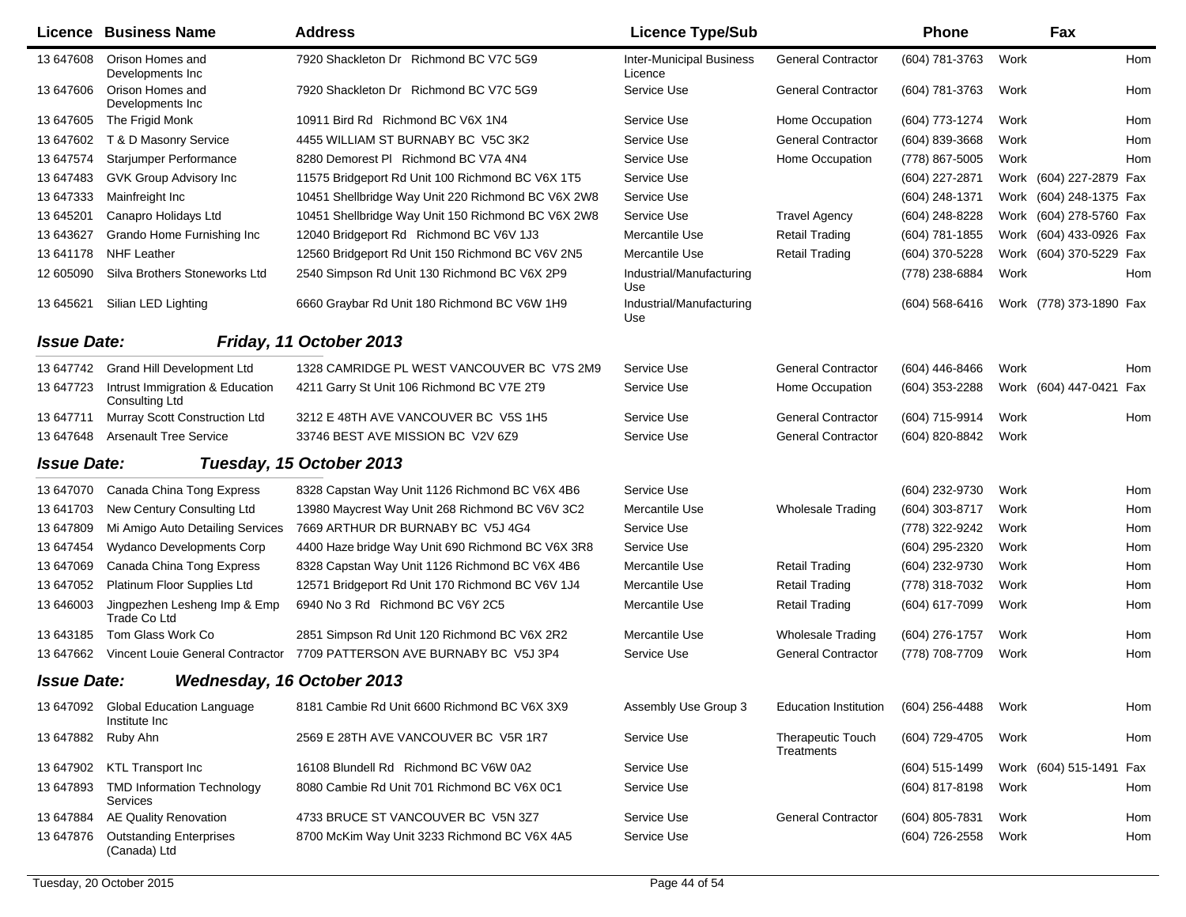| Licence | Business Name | Address | Licence Type/Sub | | Phone | | Fax | |
|---|---|---|---|---|---|---|---|---|
| 13 647608 | Orison Homes and Developments Inc | 7920 Shackleton Dr Richmond BC V7C 5G9 | Inter-Municipal Business Licence | General Contractor | (604) 781-3763 | Work | | Hom |
| 13 647606 | Orison Homes and Developments Inc | 7920 Shackleton Dr Richmond BC V7C 5G9 | Service Use | General Contractor | (604) 781-3763 | Work | | Hom |
| 13 647605 | The Frigid Monk | 10911 Bird Rd Richmond BC V6X 1N4 | Service Use | Home Occupation | (604) 773-1274 | Work | | Hom |
| 13 647602 | T & D Masonry Service | 4455 WILLIAM ST BURNABY BC V5C 3K2 | Service Use | General Contractor | (604) 839-3668 | Work | | Hom |
| 13 647574 | Starjumper Performance | 8280 Demorest Pl Richmond BC V7A 4N4 | Service Use | Home Occupation | (778) 867-5005 | Work | | Hom |
| 13 647483 | GVK Group Advisory Inc | 11575 Bridgeport Rd Unit 100 Richmond BC V6X 1T5 | Service Use | | (604) 227-2871 | Work | (604) 227-2879 | Fax |
| 13 647333 | Mainfreight Inc | 10451 Shellbridge Way Unit 220 Richmond BC V6X 2W8 | Service Use | | (604) 248-1371 | Work | (604) 248-1375 | Fax |
| 13 645201 | Canapro Holidays Ltd | 10451 Shellbridge Way Unit 150 Richmond BC V6X 2W8 | Service Use | Travel Agency | (604) 248-8228 | Work | (604) 278-5760 | Fax |
| 13 643627 | Grando Home Furnishing Inc | 12040 Bridgeport Rd Richmond BC V6V 1J3 | Mercantile Use | Retail Trading | (604) 781-1855 | Work | (604) 433-0926 | Fax |
| 13 641178 | NHF Leather | 12560 Bridgeport Rd Unit 150 Richmond BC V6V 2N5 | Mercantile Use | Retail Trading | (604) 370-5228 | Work | (604) 370-5229 | Fax |
| 12 605090 | Silva Brothers Stoneworks Ltd | 2540 Simpson Rd Unit 130 Richmond BC V6X 2P9 | Industrial/Manufacturing Use | | (778) 238-6884 | Work | | Hom |
| 13 645621 | Silian LED Lighting | 6660 Graybar Rd Unit 180 Richmond BC V6W 1H9 | Industrial/Manufacturing Use | | (604) 568-6416 | Work | (778) 373-1890 | Fax |

## *Issue Date: Friday, 11 October 2013*

| Licence | Business Name | Address | Licence Type/Sub | | Phone | | Fax | |
|---|---|---|---|---|---|---|---|---|
| 13 647742 | Grand Hill Development Ltd | 1328 CAMRIDGE PL WEST VANCOUVER BC V7S 2M9 | Service Use | General Contractor | (604) 446-8466 | Work | | Hom |
| 13 647723 | Intrust Immigration & Education Consulting Ltd | 4211 Garry St Unit 106 Richmond BC V7E 2T9 | Service Use | Home Occupation | (604) 353-2288 | Work | (604) 447-0421 | Fax |
| 13 647711 | Murray Scott Construction Ltd | 3212 E 48TH AVE VANCOUVER BC V5S 1H5 | Service Use | General Contractor | (604) 715-9914 | Work | | Hom |
| 13 647648 | Arsenault Tree Service | 33746 BEST AVE MISSION BC V2V 6Z9 | Service Use | General Contractor | (604) 820-8842 | Work | | |

## *Issue Date: Tuesday, 15 October 2013*

| Licence | Business Name | Address | Licence Type/Sub | | Phone | | Fax | |
|---|---|---|---|---|---|---|---|---|
| 13 647070 | Canada China Tong Express | 8328 Capstan Way Unit 1126 Richmond BC V6X 4B6 | Service Use | | (604) 232-9730 | Work | | Hom |
| 13 641703 | New Century Consulting Ltd | 13980 Maycrest Way Unit 268 Richmond BC V6V 3C2 | Mercantile Use | Wholesale Trading | (604) 303-8717 | Work | | Hom |
| 13 647809 | Mi Amigo Auto Detailing Services | 7669 ARTHUR DR BURNABY BC V5J 4G4 | Service Use | | (778) 322-9242 | Work | | Hom |
| 13 647454 | Wydanco Developments Corp | 4400 Haze bridge Way Unit 690 Richmond BC V6X 3R8 | Service Use | | (604) 295-2320 | Work | | Hom |
| 13 647069 | Canada China Tong Express | 8328 Capstan Way Unit 1126 Richmond BC V6X 4B6 | Mercantile Use | Retail Trading | (604) 232-9730 | Work | | Hom |
| 13 647052 | Platinum Floor Supplies Ltd | 12571 Bridgeport Rd Unit 170 Richmond BC V6V 1J4 | Mercantile Use | Retail Trading | (778) 318-7032 | Work | | Hom |
| 13 646003 | Jingpezhen Lesheng Imp & Emp Trade Co Ltd | 6940 No 3 Rd Richmond BC V6Y 2C5 | Mercantile Use | Retail Trading | (604) 617-7099 | Work | | Hom |
| 13 643185 | Tom Glass Work Co | 2851 Simpson Rd Unit 120 Richmond BC V6X 2R2 | Mercantile Use | Wholesale Trading | (604) 276-1757 | Work | | Hom |
| 13 647662 | Vincent Louie General Contractor | 7709 PATTERSON AVE BURNABY BC V5J 3P4 | Service Use | General Contractor | (778) 708-7709 | Work | | Hom |

## *Issue Date: Wednesday, 16 October 2013*

| Licence | Business Name | Address | Licence Type/Sub | | Phone | | Fax | |
|---|---|---|---|---|---|---|---|---|
| 13 647092 | Global Education Language Institute Inc | 8181 Cambie Rd Unit 6600 Richmond BC V6X 3X9 | Assembly Use Group 3 | Education Institution | (604) 256-4488 | Work | | Hom |
| 13 647882 | Ruby Ahn | 2569 E 28TH AVE VANCOUVER BC V5R 1R7 | Service Use | Therapeutic Touch Treatments | (604) 729-4705 | Work | | Hom |
| 13 647902 | KTL Transport Inc | 16108 Blundell Rd Richmond BC V6W 0A2 | Service Use | | (604) 515-1499 | Work | (604) 515-1491 | Fax |
| 13 647893 | TMD Information Technology Services | 8080 Cambie Rd Unit 701 Richmond BC V6X 0C1 | Service Use | | (604) 817-8198 | Work | | Hom |
| 13 647884 | AE Quality Renovation | 4733 BRUCE ST VANCOUVER BC V5N 3Z7 | Service Use | General Contractor | (604) 805-7831 | Work | | Hom |
| 13 647876 | Outstanding Enterprises (Canada) Ltd | 8700 McKim Way Unit 3233 Richmond BC V6X 4A5 | Service Use | | (604) 726-2558 | Work | | Hom |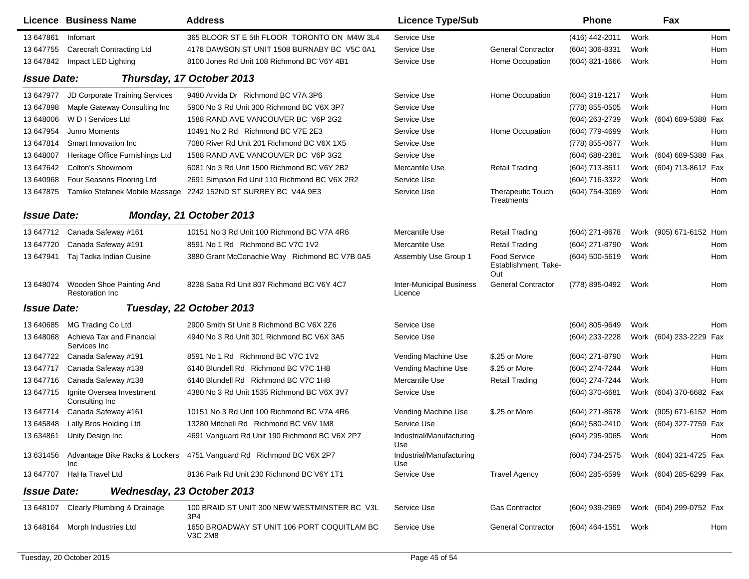| Licence | Business Name | Address | Licence Type/Sub | | Phone | | Fax | |
|---|---|---|---|---|---|---|---|---|
| 13 647861 | Infomart | 365 BLOOR ST E 5th FLOOR TORONTO ON M4W 3L4 | Service Use | | (416) 442-2011 | Work | | Hom |
| 13 647755 | Carecraft Contracting Ltd | 4178 DAWSON ST UNIT 1508 BURNABY BC V5C 0A1 | Service Use | General Contractor | (604) 306-8331 | Work | | Hom |
| 13 647842 | Impact LED Lighting | 8100 Jones Rd Unit 108 Richmond BC V6Y 4B1 | Service Use | Home Occupation | (604) 821-1666 | Work | | Hom |

**Issue Date: Thursday, 17 October 2013**

| Licence | Business Name | Address | Licence Type/Sub | | Phone | | Fax | |
|---|---|---|---|---|---|---|---|---|
| 13 647977 | JD Corporate Training Services | 9480 Arvida Dr Richmond BC V7A 3P6 | Service Use | Home Occupation | (604) 318-1217 | Work | | Hom |
| 13 647898 | Maple Gateway Consulting Inc | 5900 No 3 Rd Unit 300 Richmond BC V6X 3P7 | Service Use | | (778) 855-0505 | Work | | Hom |
| 13 648006 | W D I Services Ltd | 1588 RAND AVE VANCOUVER BC V6P 2G2 | Service Use | | (604) 263-2739 | Work | (604) 689-5388 | Fax |
| 13 647954 | Junro Moments | 10491 No 2 Rd Richmond BC V7E 2E3 | Service Use | Home Occupation | (604) 779-4699 | Work | | Hom |
| 13 647814 | Smart Innovation Inc | 7080 River Rd Unit 201 Richmond BC V6X 1X5 | Service Use | | (778) 855-0677 | Work | | Hom |
| 13 648007 | Heritage Office Furnishings Ltd | 1588 RAND AVE VANCOUVER BC V6P 3G2 | Service Use | | (604) 688-2381 | Work | (604) 689-5388 | Fax |
| 13 647642 | Colton's Showroom | 6081 No 3 Rd Unit 1500 Richmond BC V6Y 2B2 | Mercantile Use | Retail Trading | (604) 713-8611 | Work | (604) 713-8612 | Fax |
| 13 640968 | Four Seasons Flooring Ltd | 2691 Simpson Rd Unit 110 Richmond BC V6X 2R2 | Service Use | | (604) 716-3322 | Work | | Hom |
| 13 647875 | Tamiko Stefanek Mobile Massage | 2242 152ND ST SURREY BC V4A 9E3 | Service Use | Therapeutic Touch Treatments | (604) 754-3069 | Work | | Hom |

**Issue Date: Monday, 21 October 2013**

| Licence | Business Name | Address | Licence Type/Sub | | Phone | | Fax | |
|---|---|---|---|---|---|---|---|---|
| 13 647712 | Canada Safeway #161 | 10151 No 3 Rd Unit 100 Richmond BC V7A 4R6 | Mercantile Use | Retail Trading | (604) 271-8678 | Work | (905) 671-6152 | Hom |
| 13 647720 | Canada Safeway #191 | 8591 No 1 Rd Richmond BC V7C 1V2 | Mercantile Use | Retail Trading | (604) 271-8790 | Work | | Hom |
| 13 647941 | Taj Tadka Indian Cuisine | 3880 Grant McConachie Way Richmond BC V7B 0A5 | Assembly Use Group 1 | Food Service Establishment, Take-Out | (604) 500-5619 | Work | | Hom |
| 13 648074 | Wooden Shoe Painting And Restoration Inc | 8238 Saba Rd Unit 807 Richmond BC V6Y 4C7 | Inter-Municipal Business Licence | General Contractor | (778) 895-0492 | Work | | Hom |

**Issue Date: Tuesday, 22 October 2013**

| Licence | Business Name | Address | Licence Type/Sub | | Phone | | Fax | |
|---|---|---|---|---|---|---|---|---|
| 13 640685 | MG Trading Co Ltd | 2900 Smith St Unit 8 Richmond BC V6X 2Z6 | Service Use | | (604) 805-9649 | Work | | Hom |
| 13 648068 | Achieva Tax and Financial Services Inc | 4940 No 3 Rd Unit 301 Richmond BC V6X 3A5 | Service Use | | (604) 233-2228 | Work | (604) 233-2229 | Fax |
| 13 647722 | Canada Safeway #191 | 8591 No 1 Rd Richmond BC V7C 1V2 | Vending Machine Use | $.25 or More | (604) 271-8790 | Work | | Hom |
| 13 647717 | Canada Safeway #138 | 6140 Blundell Rd Richmond BC V7C 1H8 | Vending Machine Use | $.25 or More | (604) 274-7244 | Work | | Hom |
| 13 647716 | Canada Safeway #138 | 6140 Blundell Rd Richmond BC V7C 1H8 | Mercantile Use | Retail Trading | (604) 274-7244 | Work | | Hom |
| 13 647715 | Ignite Oversea Investment Consulting Inc | 4380 No 3 Rd Unit 1535 Richmond BC V6X 3V7 | Service Use | | (604) 370-6681 | Work | (604) 370-6682 | Fax |
| 13 647714 | Canada Safeway #161 | 10151 No 3 Rd Unit 100 Richmond BC V7A 4R6 | Vending Machine Use | $.25 or More | (604) 271-8678 | Work | (905) 671-6152 | Hom |
| 13 645848 | Lally Bros Holding Ltd | 13280 Mitchell Rd Richmond BC V6V 1M8 | Service Use | | (604) 580-2410 | Work | (604) 327-7759 | Fax |
| 13 634861 | Unity Design Inc | 4691 Vanguard Rd Unit 190 Richmond BC V6X 2P7 | Industrial/Manufacturing Use | | (604) 295-9065 | Work | | Hom |
| 13 631456 | Advantage Bike Racks & Lockers Inc | 4751 Vanguard Rd Richmond BC V6X 2P7 | Industrial/Manufacturing Use | | (604) 734-2575 | Work | (604) 321-4725 | Fax |
| 13 647707 | HaHa Travel Ltd | 8136 Park Rd Unit 230 Richmond BC V6Y 1T1 | Service Use | Travel Agency | (604) 285-6599 | Work | (604) 285-6299 | Fax |

**Issue Date: Wednesday, 23 October 2013**

| Licence | Business Name | Address | Licence Type/Sub | | Phone | | Fax | |
|---|---|---|---|---|---|---|---|---|
| 13 648107 | Clearly Plumbing & Drainage | 100 BRAID ST UNIT 300 NEW WESTMINSTER BC V3L 3P4 | Service Use | Gas Contractor | (604) 939-2969 | Work | (604) 299-0752 | Fax |
| 13 648164 | Morph Industries Ltd | 1650 BROADWAY ST UNIT 106 PORT COQUITLAM BC V3C 2M8 | Service Use | General Contractor | (604) 464-1551 | Work | | Hom |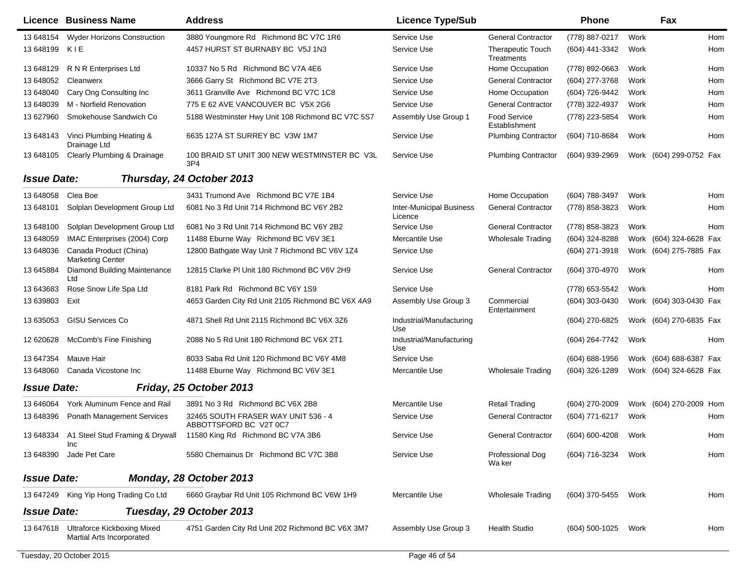| Licence | Business Name | Address | Licence Type/Sub | | Phone | | Fax | |
|---|---|---|---|---|---|---|---|---|
| 13 648154 | Wyder Horizons Construction | 3880 Youngmore Rd Richmond BC V7C 1R6 | Service Use | General Contractor | (778) 887-0217 | Work | | Hom |
| 13 648199 | K I E | 4457 HURST ST BURNABY BC V5J 1N3 | Service Use | Therapeutic Touch Treatments | (604) 441-3342 | Work | | Hom |
| 13 648129 | R N R Enterprises Ltd | 10337 No 5 Rd Richmond BC V7A 4E6 | Service Use | Home Occupation | (778) 892-0663 | Work | | Hom |
| 13 648052 | Cleanwerx | 3666 Garry St Richmond BC V7E 2T3 | Service Use | General Contractor | (604) 277-3768 | Work | | Hom |
| 13 648040 | Cary Ong Consulting Inc | 3611 Granville Ave Richmond BC V7C 1C8 | Service Use | Home Occupation | (604) 726-9442 | Work | | Hom |
| 13 648039 | M - Norfield Renovation | 775 E 62 AVE VANCOUVER BC V5X 2G6 | Service Use | General Contractor | (778) 322-4937 | Work | | Hom |
| 13 627960 | Smokehouse Sandwich Co | 5188 Westminster Hwy Unit 108 Richmond BC V7C 5S7 | Assembly Use Group 1 | Food Service Establishment | (778) 223-5854 | Work | | Hom |
| 13 648143 | Vinci Plumbing Heating & Drainage Ltd | 6635 127A ST SURREY BC V3W 1M7 | Service Use | Plumbing Contractor | (604) 710-8684 | Work | | Hom |
| 13 648105 | Clearly Plumbing & Drainage | 100 BRAID ST UNIT 300 NEW WESTMINSTER BC V3L 3P4 | Service Use | Plumbing Contractor | (604) 939-2969 | Work | (604) 299-0752 | Fax |

**Issue Date: Thursday, 24 October 2013**

| Licence | Business Name | Address | Licence Type/Sub | | Phone | | Fax | |
|---|---|---|---|---|---|---|---|---|
| 13 648058 | Clea Boe | 3431 Trumond Ave Richmond BC V7E 1B4 | Service Use | Home Occupation | (604) 788-3497 | Work | | Hom |
| 13 648101 | Solplan Development Group Ltd | 6081 No 3 Rd Unit 714 Richmond BC V6Y 2B2 | Inter-Municipal Business Licence | General Contractor | (778) 858-3823 | Work | | Hom |
| 13 648100 | Solplan Development Group Ltd | 6081 No 3 Rd Unit 714 Richmond BC V6Y 2B2 | Service Use | General Contractor | (778) 858-3823 | Work | | Hom |
| 13 648059 | IMAC Enterprises (2004) Corp | 11488 Eburne Way Richmond BC V6V 3E1 | Mercantile Use | Wholesale Trading | (604) 324-8288 | Work | (604) 324-6628 | Fax |
| 13 648036 | Canada Product (China) Marketing Center | 12800 Bathgate Way Unit 7 Richmond BC V6V 1Z4 | Service Use | | (604) 271-3918 | Work | (604) 275-7885 | Fax |
| 13 645884 | Diamond Building Maintenance Ltd | 12815 Clarke Pl Unit 180 Richmond BC V6V 2H9 | Service Use | General Contractor | (604) 370-4970 | Work | | Hom |
| 13 643683 | Rose Snow Life Spa Ltd | 8181 Park Rd Richmond BC V6Y 1S9 | Service Use | | (778) 653-5542 | Work | | Hom |
| 13 639803 | Exit | 4653 Garden City Rd Unit 2105 Richmond BC V6X 4A9 | Assembly Use Group 3 | Commercial Entertainment | (604) 303-0430 | Work | (604) 303-0430 | Fax |
| 13 635053 | GISU Services Co | 4871 Shell Rd Unit 2115 Richmond BC V6X 3Z6 | Industrial/Manufacturing Use | | (604) 270-6825 | Work | (604) 270-6835 | Fax |
| 12 620628 | McComb's Fine Finishing | 2088 No 5 Rd Unit 180 Richmond BC V6X 2T1 | Industrial/Manufacturing Use | | (604) 264-7742 | Work | | Hom |
| 13 647354 | Mauve Hair | 8033 Saba Rd Unit 120 Richmond BC V6Y 4M8 | Service Use | | (604) 688-1956 | Work | (604) 688-6387 | Fax |
| 13 648060 | Canada Vicostone Inc | 11488 Eburne Way Richmond BC V6V 3E1 | Mercantile Use | Wholesale Trading | (604) 326-1289 | Work | (604) 324-6628 | Fax |

**Issue Date: Friday, 25 October 2013**

| Licence | Business Name | Address | Licence Type/Sub | | Phone | | Fax | |
|---|---|---|---|---|---|---|---|---|
| 13 646064 | York Aluminum Fence and Rail | 3891 No 3 Rd Richmond BC V6X 2B8 | Mercantile Use | Retail Trading | (604) 270-2009 | Work | (604) 270-2009 | Hom |
| 13 648396 | Ponath Management Services | 32465 SOUTH FRASER WAY UNIT 536 - 4 ABBOTTSFORD BC V2T 0C7 | Service Use | General Contractor | (604) 771-6217 | Work | | Hom |
| 13 648334 | A1 Steel Stud Framing & Drywall Inc | 11580 King Rd Richmond BC V7A 3B6 | Service Use | General Contractor | (604) 600-4208 | Work | | Hom |
| 13 648390 | Jade Pet Care | 5580 Chemainus Dr Richmond BC V7C 3B8 | Service Use | Professional Dog Wa ker | (604) 716-3234 | Work | | Hom |

**Issue Date: Monday, 28 October 2013**

| Licence | Business Name | Address | Licence Type/Sub | | Phone | | Fax | |
|---|---|---|---|---|---|---|---|---|
| 13 647249 | King Yip Hong Trading Co Ltd | 6660 Graybar Rd Unit 105 Richmond BC V6W 1H9 | Mercantile Use | Wholesale Trading | (604) 370-5455 | Work | | Hom |

**Issue Date: Tuesday, 29 October 2013**

| Licence | Business Name | Address | Licence Type/Sub | | Phone | | Fax | |
|---|---|---|---|---|---|---|---|---|
| 13 647618 | Ultraforce Kickboxing Mixed Martial Arts Incorporated | 4751 Garden City Rd Unit 202 Richmond BC V6X 3M7 | Assembly Use Group 3 | Health Studio | (604) 500-1025 | Work | | Hom |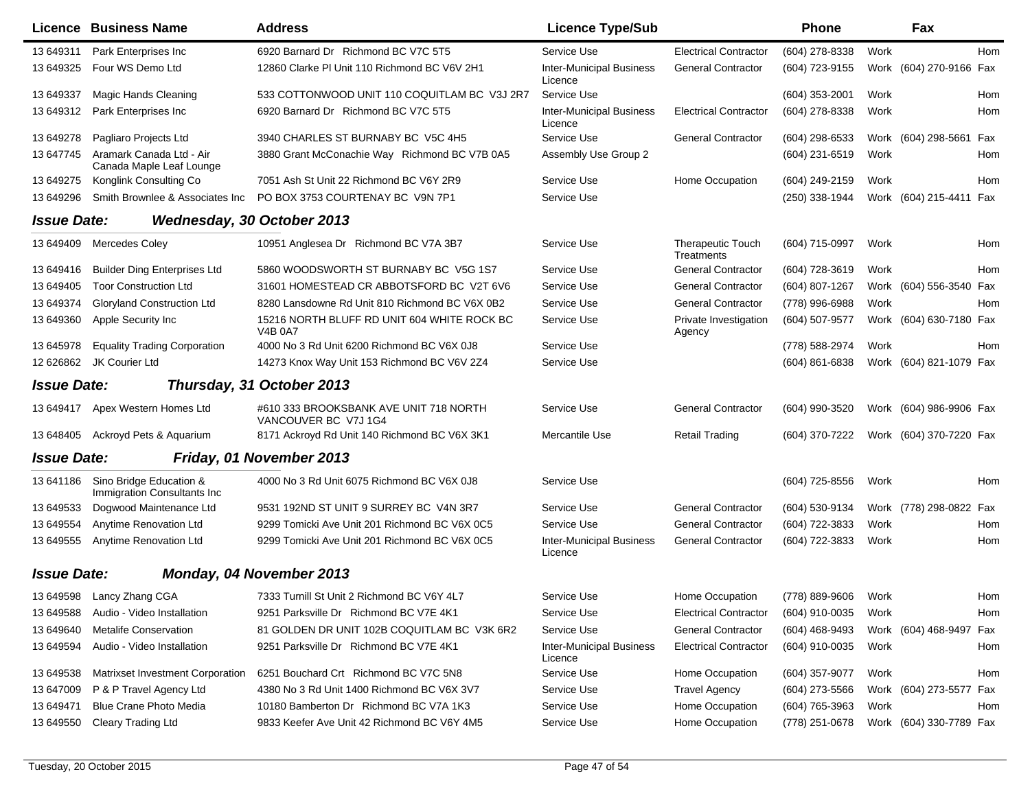| Licence | Business Name | Address | Licence Type/Sub | | Phone | | Fax | |
|---|---|---|---|---|---|---|---|---|
| 13 649311 | Park Enterprises Inc | 6920 Barnard Dr Richmond BC V7C 5T5 | Service Use | Electrical Contractor | (604) 278-8338 | Work | | Hom |
| 13 649325 | Four WS Demo Ltd | 12860 Clarke Pl Unit 110 Richmond BC V6V 2H1 | Inter-Municipal Business Licence | General Contractor | (604) 723-9155 | Work | (604) 270-9166 | Fax |
| 13 649337 | Magic Hands Cleaning | 533 COTTONWOOD UNIT 110 COQUITLAM BC V3J 2R7 | Service Use | | (604) 353-2001 | Work | | Hom |
| 13 649312 | Park Enterprises Inc | 6920 Barnard Dr Richmond BC V7C 5T5 | Inter-Municipal Business Licence | Electrical Contractor | (604) 278-8338 | Work | | Hom |
| 13 649278 | Pagliaro Projects Ltd | 3940 CHARLES ST BURNABY BC V5C 4H5 | Service Use | General Contractor | (604) 298-6533 | Work | (604) 298-5661 | Fax |
| 13 647745 | Aramark Canada Ltd - Air Canada Maple Leaf Lounge | 3880 Grant McConachie Way Richmond BC V7B 0A5 | Assembly Use Group 2 | | (604) 231-6519 | Work | | Hom |
| 13 649275 | Konglink Consulting Co | 7051 Ash St Unit 22 Richmond BC V6Y 2R9 | Service Use | Home Occupation | (604) 249-2159 | Work | | Hom |
| 13 649296 | Smith Brownlee & Associates Inc | PO BOX 3753 COURTENAY BC V9N 7P1 | Service Use | | (250) 338-1944 | Work | (604) 215-4411 | Fax |

***Issue Date: Wednesday, 30 October 2013***

| Licence | Business Name | Address | Licence Type/Sub | | Phone | | Fax | |
|---|---|---|---|---|---|---|---|---|
| 13 649409 | Mercedes Coley | 10951 Anglesea Dr Richmond BC V7A 3B7 | Service Use | Therapeutic Touch Treatments | (604) 715-0997 | Work | | Hom |
| 13 649416 | Builder Ding Enterprises Ltd | 5860 WOODSWORTH ST BURNABY BC V5G 1S7 | Service Use | General Contractor | (604) 728-3619 | Work | | Hom |
| 13 649405 | Toor Construction Ltd | 31601 HOMESTEAD CR ABBOTSFORD BC V2T 6V6 | Service Use | General Contractor | (604) 807-1267 | Work | (604) 556-3540 | Fax |
| 13 649374 | Gloryland Construction Ltd | 8280 Lansdowne Rd Unit 810 Richmond BC V6X 0B2 | Service Use | General Contractor | (778) 996-6988 | Work | | Hom |
| 13 649360 | Apple Security Inc | 15216 NORTH BLUFF RD UNIT 604 WHITE ROCK BC V4B 0A7 | Service Use | Private Investigation Agency | (604) 507-9577 | Work | (604) 630-7180 | Fax |
| 13 645978 | Equality Trading Corporation | 4000 No 3 Rd Unit 6200 Richmond BC V6X 0J8 | Service Use | | (778) 588-2974 | Work | | Hom |
| 12 626862 | JK Courier Ltd | 14273 Knox Way Unit 153 Richmond BC V6V 2Z4 | Service Use | | (604) 861-6838 | Work | (604) 821-1079 | Fax |

***Issue Date: Thursday, 31 October 2013***

| Licence | Business Name | Address | Licence Type/Sub | | Phone | | Fax | |
|---|---|---|---|---|---|---|---|---|
| 13 649417 | Apex Western Homes Ltd | #610 333 BROOKSBANK AVE UNIT 718 NORTH VANCOUVER BC V7J 1G4 | Service Use | General Contractor | (604) 990-3520 | Work | (604) 986-9906 | Fax |
| 13 648405 | Ackroyd Pets & Aquarium | 8171 Ackroyd Rd Unit 140 Richmond BC V6X 3K1 | Mercantile Use | Retail Trading | (604) 370-7222 | Work | (604) 370-7220 | Fax |

***Issue Date: Friday, 01 November 2013***

| Licence | Business Name | Address | Licence Type/Sub | | Phone | | Fax | |
|---|---|---|---|---|---|---|---|---|
| 13 641186 | Sino Bridge Education & Immigration Consultants Inc | 4000 No 3 Rd Unit 6075 Richmond BC V6X 0J8 | Service Use | | (604) 725-8556 | Work | | Hom |
| 13 649533 | Dogwood Maintenance Ltd | 9531 192ND ST UNIT 9 SURREY BC V4N 3R7 | Service Use | General Contractor | (604) 530-9134 | Work | (778) 298-0822 | Fax |
| 13 649554 | Anytime Renovation Ltd | 9299 Tomicki Ave Unit 201 Richmond BC V6X 0C5 | Service Use | General Contractor | (604) 722-3833 | Work | | Hom |
| 13 649555 | Anytime Renovation Ltd | 9299 Tomicki Ave Unit 201 Richmond BC V6X 0C5 | Inter-Municipal Business Licence | General Contractor | (604) 722-3833 | Work | | Hom |

***Issue Date: Monday, 04 November 2013***

| Licence | Business Name | Address | Licence Type/Sub | | Phone | | Fax | |
|---|---|---|---|---|---|---|---|---|
| 13 649598 | Lancy Zhang CGA | 7333 Turnill St Unit 2 Richmond BC V6Y 4L7 | Service Use | Home Occupation | (778) 889-9606 | Work | | Hom |
| 13 649588 | Audio - Video Installation | 9251 Parksville Dr Richmond BC V7E 4K1 | Service Use | Electrical Contractor | (604) 910-0035 | Work | | Hom |
| 13 649640 | Metalife Conservation | 81 GOLDEN DR UNIT 102B COQUITLAM BC V3K 6R2 | Service Use | General Contractor | (604) 468-9493 | Work | (604) 468-9497 | Fax |
| 13 649594 | Audio - Video Installation | 9251 Parksville Dr Richmond BC V7E 4K1 | Inter-Municipal Business Licence | Electrical Contractor | (604) 910-0035 | Work | | Hom |
| 13 649538 | Matrixset Investment Corporation | 6251 Bouchard Crt Richmond BC V7C 5N8 | Service Use | Home Occupation | (604) 357-9077 | Work | | Hom |
| 13 647009 | P & P Travel Agency Ltd | 4380 No 3 Rd Unit 1400 Richmond BC V6X 3V7 | Service Use | Travel Agency | (604) 273-5566 | Work | (604) 273-5577 | Fax |
| 13 649471 | Blue Crane Photo Media | 10180 Bamberton Dr Richmond BC V7A 1K3 | Service Use | Home Occupation | (604) 765-3963 | Work | | Hom |
| 13 649550 | Cleary Trading Ltd | 9833 Keefer Ave Unit 42 Richmond BC V6Y 4M5 | Service Use | Home Occupation | (778) 251-0678 | Work | (604) 330-7789 | Fax |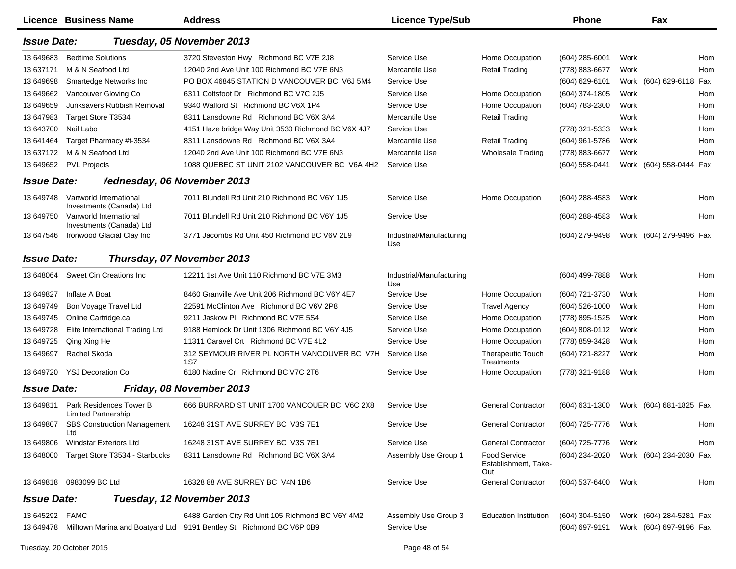| Licence | Business Name | Address | Licence Type/Sub | | Phone | | Fax | |
|---|---|---|---|---|---|---|---|---|
| ***Issue Date:*** | ***Tuesday, 05 November 2013*** | | | | | | | |
| 13 649683 | Bedtime Solutions | 3720 Steveston Hwy Richmond BC V7E 2J8 | Service Use | Home Occupation | (604) 285-6001 | Work | | Hom |
| 13 637171 | M & N Seafood Ltd | 12040 2nd Ave Unit 100 Richmond BC V7E 6N3 | Mercantile Use | Retail Trading | (778) 883-6677 | Work | | Hom |
| 13 649698 | Smartedge Networks Inc | PO BOX 46845 STATION D VANCOUVER BC V6J 5M4 | Service Use | | (604) 629-6101 | Work | (604) 629-6118 | Fax |
| 13 649662 | Vancouver Gloving Co | 6311 Coltsfoot Dr Richmond BC V7C 2J5 | Service Use | Home Occupation | (604) 374-1805 | Work | | Hom |
| 13 649659 | Junksavers Rubbish Removal | 9340 Walford St Richmond BC V6X 1P4 | Service Use | Home Occupation | (604) 783-2300 | Work | | Hom |
| 13 647983 | Target Store T3534 | 8311 Lansdowne Rd Richmond BC V6X 3A4 | Mercantile Use | Retail Trading | | Work | | Hom |
| 13 643700 | Nail Labo | 4151 Haze bridge Way Unit 3530 Richmond BC V6X 4J7 | Service Use | | (778) 321-5333 | Work | | Hom |
| 13 641464 | Target Pharmacy #t-3534 | 8311 Lansdowne Rd Richmond BC V6X 3A4 | Mercantile Use | Retail Trading | (604) 961-5786 | Work | | Hom |
| 13 637172 | M & N Seafood Ltd | 12040 2nd Ave Unit 100 Richmond BC V7E 6N3 | Mercantile Use | Wholesale Trading | (778) 883-6677 | Work | | Hom |
| 13 649652 | PVL Projects | 1088 QUEBEC ST UNIT 2102 VANCOUVER BC V6A 4H2 | Service Use | | (604) 558-0441 | Work | (604) 558-0444 | Fax |
| ***Issue Date:*** | ***Wednesday, 06 November 2013*** | | | | | | | |
| 13 649748 | Vanworld International Investments (Canada) Ltd | 7011 Blundell Rd Unit 210 Richmond BC V6Y 1J5 | Service Use | Home Occupation | (604) 288-4583 | Work | | Hom |
| 13 649750 | Vanworld International Investments (Canada) Ltd | 7011 Blundell Rd Unit 210 Richmond BC V6Y 1J5 | Service Use | | (604) 288-4583 | Work | | Hom |
| 13 647546 | Ironwood Glacial Clay Inc | 3771 Jacombs Rd Unit 450 Richmond BC V6V 2L9 | Industrial/Manufacturing Use | | (604) 279-9498 | Work | (604) 279-9496 | Fax |
| ***Issue Date:*** | ***Thursday, 07 November 2013*** | | | | | | | |
| 13 648064 | Sweet Cin Creations Inc | 12211 1st Ave Unit 110 Richmond BC V7E 3M3 | Industrial/Manufacturing Use | | (604) 499-7888 | Work | | Hom |
| 13 649827 | Inflate A Boat | 8460 Granville Ave Unit 206 Richmond BC V6Y 4E7 | Service Use | Home Occupation | (604) 721-3730 | Work | | Hom |
| 13 649749 | Bon Voyage Travel Ltd | 22591 McClinton Ave Richmond BC V6V 2P8 | Service Use | Travel Agency | (604) 526-1000 | Work | | Hom |
| 13 649745 | Online Cartridge.ca | 9211 Jaskow Pl Richmond BC V7E 5S4 | Service Use | Home Occupation | (778) 895-1525 | Work | | Hom |
| 13 649728 | Elite International Trading Ltd | 9188 Hemlock Dr Unit 1306 Richmond BC V6Y 4J5 | Service Use | Home Occupation | (604) 808-0112 | Work | | Hom |
| 13 649725 | Qing Xing He | 11311 Caravel Crt Richmond BC V7E 4L2 | Service Use | Home Occupation | (778) 859-3428 | Work | | Hom |
| 13 649697 | Rachel Skoda | 312 SEYMOUR RIVER PL NORTH VANCOUVER BC V7H 1S7 | Service Use | Therapeutic Touch Treatments | (604) 721-8227 | Work | | Hom |
| 13 649720 | YSJ Decoration Co | 6180 Nadine Cr Richmond BC V7C 2T6 | Service Use | Home Occupation | (778) 321-9188 | Work | | Hom |
| ***Issue Date:*** | ***Friday, 08 November 2013*** | | | | | | | |
| 13 649811 | Park Residences Tower B Limited Partnership | 666 BURRARD ST UNIT 1700 VANCOUER BC V6C 2X8 | Service Use | General Contractor | (604) 631-1300 | Work | (604) 681-1825 | Fax |
| 13 649807 | SBS Construction Management Ltd | 16248 31ST AVE SURREY BC V3S 7E1 | Service Use | General Contractor | (604) 725-7776 | Work | | Hom |
| 13 649806 | Windstar Exteriors Ltd | 16248 31ST AVE SURREY BC V3S 7E1 | Service Use | General Contractor | (604) 725-7776 | Work | | Hom |
| 13 648000 | Target Store T3534 - Starbucks | 8311 Lansdowne Rd Richmond BC V6X 3A4 | Assembly Use Group 1 | Food Service Establishment, Take-Out | (604) 234-2020 | Work | (604) 234-2030 | Fax |
| 13 649818 | 0983099 BC Ltd | 16328 88 AVE SURREY BC V4N 1B6 | Service Use | General Contractor | (604) 537-6400 | Work | | Hom |
| ***Issue Date:*** | ***Tuesday, 12 November 2013*** | | | | | | | |
| 13 645292 | FAMC | 6488 Garden City Rd Unit 105 Richmond BC V6Y 4M2 | Assembly Use Group 3 | Education Institution | (604) 304-5150 | Work | (604) 284-5281 | Fax |
| 13 649478 | Milltown Marina and Boatyard Ltd | 9191 Bentley St Richmond BC V6P 0B9 | Service Use | | (604) 697-9191 | Work | (604) 697-9196 | Fax |

Tuesday, 20 October 2015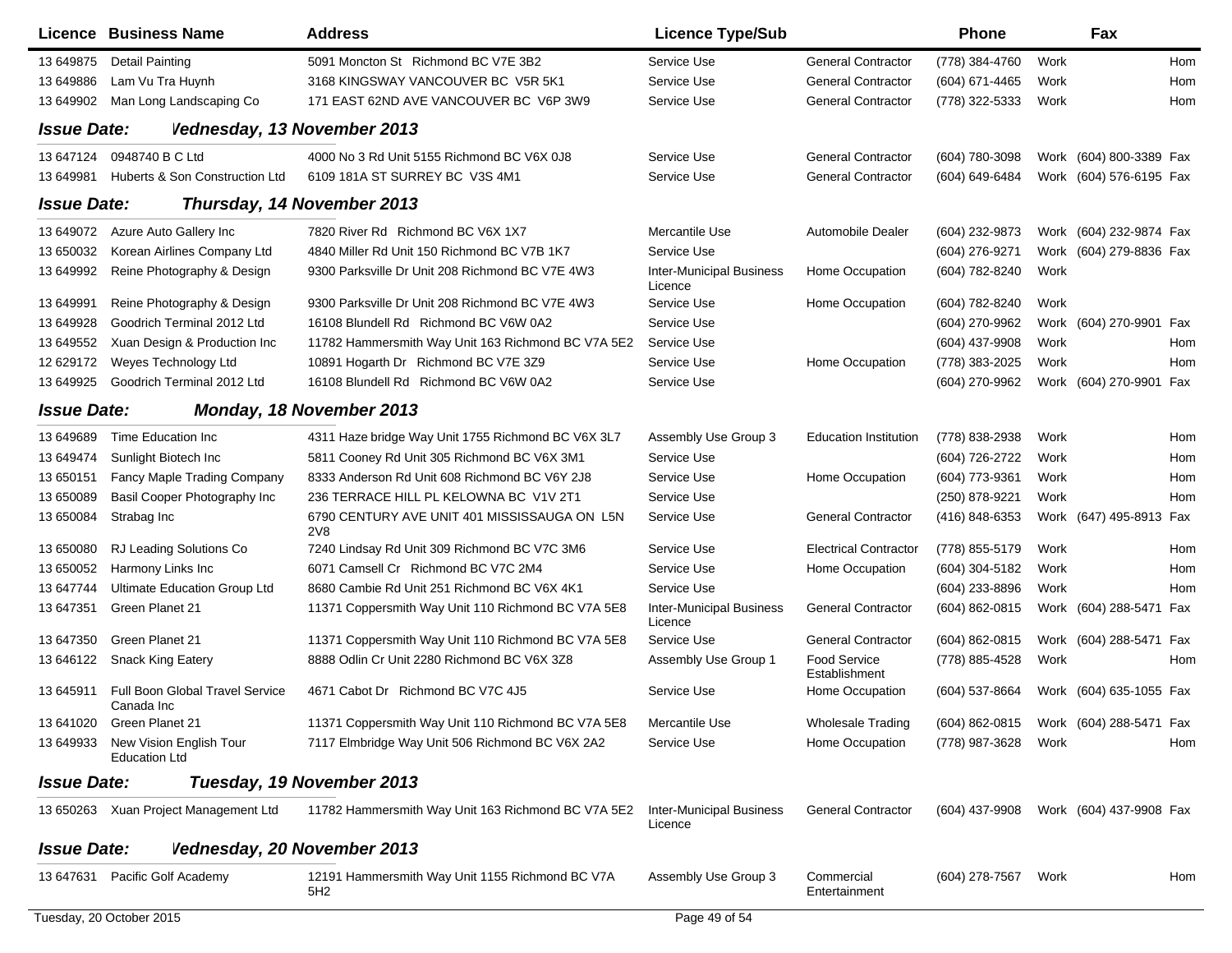| Licence | Business Name | Address | Licence Type/Sub | | Phone | | Fax | |
|---|---|---|---|---|---|---|---|---|
| 13 649875 | Detail Painting | 5091 Moncton St Richmond BC V7E 3B2 | Service Use | General Contractor | (778) 384-4760 | Work | | Hom |
| 13 649886 | Lam Vu Tra Huynh | 3168 KINGSWAY VANCOUVER BC V5R 5K1 | Service Use | General Contractor | (604) 671-4465 | Work | | Hom |
| 13 649902 | Man Long Landscaping Co | 171 EAST 62ND AVE VANCOUVER BC V6P 3W9 | Service Use | General Contractor | (778) 322-5333 | Work | | Hom |

**Issue Date:** *Vednesday, 13 November 2013*

| Licence | Business Name | Address | Licence Type/Sub | | Phone | | Fax | |
|---|---|---|---|---|---|---|---|---|
| 13 647124 | 0948740 B C Ltd | 4000 No 3 Rd Unit 5155 Richmond BC V6X 0J8 | Service Use | General Contractor | (604) 780-3098 | Work | (604) 800-3389 | Fax |
| 13 649981 | Huberts & Son Construction Ltd | 6109 181A ST SURREY BC V3S 4M1 | Service Use | General Contractor | (604) 649-6484 | Work | (604) 576-6195 | Fax |

**Issue Date:** *Thursday, 14 November 2013*

| Licence | Business Name | Address | Licence Type/Sub | | Phone | | Fax | |
|---|---|---|---|---|---|---|---|---|
| 13 649072 | Azure Auto Gallery Inc | 7820 River Rd Richmond BC V6X 1X7 | Mercantile Use | Automobile Dealer | (604) 232-9873 | Work | (604) 232-9874 | Fax |
| 13 650032 | Korean Airlines Company Ltd | 4840 Miller Rd Unit 150 Richmond BC V7B 1K7 | Service Use | | (604) 276-9271 | Work | (604) 279-8836 | Fax |
| 13 649992 | Reine Photography & Design | 9300 Parksville Dr Unit 208 Richmond BC V7E 4W3 | Inter-Municipal Business Licence | Home Occupation | (604) 782-8240 | Work | | |
| 13 649991 | Reine Photography & Design | 9300 Parksville Dr Unit 208 Richmond BC V7E 4W3 | Service Use | Home Occupation | (604) 782-8240 | Work | | |
| 13 649928 | Goodrich Terminal 2012 Ltd | 16108 Blundell Rd Richmond BC V6W 0A2 | Service Use | | (604) 270-9962 | Work | (604) 270-9901 | Fax |
| 13 649552 | Xuan Design & Production Inc | 11782 Hammersmith Way Unit 163 Richmond BC V7A 5E2 | Service Use | | (604) 437-9908 | Work | | Hom |
| 12 629172 | Weyes Technology Ltd | 10891 Hogarth Dr Richmond BC V7E 3Z9 | Service Use | Home Occupation | (778) 383-2025 | Work | | Hom |
| 13 649925 | Goodrich Terminal 2012 Ltd | 16108 Blundell Rd Richmond BC V6W 0A2 | Service Use | | (604) 270-9962 | Work | (604) 270-9901 | Fax |

**Issue Date:** *Monday, 18 November 2013*

| Licence | Business Name | Address | Licence Type/Sub | | Phone | | Fax | |
|---|---|---|---|---|---|---|---|---|
| 13 649689 | Time Education Inc | 4311 Haze bridge Way Unit 1755 Richmond BC V6X 3L7 | Assembly Use Group 3 | Education Institution | (778) 838-2938 | Work | | Hom |
| 13 649474 | Sunlight Biotech Inc | 5811 Cooney Rd Unit 305 Richmond BC V6X 3M1 | Service Use | | (604) 726-2722 | Work | | Hom |
| 13 650151 | Fancy Maple Trading Company | 8333 Anderson Rd Unit 608 Richmond BC V6Y 2J8 | Service Use | Home Occupation | (604) 773-9361 | Work | | Hom |
| 13 650089 | Basil Cooper Photography Inc | 236 TERRACE HILL PL KELOWNA BC V1V 2T1 | Service Use | | (250) 878-9221 | Work | | Hom |
| 13 650084 | Strabag Inc | 6790 CENTURY AVE UNIT 401 MISSISSAUGA ON L5N 2V8 | Service Use | General Contractor | (416) 848-6353 | Work | (647) 495-8913 | Fax |
| 13 650080 | RJ Leading Solutions Co | 7240 Lindsay Rd Unit 309 Richmond BC V7C 3M6 | Service Use | Electrical Contractor | (778) 855-5179 | Work | | Hom |
| 13 650052 | Harmony Links Inc | 6071 Camsell Cr Richmond BC V7C 2M4 | Service Use | Home Occupation | (604) 304-5182 | Work | | Hom |
| 13 647744 | Ultimate Education Group Ltd | 8680 Cambie Rd Unit 251 Richmond BC V6X 4K1 | Service Use | | (604) 233-8896 | Work | | Hom |
| 13 647351 | Green Planet 21 | 11371 Coppersmith Way Unit 110 Richmond BC V7A 5E8 | Inter-Municipal Business Licence | General Contractor | (604) 862-0815 | Work | (604) 288-5471 | Fax |
| 13 647350 | Green Planet 21 | 11371 Coppersmith Way Unit 110 Richmond BC V7A 5E8 | Service Use | General Contractor | (604) 862-0815 | Work | (604) 288-5471 | Fax |
| 13 646122 | Snack King Eatery | 8888 Odlin Cr Unit 2280 Richmond BC V6X 3Z8 | Assembly Use Group 1 | Food Service Establishment | (778) 885-4528 | Work | | Hom |
| 13 645911 | Full Boon Global Travel Service Canada Inc | 4671 Cabot Dr Richmond BC V7C 4J5 | Service Use | Home Occupation | (604) 537-8664 | Work | (604) 635-1055 | Fax |
| 13 641020 | Green Planet 21 | 11371 Coppersmith Way Unit 110 Richmond BC V7A 5E8 | Mercantile Use | Wholesale Trading | (604) 862-0815 | Work | (604) 288-5471 | Fax |
| 13 649933 | New Vision English Tour Education Ltd | 7117 Elmbridge Way Unit 506 Richmond BC V6X 2A2 | Service Use | Home Occupation | (778) 987-3628 | Work | | Hom |

**Issue Date:** *Tuesday, 19 November 2013*

| Licence | Business Name | Address | Licence Type/Sub | | Phone | | Fax | |
|---|---|---|---|---|---|---|---|---|
| 13 650263 | Xuan Project Management Ltd | 11782 Hammersmith Way Unit 163 Richmond BC V7A 5E2 | Inter-Municipal Business Licence | General Contractor | (604) 437-9908 | Work | (604) 437-9908 | Fax |

**Issue Date:** *Vednesday, 20 November 2013*

| Licence | Business Name | Address | Licence Type/Sub | | Phone | | Fax | |
|---|---|---|---|---|---|---|---|---|
| 13 647631 | Pacific Golf Academy | 12191 Hammersmith Way Unit 1155 Richmond BC V7A 5H2 | Assembly Use Group 3 | Commercial Entertainment | (604) 278-7567 | Work | | Hom |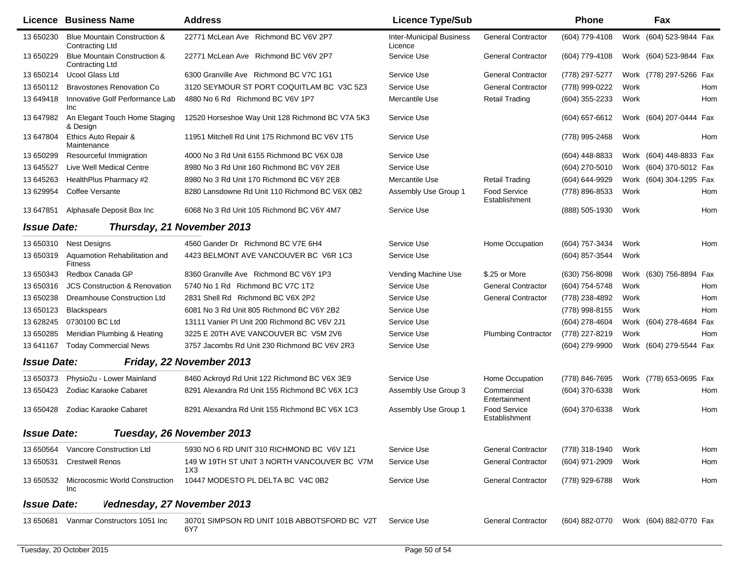| Licence | Business Name | Address | Licence Type/Sub | | Phone | | Fax | |
|---|---|---|---|---|---|---|---|---|
| 13 650230 | Blue Mountain Construction & Contracting Ltd | 22771 McLean Ave Richmond BC V6V 2P7 | Inter-Municipal Business Licence | General Contractor | (604) 779-4108 | Work | (604) 523-9844 | Fax |
| 13 650229 | Blue Mountain Construction & Contracting Ltd | 22771 McLean Ave Richmond BC V6V 2P7 | Service Use | General Contractor | (604) 779-4108 | Work | (604) 523-9844 | Fax |
| 13 650214 | Ucool Glass Ltd | 6300 Granville Ave Richmond BC V7C 1G1 | Service Use | General Contractor | (778) 297-5277 | Work | (778) 297-5266 | Fax |
| 13 650112 | Bravostones Renovation Co | 3120 SEYMOUR ST PORT COQUITLAM BC V3C 5Z3 | Service Use | General Contractor | (778) 999-0222 | Work | | Hom |
| 13 649418 | Innovative Golf Performance Lab Inc | 4880 No 6 Rd Richmond BC V6V 1P7 | Mercantile Use | Retail Trading | (604) 355-2233 | Work | | Hom |
| 13 647982 | An Elegant Touch Home Staging & Design | 12520 Horseshoe Way Unit 128 Richmond BC V7A 5K3 | Service Use | | (604) 657-6612 | Work | (604) 207-0444 | Fax |
| 13 647804 | Ethics Auto Repair & Maintenance | 11951 Mitchell Rd Unit 175 Richmond BC V6V 1T5 | Service Use | | (778) 995-2468 | Work | | Hom |
| 13 650299 | Resourceful Immigration | 4000 No 3 Rd Unit 6155 Richmond BC V6X 0J8 | Service Use | | (604) 448-8833 | Work | (604) 448-8833 | Fax |
| 13 645527 | Live Well Medical Centre | 8980 No 3 Rd Unit 160 Richmond BC V6Y 2E8 | Service Use | | (604) 270-5010 | Work | (604) 370-5012 | Fax |
| 13 645263 | HealthPlus Pharmacy #2 | 8980 No 3 Rd Unit 170 Richmond BC V6Y 2E8 | Mercantile Use | Retail Trading | (604) 644-9929 | Work | (604) 304-1295 | Fax |
| 13 629954 | Coffee Versante | 8280 Lansdowne Rd Unit 110 Richmond BC V6X 0B2 | Assembly Use Group 1 | Food Service Establishment | (778) 896-8533 | Work | | Hom |
| 13 647851 | Alphasafe Deposit Box Inc | 6068 No 3 Rd Unit 105 Richmond BC V6Y 4M7 | Service Use | | (888) 505-1930 | Work | | Hom |

**Issue Date: Thursday, 21 November 2013**

| Licence | Business Name | Address | Licence Type/Sub | | Phone | | Fax | |
|---|---|---|---|---|---|---|---|---|
| 13 650310 | Nest Designs | 4560 Gander Dr Richmond BC V7E 6H4 | Service Use | Home Occupation | (604) 757-3434 | Work | | Hom |
| 13 650319 | Aquamotion Rehabilitation and Fitness | 4423 BELMONT AVE VANCOUVER BC V6R 1C3 | Service Use | | (604) 857-3544 | Work | | |
| 13 650343 | Redbox Canada GP | 8360 Granville Ave Richmond BC V6Y 1P3 | Vending Machine Use | $.25 or More | (630) 756-8098 | Work | (630) 756-8894 | Fax |
| 13 650316 | JCS Construction & Renovation | 5740 No 1 Rd Richmond BC V7C 1T2 | Service Use | General Contractor | (604) 754-5748 | Work | | Hom |
| 13 650238 | Dreamhouse Construction Ltd | 2831 Shell Rd Richmond BC V6X 2P2 | Service Use | General Contractor | (778) 238-4892 | Work | | Hom |
| 13 650123 | Blackspears | 6081 No 3 Rd Unit 805 Richmond BC V6Y 2B2 | Service Use | | (778) 998-8155 | Work | | Hom |
| 13 628245 | 0730100 BC Ltd | 13111 Vanier Pl Unit 200 Richmond BC V6V 2J1 | Service Use | | (604) 278-4604 | Work | (604) 278-4684 | Fax |
| 13 650285 | Meridian Plumbing & Heating | 3225 E 20TH AVE VANCOUVER BC V5M 2V6 | Service Use | Plumbing Contractor | (778) 227-8219 | Work | | Hom |
| 13 641167 | Today Commercial News | 3757 Jacombs Rd Unit 230 Richmond BC V6V 2R3 | Service Use | | (604) 279-9900 | Work | (604) 279-5544 | Fax |

**Issue Date: Friday, 22 November 2013**

| Licence | Business Name | Address | Licence Type/Sub | | Phone | | Fax | |
|---|---|---|---|---|---|---|---|---|
| 13 650373 | Physio2u - Lower Mainland | 8460 Ackroyd Rd Unit 122 Richmond BC V6X 3E9 | Service Use | Home Occupation | (778) 846-7695 | Work | (778) 653-0695 | Fax |
| 13 650423 | Zodiac Karaoke Cabaret | 8291 Alexandra Rd Unit 155 Richmond BC V6X 1C3 | Assembly Use Group 3 | Commercial Entertainment | (604) 370-6338 | Work | | Hom |
| 13 650428 | Zodiac Karaoke Cabaret | 8291 Alexandra Rd Unit 155 Richmond BC V6X 1C3 | Assembly Use Group 1 | Food Service Establishment | (604) 370-6338 | Work | | Hom |

**Issue Date: Tuesday, 26 November 2013**

| Licence | Business Name | Address | Licence Type/Sub | | Phone | | Fax | |
|---|---|---|---|---|---|---|---|---|
| 13 650564 | Vancore Construction Ltd | 5930 NO 6 RD UNIT 310 RICHMOND BC V6V 1Z1 | Service Use | General Contractor | (778) 318-1940 | Work | | Hom |
| 13 650531 | Crestwell Renos | 149 W 19TH ST UNIT 3 NORTH VANCOUVER BC V7M 1X3 | Service Use | General Contractor | (604) 971-2909 | Work | | Hom |
| 13 650532 | Microcosmic World Construction Inc | 10447 MODESTO PL DELTA BC V4C 0B2 | Service Use | General Contractor | (778) 929-6788 | Work | | Hom |

**Issue Date: Wednesday, 27 November 2013**

| Licence | Business Name | Address | Licence Type/Sub | | Phone | | Fax | |
|---|---|---|---|---|---|---|---|---|
| 13 650681 | Vanmar Constructors 1051 Inc | 30701 SIMPSON RD UNIT 101B ABBOTSFORD BC V2T 6Y7 | Service Use | General Contractor | (604) 882-0770 | Work | (604) 882-0770 | Fax |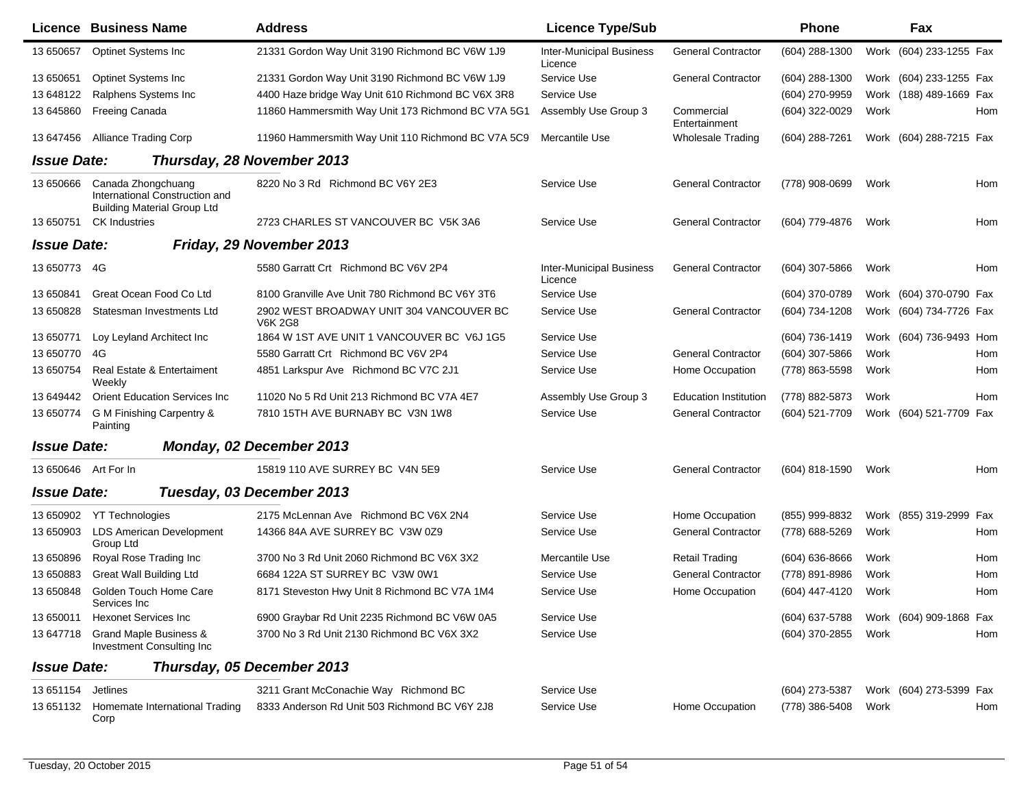| Licence | Business Name | Address | Licence Type/Sub | | Phone | | Fax | |
|---|---|---|---|---|---|---|---|---|
| 13 650657 | Optinet Systems Inc | 21331 Gordon Way Unit 3190 Richmond BC V6W 1J9 | Inter-Municipal Business Licence | General Contractor | (604) 288-1300 | Work | (604) 233-1255 | Fax |
| 13 650651 | Optinet Systems Inc | 21331 Gordon Way Unit 3190 Richmond BC V6W 1J9 | Service Use | General Contractor | (604) 288-1300 | Work | (604) 233-1255 | Fax |
| 13 648122 | Ralphens Systems Inc | 4400 Haze bridge Way Unit 610 Richmond BC V6X 3R8 | Service Use | | (604) 270-9959 | Work | (188) 489-1669 | Fax |
| 13 645860 | Freeing Canada | 11860 Hammersmith Way Unit 173 Richmond BC V7A 5G1 | Assembly Use Group 3 | Commercial Entertainment | (604) 322-0029 | Work | | Hom |
| 13 647456 | Alliance Trading Corp | 11960 Hammersmith Way Unit 110 Richmond BC V7A 5C9 | Mercantile Use | Wholesale Trading | (604) 288-7261 | Work | (604) 288-7215 | Fax |
| ***Issue Date:*** | ***Thursday, 28 November 2013*** | | | | | | | |
| 13 650666 | Canada Zhongchuang International Construction and Building Material Group Ltd | 8220 No 3 Rd Richmond BC V6Y 2E3 | Service Use | General Contractor | (778) 908-0699 | Work | | Hom |
| 13 650751 | CK Industries | 2723 CHARLES ST VANCOUVER BC V5K 3A6 | Service Use | General Contractor | (604) 779-4876 | Work | | Hom |
| ***Issue Date:*** | ***Friday, 29 November 2013*** | | | | | | | |
| 13 650773 | 4G | 5580 Garratt Crt Richmond BC V6V 2P4 | Inter-Municipal Business Licence | General Contractor | (604) 307-5866 | Work | | Hom |
| 13 650841 | Great Ocean Food Co Ltd | 8100 Granville Ave Unit 780 Richmond BC V6Y 3T6 | Service Use | | (604) 370-0789 | Work | (604) 370-0790 | Fax |
| 13 650828 | Statesman Investments Ltd | 2902 WEST BROADWAY UNIT 304 VANCOUVER BC V6K 2G8 | Service Use | General Contractor | (604) 734-1208 | Work | (604) 734-7726 | Fax |
| 13 650771 | Loy Leyland Architect Inc | 1864 W 1ST AVE UNIT 1 VANCOUVER BC V6J 1G5 | Service Use | | (604) 736-1419 | Work | (604) 736-9493 | Hom |
| 13 650770 | 4G | 5580 Garratt Crt Richmond BC V6V 2P4 | Service Use | General Contractor | (604) 307-5866 | Work | | Hom |
| 13 650754 | Real Estate & Entertaiment Weekly | 4851 Larkspur Ave Richmond BC V7C 2J1 | Service Use | Home Occupation | (778) 863-5598 | Work | | Hom |
| 13 649442 | Orient Education Services Inc | 11020 No 5 Rd Unit 213 Richmond BC V7A 4E7 | Assembly Use Group 3 | Education Institution | (778) 882-5873 | Work | | Hom |
| 13 650774 | G M Finishing Carpentry & Painting | 7810 15TH AVE BURNABY BC V3N 1W8 | Service Use | General Contractor | (604) 521-7709 | Work | (604) 521-7709 | Fax |
| ***Issue Date:*** | ***Monday, 02 December 2013*** | | | | | | | |
| 13 650646 | Art For In | 15819 110 AVE SURREY BC V4N 5E9 | Service Use | General Contractor | (604) 818-1590 | Work | | Hom |
| ***Issue Date:*** | ***Tuesday, 03 December 2013*** | | | | | | | |
| 13 650902 | YT Technologies | 2175 McLennan Ave Richmond BC V6X 2N4 | Service Use | Home Occupation | (855) 999-8832 | Work | (855) 319-2999 | Fax |
| 13 650903 | LDS American Development Group Ltd | 14366 84A AVE SURREY BC V3W 0Z9 | Service Use | General Contractor | (778) 688-5269 | Work | | Hom |
| 13 650896 | Royal Rose Trading Inc | 3700 No 3 Rd Unit 2060 Richmond BC V6X 3X2 | Mercantile Use | Retail Trading | (604) 636-8666 | Work | | Hom |
| 13 650883 | Great Wall Building Ltd | 6684 122A ST SURREY BC V3W 0W1 | Service Use | General Contractor | (778) 891-8986 | Work | | Hom |
| 13 650848 | Golden Touch Home Care Services Inc | 8171 Steveston Hwy Unit 8 Richmond BC V7A 1M4 | Service Use | Home Occupation | (604) 447-4120 | Work | | Hom |
| 13 650011 | Hexonet Services Inc | 6900 Graybar Rd Unit 2235 Richmond BC V6W 0A5 | Service Use | | (604) 637-5788 | Work | (604) 909-1868 | Fax |
| 13 647718 | Grand Maple Business & Investment Consulting Inc | 3700 No 3 Rd Unit 2130 Richmond BC V6X 3X2 | Service Use | | (604) 370-2855 | Work | | Hom |
| ***Issue Date:*** | ***Thursday, 05 December 2013*** | | | | | | | |
| 13 651154 | Jetlines | 3211 Grant McConachie Way Richmond BC | Service Use | | (604) 273-5387 | Work | (604) 273-5399 | Fax |
| 13 651132 | Homemate International Trading Corp | 8333 Anderson Rd Unit 503 Richmond BC V6Y 2J8 | Service Use | Home Occupation | (778) 386-5408 | Work | | Hom |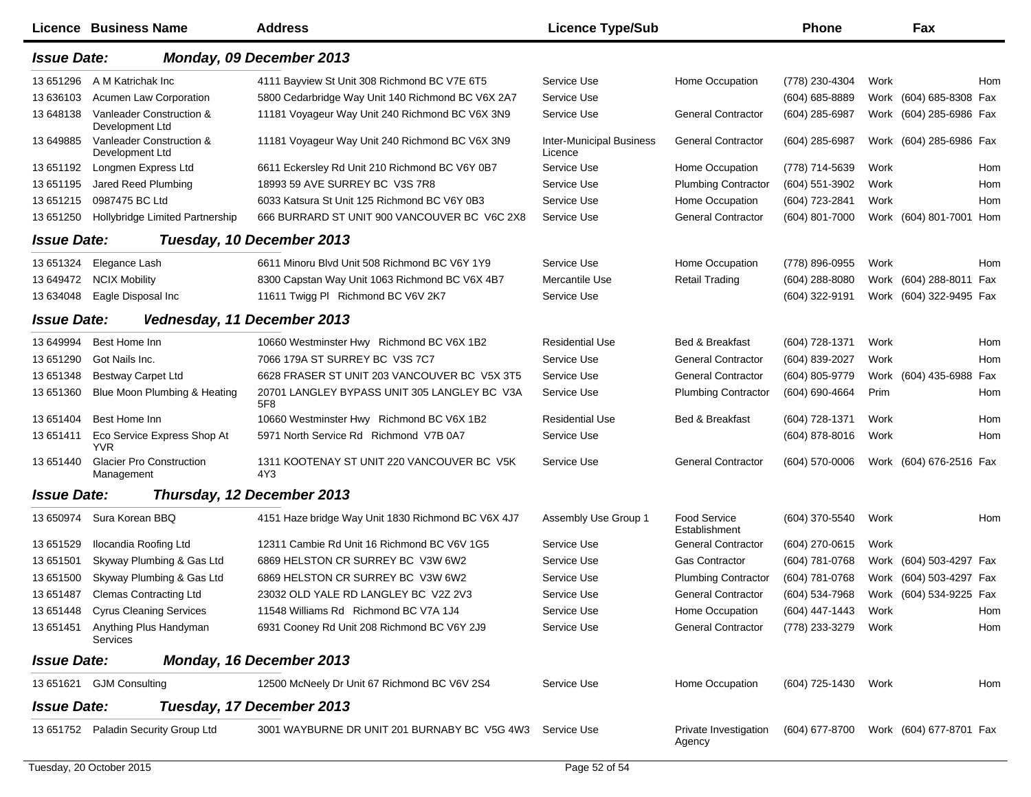| Licence | Business Name | Address | Licence Type/Sub | | Phone | | Fax | |
|---|---|---|---|---|---|---|---|---|
| ***Issue Date:*** | ***Monday, 09 December 2013*** | | | | | | | |
| 13 651296 | A M Katrichak Inc | 4111 Bayview St Unit 308 Richmond BC V7E 6T5 | Service Use | Home Occupation | (778) 230-4304 | Work | | Hom |
| 13 636103 | Acumen Law Corporation | 5800 Cedarbridge Way Unit 140 Richmond BC V6X 2A7 | Service Use | | (604) 685-8889 | Work | (604) 685-8308 | Fax |
| 13 648138 | Vanleader Construction & Development Ltd | 11181 Voyageur Way Unit 240 Richmond BC V6X 3N9 | Service Use | General Contractor | (604) 285-6987 | Work | (604) 285-6986 | Fax |
| 13 649885 | Vanleader Construction & Development Ltd | 11181 Voyageur Way Unit 240 Richmond BC V6X 3N9 | Inter-Municipal Business Licence | General Contractor | (604) 285-6987 | Work | (604) 285-6986 | Fax |
| 13 651192 | Longmen Express Ltd | 6611 Eckersley Rd Unit 210 Richmond BC V6Y 0B7 | Service Use | Home Occupation | (778) 714-5639 | Work | | Hom |
| 13 651195 | Jared Reed Plumbing | 18993 59 AVE SURREY BC V3S 7R8 | Service Use | Plumbing Contractor | (604) 551-3902 | Work | | Hom |
| 13 651215 | 0987475 BC Ltd | 6033 Katsura St Unit 125 Richmond BC V6Y 0B3 | Service Use | Home Occupation | (604) 723-2841 | Work | | Hom |
| 13 651250 | Hollybridge Limited Partnership | 666 BURRARD ST UNIT 900 VANCOUVER BC V6C 2X8 | Service Use | General Contractor | (604) 801-7000 | Work | (604) 801-7001 | Hom |
| ***Issue Date:*** | ***Tuesday, 10 December 2013*** | | | | | | | |
| 13 651324 | Elegance Lash | 6611 Minoru Blvd Unit 508 Richmond BC V6Y 1Y9 | Service Use | Home Occupation | (778) 896-0955 | Work | | Hom |
| 13 649472 | NCIX Mobility | 8300 Capstan Way Unit 1063 Richmond BC V6X 4B7 | Mercantile Use | Retail Trading | (604) 288-8080 | Work | (604) 288-8011 | Fax |
| 13 634048 | Eagle Disposal Inc | 11611 Twigg Pl Richmond BC V6V 2K7 | Service Use | | (604) 322-9191 | Work | (604) 322-9495 | Fax |
| ***Issue Date:*** | ***Vednesday, 11 December 2013*** | | | | | | | |
| 13 649994 | Best Home Inn | 10660 Westminster Hwy Richmond BC V6X 1B2 | Residential Use | Bed & Breakfast | (604) 728-1371 | Work | | Hom |
| 13 651290 | Got Nails Inc. | 7066 179A ST SURREY BC V3S 7C7 | Service Use | General Contractor | (604) 839-2027 | Work | | Hom |
| 13 651348 | Bestway Carpet Ltd | 6628 FRASER ST UNIT 203 VANCOUVER BC V5X 3T5 | Service Use | General Contractor | (604) 805-9779 | Work | (604) 435-6988 | Fax |
| 13 651360 | Blue Moon Plumbing & Heating | 20701 LANGLEY BYPASS UNIT 305 LANGLEY BC V3A 5F8 | Service Use | Plumbing Contractor | (604) 690-4664 | Prim | | Hom |
| 13 651404 | Best Home Inn | 10660 Westminster Hwy Richmond BC V6X 1B2 | Residential Use | Bed & Breakfast | (604) 728-1371 | Work | | Hom |
| 13 651411 | Eco Service Express Shop At YVR | 5971 North Service Rd Richmond V7B 0A7 | Service Use | | (604) 878-8016 | Work | | Hom |
| 13 651440 | Glacier Pro Construction Management | 1311 KOOTENAY ST UNIT 220 VANCOUVER BC V5K 4Y3 | Service Use | General Contractor | (604) 570-0006 | Work | (604) 676-2516 | Fax |
| ***Issue Date:*** | ***Thursday, 12 December 2013*** | | | | | | | |
| 13 650974 | Sura Korean BBQ | 4151 Haze bridge Way Unit 1830 Richmond BC V6X 4J7 | Assembly Use Group 1 | Food Service Establishment | (604) 370-5540 | Work | | Hom |
| 13 651529 | Ilocandia Roofing Ltd | 12311 Cambie Rd Unit 16 Richmond BC V6V 1G5 | Service Use | General Contractor | (604) 270-0615 | Work | | |
| 13 651501 | Skyway Plumbing & Gas Ltd | 6869 HELSTON CR SURREY BC V3W 6W2 | Service Use | Gas Contractor | (604) 781-0768 | Work | (604) 503-4297 | Fax |
| 13 651500 | Skyway Plumbing & Gas Ltd | 6869 HELSTON CR SURREY BC V3W 6W2 | Service Use | Plumbing Contractor | (604) 781-0768 | Work | (604) 503-4297 | Fax |
| 13 651487 | Clemas Contracting Ltd | 23032 OLD YALE RD LANGLEY BC V2Z 2V3 | Service Use | General Contractor | (604) 534-7968 | Work | (604) 534-9225 | Fax |
| 13 651448 | Cyrus Cleaning Services | 11548 Williams Rd Richmond BC V7A 1J4 | Service Use | Home Occupation | (604) 447-1443 | Work | | Hom |
| 13 651451 | Anything Plus Handyman Services | 6931 Cooney Rd Unit 208 Richmond BC V6Y 2J9 | Service Use | General Contractor | (778) 233-3279 | Work | | Hom |
| ***Issue Date:*** | ***Monday, 16 December 2013*** | | | | | | | |
| 13 651621 | GJM Consulting | 12500 McNeely Dr Unit 67 Richmond BC V6V 2S4 | Service Use | Home Occupation | (604) 725-1430 | Work | | Hom |
| ***Issue Date:*** | ***Tuesday, 17 December 2013*** | | | | | | | |
| 13 651752 | Paladin Security Group Ltd | 3001 WAYBURNE DR UNIT 201 BURNABY BC V5G 4W3 | Service Use | Private Investigation Agency | (604) 677-8700 | Work | (604) 677-8701 | Fax |

Tuesday, 20 October 2015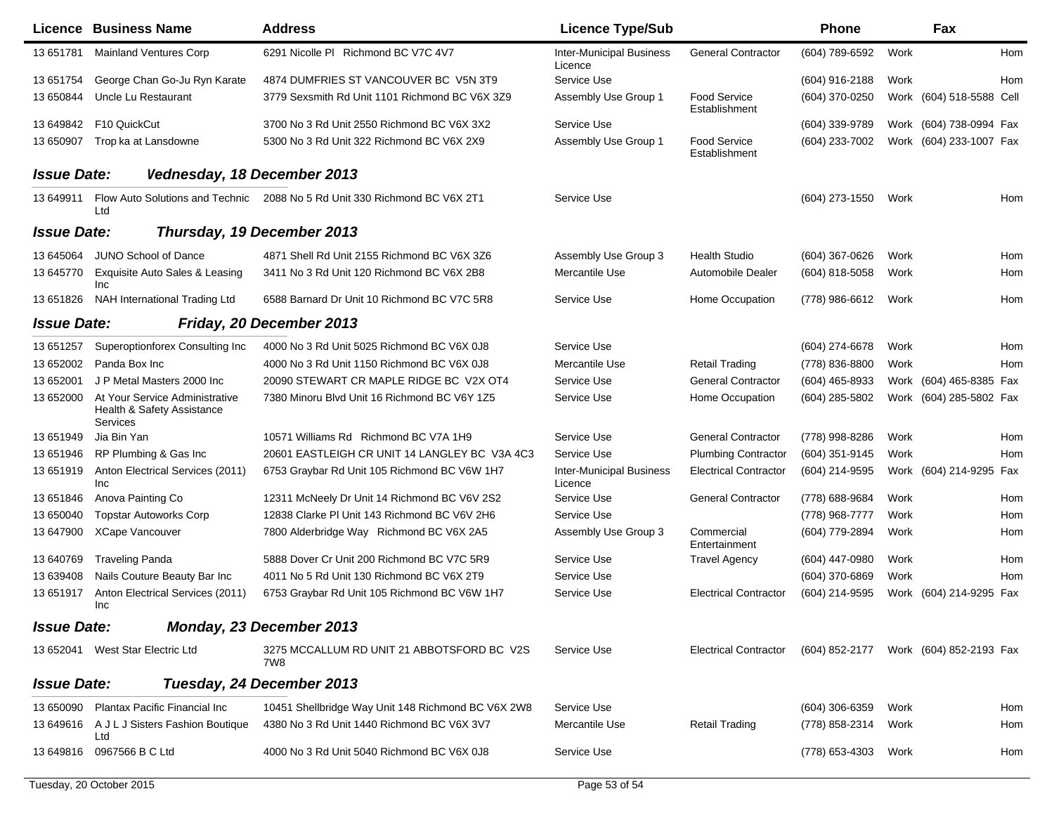| Licence | Business Name | Address | Licence Type/Sub | | Phone | | Fax | |
|---|---|---|---|---|---|---|---|---|
| 13 651781 | Mainland Ventures Corp | 6291 Nicolle Pl Richmond BC V7C 4V7 | Inter-Municipal Business Licence | General Contractor | (604) 789-6592 | Work | | Hom |
| 13 651754 | George Chan Go-Ju Ryn Karate | 4874 DUMFRIES ST VANCOUVER BC V5N 3T9 | Service Use | | (604) 916-2188 | Work | | Hom |
| 13 650844 | Uncle Lu Restaurant | 3779 Sexsmith Rd Unit 1101 Richmond BC V6X 3Z9 | Assembly Use Group 1 | Food Service Establishment | (604) 370-0250 | Work | (604) 518-5588 | Cell |
| 13 649842 | F10 QuickCut | 3700 No 3 Rd Unit 2550 Richmond BC V6X 3X2 | Service Use | | (604) 339-9789 | Work | (604) 738-0994 | Fax |
| 13 650907 | Trop ka at Lansdowne | 5300 No 3 Rd Unit 322 Richmond BC V6X 2X9 | Assembly Use Group 1 | Food Service Establishment | (604) 233-7002 | Work | (604) 233-1007 | Fax |

**Issue Date:** *Vednesday, 18 December 2013*

| Licence | Business Name | Address | Licence Type/Sub | | Phone | | Fax | |
|---|---|---|---|---|---|---|---|---|
| 13 649911 | Flow Auto Solutions and Technic Ltd | 2088 No 5 Rd Unit 330 Richmond BC V6X 2T1 | Service Use | | (604) 273-1550 | Work | | Hom |

**Issue Date:** *Thursday, 19 December 2013*

| Licence | Business Name | Address | Licence Type/Sub | | Phone | | Fax | |
|---|---|---|---|---|---|---|---|---|
| 13 645064 | JUNO School of Dance | 4871 Shell Rd Unit 2155 Richmond BC V6X 3Z6 | Assembly Use Group 3 | Health Studio | (604) 367-0626 | Work | | Hom |
| 13 645770 | Exquisite Auto Sales & Leasing Inc | 3411 No 3 Rd Unit 120 Richmond BC V6X 2B8 | Mercantile Use | Automobile Dealer | (604) 818-5058 | Work | | Hom |
| 13 651826 | NAH International Trading Ltd | 6588 Barnard Dr Unit 10 Richmond BC V7C 5R8 | Service Use | Home Occupation | (778) 986-6612 | Work | | Hom |

**Issue Date:** *Friday, 20 December 2013*

| Licence | Business Name | Address | Licence Type/Sub | | Phone | | Fax | |
|---|---|---|---|---|---|---|---|---|
| 13 651257 | Superoptionforex Consulting Inc | 4000 No 3 Rd Unit 5025 Richmond BC V6X 0J8 | Service Use | | (604) 274-6678 | Work | | Hom |
| 13 652002 | Panda Box Inc | 4000 No 3 Rd Unit 1150 Richmond BC V6X 0J8 | Mercantile Use | Retail Trading | (778) 836-8800 | Work | | Hom |
| 13 652001 | J P Metal Masters 2000 Inc | 20090 STEWART CR MAPLE RIDGE BC V2X OT4 | Service Use | General Contractor | (604) 465-8933 | Work | (604) 465-8385 | Fax |
| 13 652000 | At Your Service Administrative Health & Safety Assistance Services | 7380 Minoru Blvd Unit 16 Richmond BC V6Y 1Z5 | Service Use | Home Occupation | (604) 285-5802 | Work | (604) 285-5802 | Fax |
| 13 651949 | Jia Bin Yan | 10571 Williams Rd Richmond BC V7A 1H9 | Service Use | General Contractor | (778) 998-8286 | Work | | Hom |
| 13 651946 | RP Plumbing & Gas Inc | 20601 EASTLEIGH CR UNIT 14 LANGLEY BC V3A 4C3 | Service Use | Plumbing Contractor | (604) 351-9145 | Work | | Hom |
| 13 651919 | Anton Electrical Services (2011) Inc | 6753 Graybar Rd Unit 105 Richmond BC V6W 1H7 | Inter-Municipal Business Licence | Electrical Contractor | (604) 214-9595 | Work | (604) 214-9295 | Fax |
| 13 651846 | Anova Painting Co | 12311 McNeely Dr Unit 14 Richmond BC V6V 2S2 | Service Use | General Contractor | (778) 688-9684 | Work | | Hom |
| 13 650040 | Topstar Autoworks Corp | 12838 Clarke Pl Unit 143 Richmond BC V6V 2H6 | Service Use | | (778) 968-7777 | Work | | Hom |
| 13 647900 | XCape Vancouver | 7800 Alderbridge Way Richmond BC V6X 2A5 | Assembly Use Group 3 | Commercial Entertainment | (604) 779-2894 | Work | | Hom |
| 13 640769 | Traveling Panda | 5888 Dover Cr Unit 200 Richmond BC V7C 5R9 | Service Use | Travel Agency | (604) 447-0980 | Work | | Hom |
| 13 639408 | Nails Couture Beauty Bar Inc | 4011 No 5 Rd Unit 130 Richmond BC V6X 2T9 | Service Use | | (604) 370-6869 | Work | | Hom |
| 13 651917 | Anton Electrical Services (2011) Inc | 6753 Graybar Rd Unit 105 Richmond BC V6W 1H7 | Service Use | Electrical Contractor | (604) 214-9595 | Work | (604) 214-9295 | Fax |

**Issue Date:** *Monday, 23 December 2013*

| Licence | Business Name | Address | Licence Type/Sub | | Phone | | Fax | |
|---|---|---|---|---|---|---|---|---|
| 13 652041 | West Star Electric Ltd | 3275 MCCALLUM RD UNIT 21 ABBOTSFORD BC V2S 7W8 | Service Use | Electrical Contractor | (604) 852-2177 | Work | (604) 852-2193 | Fax |

**Issue Date:** *Tuesday, 24 December 2013*

| Licence | Business Name | Address | Licence Type/Sub | | Phone | | Fax | |
|---|---|---|---|---|---|---|---|---|
| 13 650090 | Plantax Pacific Financial Inc | 10451 Shellbridge Way Unit 148 Richmond BC V6X 2W8 | Service Use | | (604) 306-6359 | Work | | Hom |
| 13 649616 | A J L J Sisters Fashion Boutique Ltd | 4380 No 3 Rd Unit 1440 Richmond BC V6X 3V7 | Mercantile Use | Retail Trading | (778) 858-2314 | Work | | Hom |
| 13 649816 | 0967566 B C Ltd | 4000 No 3 Rd Unit 5040 Richmond BC V6X 0J8 | Service Use | | (778) 653-4303 | Work | | Hom |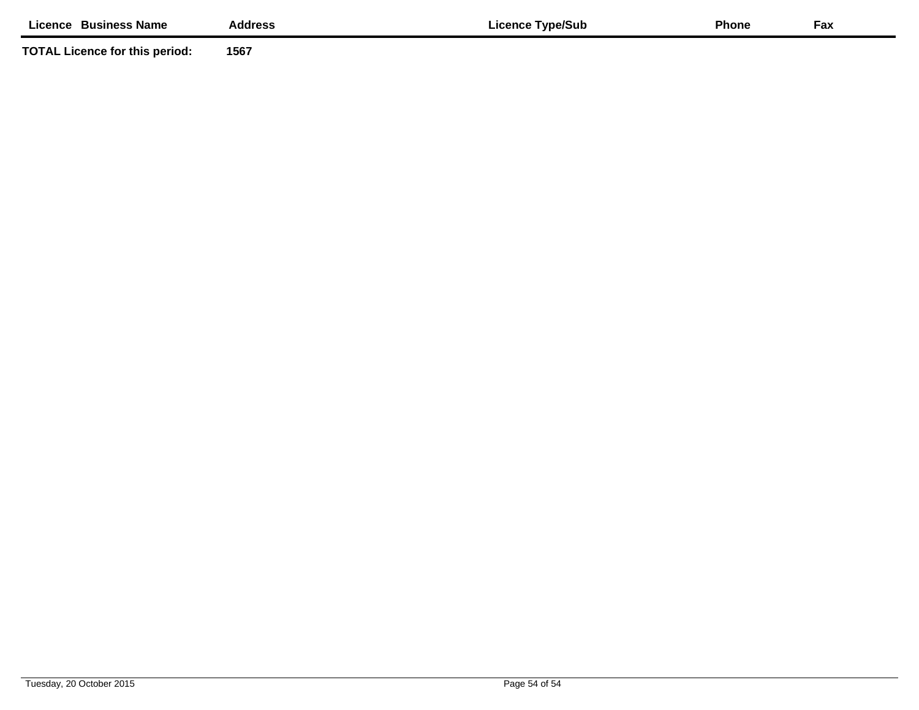| Licence | Business Name | Address | Licence Type/Sub | Phone | Fax |
|---|---|---|---|---|---|

**TOTAL Licence for this period:** **1567**